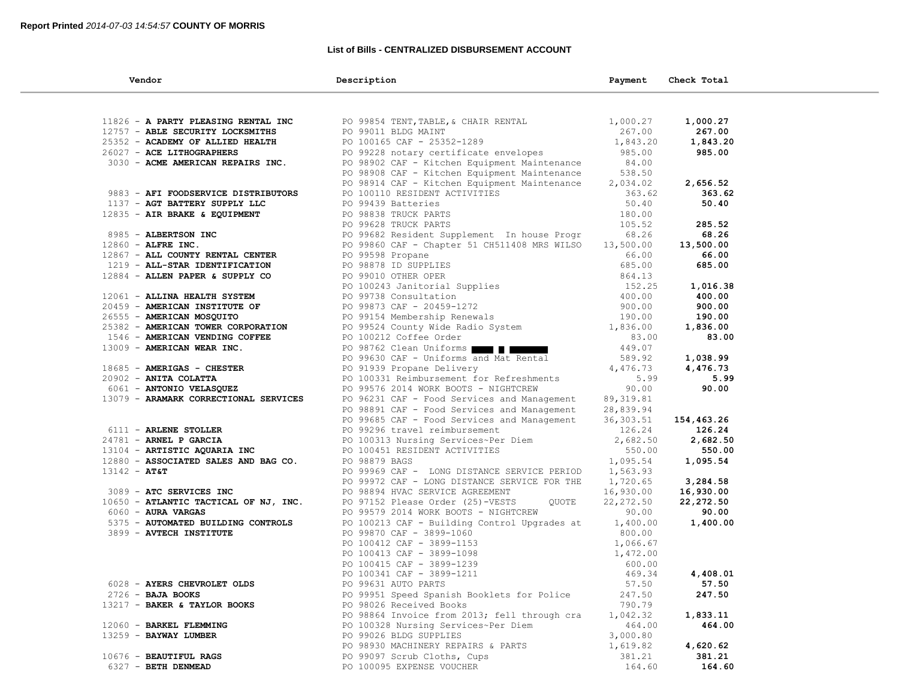**Report Printed** *2014-07-03 14:54:57* **COUNTY OF MORRIS**

### List of Bills - CENTRALIZED DISBURSEMENT ACCOUNT

| Vendor | Description | Payment | Check Total |
|---|---|---|---|
| 11826 - **A PARTY PLEASING RENTAL INC** | PO 99854 TENT,TABLE,& CHAIR RENTAL | 1,000.27 | **1,000.27** |
| 12757 - **ABLE SECURITY LOCKSMITHS** | PO 99011 BLDG MAINT | 267.00 | **267.00** |
| 25352 - **ACADEMY OF ALLIED HEALTH** | PO 100165 CAF - 25352-1289 | 1,843.20 | **1,843.20** |
| 26027 - **ACE LITHOGRAPHERS** | PO 99228 notary certificate envelopes | 985.00 | **985.00** |
| 3030 - **ACME AMERICAN REPAIRS INC.** | PO 98902 CAF - Kitchen Equipment Maintenance | 84.00 | |
| | PO 98908 CAF - Kitchen Equipment Maintenance | 538.50 | |
| | PO 98914 CAF - Kitchen Equipment Maintenance | 2,034.02 | **2,656.52** |
| 9883 - **AFI FOODSERVICE DISTRIBUTORS** | PO 100110 RESIDENT ACTIVITIES | 363.62 | **363.62** |
| 1137 - **AGT BATTERY SUPPLY LLC** | PO 99439 Batteries | 50.40 | **50.40** |
| 12835 - **AIR BRAKE & EQUIPMENT** | PO 98838 TRUCK PARTS | 180.00 | |
| | PO 99628 TRUCK PARTS | 105.52 | **285.52** |
| 8985 - **ALBERTSON INC** | PO 99682 Resident Supplement In house Progr | 68.26 | **68.26** |
| 12860 - **ALFRE INC.** | PO 99860 CAF - Chapter 51 CH511408 MRS WILSO | 13,500.00 | **13,500.00** |
| 12867 - **ALL COUNTY RENTAL CENTER** | PO 99598 Propane | 66.00 | **66.00** |
| 1219 - **ALL-STAR IDENTIFICATION** | PO 98878 ID SUPPLIES | 685.00 | **685.00** |
| 12884 - **ALLEN PAPER & SUPPLY CO** | PO 99010 OTHER OPER | 864.13 | |
| | PO 100243 Janitorial Supplies | 152.25 | **1,016.38** |
| 12061 - **ALLINA HEALTH SYSTEM** | PO 99738 Consultation | 400.00 | **400.00** |
| 20459 - **AMERICAN INSTITUTE OF** | PO 99873 CAF - 20459-1272 | 900.00 | **900.00** |
| 26555 - **AMERICAN MOSQUITO** | PO 99154 Membership Renewals | 190.00 | **190.00** |
| 25382 - **AMERICAN TOWER CORPORATION** | PO 99524 County Wide Radio System | 1,836.00 | **1,836.00** |
| 1546 - **AMERICAN VENDING COFFEE** | PO 100212 Coffee Order | 83.00 | **83.00** |
| 13009 - **AMERICAN WEAR INC.** | PO 98762 Clean Uniforms ████ █ ███████ | 449.07 | |
| | PO 99630 CAF - Uniforms and Mat Rental | 589.92 | **1,038.99** |
| 18685 - **AMERIGAS - CHESTER** | PO 91939 Propane Delivery | 4,476.73 | **4,476.73** |
| 20902 - **ANITA COLATTA** | PO 100331 Reimbursement for Refreshments | 5.99 | **5.99** |
| 6061 - **ANTONIO VELASQUEZ** | PO 99576 2014 WORK BOOTS - NIGHTCREW | 90.00 | **90.00** |
| 13079 - **ARAMARK CORRECTIONAL SERVICES** | PO 96231 CAF - Food Services and Management | 89,319.81 | |
| | PO 98891 CAF - Food Services and Management | 28,839.94 | |
| | PO 99685 CAF - Food Services and Management | 36,303.51 | **154,463.26** |
| 6111 - **ARLENE STOLLER** | PO 99296 travel reimbursement | 126.24 | **126.24** |
| 24781 - **ARNEL P GARCIA** | PO 100313 Nursing Services~Per Diem | 2,682.50 | **2,682.50** |
| 13104 - **ARTISTIC AQUARIA INC** | PO 100451 RESIDENT ACTIVITIES | 550.00 | **550.00** |
| 12880 - **ASSOCIATED SALES AND BAG CO.** | PO 98879 BAGS | 1,095.54 | **1,095.54** |
| 13142 - **AT&T** | PO 99969 CAF - LONG DISTANCE SERVICE PERIOD | 1,563.93 | |
| | PO 99972 CAF - LONG DISTANCE SERVICE FOR THE | 1,720.65 | **3,284.58** |
| 3089 - **ATC SERVICES INC** | PO 98894 HVAC SERVICE AGREEMENT | 16,930.00 | **16,930.00** |
| 10650 - **ATLANTIC TACTICAL OF NJ, INC.** | PO 97152 Please Order (25)-VESTS QUOTE | 22,272.50 | **22,272.50** |
| 6060 - **AURA VARGAS** | PO 99579 2014 WORK BOOTS - NIGHTCREW | 90.00 | **90.00** |
| 5375 - **AUTOMATED BUILDING CONTROLS** | PO 100213 CAF - Building Control Upgrades at | 1,400.00 | **1,400.00** |
| 3899 - **AVTECH INSTITUTE** | PO 99870 CAF - 3899-1060 | 800.00 | |
| | PO 100412 CAF - 3899-1153 | 1,066.67 | |
| | PO 100413 CAF - 3899-1098 | 1,472.00 | |
| | PO 100415 CAF - 3899-1239 | 600.00 | |
| | PO 100341 CAF - 3899-1211 | 469.34 | **4,408.01** |
| 6028 - **AYERS CHEVROLET OLDS** | PO 99631 AUTO PARTS | 57.50 | **57.50** |
| 2726 - **BAJA BOOKS** | PO 99951 Speed Spanish Booklets for Police | 247.50 | **247.50** |
| 13217 - **BAKER & TAYLOR BOOKS** | PO 98026 Received Books | 790.79 | |
| | PO 98864 Invoice from 2013; fell through cra | 1,042.32 | **1,833.11** |
| 12060 - **BARKEL FLEMMING** | PO 100328 Nursing Services~Per Diem | 464.00 | **464.00** |
| 13259 - **BAYWAY LUMBER** | PO 99026 BLDG SUPPLIES | 3,000.80 | |
| | PO 98930 MACHINERY REPAIRS & PARTS | 1,619.82 | **4,620.62** |
| 10676 - **BEAUTIFUL RAGS** | PO 99097 Scrub Cloths, Cups | 381.21 | **381.21** |
| 6327 - **BETH DENMEAD** | PO 100095 EXPENSE VOUCHER | 164.60 | **164.60** |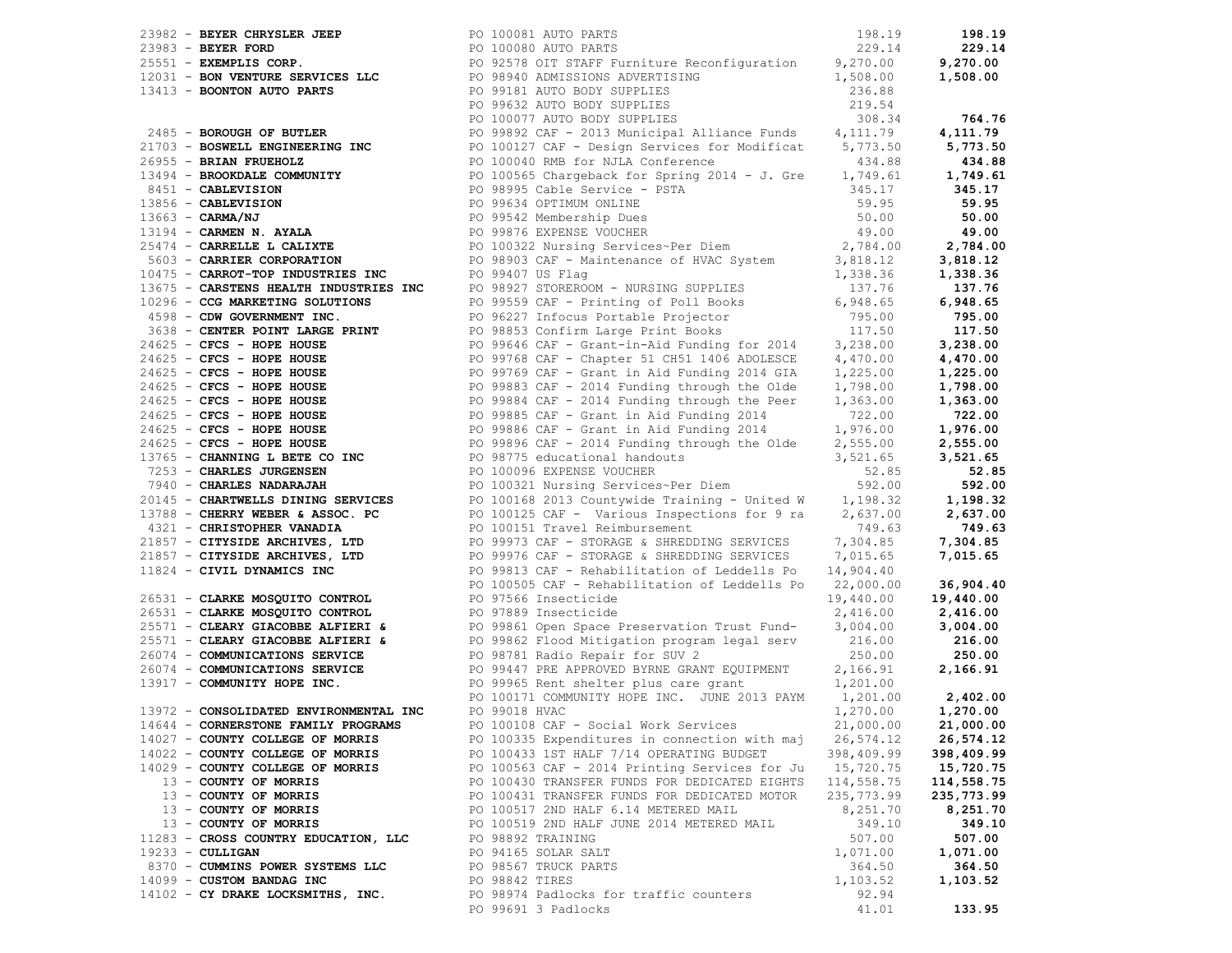| Vendor | PO / Description | Amount | Total |
|---|---|---|---|
| 23982 - **BEYER CHRYSLER JEEP** | PO 100081 AUTO PARTS | 198.19 | **198.19** |
| 23983 - **BEYER FORD** | PO 100080 AUTO PARTS | 229.14 | **229.14** |
| 25551 - **EXEMPLIS CORP.** | PO 92578 OIT STAFF Furniture Reconfiguration | 9,270.00 | **9,270.00** |
| 12031 - **BON VENTURE SERVICES LLC** | PO 98940 ADMISSIONS ADVERTISING | 1,508.00 | **1,508.00** |
| 13413 - **BOONTON AUTO PARTS** | PO 99181 AUTO BODY SUPPLIES | 236.88 | |
| | PO 99632 AUTO BODY SUPPLIES | 219.54 | |
| | PO 100077 AUTO BODY SUPPLIES | 308.34 | **764.76** |
| 2485 - **BOROUGH OF BUTLER** | PO 99892 CAF - 2013 Municipal Alliance Funds | 4,111.79 | **4,111.79** |
| 21703 - **BOSWELL ENGINEERING INC** | PO 100127 CAF - Design Services for Modificat | 5,773.50 | **5,773.50** |
| 26955 - **BRIAN FRUEHOLZ** | PO 100040 RMB for NJLA Conference | 434.88 | **434.88** |
| 13494 - **BROOKDALE COMMUNITY** | PO 100565 Chargeback for Spring 2014 - J. Gre | 1,749.61 | **1,749.61** |
| 8451 - **CABLEVISION** | PO 98995 Cable Service - PSTA | 345.17 | **345.17** |
| 13856 - **CABLEVISION** | PO 99634 OPTIMUM ONLINE | 59.95 | **59.95** |
| 13663 - **CARMA/NJ** | PO 99542 Membership Dues | 50.00 | **50.00** |
| 13194 - **CARMEN N. AYALA** | PO 99876 EXPENSE VOUCHER | 49.00 | **49.00** |
| 25474 - **CARRELLE L CALIXTE** | PO 100322 Nursing Services~Per Diem | 2,784.00 | **2,784.00** |
| 5603 - **CARRIER CORPORATION** | PO 98903 CAF - Maintenance of HVAC System | 3,818.12 | **3,818.12** |
| 10475 - **CARROT-TOP INDUSTRIES INC** | PO 99407 US Flag | 1,338.36 | **1,338.36** |
| 13675 - **CARSTENS HEALTH INDUSTRIES INC** | PO 98927 STOREROOM - NURSING SUPPLIES | 137.76 | **137.76** |
| 10296 - **CCG MARKETING SOLUTIONS** | PO 99559 CAF - Printing of Poll Books | 6,948.65 | **6,948.65** |
| 4598 - **CDW GOVERNMENT INC.** | PO 96227 Infocus Portable Projector | 795.00 | **795.00** |
| 3638 - **CENTER POINT LARGE PRINT** | PO 98853 Confirm Large Print Books | 117.50 | **117.50** |
| 24625 - **CFCS - HOPE HOUSE** | PO 99646 CAF - Grant-in-Aid Funding for 2014 | 3,238.00 | **3,238.00** |
| 24625 - **CFCS - HOPE HOUSE** | PO 99768 CAF - Chapter 51 CH51 1406 ADOLESCE | 4,470.00 | **4,470.00** |
| 24625 - **CFCS - HOPE HOUSE** | PO 99769 CAF - Grant in Aid Funding 2014 GIA | 1,225.00 | **1,225.00** |
| 24625 - **CFCS - HOPE HOUSE** | PO 99883 CAF - 2014 Funding through the Olde | 1,798.00 | **1,798.00** |
| 24625 - **CFCS - HOPE HOUSE** | PO 99884 CAF - 2014 Funding through the Peer | 1,363.00 | **1,363.00** |
| 24625 - **CFCS - HOPE HOUSE** | PO 99885 CAF - Grant in Aid Funding 2014 | 722.00 | **722.00** |
| 24625 - **CFCS - HOPE HOUSE** | PO 99886 CAF - Grant in Aid Funding 2014 | 1,976.00 | **1,976.00** |
| 24625 - **CFCS - HOPE HOUSE** | PO 99896 CAF - 2014 Funding through the Olde | 2,555.00 | **2,555.00** |
| 13765 - **CHANNING L BETE CO INC** | PO 98775 educational handouts | 3,521.65 | **3,521.65** |
| 7253 - **CHARLES JURGENSEN** | PO 100096 EXPENSE VOUCHER | 52.85 | **52.85** |
| 7940 - **CHARLES NADARAJAH** | PO 100321 Nursing Services~Per Diem | 592.00 | **592.00** |
| 20145 - **CHARTWELLS DINING SERVICES** | PO 100168 2013 Countywide Training - United W | 1,198.32 | **1,198.32** |
| 13788 - **CHERRY WEBER & ASSOC. PC** | PO 100125 CAF - Various Inspections for 9 ra | 2,637.00 | **2,637.00** |
| 4321 - **CHRISTOPHER VANADIA** | PO 100151 Travel Reimbursement | 749.63 | **749.63** |
| 21857 - **CITYSIDE ARCHIVES, LTD** | PO 99973 CAF - STORAGE & SHREDDING SERVICES | 7,304.85 | **7,304.85** |
| 21857 - **CITYSIDE ARCHIVES, LTD** | PO 99976 CAF - STORAGE & SHREDDING SERVICES | 7,015.65 | **7,015.65** |
| 11824 - **CIVIL DYNAMICS INC** | PO 99813 CAF - Rehabilitation of Leddells Po | 14,904.40 | |
| | PO 100505 CAF - Rehabilitation of Leddells Po | 22,000.00 | **36,904.40** |
| 26531 - **CLARKE MOSQUITO CONTROL** | PO 97566 Insecticide | 19,440.00 | **19,440.00** |
| 26531 - **CLARKE MOSQUITO CONTROL** | PO 97889 Insecticide | 2,416.00 | **2,416.00** |
| 25571 - **CLEARY GIACOBBE ALFIERI &** | PO 99861 Open Space Preservation Trust Fund- | 3,004.00 | **3,004.00** |
| 25571 - **CLEARY GIACOBBE ALFIERI &** | PO 99862 Flood Mitigation program legal serv | 216.00 | **216.00** |
| 26074 - **COMMUNICATIONS SERVICE** | PO 98781 Radio Repair for SUV 2 | 250.00 | **250.00** |
| 26074 - **COMMUNICATIONS SERVICE** | PO 99447 PRE APPROVED BYRNE GRANT EQUIPMENT | 2,166.91 | **2,166.91** |
| 13917 - **COMMUNITY HOPE INC.** | PO 99965 Rent shelter plus care grant | 1,201.00 | |
| | PO 100171 COMMUNITY HOPE INC. JUNE 2013 PAYM | 1,201.00 | **2,402.00** |
| 13972 - **CONSOLIDATED ENVIRONMENTAL INC** | PO 99018 HVAC | 1,270.00 | **1,270.00** |
| 14644 - **CORNERSTONE FAMILY PROGRAMS** | PO 100108 CAF - Social Work Services | 21,000.00 | **21,000.00** |
| 14027 - **COUNTY COLLEGE OF MORRIS** | PO 100335 Expenditures in connection with maj | 26,574.12 | **26,574.12** |
| 14022 - **COUNTY COLLEGE OF MORRIS** | PO 100433 1ST HALF 7/14 OPERATING BUDGET | 398,409.99 | **398,409.99** |
| 14029 - **COUNTY COLLEGE OF MORRIS** | PO 100563 CAF - 2014 Printing Services for Ju | 15,720.75 | **15,720.75** |
| 13 - **COUNTY OF MORRIS** | PO 100430 TRANSFER FUNDS FOR DEDICATED EIGHTS | 114,558.75 | **114,558.75** |
| 13 - **COUNTY OF MORRIS** | PO 100431 TRANSFER FUNDS FOR DEDICATED MOTOR | 235,773.99 | **235,773.99** |
| 13 - **COUNTY OF MORRIS** | PO 100517 2ND HALF 6.14 METERED MAIL | 8,251.70 | **8,251.70** |
| 13 - **COUNTY OF MORRIS** | PO 100519 2ND HALF JUNE 2014 METERED MAIL | 349.10 | **349.10** |
| 11283 - **CROSS COUNTRY EDUCATION, LLC** | PO 98892 TRAINING | 507.00 | **507.00** |
| 19233 - **CULLIGAN** | PO 94165 SOLAR SALT | 1,071.00 | **1,071.00** |
| 8370 - **CUMMINS POWER SYSTEMS LLC** | PO 98567 TRUCK PARTS | 364.50 | **364.50** |
| 14099 - **CUSTOM BANDAG INC** | PO 98842 TIRES | 1,103.52 | **1,103.52** |
| 14102 - **CY DRAKE LOCKSMITHS, INC.** | PO 98974 Padlocks for traffic counters | 92.94 | |
| | PO 99691 3 Padlocks | 41.01 | **133.95** |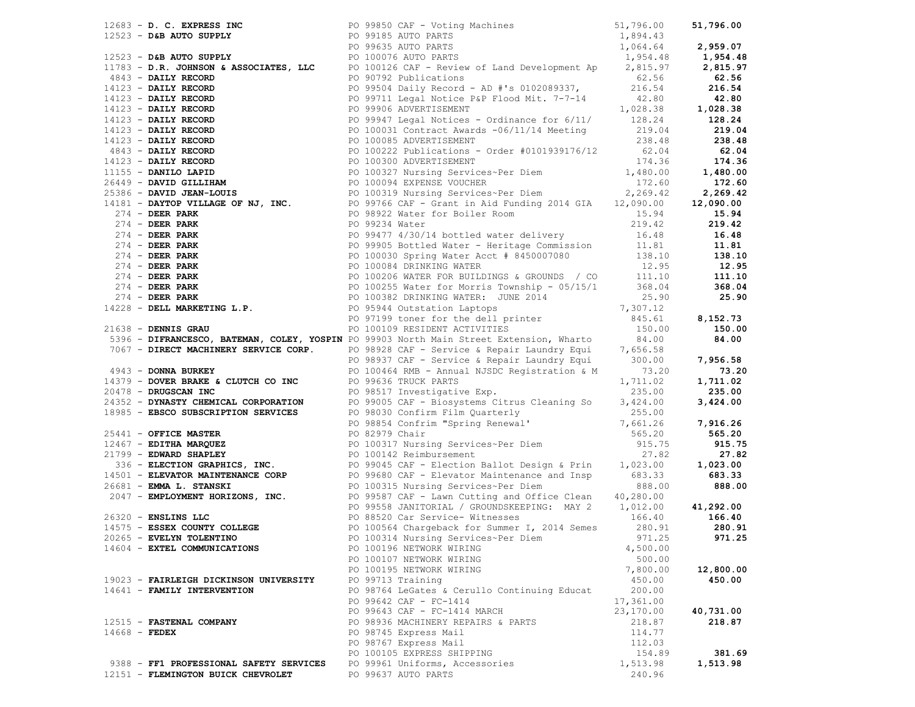| Vendor | Purchase Order | Amount | Total |
|---|---|---|---|
| 12683 - **D. C. EXPRESS INC** | PO 99850 CAF - Voting Machines | 51,796.00 | **51,796.00** |
| 12523 - **D&B AUTO SUPPLY** | PO 99185 AUTO PARTS | 1,894.43 | |
| | PO 99635 AUTO PARTS | 1,064.64 | **2,959.07** |
| 12523 - **D&B AUTO SUPPLY** | PO 100076 AUTO PARTS | 1,954.48 | **1,954.48** |
| 11783 - **D.R. JOHNSON & ASSOCIATES, LLC** | PO 100126 CAF - Review of Land Development Ap | 2,815.97 | **2,815.97** |
| 4843 - **DAILY RECORD** | PO 90792 Publications | 62.56 | **62.56** |
| 14123 - **DAILY RECORD** | PO 99504 Daily Record - AD #'s 0102089337, | 216.54 | **216.54** |
| 14123 - **DAILY RECORD** | PO 99711 Legal Notice P&P Flood Mit. 7-7-14 | 42.80 | **42.80** |
| 14123 - **DAILY RECORD** | PO 99906 ADVERTISEMENT | 1,028.38 | **1,028.38** |
| 14123 - **DAILY RECORD** | PO 99947 Legal Notices - Ordinance for 6/11/ | 128.24 | **128.24** |
| 14123 - **DAILY RECORD** | PO 100031 Contract Awards -06/11/14 Meeting | 219.04 | **219.04** |
| 14123 - **DAILY RECORD** | PO 100085 ADVERTISEMENT | 238.48 | **238.48** |
| 4843 - **DAILY RECORD** | PO 100222 Publications - Order #0101939176/12 | 62.04 | **62.04** |
| 14123 - **DAILY RECORD** | PO 100300 ADVERTISEMENT | 174.36 | **174.36** |
| 11155 - **DANILO LAPID** | PO 100327 Nursing Services~Per Diem | 1,480.00 | **1,480.00** |
| 26449 - **DAVID GILLIHAM** | PO 100094 EXPENSE VOUCHER | 172.60 | **172.60** |
| 25386 - **DAVID JEAN-LOUIS** | PO 100319 Nursing Services~Per Diem | 2,269.42 | **2,269.42** |
| 14181 - **DAYTOP VILLAGE OF NJ, INC.** | PO 99766 CAF - Grant in Aid Funding 2014 GIA | 12,090.00 | **12,090.00** |
| 274 - **DEER PARK** | PO 98922 Water for Boiler Room | 15.94 | **15.94** |
| 274 - **DEER PARK** | PO 99234 Water | 219.42 | **219.42** |
| 274 - **DEER PARK** | PO 99477 4/30/14 bottled water delivery | 16.48 | **16.48** |
| 274 - **DEER PARK** | PO 99905 Bottled Water - Heritage Commission | 11.81 | **11.81** |
| 274 - **DEER PARK** | PO 100030 Spring Water Acct # 8450007080 | 138.10 | **138.10** |
| 274 - **DEER PARK** | PO 100084 DRINKING WATER | 12.95 | **12.95** |
| 274 - **DEER PARK** | PO 100206 WATER FOR BUILDINGS & GROUNDS / CO | 111.10 | **111.10** |
| 274 - **DEER PARK** | PO 100255 Water for Morris Township - 05/15/1 | 368.04 | **368.04** |
| 274 - **DEER PARK** | PO 100382 DRINKING WATER: JUNE 2014 | 25.90 | **25.90** |
| 14228 - **DELL MARKETING L.P.** | PO 95944 Outstation Laptops | 7,307.12 | |
| | PO 97199 toner for the dell printer | 845.61 | **8,152.73** |
| 21638 - **DENNIS GRAU** | PO 100109 RESIDENT ACTIVITIES | 150.00 | **150.00** |
| 5396 - **DIFRANCESCO, BATEMAN, COLEY, YOSPIN** | PO 99903 North Main Street Extension, Wharto | 84.00 | **84.00** |
| 7067 - **DIRECT MACHINERY SERVICE CORP.** | PO 98928 CAF - Service & Repair Laundry Equi | 7,656.58 | |
| | PO 98937 CAF - Service & Repair Laundry Equi | 300.00 | **7,956.58** |
| 4943 - **DONNA BURKEY** | PO 100464 RMB - Annual NJSDC Registration & M | 73.20 | **73.20** |
| 14379 - **DOVER BRAKE & CLUTCH CO INC** | PO 99636 TRUCK PARTS | 1,711.02 | **1,711.02** |
| 20478 - **DRUGSCAN INC** | PO 98517 Investigative Exp. | 235.00 | **235.00** |
| 24352 - **DYNASTY CHEMICAL CORPORATION** | PO 99005 CAF - Biosystems Citrus Cleaning So | 3,424.00 | **3,424.00** |
| 18985 - **EBSCO SUBSCRIPTION SERVICES** | PO 98030 Confirm Film Quarterly | 255.00 | |
| | PO 98854 Confrim "Spring Renewal' | 7,661.26 | **7,916.26** |
| 25441 - **OFFICE MASTER** | PO 82979 Chair | 565.20 | **565.20** |
| 12467 - **EDITHA MARQUEZ** | PO 100317 Nursing Services~Per Diem | 915.75 | **915.75** |
| 21799 - **EDWARD SHAPLEY** | PO 100142 Reimbursement | 27.82 | **27.82** |
| 336 - **ELECTION GRAPHICS, INC.** | PO 99045 CAF - Election Ballot Design & Prin | 1,023.00 | **1,023.00** |
| 14501 - **ELEVATOR MAINTENANCE CORP** | PO 99680 CAF - Elevator Maintenance and Insp | 683.33 | **683.33** |
| 26681 - **EMMA L. STANSKI** | PO 100315 Nursing Services~Per Diem | 888.00 | **888.00** |
| 2047 - **EMPLOYMENT HORIZONS, INC.** | PO 99587 CAF - Lawn Cutting and Office Clean | 40,280.00 | |
| | PO 99558 JANITORIAL / GROUNDSKEEPING: MAY 2 | 1,012.00 | **41,292.00** |
| 26320 - **ENSLINS LLC** | PO 88520 Car Service- Witnesses | 166.40 | **166.40** |
| 14575 - **ESSEX COUNTY COLLEGE** | PO 100564 Chargeback for Summer I, 2014 Semes | 280.91 | **280.91** |
| 20265 - **EVELYN TOLENTINO** | PO 100314 Nursing Services~Per Diem | 971.25 | **971.25** |
| 14604 - **EXTEL COMMUNICATIONS** | PO 100196 NETWORK WIRING | 4,500.00 | |
| | PO 100107 NETWORK WIRING | 500.00 | |
| | PO 100195 NETWORK WIRING | 7,800.00 | **12,800.00** |
| 19023 - **FAIRLEIGH DICKINSON UNIVERSITY** | PO 99713 Training | 450.00 | **450.00** |
| 14641 - **FAMILY INTERVENTION** | PO 98764 LeGates & Cerullo Continuing Educat | 200.00 | |
| | PO 99642 CAF - FC-1414 | 17,361.00 | |
| | PO 99643 CAF - FC-1414 MARCH | 23,170.00 | **40,731.00** |
| 12515 - **FASTENAL COMPANY** | PO 98936 MACHINERY REPAIRS & PARTS | 218.87 | **218.87** |
| 14668 - **FEDEX** | PO 98745 Express Mail | 114.77 | |
| | PO 98767 Express Mail | 112.03 | |
| | PO 100105 EXPRESS SHIPPING | 154.89 | **381.69** |
| 9388 - **FF1 PROFESSIONAL SAFETY SERVICES** | PO 99961 Uniforms, Accessories | 1,513.98 | **1,513.98** |
| 12151 - **FLEMINGTON BUICK CHEVROLET** | PO 99637 AUTO PARTS | 240.96 | |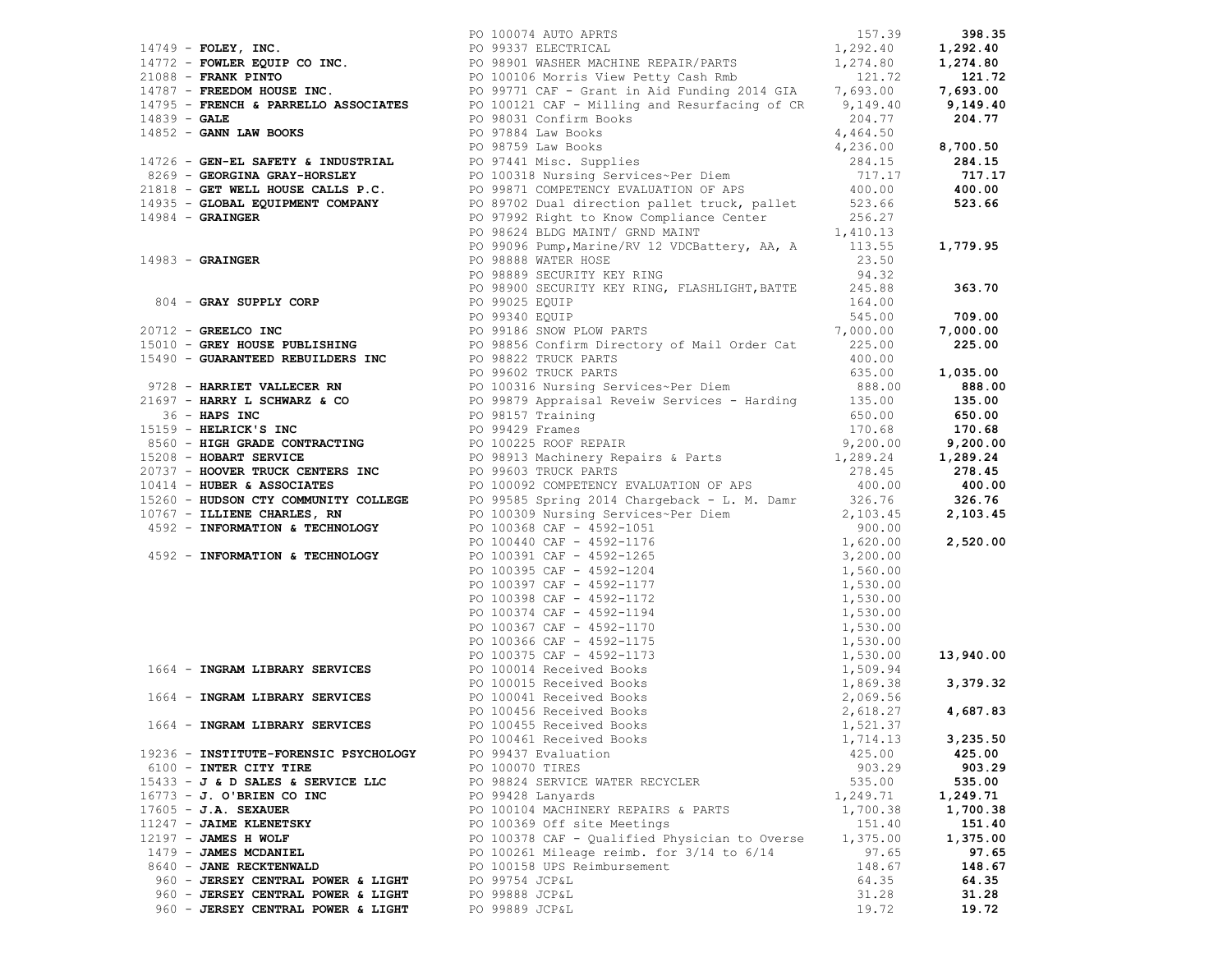| Vendor | Purchase Order / Description | Amount | Total |
|---|---|---|---|
| | PO 100074 AUTO APRTS | 157.39 | **398.35** |
| 14749 - **FOLEY, INC.** | PO 99337 ELECTRICAL | 1,292.40 | **1,292.40** |
| 14772 - **FOWLER EQUIP CO INC.** | PO 98901 WASHER MACHINE REPAIR/PARTS | 1,274.80 | **1,274.80** |
| 21088 - **FRANK PINTO** | PO 100106 Morris View Petty Cash Rmb | 121.72 | **121.72** |
| 14787 - **FREEDOM HOUSE INC.** | PO 99771 CAF - Grant in Aid Funding 2014 GIA | 7,693.00 | **7,693.00** |
| 14795 - **FRENCH & PARRELLO ASSOCIATES** | PO 100121 CAF - Milling and Resurfacing of CR | 9,149.40 | **9,149.40** |
| 14839 - **GALE** | PO 98031 Confirm Books | 204.77 | **204.77** |
| 14852 - **GANN LAW BOOKS** | PO 97884 Law Books | 4,464.50 | |
| | PO 98759 Law Books | 4,236.00 | **8,700.50** |
| 14726 - **GEN-EL SAFETY & INDUSTRIAL** | PO 97441 Misc. Supplies | 284.15 | **284.15** |
| 8269 - **GEORGINA GRAY-HORSLEY** | PO 100318 Nursing Services~Per Diem | 717.17 | **717.17** |
| 21818 - **GET WELL HOUSE CALLS P.C.** | PO 99871 COMPETENCY EVALUATION OF APS | 400.00 | **400.00** |
| 14935 - **GLOBAL EQUIPMENT COMPANY** | PO 89702 Dual direction pallet truck, pallet | 523.66 | **523.66** |
| 14984 - **GRAINGER** | PO 97992 Right to Know Compliance Center | 256.27 | |
| | PO 98624 BLDG MAINT/ GRND MAINT | 1,410.13 | |
| | PO 99096 Pump,Marine/RV 12 VDCBattery, AA, A | 113.55 | **1,779.95** |
| 14983 - **GRAINGER** | PO 98888 WATER HOSE | 23.50 | |
| | PO 98889 SECURITY KEY RING | 94.32 | |
| | PO 98900 SECURITY KEY RING, FLASHLIGHT,BATTE | 245.88 | **363.70** |
| 804 - **GRAY SUPPLY CORP** | PO 99025 EQUIP | 164.00 | |
| | PO 99340 EQUIP | 545.00 | **709.00** |
| 20712 - **GREELCO INC** | PO 99186 SNOW PLOW PARTS | 7,000.00 | **7,000.00** |
| 15010 - **GREY HOUSE PUBLISHING** | PO 98856 Confirm Directory of Mail Order Cat | 225.00 | **225.00** |
| 15490 - **GUARANTEED REBUILDERS INC** | PO 98822 TRUCK PARTS | 400.00 | |
| | PO 99602 TRUCK PARTS | 635.00 | **1,035.00** |
| 9728 - **HARRIET VALLECER RN** | PO 100316 Nursing Services~Per Diem | 888.00 | **888.00** |
| 21697 - **HARRY L SCHWARZ & CO** | PO 99879 Appraisal Reveiw Services - Harding | 135.00 | **135.00** |
| 36 - **HAPS INC** | PO 98157 Training | 650.00 | **650.00** |
| 15159 - **HELRICK'S INC** | PO 99429 Frames | 170.68 | **170.68** |
| 8560 - **HIGH GRADE CONTRACTING** | PO 100225 ROOF REPAIR | 9,200.00 | **9,200.00** |
| 15208 - **HOBART SERVICE** | PO 98913 Machinery Repairs & Parts | 1,289.24 | **1,289.24** |
| 20737 - **HOOVER TRUCK CENTERS INC** | PO 99603 TRUCK PARTS | 278.45 | **278.45** |
| 10414 - **HUBER & ASSOCIATES** | PO 100092 COMPETENCY EVALUATION OF APS | 400.00 | **400.00** |
| 15260 - **HUDSON CTY COMMUNITY COLLEGE** | PO 99585 Spring 2014 Chargeback - L. M. Damr | 326.76 | **326.76** |
| 10767 - **ILLIENE CHARLES, RN** | PO 100309 Nursing Services~Per Diem | 2,103.45 | **2,103.45** |
| 4592 - **INFORMATION & TECHNOLOGY** | PO 100368 CAF - 4592-1051 | 900.00 | |
| | PO 100440 CAF - 4592-1176 | 1,620.00 | **2,520.00** |
| 4592 - **INFORMATION & TECHNOLOGY** | PO 100391 CAF - 4592-1265 | 3,200.00 | |
| | PO 100395 CAF - 4592-1204 | 1,560.00 | |
| | PO 100397 CAF - 4592-1177 | 1,530.00 | |
| | PO 100398 CAF - 4592-1172 | 1,530.00 | |
| | PO 100374 CAF - 4592-1194 | 1,530.00 | |
| | PO 100367 CAF - 4592-1170 | 1,530.00 | |
| | PO 100366 CAF - 4592-1175 | 1,530.00 | |
| | PO 100375 CAF - 4592-1173 | 1,530.00 | **13,940.00** |
| 1664 - **INGRAM LIBRARY SERVICES** | PO 100014 Received Books | 1,509.94 | |
| | PO 100015 Received Books | 1,869.38 | **3,379.32** |
| 1664 - **INGRAM LIBRARY SERVICES** | PO 100041 Received Books | 2,069.56 | |
| | PO 100456 Received Books | 2,618.27 | **4,687.83** |
| 1664 - **INGRAM LIBRARY SERVICES** | PO 100455 Received Books | 1,521.37 | |
| | PO 100461 Received Books | 1,714.13 | **3,235.50** |
| 19236 - **INSTITUTE-FORENSIC PSYCHOLOGY** | PO 99437 Evaluation | 425.00 | **425.00** |
| 6100 - **INTER CITY TIRE** | PO 100070 TIRES | 903.29 | **903.29** |
| 15433 - **J & D SALES & SERVICE LLC** | PO 98824 SERVICE WATER RECYCLER | 535.00 | **535.00** |
| 16773 - **J. O'BRIEN CO INC** | PO 99428 Lanyards | 1,249.71 | **1,249.71** |
| 17605 - **J.A. SEXAUER** | PO 100104 MACHINERY REPAIRS & PARTS | 1,700.38 | **1,700.38** |
| 11247 - **JAIME KLENETSKY** | PO 100369 Off site Meetings | 151.40 | **151.40** |
| 12197 - **JAMES H WOLF** | PO 100378 CAF - Qualified Physician to Overse | 1,375.00 | **1,375.00** |
| 1479 - **JAMES MCDANIEL** | PO 100261 Mileage reimb. for 3/14 to 6/14 | 97.65 | **97.65** |
| 8640 - **JANE RECKTENWALD** | PO 100158 UPS Reimbursement | 148.67 | **148.67** |
| 960 - **JERSEY CENTRAL POWER & LIGHT** | PO 99754 JCP&L | 64.35 | **64.35** |
| 960 - **JERSEY CENTRAL POWER & LIGHT** | PO 99888 JCP&L | 31.28 | **31.28** |
| 960 - **JERSEY CENTRAL POWER & LIGHT** | PO 99889 JCP&L | 19.72 | **19.72** |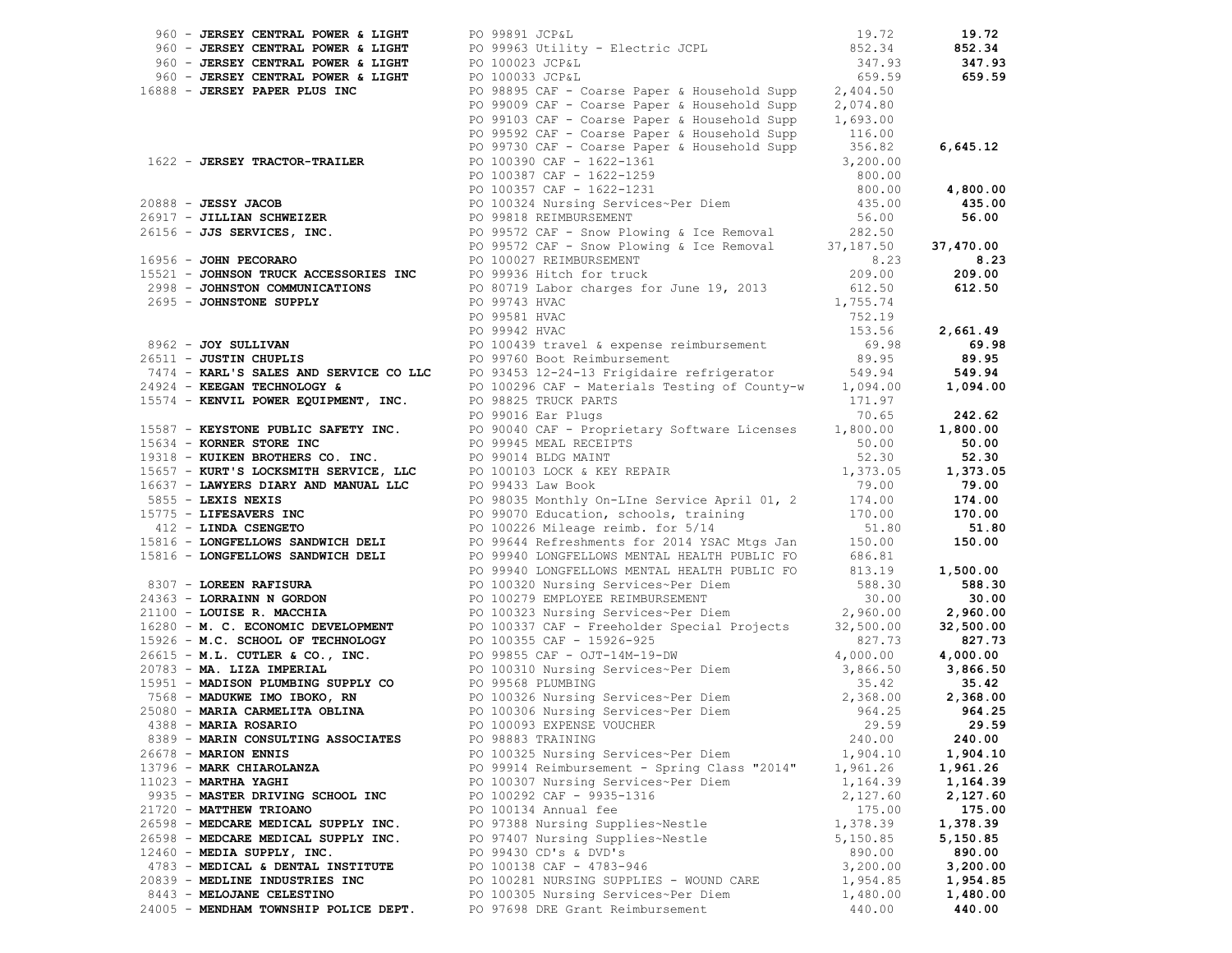| Vendor | Description | Amount | Total |
|---|---|---|---|
| 960 - **JERSEY CENTRAL POWER & LIGHT** | PO 99891 JCP&L | 19.72 | **19.72** |
| 960 - **JERSEY CENTRAL POWER & LIGHT** | PO 99963 Utility - Electric JCPL | 852.34 | **852.34** |
| 960 - **JERSEY CENTRAL POWER & LIGHT** | PO 100023 JCP&L | 347.93 | **347.93** |
| 960 - **JERSEY CENTRAL POWER & LIGHT** | PO 100033 JCP&L | 659.59 | **659.59** |
| 16888 - **JERSEY PAPER PLUS INC** | PO 98895 CAF - Coarse Paper & Household Supp | 2,404.50 | |
| | PO 99009 CAF - Coarse Paper & Household Supp | 2,074.80 | |
| | PO 99103 CAF - Coarse Paper & Household Supp | 1,693.00 | |
| | PO 99592 CAF - Coarse Paper & Household Supp | 116.00 | |
| | PO 99730 CAF - Coarse Paper & Household Supp | 356.82 | **6,645.12** |
| 1622 - **JERSEY TRACTOR-TRAILER** | PO 100390 CAF - 1622-1361 | 3,200.00 | |
| | PO 100387 CAF - 1622-1259 | 800.00 | |
| | PO 100357 CAF - 1622-1231 | 800.00 | **4,800.00** |
| 20888 - **JESSY JACOB** | PO 100324 Nursing Services~Per Diem | 435.00 | **435.00** |
| 26917 - **JILLIAN SCHWEIZER** | PO 99818 REIMBURSEMENT | 56.00 | **56.00** |
| 26156 - **JJS SERVICES, INC.** | PO 99572 CAF - Snow Plowing & Ice Removal | 282.50 | |
| | PO 99572 CAF - Snow Plowing & Ice Removal | 37,187.50 | **37,470.00** |
| 16956 - **JOHN PECORARO** | PO 100027 REIMBURSEMENT | 8.23 | **8.23** |
| 15521 - **JOHNSON TRUCK ACCESSORIES INC** | PO 99936 Hitch for truck | 209.00 | **209.00** |
| 2998 - **JOHNSTON COMMUNICATIONS** | PO 80719 Labor charges for June 19, 2013 | 612.50 | **612.50** |
| 2695 - **JOHNSTONE SUPPLY** | PO 99743 HVAC | 1,755.74 | |
| | PO 99581 HVAC | 752.19 | |
| | PO 99942 HVAC | 153.56 | **2,661.49** |
| 8962 - **JOY SULLIVAN** | PO 100439 travel & expense reimbursement | 69.98 | **69.98** |
| 26511 - **JUSTIN CHUPLIS** | PO 99760 Boot Reimbursement | 89.95 | **89.95** |
| 7474 - **KARL'S SALES AND SERVICE CO LLC** | PO 93453 12-24-13 Frigidaire refrigerator | 549.94 | **549.94** |
| 24924 - **KEEGAN TECHNOLOGY &** | PO 100296 CAF - Materials Testing of County-w | 1,094.00 | **1,094.00** |
| 15574 - **KENVIL POWER EQUIPMENT, INC.** | PO 98825 TRUCK PARTS | 171.97 | |
| | PO 99016 Ear Plugs | 70.65 | **242.62** |
| 15587 - **KEYSTONE PUBLIC SAFETY INC.** | PO 90040 CAF - Proprietary Software Licenses | 1,800.00 | **1,800.00** |
| 15634 - **KORNER STORE INC** | PO 99945 MEAL RECEIPTS | 50.00 | **50.00** |
| 19318 - **KUIKEN BROTHERS CO. INC.** | PO 99014 BLDG MAINT | 52.30 | **52.30** |
| 15657 - **KURT'S LOCKSMITH SERVICE, LLC** | PO 100103 LOCK & KEY REPAIR | 1,373.05 | **1,373.05** |
| 16637 - **LAWYERS DIARY AND MANUAL LLC** | PO 99433 Law Book | 79.00 | **79.00** |
| 5855 - **LEXIS NEXIS** | PO 98035 Monthly On-LIne Service April 01, 2 | 174.00 | **174.00** |
| 15775 - **LIFESAVERS INC** | PO 99070 Education, schools, training | 170.00 | **170.00** |
| 412 - **LINDA CSENGETO** | PO 100226 Mileage reimb. for 5/14 | 51.80 | **51.80** |
| 15816 - **LONGFELLOWS SANDWICH DELI** | PO 99644 Refreshments for 2014 YSAC Mtgs Jan | 150.00 | **150.00** |
| 15816 - **LONGFELLOWS SANDWICH DELI** | PO 99940 LONGFELLOWS MENTAL HEALTH PUBLIC FO | 686.81 | |
| | PO 99940 LONGFELLOWS MENTAL HEALTH PUBLIC FO | 813.19 | **1,500.00** |
| 8307 - **LOREEN RAFISURA** | PO 100320 Nursing Services~Per Diem | 588.30 | **588.30** |
| 24363 - **LORRAINN N GORDON** | PO 100279 EMPLOYEE REIMBURSEMENT | 30.00 | **30.00** |
| 21100 - **LOUISE R. MACCHIA** | PO 100323 Nursing Services~Per Diem | 2,960.00 | **2,960.00** |
| 16280 - **M. C. ECONOMIC DEVELOPMENT** | PO 100337 CAF - Freeholder Special Projects | 32,500.00 | **32,500.00** |
| 15926 - **M.C. SCHOOL OF TECHNOLOGY** | PO 100355 CAF - 15926-925 | 827.73 | **827.73** |
| 26615 - **M.L. CUTLER & CO., INC.** | PO 99855 CAF - OJT-14M-19-DW | 4,000.00 | **4,000.00** |
| 20783 - **MA. LIZA IMPERIAL** | PO 100310 Nursing Services~Per Diem | 3,866.50 | **3,866.50** |
| 15951 - **MADISON PLUMBING SUPPLY CO** | PO 99568 PLUMBING | 35.42 | **35.42** |
| 7568 - **MADUKWE IMO IBOKO, RN** | PO 100326 Nursing Services~Per Diem | 2,368.00 | **2,368.00** |
| 25080 - **MARIA CARMELITA OBLINA** | PO 100306 Nursing Services~Per Diem | 964.25 | **964.25** |
| 4388 - **MARIA ROSARIO** | PO 100093 EXPENSE VOUCHER | 29.59 | **29.59** |
| 8389 - **MARIN CONSULTING ASSOCIATES** | PO 98883 TRAINING | 240.00 | **240.00** |
| 26678 - **MARION ENNIS** | PO 100325 Nursing Services~Per Diem | 1,904.10 | **1,904.10** |
| 13796 - **MARK CHIAROLANZA** | PO 99914 Reimbursement - Spring Class "2014" | 1,961.26 | **1,961.26** |
| 11023 - **MARTHA YAGHI** | PO 100307 Nursing Services~Per Diem | 1,164.39 | **1,164.39** |
| 9935 - **MASTER DRIVING SCHOOL INC** | PO 100292 CAF - 9935-1316 | 2,127.60 | **2,127.60** |
| 21720 - **MATTHEW TRIOANO** | PO 100134 Annual fee | 175.00 | **175.00** |
| 26598 - **MEDCARE MEDICAL SUPPLY INC.** | PO 97388 Nursing Supplies~Nestle | 1,378.39 | **1,378.39** |
| 26598 - **MEDCARE MEDICAL SUPPLY INC.** | PO 97407 Nursing Supplies~Nestle | 5,150.85 | **5,150.85** |
| 12460 - **MEDIA SUPPLY, INC.** | PO 99430 CD's & DVD's | 890.00 | **890.00** |
| 4783 - **MEDICAL & DENTAL INSTITUTE** | PO 100138 CAF - 4783-946 | 3,200.00 | **3,200.00** |
| 20839 - **MEDLINE INDUSTRIES INC** | PO 100281 NURSING SUPPLIES - WOUND CARE | 1,954.85 | **1,954.85** |
| 8443 - **MELOJANE CELESTINO** | PO 100305 Nursing Services~Per Diem | 1,480.00 | **1,480.00** |
| 24005 - **MENDHAM TOWNSHIP POLICE DEPT.** | PO 97698 DRE Grant Reimbursement | 440.00 | **440.00** |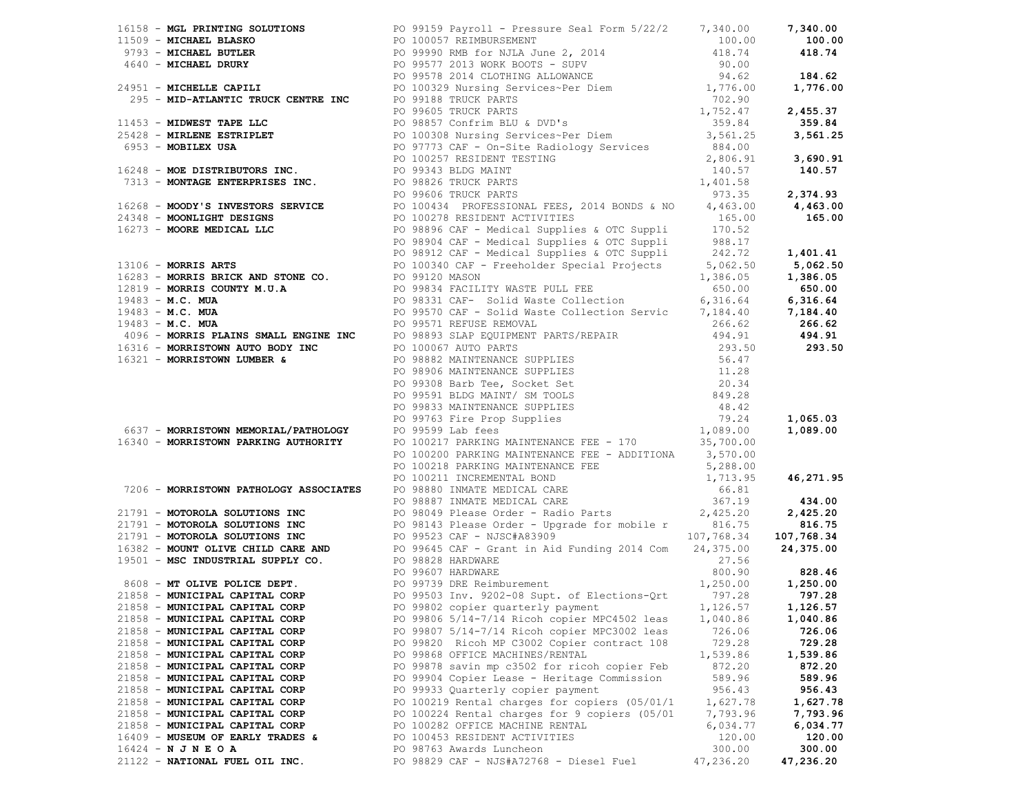| Vendor | PO / Description | Amount | Total |
|---|---|---|---|
| 16158 - **MGL PRINTING SOLUTIONS** | PO 99159 Payroll - Pressure Seal Form 5/22/2 | 7,340.00 | **7,340.00** |
| 11509 - **MICHAEL BLASKO** | PO 100057 REIMBURSEMENT | 100.00 | **100.00** |
| 9793 - **MICHAEL BUTLER** | PO 99990 RMB for NJLA June 2, 2014 | 418.74 | **418.74** |
| 4640 - **MICHAEL DRURY** | PO 99577 2013 WORK BOOTS - SUPV | 90.00 | |
| | PO 99578 2014 CLOTHING ALLOWANCE | 94.62 | **184.62** |
| 24951 - **MICHELLE CAPILI** | PO 100329 Nursing Services~Per Diem | 1,776.00 | **1,776.00** |
| 295 - **MID-ATLANTIC TRUCK CENTRE INC** | PO 99188 TRUCK PARTS | 702.90 | |
| | PO 99605 TRUCK PARTS | 1,752.47 | **2,455.37** |
| 11453 - **MIDWEST TAPE LLC** | PO 98857 Confrim BLU & DVD's | 359.84 | **359.84** |
| 25428 - **MIRLENE ESTRIPLET** | PO 100308 Nursing Services~Per Diem | 3,561.25 | **3,561.25** |
| 6953 - **MOBILEX USA** | PO 97773 CAF - On-Site Radiology Services | 884.00 | |
| | PO 100257 RESIDENT TESTING | 2,806.91 | **3,690.91** |
| 16248 - **MOE DISTRIBUTORS INC.** | PO 99343 BLDG MAINT | 140.57 | **140.57** |
| 7313 - **MONTAGE ENTERPRISES INC.** | PO 98826 TRUCK PARTS | 1,401.58 | |
| | PO 99606 TRUCK PARTS | 973.35 | **2,374.93** |
| 16268 - **MOODY'S INVESTORS SERVICE** | PO 100434 PROFESSIONAL FEES, 2014 BONDS & NO | 4,463.00 | **4,463.00** |
| 24348 - **MOONLIGHT DESIGNS** | PO 100278 RESIDENT ACTIVITIES | 165.00 | **165.00** |
| 16273 - **MOORE MEDICAL LLC** | PO 98896 CAF - Medical Supplies & OTC Suppli | 170.52 | |
| | PO 98904 CAF - Medical Supplies & OTC Suppli | 988.17 | |
| | PO 98912 CAF - Medical Supplies & OTC Suppli | 242.72 | **1,401.41** |
| 13106 - **MORRIS ARTS** | PO 100340 CAF - Freeholder Special Projects | 5,062.50 | **5,062.50** |
| 16283 - **MORRIS BRICK AND STONE CO.** | PO 99120 MASON | 1,386.05 | **1,386.05** |
| 12819 - **MORRIS COUNTY M.U.A** | PO 99834 FACILITY WASTE PULL FEE | 650.00 | **650.00** |
| 19483 - **M.C. MUA** | PO 98331 CAF- Solid Waste Collection | 6,316.64 | **6,316.64** |
| 19483 - **M.C. MUA** | PO 99570 CAF - Solid Waste Collection Servic | 7,184.40 | **7,184.40** |
| 19483 - **M.C. MUA** | PO 99571 REFUSE REMOVAL | 266.62 | **266.62** |
| 4096 - **MORRIS PLAINS SMALL ENGINE INC** | PO 98893 SLAP EQUIPMENT PARTS/REPAIR | 494.91 | **494.91** |
| 16316 - **MORRISTOWN AUTO BODY INC** | PO 100067 AUTO PARTS | 293.50 | **293.50** |
| 16321 - **MORRISTOWN LUMBER &** | PO 98882 MAINTENANCE SUPPLIES | 56.47 | |
| | PO 98906 MAINTENANCE SUPPLIES | 11.28 | |
| | PO 99308 Barb Tee, Socket Set | 20.34 | |
| | PO 99591 BLDG MAINT/ SM TOOLS | 849.28 | |
| | PO 99833 MAINTENANCE SUPPLIES | 48.42 | |
| | PO 99763 Fire Prop Supplies | 79.24 | **1,065.03** |
| 6637 - **MORRISTOWN MEMORIAL/PATHOLOGY** | PO 99599 Lab fees | 1,089.00 | **1,089.00** |
| 16340 - **MORRISTOWN PARKING AUTHORITY** | PO 100217 PARKING MAINTENANCE FEE - 170 | 35,700.00 | |
| | PO 100200 PARKING MAINTENANCE FEE - ADDITIONA | 3,570.00 | |
| | PO 100218 PARKING MAINTENANCE FEE | 5,288.00 | |
| | PO 100211 INCREMENTAL BOND | 1,713.95 | **46,271.95** |
| 7206 - **MORRISTOWN PATHOLOGY ASSOCIATES** | PO 98880 INMATE MEDICAL CARE | 66.81 | |
| | PO 98887 INMATE MEDICAL CARE | 367.19 | **434.00** |
| 21791 - **MOTOROLA SOLUTIONS INC** | PO 98049 Please Order - Radio Parts | 2,425.20 | **2,425.20** |
| 21791 - **MOTOROLA SOLUTIONS INC** | PO 98143 Please Order - Upgrade for mobile r | 816.75 | **816.75** |
| 21791 - **MOTOROLA SOLUTIONS INC** | PO 99523 CAF - NJSC#A83909 | 107,768.34 | **107,768.34** |
| 16382 - **MOUNT OLIVE CHILD CARE AND** | PO 99645 CAF - Grant in Aid Funding 2014 Com | 24,375.00 | **24,375.00** |
| 19501 - **MSC INDUSTRIAL SUPPLY CO.** | PO 98828 HARDWARE | 27.56 | |
| | PO 99607 HARDWARE | 800.90 | **828.46** |
| 8608 - **MT OLIVE POLICE DEPT.** | PO 99739 DRE Reimburement | 1,250.00 | **1,250.00** |
| 21858 - **MUNICIPAL CAPITAL CORP** | PO 99503 Inv. 9202-08 Supt. of Elections-Qrt | 797.28 | **797.28** |
| 21858 - **MUNICIPAL CAPITAL CORP** | PO 99802 copier quarterly payment | 1,126.57 | **1,126.57** |
| 21858 - **MUNICIPAL CAPITAL CORP** | PO 99806 5/14-7/14 Ricoh copier MPC4502 leas | 1,040.86 | **1,040.86** |
| 21858 - **MUNICIPAL CAPITAL CORP** | PO 99807 5/14-7/14 Ricoh copier MPC3002 leas | 726.06 | **726.06** |
| 21858 - **MUNICIPAL CAPITAL CORP** | PO 99820 Ricoh MP C3002 Copier contract 108 | 729.28 | **729.28** |
| 21858 - **MUNICIPAL CAPITAL CORP** | PO 99868 OFFICE MACHINES/RENTAL | 1,539.86 | **1,539.86** |
| 21858 - **MUNICIPAL CAPITAL CORP** | PO 99878 savin mp c3502 for ricoh copier Feb | 872.20 | **872.20** |
| 21858 - **MUNICIPAL CAPITAL CORP** | PO 99904 Copier Lease - Heritage Commission | 589.96 | **589.96** |
| 21858 - **MUNICIPAL CAPITAL CORP** | PO 99933 Quarterly copier payment | 956.43 | **956.43** |
| 21858 - **MUNICIPAL CAPITAL CORP** | PO 100219 Rental charges for copiers (05/01/1 | 1,627.78 | **1,627.78** |
| 21858 - **MUNICIPAL CAPITAL CORP** | PO 100224 Rental charges for 9 copiers (05/01 | 7,793.96 | **7,793.96** |
| 21858 - **MUNICIPAL CAPITAL CORP** | PO 100282 OFFICE MACHINE RENTAL | 6,034.77 | **6,034.77** |
| 16409 - **MUSEUM OF EARLY TRADES &** | PO 100453 RESIDENT ACTIVITIES | 120.00 | **120.00** |
| 16424 - **N J N E O A** | PO 98763 Awards Luncheon | 300.00 | **300.00** |
| 21122 - **NATIONAL FUEL OIL INC.** | PO 98829 CAF - NJS#A72768 - Diesel Fuel | 47,236.20 | **47,236.20** |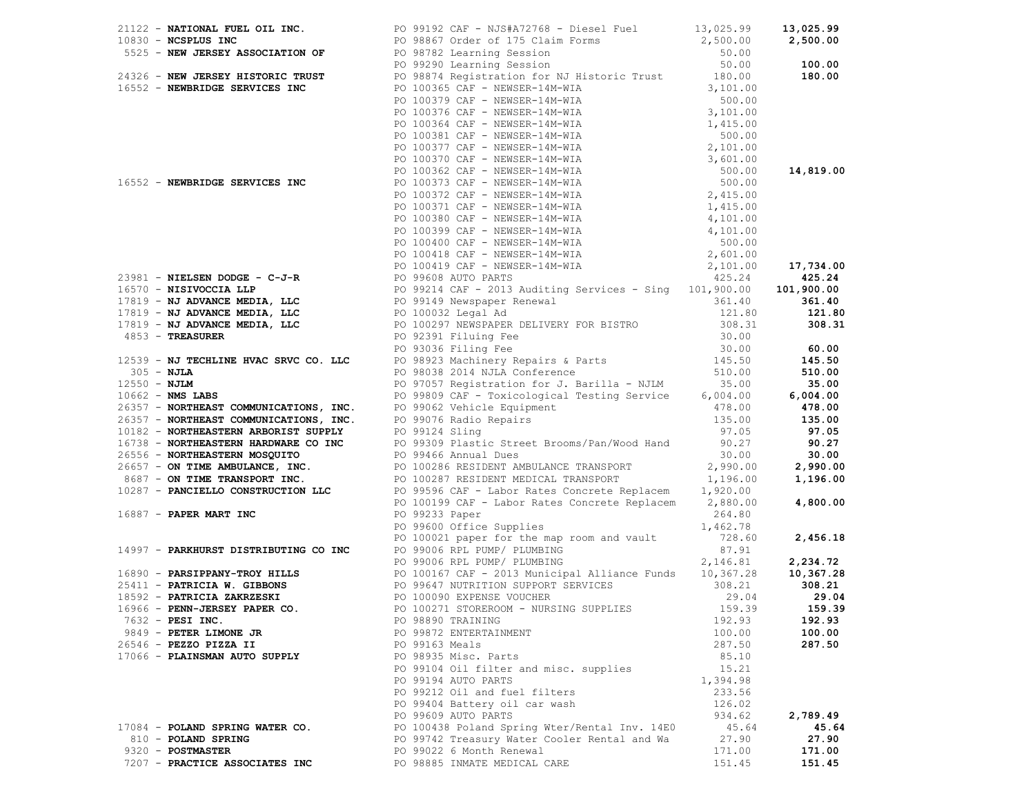| Vendor | PO / Description | Amount | Total |
|---|---|---|---|
| 21122 - **NATIONAL FUEL OIL INC.** | PO 99192 CAF - NJS#A72768 - Diesel Fuel | 13,025.99 | **13,025.99** |
| 10830 - **NCSPLUS INC** | PO 98867 Order of 175 Claim Forms | 2,500.00 | **2,500.00** |
| 5525 - **NEW JERSEY ASSOCIATION OF** | PO 98782 Learning Session | 50.00 | |
| | PO 99290 Learning Session | 50.00 | **100.00** |
| 24326 - **NEW JERSEY HISTORIC TRUST** | PO 98874 Registration for NJ Historic Trust | 180.00 | **180.00** |
| 16552 - **NEWBRIDGE SERVICES INC** | PO 100365 CAF - NEWSER-14M-WIA | 3,101.00 | |
| | PO 100379 CAF - NEWSER-14M-WIA | 500.00 | |
| | PO 100376 CAF - NEWSER-14M-WIA | 3,101.00 | |
| | PO 100364 CAF - NEWSER-14M-WIA | 1,415.00 | |
| | PO 100381 CAF - NEWSER-14M-WIA | 500.00 | |
| | PO 100377 CAF - NEWSER-14M-WIA | 2,101.00 | |
| | PO 100370 CAF - NEWSER-14M-WIA | 3,601.00 | |
| | PO 100362 CAF - NEWSER-14M-WIA | 500.00 | **14,819.00** |
| 16552 - **NEWBRIDGE SERVICES INC** | PO 100373 CAF - NEWSER-14M-WIA | 500.00 | |
| | PO 100372 CAF - NEWSER-14M-WIA | 2,415.00 | |
| | PO 100371 CAF - NEWSER-14M-WIA | 1,415.00 | |
| | PO 100380 CAF - NEWSER-14M-WIA | 4,101.00 | |
| | PO 100399 CAF - NEWSER-14M-WIA | 4,101.00 | |
| | PO 100400 CAF - NEWSER-14M-WIA | 500.00 | |
| | PO 100418 CAF - NEWSER-14M-WIA | 2,601.00 | |
| | PO 100419 CAF - NEWSER-14M-WIA | 2,101.00 | **17,734.00** |
| 23981 - **NIELSEN DODGE - C-J-R** | PO 99608 AUTO PARTS | 425.24 | **425.24** |
| 16570 - **NISIVOCCIA LLP** | PO 99214 CAF - 2013 Auditing Services - Sing | 101,900.00 | **101,900.00** |
| 17819 - **NJ ADVANCE MEDIA, LLC** | PO 99149 Newspaper Renewal | 361.40 | **361.40** |
| 17819 - **NJ ADVANCE MEDIA, LLC** | PO 100032 Legal Ad | 121.80 | **121.80** |
| 17819 - **NJ ADVANCE MEDIA, LLC** | PO 100297 NEWSPAPER DELIVERY FOR BISTRO | 308.31 | **308.31** |
| 4853 - **TREASURER** | PO 92391 Filuing Fee | 30.00 | |
| | PO 93036 Filing Fee | 30.00 | **60.00** |
| 12539 - **NJ TECHLINE HVAC SRVC CO. LLC** | PO 98923 Machinery Repairs & Parts | 145.50 | **145.50** |
| 305 - **NJLA** | PO 98038 2014 NJLA Conference | 510.00 | **510.00** |
| 12550 - **NJLM** | PO 97057 Registration for J. Barilla - NJLM | 35.00 | **35.00** |
| 10662 - **NMS LABS** | PO 99809 CAF - Toxicological Testing Service | 6,004.00 | **6,004.00** |
| 26357 - **NORTHEAST COMMUNICATIONS, INC.** | PO 99062 Vehicle Equipment | 478.00 | **478.00** |
| 26357 - **NORTHEAST COMMUNICATIONS, INC.** | PO 99076 Radio Repairs | 135.00 | **135.00** |
| 10182 - **NORTHEASTERN ARBORIST SUPPLY** | PO 99124 Sling | 97.05 | **97.05** |
| 16738 - **NORTHEASTERN HARDWARE CO INC** | PO 99309 Plastic Street Brooms/Pan/Wood Hand | 90.27 | **90.27** |
| 26556 - **NORTHEASTERN MOSQUITO** | PO 99466 Annual Dues | 30.00 | **30.00** |
| 26657 - **ON TIME AMBULANCE, INC.** | PO 100286 RESIDENT AMBULANCE TRANSPORT | 2,990.00 | **2,990.00** |
| 8687 - **ON TIME TRANSPORT INC.** | PO 100287 RESIDENT MEDICAL TRANSPORT | 1,196.00 | **1,196.00** |
| 10287 - **PANCIELLO CONSTRUCTION LLC** | PO 99596 CAF - Labor Rates Concrete Replacem | 1,920.00 | |
| | PO 100199 CAF - Labor Rates Concrete Replacem | 2,880.00 | **4,800.00** |
| 16887 - **PAPER MART INC** | PO 99233 Paper | 264.80 | |
| | PO 99600 Office Supplies | 1,462.78 | |
| | PO 100021 paper for the map room and vault | 728.60 | **2,456.18** |
| 14997 - **PARKHURST DISTRIBUTING CO INC** | PO 99006 RPL PUMP/ PLUMBING | 87.91 | |
| | PO 99006 RPL PUMP/ PLUMBING | 2,146.81 | **2,234.72** |
| 16890 - **PARSIPPANY-TROY HILLS** | PO 100167 CAF - 2013 Municipal Alliance Funds | 10,367.28 | **10,367.28** |
| 25411 - **PATRICIA W. GIBBONS** | PO 99647 NUTRITION SUPPORT SERVICES | 308.21 | **308.21** |
| 18592 - **PATRICIA ZAKRZESKI** | PO 100090 EXPENSE VOUCHER | 29.04 | **29.04** |
| 16966 - **PENN-JERSEY PAPER CO.** | PO 100271 STOREROOM - NURSING SUPPLIES | 159.39 | **159.39** |
| 7632 - **PESI INC.** | PO 98890 TRAINING | 192.93 | **192.93** |
| 9849 - **PETER LIMONE JR** | PO 99872 ENTERTAINMENT | 100.00 | **100.00** |
| 26546 - **PEZZO PIZZA II** | PO 99163 Meals | 287.50 | **287.50** |
| 17066 - **PLAINSMAN AUTO SUPPLY** | PO 98935 Misc. Parts | 85.10 | |
| | PO 99104 Oil filter and misc. supplies | 15.21 | |
| | PO 99194 AUTO PARTS | 1,394.98 | |
| | PO 99212 Oil and fuel filters | 233.56 | |
| | PO 99404 Battery oil car wash | 126.02 | |
| | PO 99609 AUTO PARTS | 934.62 | **2,789.49** |
| 17084 - **POLAND SPRING WATER CO.** | PO 100438 Poland Spring Wter/Rental Inv. 14E0 | 45.64 | **45.64** |
| 810 - **POLAND SPRING** | PO 99742 Treasury Water Cooler Rental and Wa | 27.90 | **27.90** |
| 9320 - **POSTMASTER** | PO 99022 6 Month Renewal | 171.00 | **171.00** |
| 7207 - **PRACTICE ASSOCIATES INC** | PO 98885 INMATE MEDICAL CARE | 151.45 | **151.45** |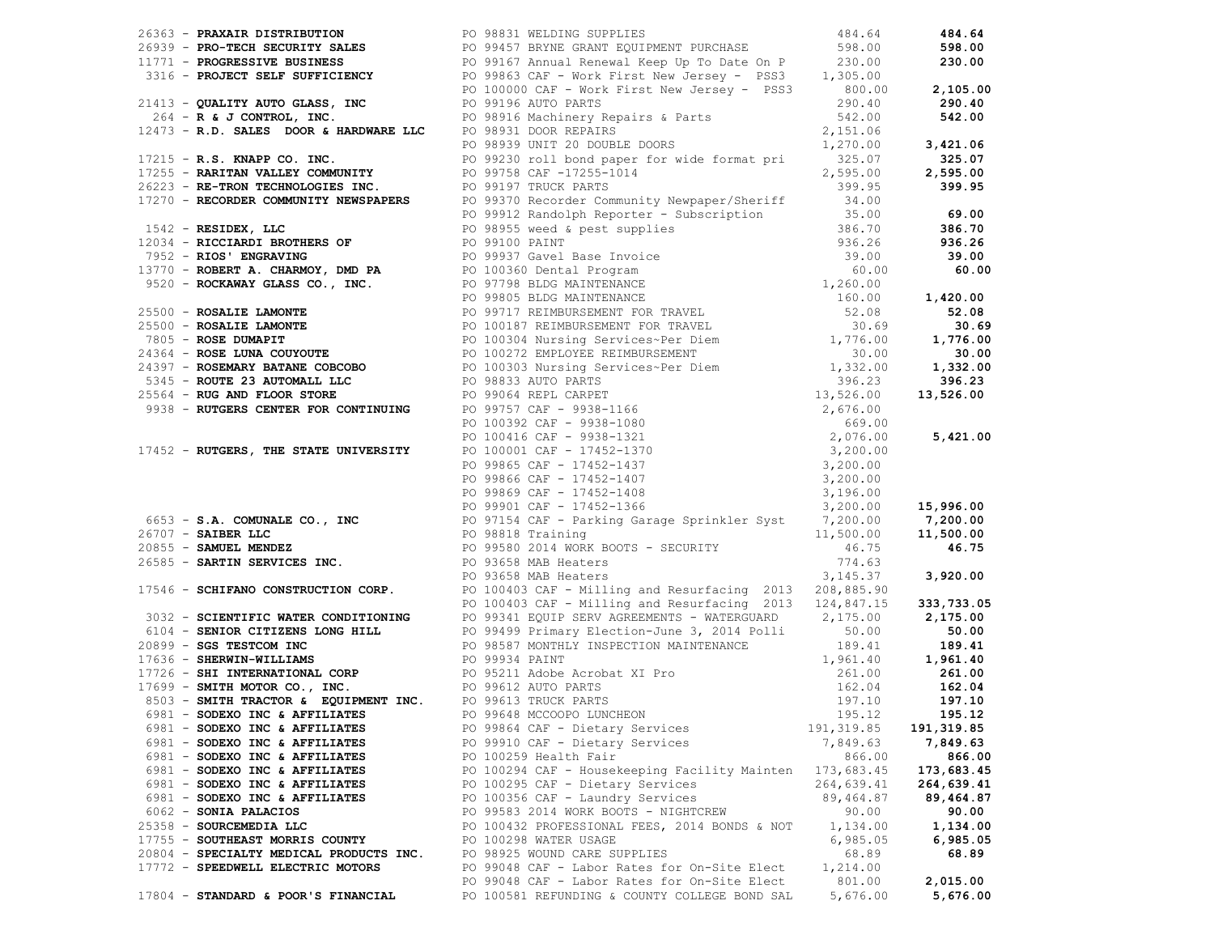| Vendor | PO / Description | Amount | Total |
|---|---|---|---|
| 26363 - **PRAXAIR DISTRIBUTION** | PO 98831 WELDING SUPPLIES | 484.64 | **484.64** |
| 26939 - **PRO-TECH SECURITY SALES** | PO 99457 BRYNE GRANT EQUIPMENT PURCHASE | 598.00 | **598.00** |
| 11771 - **PROGRESSIVE BUSINESS** | PO 99167 Annual Renewal Keep Up To Date On P | 230.00 | **230.00** |
| 3316 - **PROJECT SELF SUFFICIENCY** | PO 99863 CAF - Work First New Jersey - PSS3 | 1,305.00 | |
| | PO 100000 CAF - Work First New Jersey - PSS3 | 800.00 | **2,105.00** |
| 21413 - **QUALITY AUTO GLASS, INC** | PO 99196 AUTO PARTS | 290.40 | **290.40** |
| 264 - **R & J CONTROL, INC.** | PO 98916 Machinery Repairs & Parts | 542.00 | **542.00** |
| 12473 - **R.D. SALES DOOR & HARDWARE LLC** | PO 98931 DOOR REPAIRS | 2,151.06 | |
| | PO 98939 UNIT 20 DOUBLE DOORS | 1,270.00 | **3,421.06** |
| 17215 - **R.S. KNAPP CO. INC.** | PO 99230 roll bond paper for wide format pri | 325.07 | **325.07** |
| 17255 - **RARITAN VALLEY COMMUNITY** | PO 99758 CAF -17255-1014 | 2,595.00 | **2,595.00** |
| 26223 - **RE-TRON TECHNOLOGIES INC.** | PO 99197 TRUCK PARTS | 399.95 | **399.95** |
| 17270 - **RECORDER COMMUNITY NEWSPAPERS** | PO 99370 Recorder Community Newpaper/Sheriff | 34.00 | |
| | PO 99912 Randolph Reporter - Subscription | 35.00 | **69.00** |
| 1542 - **RESIDEX, LLC** | PO 98955 weed & pest supplies | 386.70 | **386.70** |
| 12034 - **RICCIARDI BROTHERS OF** | PO 99100 PAINT | 936.26 | **936.26** |
| 7952 - **RIOS' ENGRAVING** | PO 99937 Gavel Base Invoice | 39.00 | **39.00** |
| 13770 - **ROBERT A. CHARMOY, DMD PA** | PO 100360 Dental Program | 60.00 | **60.00** |
| 9520 - **ROCKAWAY GLASS CO., INC.** | PO 97798 BLDG MAINTENANCE | 1,260.00 | |
| | PO 99805 BLDG MAINTENANCE | 160.00 | **1,420.00** |
| 25500 - **ROSALIE LAMONTE** | PO 99717 REIMBURSEMENT FOR TRAVEL | 52.08 | **52.08** |
| 25500 - **ROSALIE LAMONTE** | PO 100187 REIMBURSEMENT FOR TRAVEL | 30.69 | **30.69** |
| 7805 - **ROSE DUMAPIT** | PO 100304 Nursing Services~Per Diem | 1,776.00 | **1,776.00** |
| 24364 - **ROSE LUNA COUYOUTE** | PO 100272 EMPLOYEE REIMBURSEMENT | 30.00 | **30.00** |
| 24397 - **ROSEMARY BATANE COBCOBO** | PO 100303 Nursing Services~Per Diem | 1,332.00 | **1,332.00** |
| 5345 - **ROUTE 23 AUTOMALL LLC** | PO 98833 AUTO PARTS | 396.23 | **396.23** |
| 25564 - **RUG AND FLOOR STORE** | PO 99064 REPL CARPET | 13,526.00 | **13,526.00** |
| 9938 - **RUTGERS CENTER FOR CONTINUING** | PO 99757 CAF - 9938-1166 | 2,676.00 | |
| | PO 100392 CAF - 9938-1080 | 669.00 | |
| | PO 100416 CAF - 9938-1321 | 2,076.00 | **5,421.00** |
| 17452 - **RUTGERS, THE STATE UNIVERSITY** | PO 100001 CAF - 17452-1370 | 3,200.00 | |
| | PO 99865 CAF - 17452-1437 | 3,200.00 | |
| | PO 99866 CAF - 17452-1407 | 3,200.00 | |
| | PO 99869 CAF - 17452-1408 | 3,196.00 | |
| | PO 99901 CAF - 17452-1366 | 3,200.00 | **15,996.00** |
| 6653 - **S.A. COMUNALE CO., INC** | PO 97154 CAF - Parking Garage Sprinkler Syst | 7,200.00 | **7,200.00** |
| 26707 - **SAIBER LLC** | PO 98818 Training | 11,500.00 | **11,500.00** |
| 20855 - **SAMUEL MENDEZ** | PO 99580 2014 WORK BOOTS - SECURITY | 46.75 | **46.75** |
| 26585 - **SARTIN SERVICES INC.** | PO 93658 MAB Heaters | 774.63 | |
| | PO 93658 MAB Heaters | 3,145.37 | **3,920.00** |
| 17546 - **SCHIFANO CONSTRUCTION CORP.** | PO 100403 CAF - Milling and Resurfacing 2013 | 208,885.90 | |
| | PO 100403 CAF - Milling and Resurfacing 2013 | 124,847.15 | **333,733.05** |
| 3032 - **SCIENTIFIC WATER CONDITIONING** | PO 99341 EQUIP SERV AGREEMENTS - WATERGUARD | 2,175.00 | **2,175.00** |
| 6104 - **SENIOR CITIZENS LONG HILL** | PO 99499 Primary Election-June 3, 2014 Polli | 50.00 | **50.00** |
| 20899 - **SGS TESTCOM INC** | PO 98587 MONTHLY INSPECTION MAINTENANCE | 189.41 | **189.41** |
| 17636 - **SHERWIN-WILLIAMS** | PO 99934 PAINT | 1,961.40 | **1,961.40** |
| 17726 - **SHI INTERNATIONAL CORP** | PO 95211 Adobe Acrobat XI Pro | 261.00 | **261.00** |
| 17699 - **SMITH MOTOR CO., INC.** | PO 99612 AUTO PARTS | 162.04 | **162.04** |
| 8503 - **SMITH TRACTOR & EQUIPMENT INC.** | PO 99613 TRUCK PARTS | 197.10 | **197.10** |
| 6981 - **SODEXO INC & AFFILIATES** | PO 99648 MCCOOPO LUNCHEON | 195.12 | **195.12** |
| 6981 - **SODEXO INC & AFFILIATES** | PO 99864 CAF - Dietary Services | 191,319.85 | **191,319.85** |
| 6981 - **SODEXO INC & AFFILIATES** | PO 99910 CAF - Dietary Services | 7,849.63 | **7,849.63** |
| 6981 - **SODEXO INC & AFFILIATES** | PO 100259 Health Fair | 866.00 | **866.00** |
| 6981 - **SODEXO INC & AFFILIATES** | PO 100294 CAF - Housekeeping Facility Mainten | 173,683.45 | **173,683.45** |
| 6981 - **SODEXO INC & AFFILIATES** | PO 100295 CAF - Dietary Services | 264,639.41 | **264,639.41** |
| 6981 - **SODEXO INC & AFFILIATES** | PO 100356 CAF - Laundry Services | 89,464.87 | **89,464.87** |
| 6062 - **SONIA PALACIOS** | PO 99583 2014 WORK BOOTS - NIGHTCREW | 90.00 | **90.00** |
| 25358 - **SOURCEMEDIA LLC** | PO 100432 PROFESSIONAL FEES, 2014 BONDS & NOT | 1,134.00 | **1,134.00** |
| 17755 - **SOUTHEAST MORRIS COUNTY** | PO 100298 WATER USAGE | 6,985.05 | **6,985.05** |
| 20804 - **SPECIALTY MEDICAL PRODUCTS INC.** | PO 98925 WOUND CARE SUPPLIES | 68.89 | **68.89** |
| 17772 - **SPEEDWELL ELECTRIC MOTORS** | PO 99048 CAF - Labor Rates for On-Site Elect | 1,214.00 | |
| | PO 99048 CAF - Labor Rates for On-Site Elect | 801.00 | **2,015.00** |
| 17804 - **STANDARD & POOR'S FINANCIAL** | PO 100581 REFUNDING & COUNTY COLLEGE BOND SAL | 5,676.00 | **5,676.00** |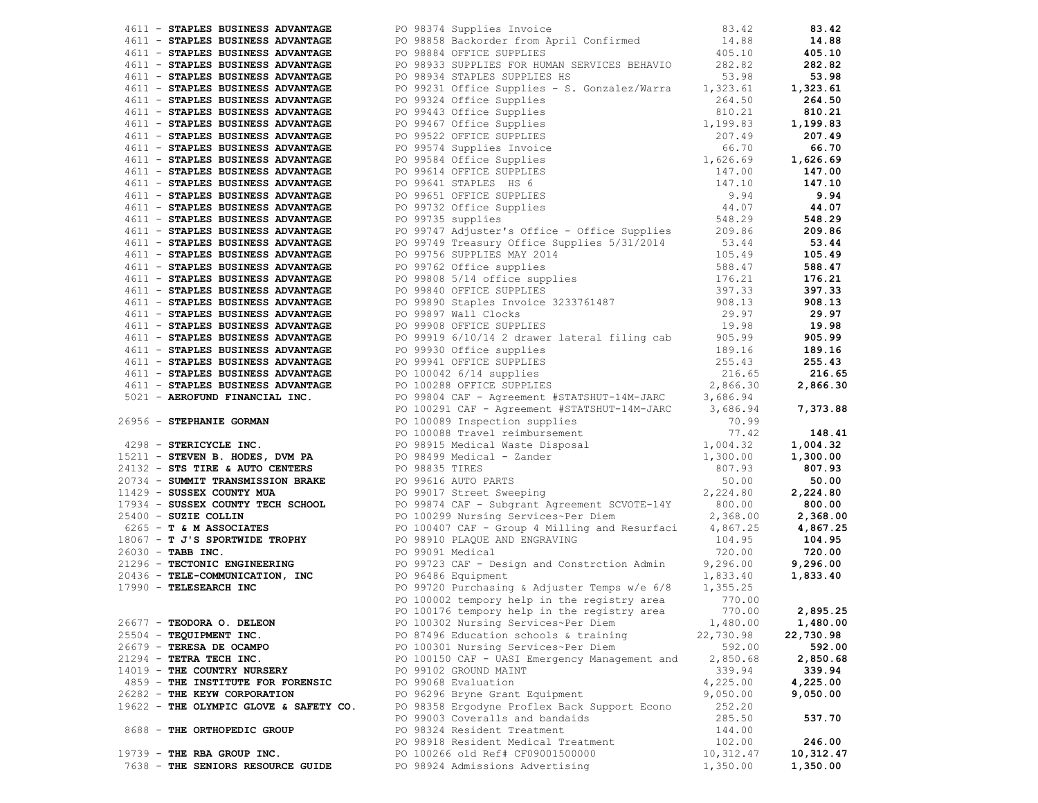| Vendor | Description | Amount | Total |
|---|---|---|---|
| 4611 - **STAPLES BUSINESS ADVANTAGE** | PO 98374 Supplies Invoice | 83.42 | **83.42** |
| 4611 - **STAPLES BUSINESS ADVANTAGE** | PO 98858 Backorder from April Confirmed | 14.88 | **14.88** |
| 4611 - **STAPLES BUSINESS ADVANTAGE** | PO 98884 OFFICE SUPPLIES | 405.10 | **405.10** |
| 4611 - **STAPLES BUSINESS ADVANTAGE** | PO 98933 SUPPLIES FOR HUMAN SERVICES BEHAVIO | 282.82 | **282.82** |
| 4611 - **STAPLES BUSINESS ADVANTAGE** | PO 98934 STAPLES SUPPLIES HS | 53.98 | **53.98** |
| 4611 - **STAPLES BUSINESS ADVANTAGE** | PO 99231 Office Supplies - S. Gonzalez/Warra | 1,323.61 | **1,323.61** |
| 4611 - **STAPLES BUSINESS ADVANTAGE** | PO 99324 Office Supplies | 264.50 | **264.50** |
| 4611 - **STAPLES BUSINESS ADVANTAGE** | PO 99443 Office Supplies | 810.21 | **810.21** |
| 4611 - **STAPLES BUSINESS ADVANTAGE** | PO 99467 Office Supplies | 1,199.83 | **1,199.83** |
| 4611 - **STAPLES BUSINESS ADVANTAGE** | PO 99522 OFFICE SUPPLIES | 207.49 | **207.49** |
| 4611 - **STAPLES BUSINESS ADVANTAGE** | PO 99574 Supplies Invoice | 66.70 | **66.70** |
| 4611 - **STAPLES BUSINESS ADVANTAGE** | PO 99584 Office Supplies | 1,626.69 | **1,626.69** |
| 4611 - **STAPLES BUSINESS ADVANTAGE** | PO 99614 OFFICE SUPPLIES | 147.00 | **147.00** |
| 4611 - **STAPLES BUSINESS ADVANTAGE** | PO 99641 STAPLES HS 6 | 147.10 | **147.10** |
| 4611 - **STAPLES BUSINESS ADVANTAGE** | PO 99651 OFFICE SUPPLIES | 9.94 | **9.94** |
| 4611 - **STAPLES BUSINESS ADVANTAGE** | PO 99732 Office Supplies | 44.07 | **44.07** |
| 4611 - **STAPLES BUSINESS ADVANTAGE** | PO 99735 supplies | 548.29 | **548.29** |
| 4611 - **STAPLES BUSINESS ADVANTAGE** | PO 99747 Adjuster's Office - Office Supplies | 209.86 | **209.86** |
| 4611 - **STAPLES BUSINESS ADVANTAGE** | PO 99749 Treasury Office Supplies 5/31/2014 | 53.44 | **53.44** |
| 4611 - **STAPLES BUSINESS ADVANTAGE** | PO 99756 SUPPLIES MAY 2014 | 105.49 | **105.49** |
| 4611 - **STAPLES BUSINESS ADVANTAGE** | PO 99762 Office supplies | 588.47 | **588.47** |
| 4611 - **STAPLES BUSINESS ADVANTAGE** | PO 99808 5/14 office supplies | 176.21 | **176.21** |
| 4611 - **STAPLES BUSINESS ADVANTAGE** | PO 99840 OFFICE SUPPLIES | 397.33 | **397.33** |
| 4611 - **STAPLES BUSINESS ADVANTAGE** | PO 99890 Staples Invoice 3233761487 | 908.13 | **908.13** |
| 4611 - **STAPLES BUSINESS ADVANTAGE** | PO 99897 Wall Clocks | 29.97 | **29.97** |
| 4611 - **STAPLES BUSINESS ADVANTAGE** | PO 99908 OFFICE SUPPLIES | 19.98 | **19.98** |
| 4611 - **STAPLES BUSINESS ADVANTAGE** | PO 99919 6/10/14 2 drawer lateral filing cab | 905.99 | **905.99** |
| 4611 - **STAPLES BUSINESS ADVANTAGE** | PO 99930 Office supplies | 189.16 | **189.16** |
| 4611 - **STAPLES BUSINESS ADVANTAGE** | PO 99941 OFFICE SUPPLIES | 255.43 | **255.43** |
| 4611 - **STAPLES BUSINESS ADVANTAGE** | PO 100042 6/14 supplies | 216.65 | **216.65** |
| 4611 - **STAPLES BUSINESS ADVANTAGE** | PO 100288 OFFICE SUPPLIES | 2,866.30 | **2,866.30** |
| 5021 - **AEROFUND FINANCIAL INC.** | PO 99804 CAF - Agreement #STATSHUT-14M-JARC | 3,686.94 | |
| | PO 100291 CAF - Agreement #STATSHUT-14M-JARC | 3,686.94 | **7,373.88** |
| 26956 - **STEPHANIE GORMAN** | PO 100089 Inspection supplies | 70.99 | |
| | PO 100088 Travel reimbursement | 77.42 | **148.41** |
| 4298 - **STERICYCLE INC.** | PO 98915 Medical Waste Disposal | 1,004.32 | **1,004.32** |
| 15211 - **STEVEN B. HODES, DVM PA** | PO 98499 Medical - Zander | 1,300.00 | **1,300.00** |
| 24132 - **STS TIRE & AUTO CENTERS** | PO 98835 TIRES | 807.93 | **807.93** |
| 20734 - **SUMMIT TRANSMISSION BRAKE** | PO 99616 AUTO PARTS | 50.00 | **50.00** |
| 11429 - **SUSSEX COUNTY MUA** | PO 99017 Street Sweeping | 2,224.80 | **2,224.80** |
| 17934 - **SUSSEX COUNTY TECH SCHOOL** | PO 99874 CAF - Subgrant Agreement SCVOTE-14Y | 800.00 | **800.00** |
| 25400 - **SUZIE COLLIN** | PO 100299 Nursing Services~Per Diem | 2,368.00 | **2,368.00** |
| 6265 - **T & M ASSOCIATES** | PO 100407 CAF - Group 4 Milling and Resurfaci | 4,867.25 | **4,867.25** |
| 18067 - **T J'S SPORTWIDE TROPHY** | PO 98910 PLAQUE AND ENGRAVING | 104.95 | **104.95** |
| 26030 - **TABB INC.** | PO 99091 Medical | 720.00 | **720.00** |
| 21296 - **TECTONIC ENGINEERING** | PO 99723 CAF - Design and Constrction Admin | 9,296.00 | **9,296.00** |
| 20436 - **TELE-COMMUNICATION, INC** | PO 96486 Equipment | 1,833.40 | **1,833.40** |
| 17990 - **TELESEARCH INC** | PO 99720 Purchasing & Adjuster Temps w/e 6/8 | 1,355.25 | |
| | PO 100002 tempory help in the registry area | 770.00 | |
| | PO 100176 tempory help in the registry area | 770.00 | **2,895.25** |
| 26677 - **TEODORA O. DELEON** | PO 100302 Nursing Services~Per Diem | 1,480.00 | **1,480.00** |
| 25504 - **TEQUIPMENT INC.** | PO 87496 Education schools & training | 22,730.98 | **22,730.98** |
| 26679 - **TERESA DE OCAMPO** | PO 100301 Nursing Services~Per Diem | 592.00 | **592.00** |
| 21294 - **TETRA TECH INC.** | PO 100150 CAF - UASI Emergency Management and | 2,850.68 | **2,850.68** |
| 14019 - **THE COUNTRY NURSERY** | PO 99102 GROUND MAINT | 339.94 | **339.94** |
| 4859 - **THE INSTITUTE FOR FORENSIC** | PO 99068 Evaluation | 4,225.00 | **4,225.00** |
| 26282 - **THE KEYW CORPORATION** | PO 96296 Bryne Grant Equipment | 9,050.00 | **9,050.00** |
| 19622 - **THE OLYMPIC GLOVE & SAFETY CO.** | PO 98358 Ergodyne Proflex Back Support Econo | 252.20 | |
| | PO 99003 Coveralls and bandaids | 285.50 | **537.70** |
| 8688 - **THE ORTHOPEDIC GROUP** | PO 98324 Resident Treatment | 144.00 | |
| | PO 98918 Resident Medical Treatment | 102.00 | **246.00** |
| 19739 - **THE RBA GROUP INC.** | PO 100266 old Ref# CF09001500000 | 10,312.47 | **10,312.47** |
| 7638 - **THE SENIORS RESOURCE GUIDE** | PO 98924 Admissions Advertising | 1,350.00 | **1,350.00** |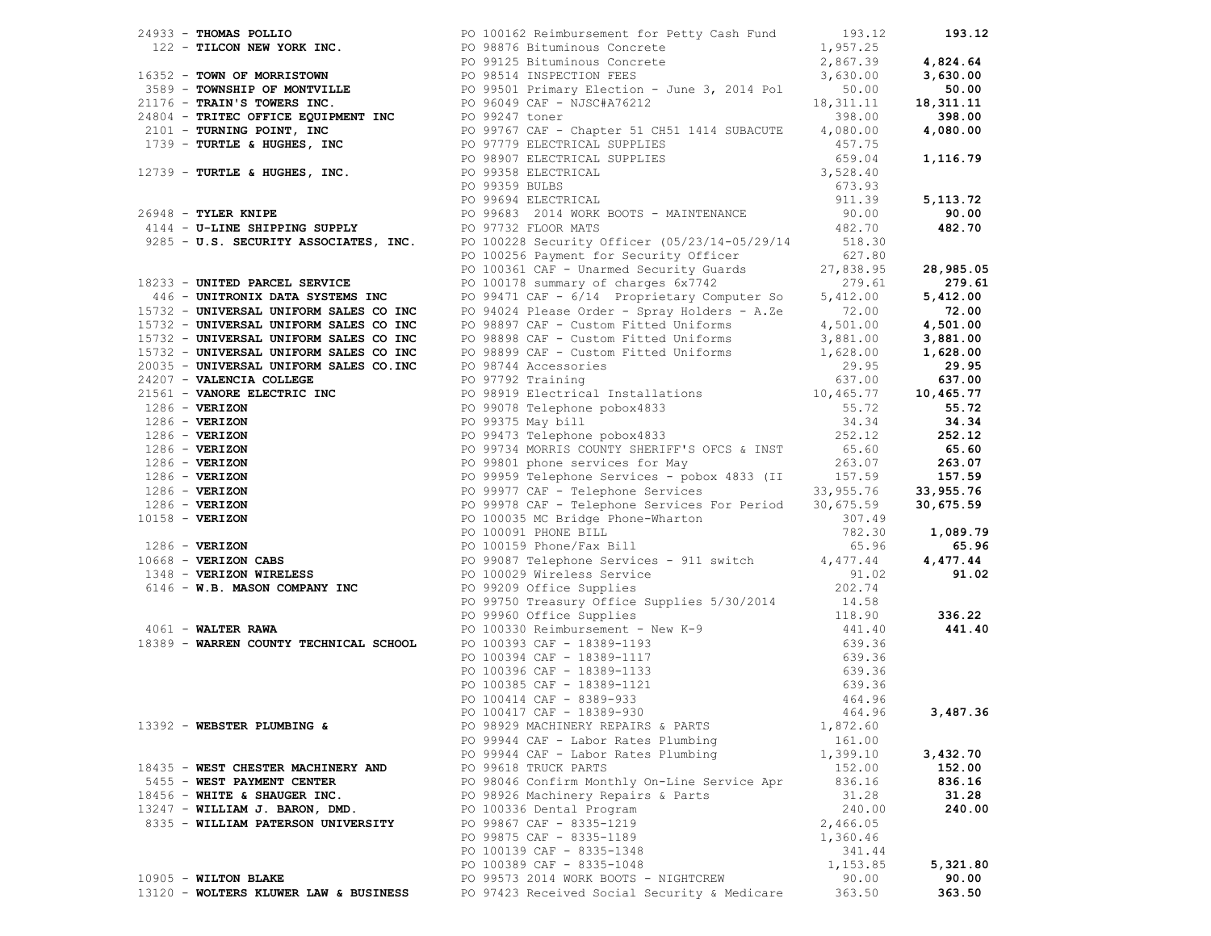| Vendor | Description | Amount | Total |
|---|---|---|---|
| 24933 - **THOMAS POLLIO** | PO 100162 Reimbursement for Petty Cash Fund | 193.12 | **193.12** |
| 122 - **TILCON NEW YORK INC.** | PO 98876 Bituminous Concrete | 1,957.25 | |
| | PO 99125 Bituminous Concrete | 2,867.39 | **4,824.64** |
| 16352 - **TOWN OF MORRISTOWN** | PO 98514 INSPECTION FEES | 3,630.00 | **3,630.00** |
| 3589 - **TOWNSHIP OF MONTVILLE** | PO 99501 Primary Election - June 3, 2014 Pol | 50.00 | **50.00** |
| 21176 - **TRAIN'S TOWERS INC.** | PO 96049 CAF - NJSC#A76212 | 18,311.11 | **18,311.11** |
| 24804 - **TRITEC OFFICE EQUIPMENT INC** | PO 99247 toner | 398.00 | **398.00** |
| 2101 - **TURNING POINT, INC** | PO 99767 CAF - Chapter 51 CH51 1414 SUBACUTE | 4,080.00 | **4,080.00** |
| 1739 - **TURTLE & HUGHES, INC** | PO 97779 ELECTRICAL SUPPLIES | 457.75 | |
| | PO 98907 ELECTRICAL SUPPLIES | 659.04 | **1,116.79** |
| 12739 - **TURTLE & HUGHES, INC.** | PO 99358 ELECTRICAL | 3,528.40 | |
| | PO 99359 BULBS | 673.93 | |
| | PO 99694 ELECTRICAL | 911.39 | **5,113.72** |
| 26948 - **TYLER KNIPE** | PO 99683 2014 WORK BOOTS - MAINTENANCE | 90.00 | **90.00** |
| 4144 - **U-LINE SHIPPING SUPPLY** | PO 97732 FLOOR MATS | 482.70 | **482.70** |
| 9285 - **U.S. SECURITY ASSOCIATES, INC.** | PO 100228 Security Officer (05/23/14-05/29/14 | 518.30 | |
| | PO 100256 Payment for Security Officer | 627.80 | |
| | PO 100361 CAF - Unarmed Security Guards | 27,838.95 | **28,985.05** |
| 18233 - **UNITED PARCEL SERVICE** | PO 100178 summary of charges 6x7742 | 279.61 | **279.61** |
| 446 - **UNITRONIX DATA SYSTEMS INC** | PO 99471 CAF - 6/14 Proprietary Computer So | 5,412.00 | **5,412.00** |
| 15732 - **UNIVERSAL UNIFORM SALES CO INC** | PO 94024 Please Order - Spray Holders - A.Ze | 72.00 | **72.00** |
| 15732 - **UNIVERSAL UNIFORM SALES CO INC** | PO 98897 CAF - Custom Fitted Uniforms | 4,501.00 | **4,501.00** |
| 15732 - **UNIVERSAL UNIFORM SALES CO INC** | PO 98898 CAF - Custom Fitted Uniforms | 3,881.00 | **3,881.00** |
| 15732 - **UNIVERSAL UNIFORM SALES CO INC** | PO 98899 CAF - Custom Fitted Uniforms | 1,628.00 | **1,628.00** |
| 20035 - **UNIVERSAL UNIFORM SALES CO.INC** | PO 98744 Accessories | 29.95 | **29.95** |
| 24207 - **VALENCIA COLLEGE** | PO 97792 Training | 637.00 | **637.00** |
| 21561 - **VANORE ELECTRIC INC** | PO 98919 Electrical Installations | 10,465.77 | **10,465.77** |
| 1286 - **VERIZON** | PO 99078 Telephone pobox4833 | 55.72 | **55.72** |
| 1286 - **VERIZON** | PO 99375 May bill | 34.34 | **34.34** |
| 1286 - **VERIZON** | PO 99473 Telephone pobox4833 | 252.12 | **252.12** |
| 1286 - **VERIZON** | PO 99734 MORRIS COUNTY SHERIFF'S OFCS & INST | 65.60 | **65.60** |
| 1286 - **VERIZON** | PO 99801 phone services for May | 263.07 | **263.07** |
| 1286 - **VERIZON** | PO 99959 Telephone Services - pobox 4833 (II | 157.59 | **157.59** |
| 1286 - **VERIZON** | PO 99977 CAF - Telephone Services | 33,955.76 | **33,955.76** |
| 1286 - **VERIZON** | PO 99978 CAF - Telephone Services For Period | 30,675.59 | **30,675.59** |
| 10158 - **VERIZON** | PO 100035 MC Bridge Phone-Wharton | 307.49 | |
| | PO 100091 PHONE BILL | 782.30 | **1,089.79** |
| 1286 - **VERIZON** | PO 100159 Phone/Fax Bill | 65.96 | **65.96** |
| 10668 - **VERIZON CABS** | PO 99087 Telephone Services - 911 switch | 4,477.44 | **4,477.44** |
| 1348 - **VERIZON WIRELESS** | PO 100029 Wireless Service | 91.02 | **91.02** |
| 6146 - **W.B. MASON COMPANY INC** | PO 99209 Office Supplies | 202.74 | |
| | PO 99750 Treasury Office Supplies 5/30/2014 | 14.58 | |
| | PO 99960 Office Supplies | 118.90 | **336.22** |
| 4061 - **WALTER RAWA** | PO 100330 Reimbursement - New K-9 | 441.40 | **441.40** |
| 18389 - **WARREN COUNTY TECHNICAL SCHOOL** | PO 100393 CAF - 18389-1193 | 639.36 | |
| | PO 100394 CAF - 18389-1117 | 639.36 | |
| | PO 100396 CAF - 18389-1133 | 639.36 | |
| | PO 100385 CAF - 18389-1121 | 639.36 | |
| | PO 100414 CAF - 8389-933 | 464.96 | |
| | PO 100417 CAF - 18389-930 | 464.96 | **3,487.36** |
| 13392 - **WEBSTER PLUMBING &** | PO 98929 MACHINERY REPAIRS & PARTS | 1,872.60 | |
| | PO 99944 CAF - Labor Rates Plumbing | 161.00 | |
| | PO 99944 CAF - Labor Rates Plumbing | 1,399.10 | **3,432.70** |
| 18435 - **WEST CHESTER MACHINERY AND** | PO 99618 TRUCK PARTS | 152.00 | **152.00** |
| 5455 - **WEST PAYMENT CENTER** | PO 98046 Confirm Monthly On-Line Service Apr | 836.16 | **836.16** |
| 18456 - **WHITE & SHAUGER INC.** | PO 98926 Machinery Repairs & Parts | 31.28 | **31.28** |
| 13247 - **WILLIAM J. BARON, DMD.** | PO 100336 Dental Program | 240.00 | **240.00** |
| 8335 - **WILLIAM PATERSON UNIVERSITY** | PO 99867 CAF - 8335-1219 | 2,466.05 | |
| | PO 99875 CAF - 8335-1189 | 1,360.46 | |
| | PO 100139 CAF - 8335-1348 | 341.44 | |
| | PO 100389 CAF - 8335-1048 | 1,153.85 | **5,321.80** |
| 10905 - **WILTON BLAKE** | PO 99573 2014 WORK BOOTS - NIGHTCREW | 90.00 | **90.00** |
| 13120 - **WOLTERS KLUWER LAW & BUSINESS** | PO 97423 Received Social Security & Medicare | 363.50 | **363.50** |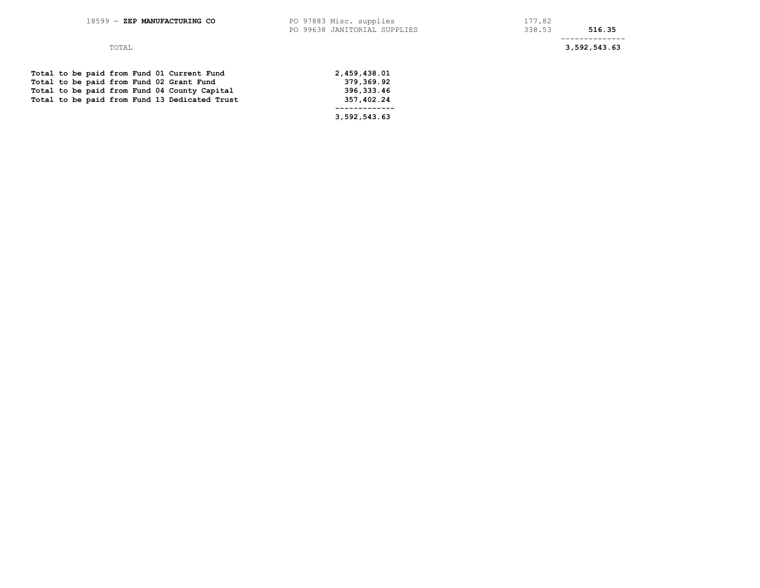| Vendor | Description | Amount | Total |
| --- | --- | --- | --- |
| 18599 - **ZEP MANUFACTURING CO** | PO 97883 Misc. supplies | 177.82 | |
| | PO 99638 JANITORIAL SUPPLIES | 338.53 | **516.35** |
| TOTAL | | | **3,592,543.63** |

| | |
| --- | --- |
| **Total to be paid from Fund 01 Current Fund** | **2,459,438.01** |
| **Total to be paid from Fund 02 Grant Fund** | **379,369.92** |
| **Total to be paid from Fund 04 County Capital** | **396,333.46** |
| **Total to be paid from Fund 13 Dedicated Trust** | **357,402.24** |
| | **3,592,543.63** |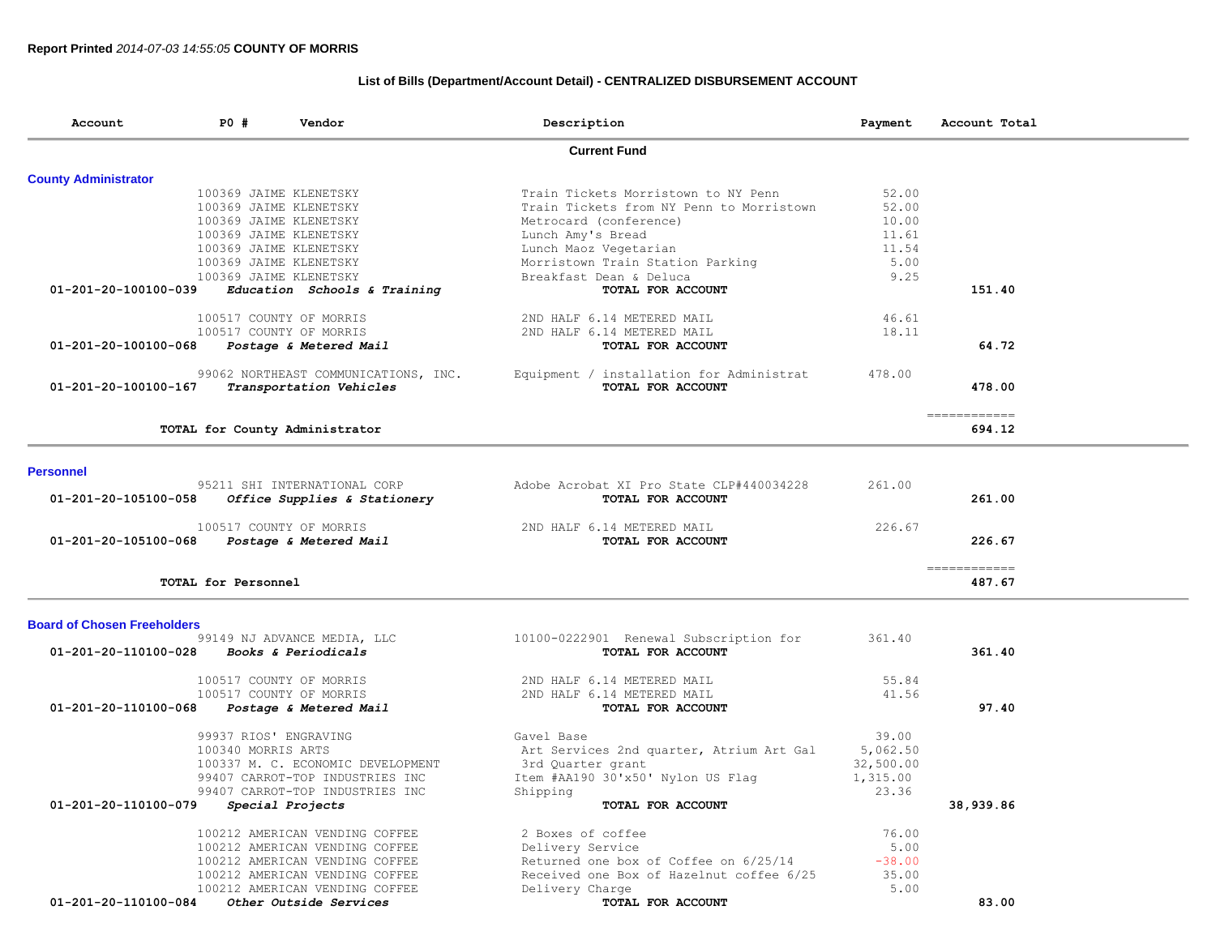**Report Printed** *2014-07-03 14:55:05* **COUNTY OF MORRIS**

## List of Bills (Department/Account Detail) - CENTRALIZED DISBURSEMENT ACCOUNT

| Account | PO # | Vendor | Description | Payment | Account Total |
|---|---|---|---|---|---|
| | | | **Current Fund** | | |
| **County Administrator** | | | | | |
| | 100369 | JAIME KLENETSKY | Train Tickets Morristown to NY Penn | 52.00 | |
| | 100369 | JAIME KLENETSKY | Train Tickets from NY Penn to Morristown | 52.00 | |
| | 100369 | JAIME KLENETSKY | Metrocard (conference) | 10.00 | |
| | 100369 | JAIME KLENETSKY | Lunch Amy's Bread | 11.61 | |
| | 100369 | JAIME KLENETSKY | Lunch Maoz Vegetarian | 11.54 | |
| | 100369 | JAIME KLENETSKY | Morristown Train Station Parking | 5.00 | |
| | 100369 | JAIME KLENETSKY | Breakfast Dean & Deluca | 9.25 | |
| 01-201-20-100100-039 | | *Education Schools & Training* | TOTAL FOR ACCOUNT | | 151.40 |
| | 100517 | COUNTY OF MORRIS | 2ND HALF 6.14 METERED MAIL | 46.61 | |
| | 100517 | COUNTY OF MORRIS | 2ND HALF 6.14 METERED MAIL | 18.11 | |
| 01-201-20-100100-068 | | *Postage & Metered Mail* | TOTAL FOR ACCOUNT | | 64.72 |
| | 99062 | NORTHEAST COMMUNICATIONS, INC. | Equipment / installation for Administrat | 478.00 | |
| 01-201-20-100100-167 | | *Transportation Vehicles* | TOTAL FOR ACCOUNT | | 478.00 |
| | | | | | ============ |
| | | **TOTAL for County Administrator** | | | 694.12 |
| **Personnel** | | | | | |
| | 95211 | SHI INTERNATIONAL CORP | Adobe Acrobat XI Pro State CLP#440034228 | 261.00 | |
| 01-201-20-105100-058 | | *Office Supplies & Stationery* | TOTAL FOR ACCOUNT | | 261.00 |
| | 100517 | COUNTY OF MORRIS | 2ND HALF 6.14 METERED MAIL | 226.67 | |
| 01-201-20-105100-068 | | *Postage & Metered Mail* | TOTAL FOR ACCOUNT | | 226.67 |
| | | | | | ============ |
| | | **TOTAL for Personnel** | | | 487.67 |
| **Board of Chosen Freeholders** | | | | | |
| | 99149 | NJ ADVANCE MEDIA, LLC | 10100-0222901 Renewal Subscription for | 361.40 | |
| 01-201-20-110100-028 | | *Books & Periodicals* | TOTAL FOR ACCOUNT | | 361.40 |
| | 100517 | COUNTY OF MORRIS | 2ND HALF 6.14 METERED MAIL | 55.84 | |
| | 100517 | COUNTY OF MORRIS | 2ND HALF 6.14 METERED MAIL | 41.56 | |
| 01-201-20-110100-068 | | *Postage & Metered Mail* | TOTAL FOR ACCOUNT | | 97.40 |
| | 99937 | RIOS' ENGRAVING | Gavel Base | 39.00 | |
| | 100340 | MORRIS ARTS | Art Services 2nd quarter, Atrium Art Gal | 5,062.50 | |
| | 100337 | M. C. ECONOMIC DEVELOPMENT | 3rd Quarter grant | 32,500.00 | |
| | 99407 | CARROT-TOP INDUSTRIES INC | Item #AA190 30'x50' Nylon US Flag | 1,315.00 | |
| | 99407 | CARROT-TOP INDUSTRIES INC | Shipping | 23.36 | |
| 01-201-20-110100-079 | | *Special Projects* | TOTAL FOR ACCOUNT | | 38,939.86 |
| | 100212 | AMERICAN VENDING COFFEE | 2 Boxes of coffee | 76.00 | |
| | 100212 | AMERICAN VENDING COFFEE | Delivery Service | 5.00 | |
| | 100212 | AMERICAN VENDING COFFEE | Returned one box of Coffee on 6/25/14 | -38.00 | |
| | 100212 | AMERICAN VENDING COFFEE | Received one Box of Hazelnut coffee 6/25 | 35.00 | |
| | 100212 | AMERICAN VENDING COFFEE | Delivery Charge | 5.00 | |
| 01-201-20-110100-084 | | *Other Outside Services* | TOTAL FOR ACCOUNT | | 83.00 |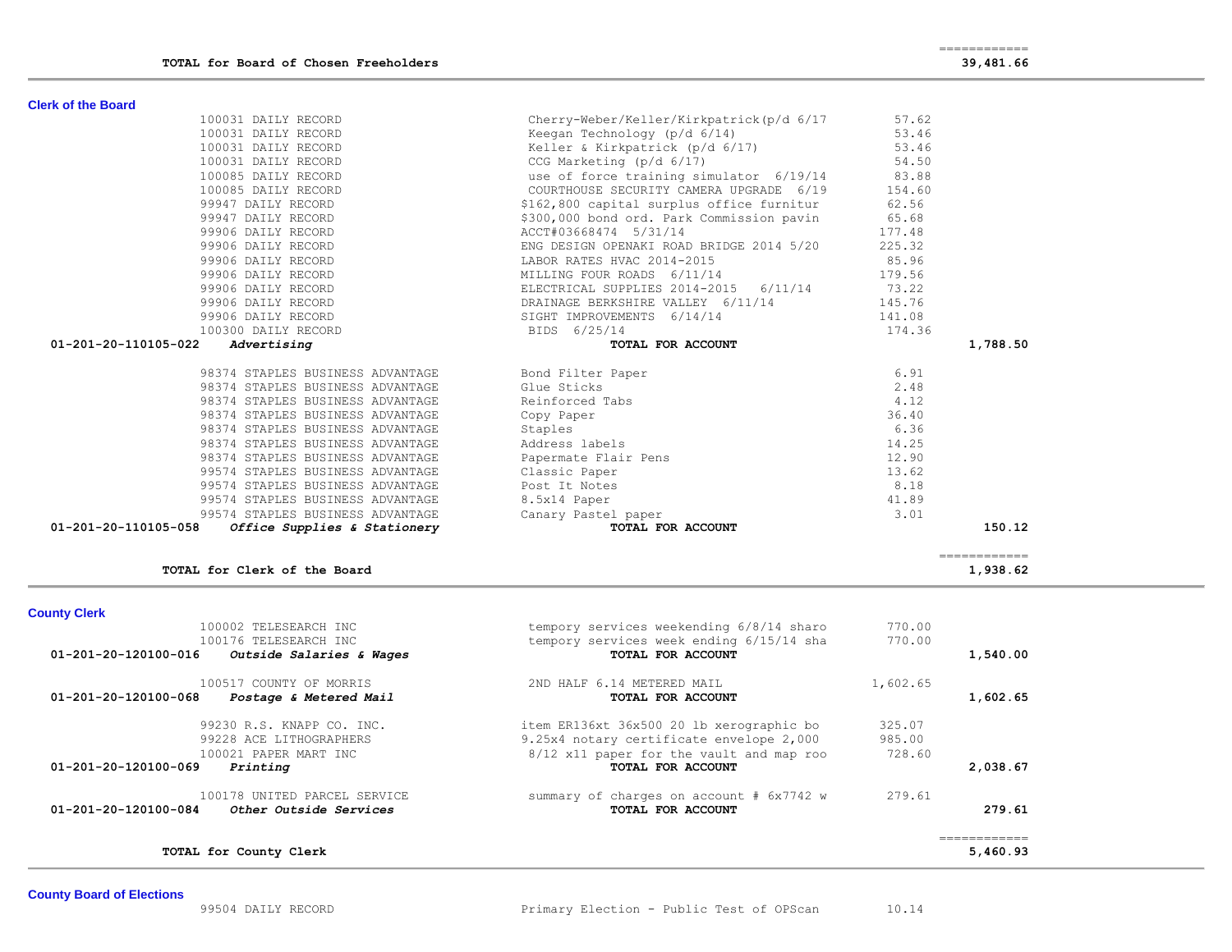| | | | |
|---|---|---|---|
| **TOTAL for Board of Chosen Freeholders** | | | 39,481.66 |

## Clerk of the Board

| Vendor | Description | Amount | Total |
|---|---|---|---|
| 100031 DAILY RECORD | Cherry-Weber/Keller/Kirkpatrick(p/d 6/17 | 57.62 | |
| 100031 DAILY RECORD | Keegan Technology (p/d 6/14) | 53.46 | |
| 100031 DAILY RECORD | Keller & Kirkpatrick (p/d 6/17) | 53.46 | |
| 100031 DAILY RECORD | CCG Marketing (p/d 6/17) | 54.50 | |
| 100085 DAILY RECORD | use of force training simulator 6/19/14 | 83.88 | |
| 100085 DAILY RECORD | COURTHOUSE SECURITY CAMERA UPGRADE 6/19 | 154.60 | |
| 99947 DAILY RECORD | $162,800 capital surplus office furnitur | 62.56 | |
| 99947 DAILY RECORD | $300,000 bond ord. Park Commission pavin | 65.68 | |
| 99906 DAILY RECORD | ACCT#03668474 5/31/14 | 177.48 | |
| 99906 DAILY RECORD | ENG DESIGN OPENAKI ROAD BRIDGE 2014 5/20 | 225.32 | |
| 99906 DAILY RECORD | LABOR RATES HVAC 2014-2015 | 85.96 | |
| 99906 DAILY RECORD | MILLING FOUR ROADS 6/11/14 | 179.56 | |
| 99906 DAILY RECORD | ELECTRICAL SUPPLIES 2014-2015 6/11/14 | 73.22 | |
| 99906 DAILY RECORD | DRAINAGE BERKSHIRE VALLEY 6/11/14 | 145.76 | |
| 99906 DAILY RECORD | SIGHT IMPROVEMENTS 6/14/14 | 141.08 | |
| 100300 DAILY RECORD | BIDS 6/25/14 | 174.36 | |
| **01-201-20-110105-022** ***Advertising*** | **TOTAL FOR ACCOUNT** | | **1,788.50** |
| 98374 STAPLES BUSINESS ADVANTAGE | Bond Filter Paper | 6.91 | |
| 98374 STAPLES BUSINESS ADVANTAGE | Glue Sticks | 2.48 | |
| 98374 STAPLES BUSINESS ADVANTAGE | Reinforced Tabs | 4.12 | |
| 98374 STAPLES BUSINESS ADVANTAGE | Copy Paper | 36.40 | |
| 98374 STAPLES BUSINESS ADVANTAGE | Staples | 6.36 | |
| 98374 STAPLES BUSINESS ADVANTAGE | Address labels | 14.25 | |
| 98374 STAPLES BUSINESS ADVANTAGE | Papermate Flair Pens | 12.90 | |
| 99574 STAPLES BUSINESS ADVANTAGE | Classic Paper | 13.62 | |
| 99574 STAPLES BUSINESS ADVANTAGE | Post It Notes | 8.18 | |
| 99574 STAPLES BUSINESS ADVANTAGE | 8.5x14 Paper | 41.89 | |
| 99574 STAPLES BUSINESS ADVANTAGE | Canary Pastel paper | 3.01 | |
| **01-201-20-110105-058** ***Office Supplies & Stationery*** | **TOTAL FOR ACCOUNT** | | **150.12** |
| **TOTAL for Clerk of the Board** | | | **1,938.62** |

## County Clerk

| Vendor | Description | Amount | Total |
|---|---|---|---|
| 100002 TELESEARCH INC | tempory services weekending 6/8/14 sharo | 770.00 | |
| 100176 TELESEARCH INC | tempory services week ending 6/15/14 sha | 770.00 | |
| **01-201-20-120100-016** ***Outside Salaries & Wages*** | **TOTAL FOR ACCOUNT** | | **1,540.00** |
| 100517 COUNTY OF MORRIS | 2ND HALF 6.14 METERED MAIL | 1,602.65 | |
| **01-201-20-120100-068** ***Postage & Metered Mail*** | **TOTAL FOR ACCOUNT** | | **1,602.65** |
| 99230 R.S. KNAPP CO. INC. | item ER136xt 36x500 20 lb xerographic bo | 325.07 | |
| 99228 ACE LITHOGRAPHERS | 9.25x4 notary certificate envelope 2,000 | 985.00 | |
| 100021 PAPER MART INC | 8/12 x11 paper for the vault and map roo | 728.60 | |
| **01-201-20-120100-069** ***Printing*** | **TOTAL FOR ACCOUNT** | | **2,038.67** |
| 100178 UNITED PARCEL SERVICE | summary of charges on account # 6x7742 w | 279.61 | |
| **01-201-20-120100-084** ***Other Outside Services*** | **TOTAL FOR ACCOUNT** | | **279.61** |
| **TOTAL for County Clerk** | | | **5,460.93** |

## County Board of Elections

| Vendor | Description | Amount | Total |
|---|---|---|---|
| 99504 DAILY RECORD | Primary Election - Public Test of OPScan | 10.14 | |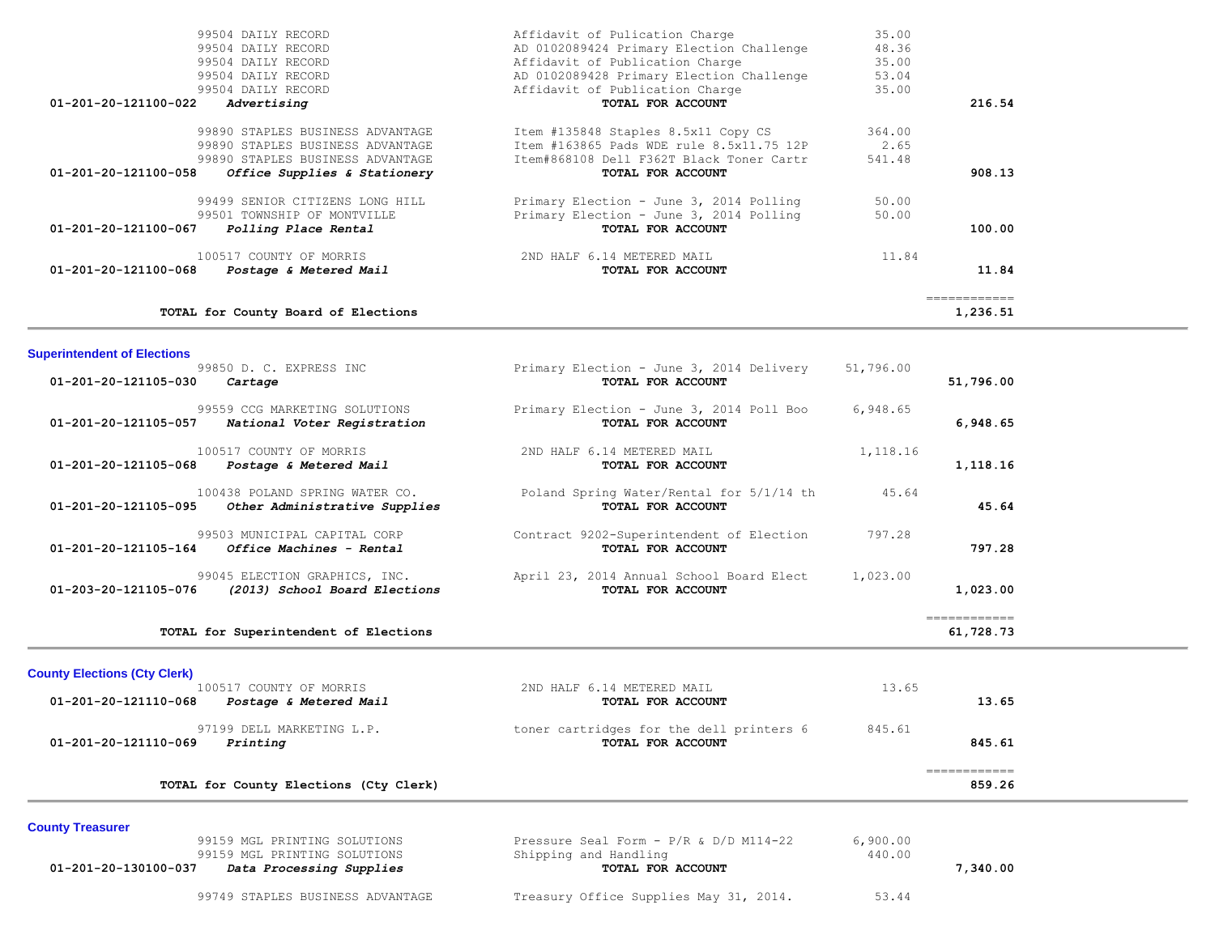| Account | Vendor / Description | Item Description | Amount | Total |
|---|---|---|---|---|
| | 99504 DAILY RECORD | Affidavit of Pulication Charge | 35.00 | |
| | 99504 DAILY RECORD | AD 0102089424 Primary Election Challenge | 48.36 | |
| | 99504 DAILY RECORD | Affidavit of Publication Charge | 35.00 | |
| | 99504 DAILY RECORD | AD 0102089428 Primary Election Challenge | 53.04 | |
| | 99504 DAILY RECORD | Affidavit of Publication Charge | 35.00 | |
| **01-201-20-121100-022** | ***Advertising*** | **TOTAL FOR ACCOUNT** | | **216.54** |
| | 99890 STAPLES BUSINESS ADVANTAGE | Item #135848 Staples 8.5x11 Copy CS | 364.00 | |
| | 99890 STAPLES BUSINESS ADVANTAGE | Item #163865 Pads WDE rule 8.5x11.75 12P | 2.65 | |
| | 99890 STAPLES BUSINESS ADVANTAGE | Item#868108 Dell F362T Black Toner Cartr | 541.48 | |
| **01-201-20-121100-058** | ***Office Supplies & Stationery*** | **TOTAL FOR ACCOUNT** | | **908.13** |
| | 99499 SENIOR CITIZENS LONG HILL | Primary Election - June 3, 2014 Polling | 50.00 | |
| | 99501 TOWNSHIP OF MONTVILLE | Primary Election - June 3, 2014 Polling | 50.00 | |
| **01-201-20-121100-067** | ***Polling Place Rental*** | **TOTAL FOR ACCOUNT** | | **100.00** |
| | 100517 COUNTY OF MORRIS | 2ND HALF 6.14 METERED MAIL | 11.84 | |
| **01-201-20-121100-068** | ***Postage & Metered Mail*** | **TOTAL FOR ACCOUNT** | | **11.84** |
| | **TOTAL for County Board of Elections** | | | **1,236.51** |

## Superintendent of Elections

| Account | Vendor / Description | Item Description | Amount | Total |
|---|---|---|---|---|
| | 99850 D. C. EXPRESS INC | Primary Election - June 3, 2014 Delivery | 51,796.00 | |
| **01-201-20-121105-030** | ***Cartage*** | **TOTAL FOR ACCOUNT** | | **51,796.00** |
| | 99559 CCG MARKETING SOLUTIONS | Primary Election - June 3, 2014 Poll Boo | 6,948.65 | |
| **01-201-20-121105-057** | ***National Voter Registration*** | **TOTAL FOR ACCOUNT** | | **6,948.65** |
| | 100517 COUNTY OF MORRIS | 2ND HALF 6.14 METERED MAIL | 1,118.16 | |
| **01-201-20-121105-068** | ***Postage & Metered Mail*** | **TOTAL FOR ACCOUNT** | | **1,118.16** |
| | 100438 POLAND SPRING WATER CO. | Poland Spring Water/Rental for 5/1/14 th | 45.64 | |
| **01-201-20-121105-095** | ***Other Administrative Supplies*** | **TOTAL FOR ACCOUNT** | | **45.64** |
| | 99503 MUNICIPAL CAPITAL CORP | Contract 9202-Superintendent of Election | 797.28 | |
| **01-201-20-121105-164** | ***Office Machines - Rental*** | **TOTAL FOR ACCOUNT** | | **797.28** |
| | 99045 ELECTION GRAPHICS, INC. | April 23, 2014 Annual School Board Elect | 1,023.00 | |
| **01-203-20-121105-076** | ***(2013) School Board Elections*** | **TOTAL FOR ACCOUNT** | | **1,023.00** |
| | **TOTAL for Superintendent of Elections** | | | **61,728.73** |

## County Elections (Cty Clerk)

| Account | Vendor / Description | Item Description | Amount | Total |
|---|---|---|---|---|
| | 100517 COUNTY OF MORRIS | 2ND HALF 6.14 METERED MAIL | 13.65 | |
| **01-201-20-121110-068** | ***Postage & Metered Mail*** | **TOTAL FOR ACCOUNT** | | **13.65** |
| | 97199 DELL MARKETING L.P. | toner cartridges for the dell printers 6 | 845.61 | |
| **01-201-20-121110-069** | ***Printing*** | **TOTAL FOR ACCOUNT** | | **845.61** |
| | **TOTAL for County Elections (Cty Clerk)** | | | **859.26** |

## County Treasurer

| Account | Vendor / Description | Item Description | Amount | Total |
|---|---|---|---|---|
| | 99159 MGL PRINTING SOLUTIONS | Pressure Seal Form - P/R & D/D M114-22 | 6,900.00 | |
| | 99159 MGL PRINTING SOLUTIONS | Shipping and Handling | 440.00 | |
| **01-201-20-130100-037** | ***Data Processing Supplies*** | **TOTAL FOR ACCOUNT** | | **7,340.00** |
| | 99749 STAPLES BUSINESS ADVANTAGE | Treasury Office Supplies May 31, 2014. | 53.44 | |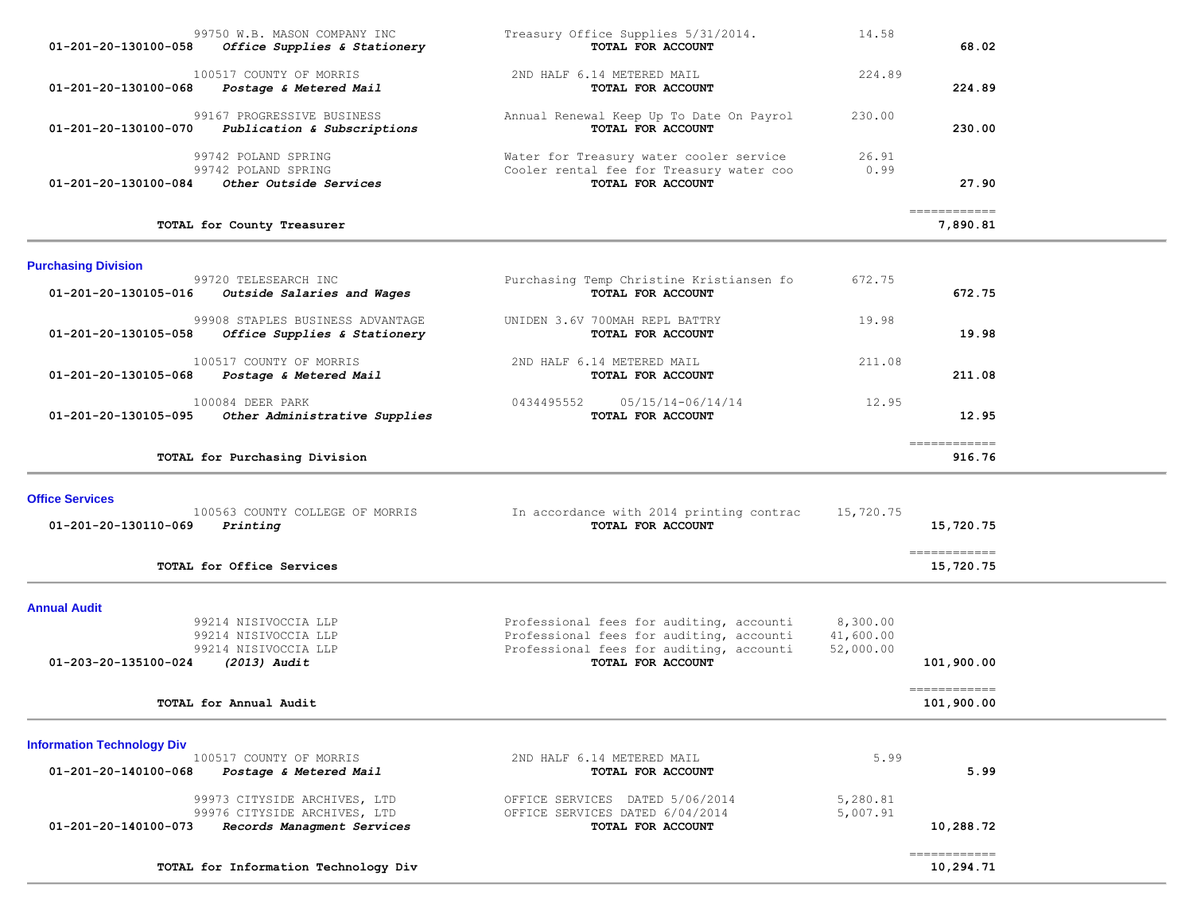| Account | Vendor / Account Name | Description | Amount | Total |
|---|---|---|---|---|
| | 99750 W.B. MASON COMPANY INC | Treasury Office Supplies 5/31/2014. | 14.58 | |
| 01-201-20-130100-058 | *Office Supplies & Stationery* | **TOTAL FOR ACCOUNT** | | **68.02** |
| | 100517 COUNTY OF MORRIS | 2ND HALF 6.14 METERED MAIL | 224.89 | |
| 01-201-20-130100-068 | *Postage & Metered Mail* | **TOTAL FOR ACCOUNT** | | **224.89** |
| | 99167 PROGRESSIVE BUSINESS | Annual Renewal Keep Up To Date On Payrol | 230.00 | |
| 01-201-20-130100-070 | *Publication & Subscriptions* | **TOTAL FOR ACCOUNT** | | **230.00** |
| | 99742 POLAND SPRING | Water for Treasury water cooler service | 26.91 | |
| | 99742 POLAND SPRING | Cooler rental fee for Treasury water coo | 0.99 | |
| 01-201-20-130100-084 | *Other Outside Services* | **TOTAL FOR ACCOUNT** | | **27.90** |
| | **TOTAL for County Treasurer** | | | **7,890.81** |

## Purchasing Division

| Account | Vendor / Account Name | Description | Amount | Total |
|---|---|---|---|---|
| | 99720 TELESEARCH INC | Purchasing Temp Christine Kristiansen fo | 672.75 | |
| 01-201-20-130105-016 | *Outside Salaries and Wages* | **TOTAL FOR ACCOUNT** | | **672.75** |
| | 99908 STAPLES BUSINESS ADVANTAGE | UNIDEN 3.6V 700MAH REPL BATTRY | 19.98 | |
| 01-201-20-130105-058 | *Office Supplies & Stationery* | **TOTAL FOR ACCOUNT** | | **19.98** |
| | 100517 COUNTY OF MORRIS | 2ND HALF 6.14 METERED MAIL | 211.08 | |
| 01-201-20-130105-068 | *Postage & Metered Mail* | **TOTAL FOR ACCOUNT** | | **211.08** |
| | 100084 DEER PARK | 0434495552 05/15/14-06/14/14 | 12.95 | |
| 01-201-20-130105-095 | *Other Administrative Supplies* | **TOTAL FOR ACCOUNT** | | **12.95** |
| | **TOTAL for Purchasing Division** | | | **916.76** |

## Office Services

| Account | Vendor / Account Name | Description | Amount | Total |
|---|---|---|---|---|
| | 100563 COUNTY COLLEGE OF MORRIS | In accordance with 2014 printing contrac | 15,720.75 | |
| 01-201-20-130110-069 | *Printing* | **TOTAL FOR ACCOUNT** | | **15,720.75** |
| | **TOTAL for Office Services** | | | **15,720.75** |

## Annual Audit

| Account | Vendor / Account Name | Description | Amount | Total |
|---|---|---|---|---|
| | 99214 NISIVOCCIA LLP | Professional fees for auditing, accounti | 8,300.00 | |
| | 99214 NISIVOCCIA LLP | Professional fees for auditing, accounti | 41,600.00 | |
| | 99214 NISIVOCCIA LLP | Professional fees for auditing, accounti | 52,000.00 | |
| 01-203-20-135100-024 | *(2013) Audit* | **TOTAL FOR ACCOUNT** | | **101,900.00** |
| | **TOTAL for Annual Audit** | | | **101,900.00** |

## Information Technology Div

| Account | Vendor / Account Name | Description | Amount | Total |
|---|---|---|---|---|
| | 100517 COUNTY OF MORRIS | 2ND HALF 6.14 METERED MAIL | 5.99 | |
| 01-201-20-140100-068 | *Postage & Metered Mail* | **TOTAL FOR ACCOUNT** | | **5.99** |
| | 99973 CITYSIDE ARCHIVES, LTD | OFFICE SERVICES DATED 5/06/2014 | 5,280.81 | |
| | 99976 CITYSIDE ARCHIVES, LTD | OFFICE SERVICES DATED 6/04/2014 | 5,007.91 | |
| 01-201-20-140100-073 | *Records Managment Services* | **TOTAL FOR ACCOUNT** | | **10,288.72** |
| | **TOTAL for Information Technology Div** | | | **10,294.71** |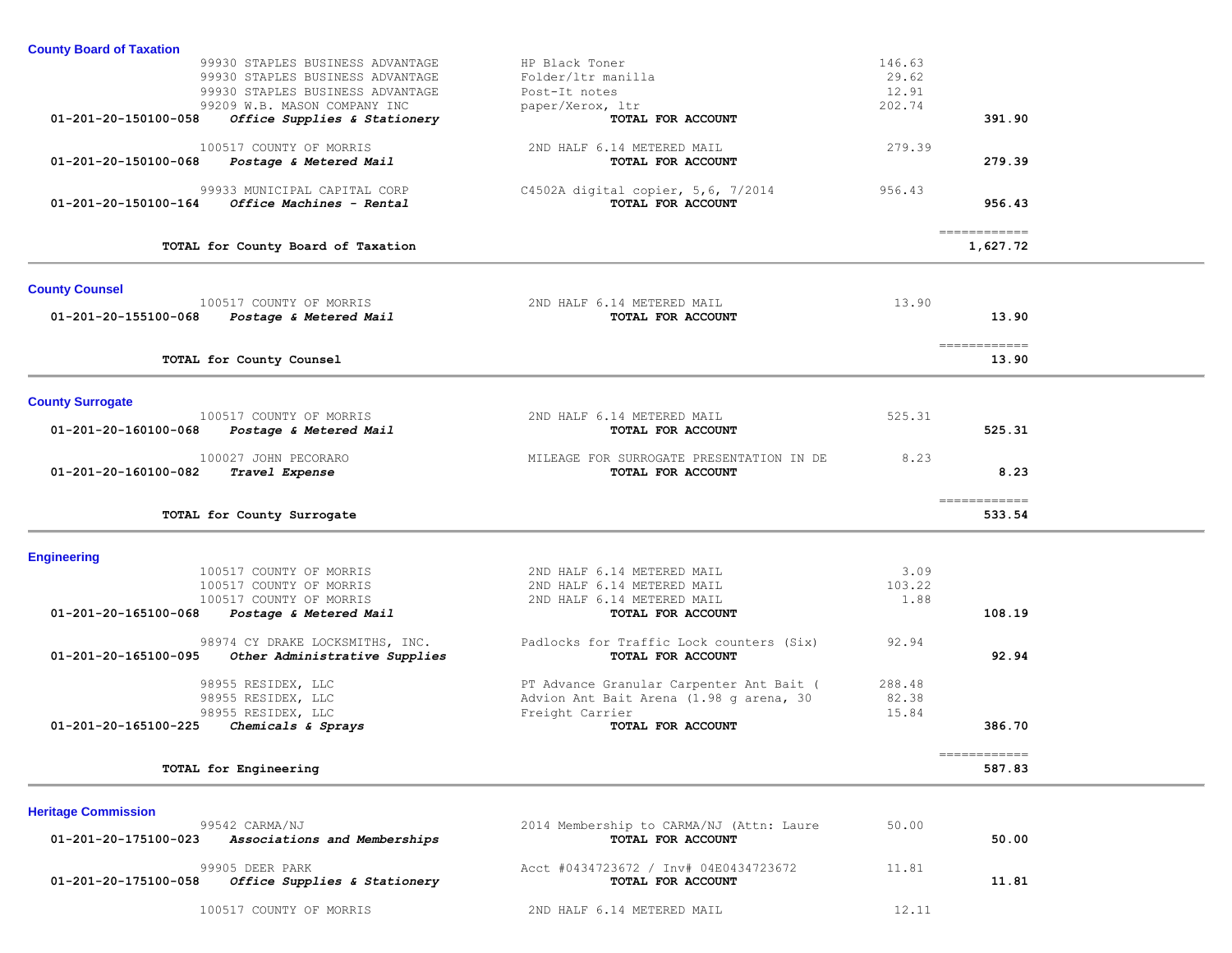## County Board of Taxation

| Account | Vendor / Account Name | Description | Amount | Total |
|---|---|---|---|---|
| | 99930 STAPLES BUSINESS ADVANTAGE | HP Black Toner | 146.63 | |
| | 99930 STAPLES BUSINESS ADVANTAGE | Folder/ltr manilla | 29.62 | |
| | 99930 STAPLES BUSINESS ADVANTAGE | Post-It notes | 12.91 | |
| | 99209 W.B. MASON COMPANY INC | paper/Xerox, ltr | 202.74 | |
| 01-201-20-150100-058 | *Office Supplies & Stationery* | **TOTAL FOR ACCOUNT** | | **391.90** |
| | 100517 COUNTY OF MORRIS | 2ND HALF 6.14 METERED MAIL | 279.39 | |
| 01-201-20-150100-068 | *Postage & Metered Mail* | **TOTAL FOR ACCOUNT** | | **279.39** |
| | 99933 MUNICIPAL CAPITAL CORP | C4502A digital copier, 5,6, 7/2014 | 956.43 | |
| 01-201-20-150100-164 | *Office Machines - Rental* | **TOTAL FOR ACCOUNT** | | **956.43** |
| | **TOTAL for County Board of Taxation** | | | **1,627.72** |

## County Counsel

| Account | Vendor / Account Name | Description | Amount | Total |
|---|---|---|---|---|
| | 100517 COUNTY OF MORRIS | 2ND HALF 6.14 METERED MAIL | 13.90 | |
| 01-201-20-155100-068 | *Postage & Metered Mail* | **TOTAL FOR ACCOUNT** | | **13.90** |
| | **TOTAL for County Counsel** | | | **13.90** |

## County Surrogate

| Account | Vendor / Account Name | Description | Amount | Total |
|---|---|---|---|---|
| | 100517 COUNTY OF MORRIS | 2ND HALF 6.14 METERED MAIL | 525.31 | |
| 01-201-20-160100-068 | *Postage & Metered Mail* | **TOTAL FOR ACCOUNT** | | **525.31** |
| | 100027 JOHN PECORARO | MILEAGE FOR SURROGATE PRESENTATION IN DE | 8.23 | |
| 01-201-20-160100-082 | *Travel Expense* | **TOTAL FOR ACCOUNT** | | **8.23** |
| | **TOTAL for County Surrogate** | | | **533.54** |

## Engineering

| Account | Vendor / Account Name | Description | Amount | Total |
|---|---|---|---|---|
| | 100517 COUNTY OF MORRIS | 2ND HALF 6.14 METERED MAIL | 3.09 | |
| | 100517 COUNTY OF MORRIS | 2ND HALF 6.14 METERED MAIL | 103.22 | |
| | 100517 COUNTY OF MORRIS | 2ND HALF 6.14 METERED MAIL | 1.88 | |
| 01-201-20-165100-068 | *Postage & Metered Mail* | **TOTAL FOR ACCOUNT** | | **108.19** |
| | 98974 CY DRAKE LOCKSMITHS, INC. | Padlocks for Traffic Lock counters (Six) | 92.94 | |
| 01-201-20-165100-095 | *Other Administrative Supplies* | **TOTAL FOR ACCOUNT** | | **92.94** |
| | 98955 RESIDEX, LLC | PT Advance Granular Carpenter Ant Bait ( | 288.48 | |
| | 98955 RESIDEX, LLC | Advion Ant Bait Arena (1.98 g arena, 30 | 82.38 | |
| | 98955 RESIDEX, LLC | Freight Carrier | 15.84 | |
| 01-201-20-165100-225 | *Chemicals & Sprays* | **TOTAL FOR ACCOUNT** | | **386.70** |
| | **TOTAL for Engineering** | | | **587.83** |

## Heritage Commission

| Account | Vendor / Account Name | Description | Amount | Total |
|---|---|---|---|---|
| | 99542 CARMA/NJ | 2014 Membership to CARMA/NJ (Attn: Laure | 50.00 | |
| 01-201-20-175100-023 | *Associations and Memberships* | **TOTAL FOR ACCOUNT** | | **50.00** |
| | 99905 DEER PARK | Acct #0434723672 / Inv# 04E0434723672 | 11.81 | |
| 01-201-20-175100-058 | *Office Supplies & Stationery* | **TOTAL FOR ACCOUNT** | | **11.81** |
| | 100517 COUNTY OF MORRIS | 2ND HALF 6.14 METERED MAIL | 12.11 | |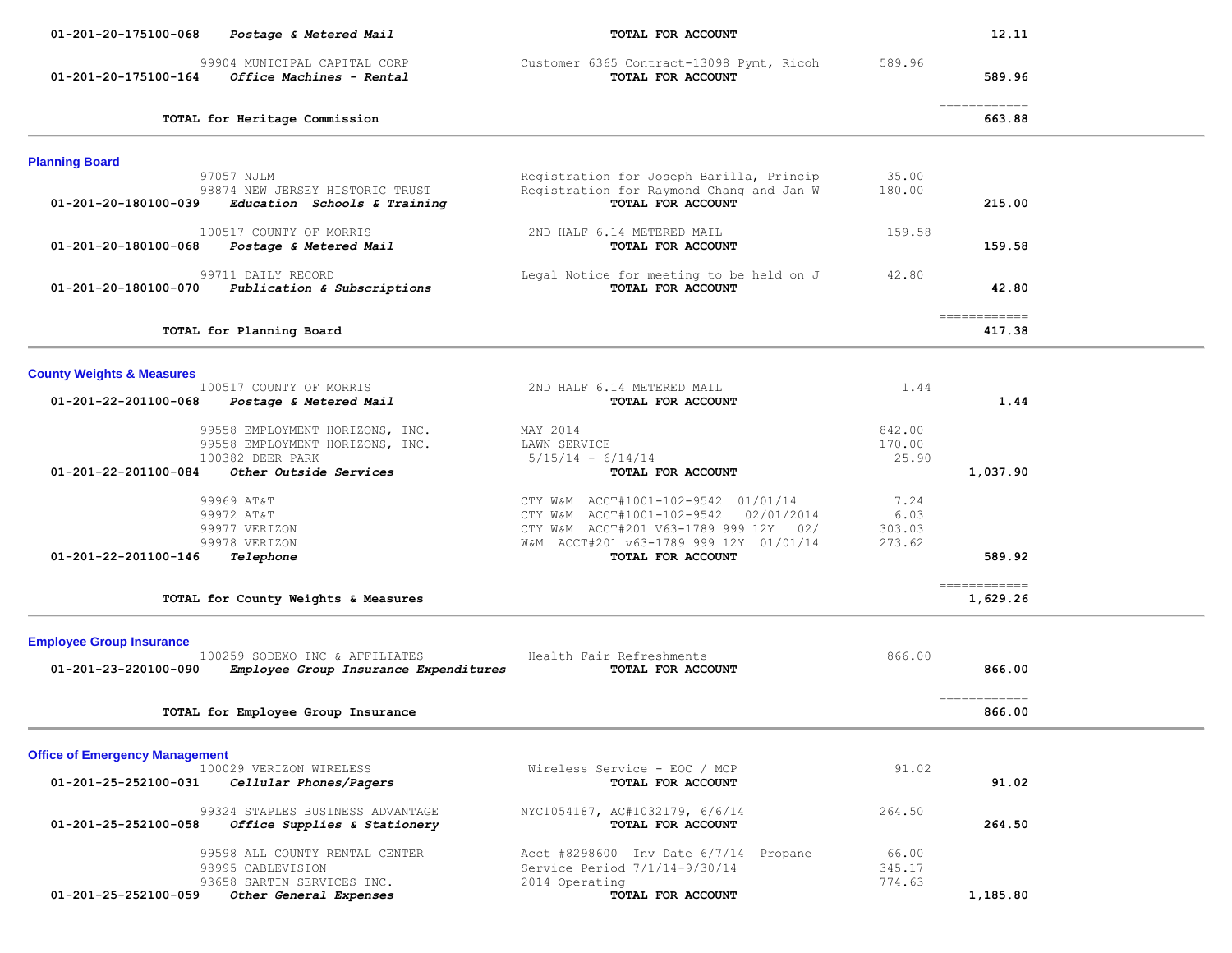| | | | | |
|---|---|---|---|---|
| 01-201-20-175100-068 | *Postage & Metered Mail* | **TOTAL FOR ACCOUNT** | | **12.11** |
| | 99904 MUNICIPAL CAPITAL CORP | Customer 6365 Contract-13098 Pymt, Ricoh | 589.96 | |
| 01-201-20-175100-164 | *Office Machines - Rental* | **TOTAL FOR ACCOUNT** | | **589.96** |
| | | | | ============ |
| | **TOTAL for Heritage Commission** | | | **663.88** |

## Planning Board

| | | | | |
|---|---|---|---|---|
| | 97057 NJLM | Registration for Joseph Barilla, Princip | 35.00 | |
| | 98874 NEW JERSEY HISTORIC TRUST | Registration for Raymond Chang and Jan W | 180.00 | |
| 01-201-20-180100-039 | *Education Schools & Training* | **TOTAL FOR ACCOUNT** | | **215.00** |
| | 100517 COUNTY OF MORRIS | 2ND HALF 6.14 METERED MAIL | 159.58 | |
| 01-201-20-180100-068 | *Postage & Metered Mail* | **TOTAL FOR ACCOUNT** | | **159.58** |
| | 99711 DAILY RECORD | Legal Notice for meeting to be held on J | 42.80 | |
| 01-201-20-180100-070 | *Publication & Subscriptions* | **TOTAL FOR ACCOUNT** | | **42.80** |
| | | | | ============ |
| | **TOTAL for Planning Board** | | | **417.38** |

## County Weights & Measures

| | | | | |
|---|---|---|---|---|
| | 100517 COUNTY OF MORRIS | 2ND HALF 6.14 METERED MAIL | 1.44 | |
| 01-201-22-201100-068 | *Postage & Metered Mail* | **TOTAL FOR ACCOUNT** | | **1.44** |
| | 99558 EMPLOYMENT HORIZONS, INC. | MAY 2014 | 842.00 | |
| | 99558 EMPLOYMENT HORIZONS, INC. | LAWN SERVICE | 170.00 | |
| | 100382 DEER PARK | 5/15/14 - 6/14/14 | 25.90 | |
| 01-201-22-201100-084 | *Other Outside Services* | **TOTAL FOR ACCOUNT** | | **1,037.90** |
| | 99969 AT&T | CTY W&M ACCT#1001-102-9542 01/01/14 | 7.24 | |
| | 99972 AT&T | CTY W&M ACCT#1001-102-9542 02/01/2014 | 6.03 | |
| | 99977 VERIZON | CTY W&M ACCT#201 V63-1789 999 12Y 02/ | 303.03 | |
| | 99978 VERIZON | W&M ACCT#201 v63-1789 999 12Y 01/01/14 | 273.62 | |
| 01-201-22-201100-146 | *Telephone* | **TOTAL FOR ACCOUNT** | | **589.92** |
| | | | | ============ |
| | **TOTAL for County Weights & Measures** | | | **1,629.26** |

## Employee Group Insurance

| | | | | |
|---|---|---|---|---|
| | 100259 SODEXO INC & AFFILIATES | Health Fair Refreshments | 866.00 | |
| 01-201-23-220100-090 | *Employee Group Insurance Expenditures* | **TOTAL FOR ACCOUNT** | | **866.00** |
| | | | | ============ |
| | **TOTAL for Employee Group Insurance** | | | **866.00** |

## Office of Emergency Management

| | | | | |
|---|---|---|---|---|
| | 100029 VERIZON WIRELESS | Wireless Service - EOC / MCP | 91.02 | |
| 01-201-25-252100-031 | *Cellular Phones/Pagers* | **TOTAL FOR ACCOUNT** | | **91.02** |
| | 99324 STAPLES BUSINESS ADVANTAGE | NYC1054187, AC#1032179, 6/6/14 | 264.50 | |
| 01-201-25-252100-058 | *Office Supplies & Stationery* | **TOTAL FOR ACCOUNT** | | **264.50** |
| | 99598 ALL COUNTY RENTAL CENTER | Acct #8298600 Inv Date 6/7/14 Propane | 66.00 | |
| | 98995 CABLEVISION | Service Period 7/1/14-9/30/14 | 345.17 | |
| | 93658 SARTIN SERVICES INC. | 2014 Operating | 774.63 | |
| 01-201-25-252100-059 | *Other General Expenses* | **TOTAL FOR ACCOUNT** | | **1,185.80** |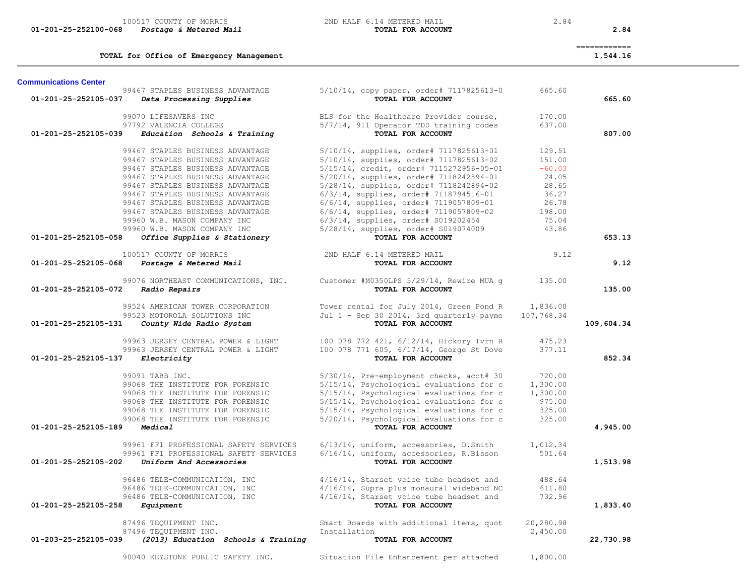| Account | Vendor | Description | Amount | Total |
|---|---|---|---|---|
| | 100517 COUNTY OF MORRIS | 2ND HALF 6.14 METERED MAIL | 2.84 | |
| 01-201-25-252100-068 | *Postage & Metered Mail* | **TOTAL FOR ACCOUNT** | | **2.84** |
| | | | | ============ |
| | **TOTAL for Office of Emergency Management** | | | **1,544.16** |

**Communications Center**

| Account | Vendor | Description | Amount | Total |
|---|---|---|---|---|
| | 99467 STAPLES BUSINESS ADVANTAGE | 5/10/14, copy paper, order# 7117825613-0 | 665.60 | |
| 01-201-25-252105-037 | *Data Processing Supplies* | **TOTAL FOR ACCOUNT** | | **665.60** |
| | 99070 LIFESAVERS INC | BLS for the Healthcare Provider course, | 170.00 | |
| | 97792 VALENCIA COLLEGE | 5/7/14, 911 Operator TDD training codes | 637.00 | |
| 01-201-25-252105-039 | *Education Schools & Training* | **TOTAL FOR ACCOUNT** | | **807.00** |
| | 99467 STAPLES BUSINESS ADVANTAGE | 5/10/14, supplies, order# 7117825613-01 | 129.51 | |
| | 99467 STAPLES BUSINESS ADVANTAGE | 5/10/14, supplies, order# 7117825613-02 | 151.00 | |
| | 99467 STAPLES BUSINESS ADVANTAGE | 5/15/14, credit, order# 7115272956-05-01 | -60.03 | |
| | 99467 STAPLES BUSINESS ADVANTAGE | 5/20/14, supplies, order# 7118242894-01 | 24.05 | |
| | 99467 STAPLES BUSINESS ADVANTAGE | 5/28/14, supplies, order# 7118242894-02 | 28.65 | |
| | 99467 STAPLES BUSINESS ADVANTAGE | 6/3/14, supplies, order# 7118794516-01 | 36.27 | |
| | 99467 STAPLES BUSINESS ADVANTAGE | 6/6/14, supplies, order# 7119057809-01 | 26.78 | |
| | 99467 STAPLES BUSINESS ADVANTAGE | 6/6/14, supplies, order# 7119057809-02 | 198.00 | |
| | 99960 W.B. MASON COMPANY INC | 6/3/14, supplies, order# S019202454 | 75.04 | |
| | 99960 W.B. MASON COMPANY INC | 5/28/14, supplies, order# S019074009 | 43.86 | |
| 01-201-25-252105-058 | *Office Supplies & Stationery* | **TOTAL FOR ACCOUNT** | | **653.13** |
| | 100517 COUNTY OF MORRIS | 2ND HALF 6.14 METERED MAIL | 9.12 | |
| 01-201-25-252105-068 | *Postage & Metered Mail* | **TOTAL FOR ACCOUNT** | | **9.12** |
| | 99076 NORTHEAST COMMUNICATIONS, INC. | Customer #M0350LPS 5/29/14, Rewire MUA g | 135.00 | |
| 01-201-25-252105-072 | *Radio Repairs* | **TOTAL FOR ACCOUNT** | | **135.00** |
| | 99524 AMERICAN TOWER CORPORATION | Tower rental for July 2014, Green Pond R | 1,836.00 | |
| | 99523 MOTOROLA SOLUTIONS INC | Jul 1 - Sep 30 2014, 3rd quarterly payme | 107,768.34 | |
| 01-201-25-252105-131 | *County Wide Radio System* | **TOTAL FOR ACCOUNT** | | **109,604.34** |
| | 99963 JERSEY CENTRAL POWER & LIGHT | 100 078 772 421, 6/12/14, Hickory Tvrn R | 475.23 | |
| | 99963 JERSEY CENTRAL POWER & LIGHT | 100 078 771 605, 6/17/14, George St Dove | 377.11 | |
| 01-201-25-252105-137 | *Electricity* | **TOTAL FOR ACCOUNT** | | **852.34** |
| | 99091 TABB INC. | 5/30/14, Pre-employment checks, acct# 30 | 720.00 | |
| | 99068 THE INSTITUTE FOR FORENSIC | 5/15/14, Psychological evaluations for c | 1,300.00 | |
| | 99068 THE INSTITUTE FOR FORENSIC | 5/15/14, Psychological evaluations for c | 1,300.00 | |
| | 99068 THE INSTITUTE FOR FORENSIC | 5/15/14, Psychological evaluations for c | 975.00 | |
| | 99068 THE INSTITUTE FOR FORENSIC | 5/15/14, Psychological evaluations for c | 325.00 | |
| | 99068 THE INSTITUTE FOR FORENSIC | 5/20/14, Psychological evaluations for c | 325.00 | |
| 01-201-25-252105-189 | *Medical* | **TOTAL FOR ACCOUNT** | | **4,945.00** |
| | 99961 FF1 PROFESSIONAL SAFETY SERVICES | 6/13/14, uniform, accessories, D.Smith | 1,012.34 | |
| | 99961 FF1 PROFESSIONAL SAFETY SERVICES | 6/16/14, uniform, accessories, R.Bisson | 501.64 | |
| 01-201-25-252105-202 | *Uniform And Accessories* | **TOTAL FOR ACCOUNT** | | **1,513.98** |
| | 96486 TELE-COMMUNICATION, INC | 4/16/14, Starset voice tube headset and | 488.64 | |
| | 96486 TELE-COMMUNICATION, INC | 4/16/14, Supra plus monaural wideband NC | 611.80 | |
| | 96486 TELE-COMMUNICATION, INC | 4/16/14, Starset voice tube headset and | 732.96 | |
| 01-201-25-252105-258 | *Equipment* | **TOTAL FOR ACCOUNT** | | **1,833.40** |
| | 87496 TEQUIPMENT INC. | Smart Boards with additional items, quot | 20,280.98 | |
| | 87496 TEQUIPMENT INC. | Installation | 2,450.00 | |
| 01-203-25-252105-039 | *(2013) Education Schools & Training* | **TOTAL FOR ACCOUNT** | | **22,730.98** |
| | 90040 KEYSTONE PUBLIC SAFETY INC. | Situation File Enhancement per attached | 1,800.00 | |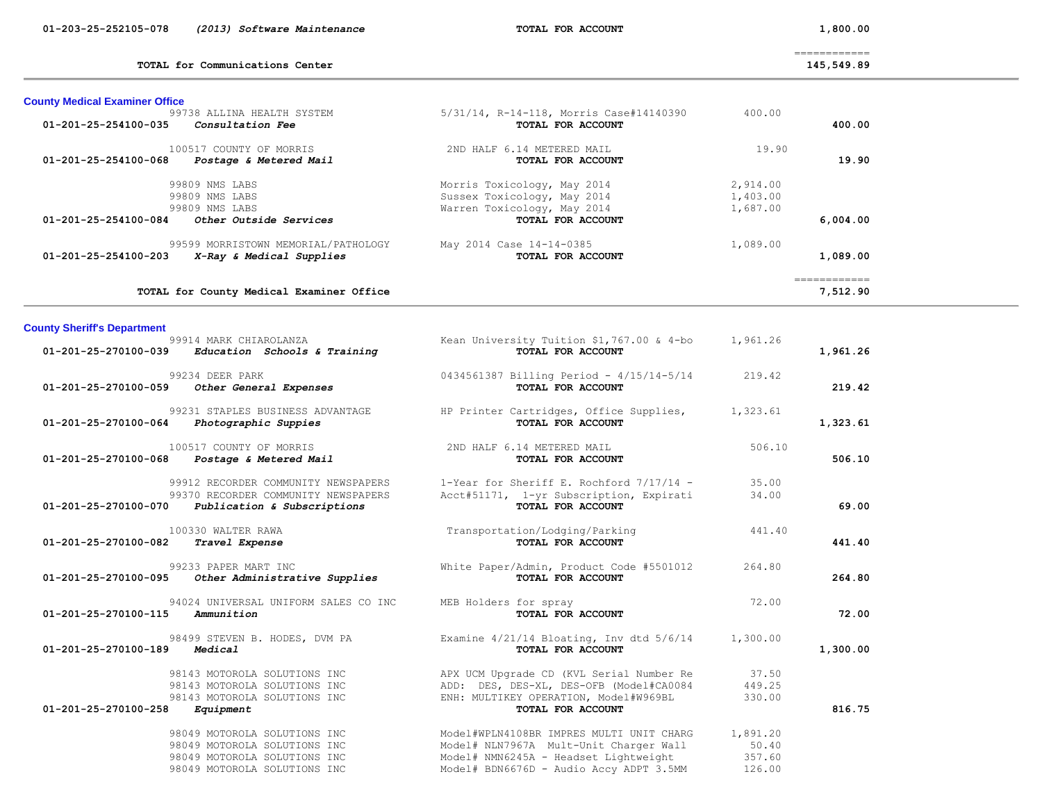| Account | Vendor / Description | Item Description | Amount | Total |
|---|---|---|---|---|
| 01-203-25-252105-078 | *(2013) Software Maintenance* | **TOTAL FOR ACCOUNT** | | 1,800.00 |
| | | | | ============ |
| | **TOTAL for Communications Center** | | | **145,549.89** |

## County Medical Examiner Office

| Account | Vendor / Description | Item Description | Amount | Total |
|---|---|---|---|---|
| | 99738 ALLINA HEALTH SYSTEM | 5/31/14, R-14-118, Morris Case#14140390 | 400.00 | |
| **01-201-25-254100-035** | ***Consultation Fee*** | **TOTAL FOR ACCOUNT** | | **400.00** |
| | 100517 COUNTY OF MORRIS | 2ND HALF 6.14 METERED MAIL | 19.90 | |
| **01-201-25-254100-068** | ***Postage & Metered Mail*** | **TOTAL FOR ACCOUNT** | | **19.90** |
| | 99809 NMS LABS | Morris Toxicology, May 2014 | 2,914.00 | |
| | 99809 NMS LABS | Sussex Toxicology, May 2014 | 1,403.00 | |
| | 99809 NMS LABS | Warren Toxicology, May 2014 | 1,687.00 | |
| **01-201-25-254100-084** | ***Other Outside Services*** | **TOTAL FOR ACCOUNT** | | **6,004.00** |
| | 99599 MORRISTOWN MEMORIAL/PATHOLOGY | May 2014 Case 14-14-0385 | 1,089.00 | |
| **01-201-25-254100-203** | ***X-Ray & Medical Supplies*** | **TOTAL FOR ACCOUNT** | | **1,089.00** |
| | | | | ============ |
| | **TOTAL for County Medical Examiner Office** | | | **7,512.90** |

## County Sheriff's Department

| Account | Vendor / Description | Item Description | Amount | Total |
|---|---|---|---|---|
| | 99914 MARK CHIAROLANZA | Kean University Tuition $1,767.00 & 4-bo | 1,961.26 | |
| **01-201-25-270100-039** | ***Education Schools & Training*** | **TOTAL FOR ACCOUNT** | | **1,961.26** |
| | 99234 DEER PARK | 0434561387 Billing Period - 4/15/14-5/14 | 219.42 | |
| **01-201-25-270100-059** | ***Other General Expenses*** | **TOTAL FOR ACCOUNT** | | **219.42** |
| | 99231 STAPLES BUSINESS ADVANTAGE | HP Printer Cartridges, Office Supplies, | 1,323.61 | |
| **01-201-25-270100-064** | ***Photographic Suppies*** | **TOTAL FOR ACCOUNT** | | **1,323.61** |
| | 100517 COUNTY OF MORRIS | 2ND HALF 6.14 METERED MAIL | 506.10 | |
| **01-201-25-270100-068** | ***Postage & Metered Mail*** | **TOTAL FOR ACCOUNT** | | **506.10** |
| | 99912 RECORDER COMMUNITY NEWSPAPERS | 1-Year for Sheriff E. Rochford 7/17/14 - | 35.00 | |
| | 99370 RECORDER COMMUNITY NEWSPAPERS | Acct#51171, 1-yr Subscription, Expirati | 34.00 | |
| **01-201-25-270100-070** | ***Publication & Subscriptions*** | **TOTAL FOR ACCOUNT** | | **69.00** |
| | 100330 WALTER RAWA | Transportation/Lodging/Parking | 441.40 | |
| **01-201-25-270100-082** | ***Travel Expense*** | **TOTAL FOR ACCOUNT** | | **441.40** |
| | 99233 PAPER MART INC | White Paper/Admin, Product Code #5501012 | 264.80 | |
| **01-201-25-270100-095** | ***Other Administrative Supplies*** | **TOTAL FOR ACCOUNT** | | **264.80** |
| | 94024 UNIVERSAL UNIFORM SALES CO INC | MEB Holders for spray | 72.00 | |
| **01-201-25-270100-115** | ***Ammunition*** | **TOTAL FOR ACCOUNT** | | **72.00** |
| | 98499 STEVEN B. HODES, DVM PA | Examine 4/21/14 Bloating, Inv dtd 5/6/14 | 1,300.00 | |
| **01-201-25-270100-189** | ***Medical*** | **TOTAL FOR ACCOUNT** | | **1,300.00** |
| | 98143 MOTOROLA SOLUTIONS INC | APX UCM Upgrade CD (KVL Serial Number Re | 37.50 | |
| | 98143 MOTOROLA SOLUTIONS INC | ADD: DES, DES-XL, DES-OFB (Model#CA0084 | 449.25 | |
| | 98143 MOTOROLA SOLUTIONS INC | ENH: MULTIKEY OPERATION, Model#W969BL | 330.00 | |
| **01-201-25-270100-258** | ***Equipment*** | **TOTAL FOR ACCOUNT** | | **816.75** |
| | 98049 MOTOROLA SOLUTIONS INC | Model#WPLN4108BR IMPRES MULTI UNIT CHARG | 1,891.20 | |
| | 98049 MOTOROLA SOLUTIONS INC | Model# NLN7967A Mult-Unit Charger Wall | 50.40 | |
| | 98049 MOTOROLA SOLUTIONS INC | Model# NMN6245A - Headset Lightweight | 357.60 | |
| | 98049 MOTOROLA SOLUTIONS INC | Model# BDN6676D - Audio Accy ADPT 3.5MM | 126.00 | |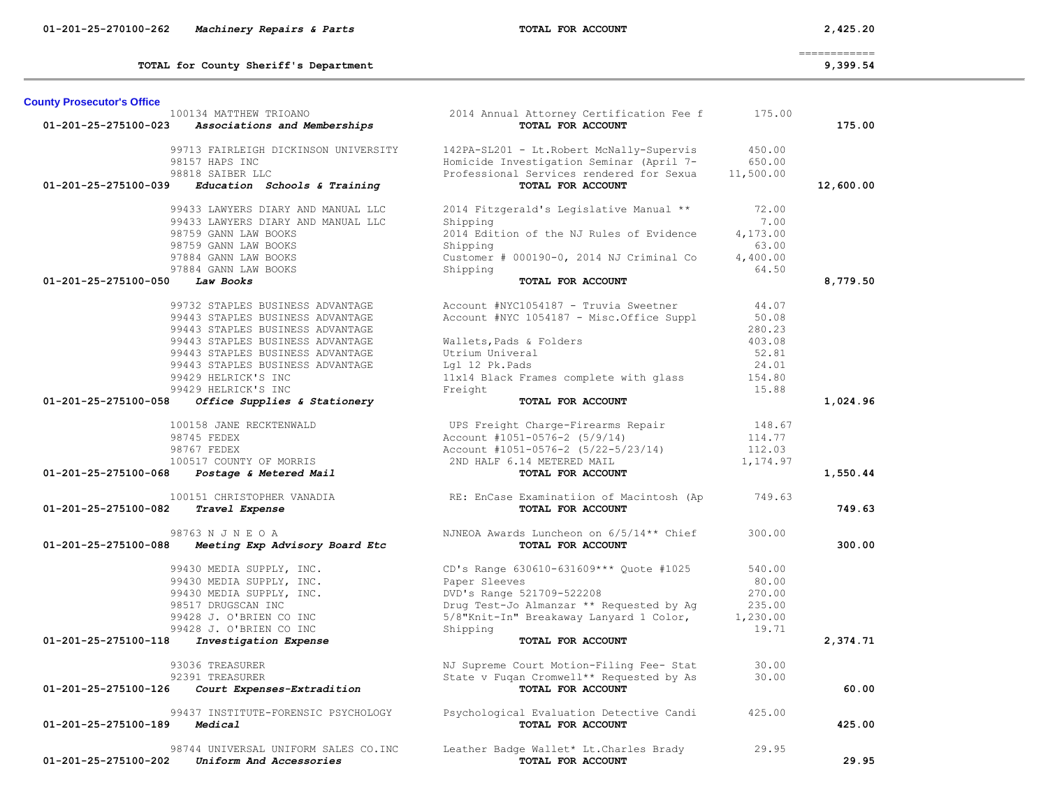| Account | Vendor / Description | Detail | Amount | Total |
|---|---|---|---|---|
| 01-201-25-270100-262 | *Machinery Repairs & Parts* | **TOTAL FOR ACCOUNT** | | 2,425.20 |
| | **TOTAL for County Sheriff's Department** | | | 9,399.54 |

## County Prosecutor's Office

| Account | Vendor / Description | Detail | Amount | Total |
|---|---|---|---|---|
| | 100134 MATTHEW TRIOANO | 2014 Annual Attorney Certification Fee f | 175.00 | |
| 01-201-25-275100-023 | *Associations and Memberships* | **TOTAL FOR ACCOUNT** | | **175.00** |
| | 99713 FAIRLEIGH DICKINSON UNIVERSITY | 142PA-SL201 - Lt.Robert McNally-Supervis | 450.00 | |
| | 98157 HAPS INC | Homicide Investigation Seminar (April 7- | 650.00 | |
| | 98818 SAIBER LLC | Professional Services rendered for Sexua | 11,500.00 | |
| 01-201-25-275100-039 | *Education Schools & Training* | **TOTAL FOR ACCOUNT** | | **12,600.00** |
| | 99433 LAWYERS DIARY AND MANUAL LLC | 2014 Fitzgerald's Legislative Manual ** | 72.00 | |
| | 99433 LAWYERS DIARY AND MANUAL LLC | Shipping | 7.00 | |
| | 98759 GANN LAW BOOKS | 2014 Edition of the NJ Rules of Evidence | 4,173.00 | |
| | 98759 GANN LAW BOOKS | Shipping | 63.00 | |
| | 97884 GANN LAW BOOKS | Customer # 000190-0, 2014 NJ Criminal Co | 4,400.00 | |
| | 97884 GANN LAW BOOKS | Shipping | 64.50 | |
| 01-201-25-275100-050 | *Law Books* | **TOTAL FOR ACCOUNT** | | **8,779.50** |
| | 99732 STAPLES BUSINESS ADVANTAGE | Account #NYC1054187 - Truvia Sweetner | 44.07 | |
| | 99443 STAPLES BUSINESS ADVANTAGE | Account #NYC 1054187 - Misc.Office Suppl | 50.08 | |
| | 99443 STAPLES BUSINESS ADVANTAGE | | 280.23 | |
| | 99443 STAPLES BUSINESS ADVANTAGE | Wallets,Pads & Folders | 403.08 | |
| | 99443 STAPLES BUSINESS ADVANTAGE | Utrium Univeral | 52.81 | |
| | 99443 STAPLES BUSINESS ADVANTAGE | Lgl 12 Pk.Pads | 24.01 | |
| | 99429 HELRICK'S INC | 11x14 Black Frames complete with glass | 154.80 | |
| | 99429 HELRICK'S INC | Freight | 15.88 | |
| 01-201-25-275100-058 | *Office Supplies & Stationery* | **TOTAL FOR ACCOUNT** | | **1,024.96** |
| | 100158 JANE RECKTENWALD | UPS Freight Charge-Firearms Repair | 148.67 | |
| | 98745 FEDEX | Account #1051-0576-2 (5/9/14) | 114.77 | |
| | 98767 FEDEX | Account #1051-0576-2 (5/22-5/23/14) | 112.03 | |
| | 100517 COUNTY OF MORRIS | 2ND HALF 6.14 METERED MAIL | 1,174.97 | |
| 01-201-25-275100-068 | *Postage & Metered Mail* | **TOTAL FOR ACCOUNT** | | **1,550.44** |
| | 100151 CHRISTOPHER VANADIA | RE: EnCase Examinatiion of Macintosh (Ap | 749.63 | |
| 01-201-25-275100-082 | *Travel Expense* | **TOTAL FOR ACCOUNT** | | **749.63** |
| | 98763 N J N E O A | NJNEOA Awards Luncheon on 6/5/14** Chief | 300.00 | |
| 01-201-25-275100-088 | *Meeting Exp Advisory Board Etc* | **TOTAL FOR ACCOUNT** | | **300.00** |
| | 99430 MEDIA SUPPLY, INC. | CD's Range 630610-631609*** Quote #1025 | 540.00 | |
| | 99430 MEDIA SUPPLY, INC. | Paper Sleeves | 80.00 | |
| | 99430 MEDIA SUPPLY, INC. | DVD's Range 521709-522208 | 270.00 | |
| | 98517 DRUGSCAN INC | Drug Test-Jo Almanzar ** Requested by Ag | 235.00 | |
| | 99428 J. O'BRIEN CO INC | 5/8"Knit-In" Breakaway Lanyard 1 Color, | 1,230.00 | |
| | 99428 J. O'BRIEN CO INC | Shipping | 19.71 | |
| 01-201-25-275100-118 | *Investigation Expense* | **TOTAL FOR ACCOUNT** | | **2,374.71** |
| | 93036 TREASURER | NJ Supreme Court Motion-Filing Fee- Stat | 30.00 | |
| | 92391 TREASURER | State v Fuqan Cromwell** Requested by As | 30.00 | |
| 01-201-25-275100-126 | *Court Expenses-Extradition* | **TOTAL FOR ACCOUNT** | | **60.00** |
| | 99437 INSTITUTE-FORENSIC PSYCHOLOGY | Psychological Evaluation Detective Candi | 425.00 | |
| 01-201-25-275100-189 | *Medical* | **TOTAL FOR ACCOUNT** | | **425.00** |
| | 98744 UNIVERSAL UNIFORM SALES CO.INC | Leather Badge Wallet* Lt.Charles Brady | 29.95 | |
| 01-201-25-275100-202 | *Uniform And Accessories* | **TOTAL FOR ACCOUNT** | | **29.95** |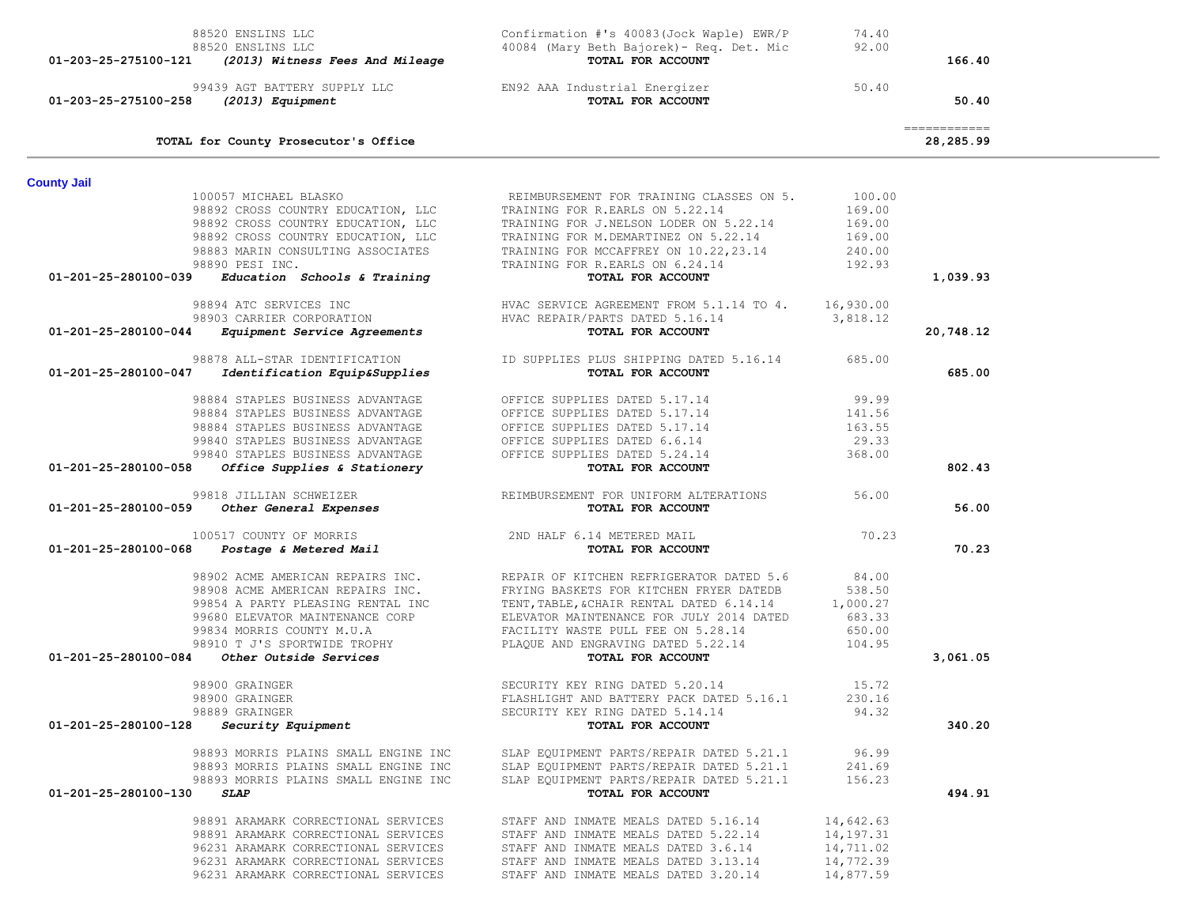| Account | Vendor | Description | Amount | Total |
|---|---|---|---|---|
| | 88520 ENSLINS LLC | Confirmation #'s 40083(Jock Waple) EWR/P | 74.40 | |
| | 88520 ENSLINS LLC | 40084 (Mary Beth Bajorek)- Req. Det. Mic | 92.00 | |
| **01-203-25-275100-121** | ***(2013) Witness Fees And Mileage*** | **TOTAL FOR ACCOUNT** | | **166.40** |
| | 99439 AGT BATTERY SUPPLY LLC | EN92 AAA Industrial Energizer | 50.40 | |
| **01-203-25-275100-258** | ***(2013) Equipment*** | **TOTAL FOR ACCOUNT** | | **50.40** |
| | **TOTAL for County Prosecutor's Office** | | | ============ **28,285.99** |

## County Jail

| Account | Vendor | Description | Amount | Total |
|---|---|---|---|---|
| | 100057 MICHAEL BLASKO | REIMBURSEMENT FOR TRAINING CLASSES ON 5. | 100.00 | |
| | 98892 CROSS COUNTRY EDUCATION, LLC | TRAINING FOR R.EARLS ON 5.22.14 | 169.00 | |
| | 98892 CROSS COUNTRY EDUCATION, LLC | TRAINING FOR J.NELSON LODER ON 5.22.14 | 169.00 | |
| | 98892 CROSS COUNTRY EDUCATION, LLC | TRAINING FOR M.DEMARTINEZ ON 5.22.14 | 169.00 | |
| | 98883 MARIN CONSULTING ASSOCIATES | TRAINING FOR MCCAFFREY ON 10.22,23.14 | 240.00 | |
| | 98890 PESI INC. | TRAINING FOR R.EARLS ON 6.24.14 | 192.93 | |
| **01-201-25-280100-039** | ***Education Schools & Training*** | **TOTAL FOR ACCOUNT** | | **1,039.93** |
| | 98894 ATC SERVICES INC | HVAC SERVICE AGREEMENT FROM 5.1.14 TO 4. | 16,930.00 | |
| | 98903 CARRIER CORPORATION | HVAC REPAIR/PARTS DATED 5.16.14 | 3,818.12 | |
| **01-201-25-280100-044** | ***Equipment Service Agreements*** | **TOTAL FOR ACCOUNT** | | **20,748.12** |
| | 98878 ALL-STAR IDENTIFICATION | ID SUPPLIES PLUS SHIPPING DATED 5.16.14 | 685.00 | |
| **01-201-25-280100-047** | ***Identification Equip&Supplies*** | **TOTAL FOR ACCOUNT** | | **685.00** |
| | 98884 STAPLES BUSINESS ADVANTAGE | OFFICE SUPPLIES DATED 5.17.14 | 99.99 | |
| | 98884 STAPLES BUSINESS ADVANTAGE | OFFICE SUPPLIES DATED 5.17.14 | 141.56 | |
| | 98884 STAPLES BUSINESS ADVANTAGE | OFFICE SUPPLIES DATED 5.17.14 | 163.55 | |
| | 99840 STAPLES BUSINESS ADVANTAGE | OFFICE SUPPLIES DATED 6.6.14 | 29.33 | |
| | 99840 STAPLES BUSINESS ADVANTAGE | OFFICE SUPPLIES DATED 5.24.14 | 368.00 | |
| **01-201-25-280100-058** | ***Office Supplies & Stationery*** | **TOTAL FOR ACCOUNT** | | **802.43** |
| | 99818 JILLIAN SCHWEIZER | REIMBURSEMENT FOR UNIFORM ALTERATIONS | 56.00 | |
| **01-201-25-280100-059** | ***Other General Expenses*** | **TOTAL FOR ACCOUNT** | | **56.00** |
| | 100517 COUNTY OF MORRIS | 2ND HALF 6.14 METERED MAIL | 70.23 | |
| **01-201-25-280100-068** | ***Postage & Metered Mail*** | **TOTAL FOR ACCOUNT** | | **70.23** |
| | 98902 ACME AMERICAN REPAIRS INC. | REPAIR OF KITCHEN REFRIGERATOR DATED 5.6 | 84.00 | |
| | 98908 ACME AMERICAN REPAIRS INC. | FRYING BASKETS FOR KITCHEN FRYER DATEDB | 538.50 | |
| | 99854 A PARTY PLEASING RENTAL INC | TENT,TABLE,&CHAIR RENTAL DATED 6.14.14 | 1,000.27 | |
| | 99680 ELEVATOR MAINTENANCE CORP | ELEVATOR MAINTENANCE FOR JULY 2014 DATED | 683.33 | |
| | 99834 MORRIS COUNTY M.U.A | FACILITY WASTE PULL FEE ON 5.28.14 | 650.00 | |
| | 98910 T J'S SPORTWIDE TROPHY | PLAQUE AND ENGRAVING DATED 5.22.14 | 104.95 | |
| **01-201-25-280100-084** | ***Other Outside Services*** | **TOTAL FOR ACCOUNT** | | **3,061.05** |
| | 98900 GRAINGER | SECURITY KEY RING DATED 5.20.14 | 15.72 | |
| | 98900 GRAINGER | FLASHLIGHT AND BATTERY PACK DATED 5.16.1 | 230.16 | |
| | 98889 GRAINGER | SECURITY KEY RING DATED 5.14.14 | 94.32 | |
| **01-201-25-280100-128** | ***Security Equipment*** | **TOTAL FOR ACCOUNT** | | **340.20** |
| | 98893 MORRIS PLAINS SMALL ENGINE INC | SLAP EQUIPMENT PARTS/REPAIR DATED 5.21.1 | 96.99 | |
| | 98893 MORRIS PLAINS SMALL ENGINE INC | SLAP EQUIPMENT PARTS/REPAIR DATED 5.21.1 | 241.69 | |
| | 98893 MORRIS PLAINS SMALL ENGINE INC | SLAP EQUIPMENT PARTS/REPAIR DATED 5.21.1 | 156.23 | |
| **01-201-25-280100-130** | ***SLAP*** | **TOTAL FOR ACCOUNT** | | **494.91** |
| | 98891 ARAMARK CORRECTIONAL SERVICES | STAFF AND INMATE MEALS DATED 5.16.14 | 14,642.63 | |
| | 98891 ARAMARK CORRECTIONAL SERVICES | STAFF AND INMATE MEALS DATED 5.22.14 | 14,197.31 | |
| | 96231 ARAMARK CORRECTIONAL SERVICES | STAFF AND INMATE MEALS DATED 3.6.14 | 14,711.02 | |
| | 96231 ARAMARK CORRECTIONAL SERVICES | STAFF AND INMATE MEALS DATED 3.13.14 | 14,772.39 | |
| | 96231 ARAMARK CORRECTIONAL SERVICES | STAFF AND INMATE MEALS DATED 3.20.14 | 14,877.59 | |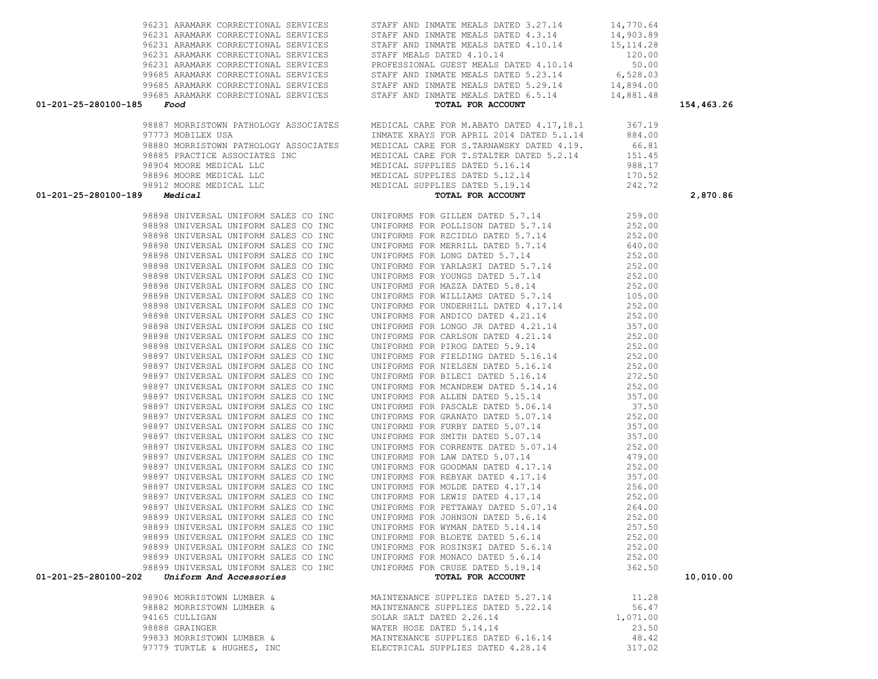| Account | Vendor | Description | Amount | Total |
|---|---|---|---|---|
| | 96231 ARAMARK CORRECTIONAL SERVICES | STAFF AND INMATE MEALS DATED 3.27.14 | 14,770.64 | |
| | 96231 ARAMARK CORRECTIONAL SERVICES | STAFF AND INMATE MEALS DATED 4.3.14 | 14,903.89 | |
| | 96231 ARAMARK CORRECTIONAL SERVICES | STAFF AND INMATE MEALS DATED 4.10.14 | 15,114.28 | |
| | 96231 ARAMARK CORRECTIONAL SERVICES | STAFF MEALS DATED 4.10.14 | 120.00 | |
| | 96231 ARAMARK CORRECTIONAL SERVICES | PROFESSIONAL GUEST MEALS DATED 4.10.14 | 50.00 | |
| | 99685 ARAMARK CORRECTIONAL SERVICES | STAFF AND INMATE MEALS DATED 5.23.14 | 6,528.03 | |
| | 99685 ARAMARK CORRECTIONAL SERVICES | STAFF AND INMATE MEALS DATED 5.29.14 | 14,894.00 | |
| | 99685 ARAMARK CORRECTIONAL SERVICES | STAFF AND INMATE MEALS DATED 6.5.14 | 14,881.48 | |
| **01-201-25-280100-185** | ***Food*** | **TOTAL FOR ACCOUNT** | | **154,463.26** |
| | 98887 MORRISTOWN PATHOLOGY ASSOCIATES | MEDICAL CARE FOR M.ABATO DATED 4.17,18.1 | 367.19 | |
| | 97773 MOBILEX USA | INMATE XRAYS FOR APRIL 2014 DATED 5.1.14 | 884.00 | |
| | 98880 MORRISTOWN PATHOLOGY ASSOCIATES | MEDICAL CARE FOR S.TARNAWSKY DATED 4.19. | 66.81 | |
| | 98885 PRACTICE ASSOCIATES INC | MEDICAL CARE FOR T.STALTER DATED 5.2.14 | 151.45 | |
| | 98904 MOORE MEDICAL LLC | MEDICAL SUPPLIES DATED 5.16.14 | 988.17 | |
| | 98896 MOORE MEDICAL LLC | MEDICAL SUPPLIES DATED 5.12.14 | 170.52 | |
| | 98912 MOORE MEDICAL LLC | MEDICAL SUPPLIES DATED 5.19.14 | 242.72 | |
| **01-201-25-280100-189** | ***Medical*** | **TOTAL FOR ACCOUNT** | | **2,870.86** |
| | 98898 UNIVERSAL UNIFORM SALES CO INC | UNIFORMS FOR GILLEN DATED 5.7.14 | 259.00 | |
| | 98898 UNIVERSAL UNIFORM SALES CO INC | UNIFORMS FOR POLLISON DATED 5.7.14 | 252.00 | |
| | 98898 UNIVERSAL UNIFORM SALES CO INC | UNIFORMS FOR RZCIDLO DATED 5.7.14 | 252.00 | |
| | 98898 UNIVERSAL UNIFORM SALES CO INC | UNIFORMS FOR MERRILL DATED 5.7.14 | 640.00 | |
| | 98898 UNIVERSAL UNIFORM SALES CO INC | UNIFORMS FOR LONG DATED 5.7.14 | 252.00 | |
| | 98898 UNIVERSAL UNIFORM SALES CO INC | UNIFORMS FOR YARLASKI DATED 5.7.14 | 252.00 | |
| | 98898 UNIVERSAL UNIFORM SALES CO INC | UNIFORMS FOR YOUNGS DATED 5.7.14 | 252.00 | |
| | 98898 UNIVERSAL UNIFORM SALES CO INC | UNIFORMS FOR MAZZA DATED 5.8.14 | 252.00 | |
| | 98898 UNIVERSAL UNIFORM SALES CO INC | UNIFORMS FOR WILLIAMS DATED 5.7.14 | 105.00 | |
| | 98898 UNIVERSAL UNIFORM SALES CO INC | UNIFORMS FOR UNDERHILL DATED 4.17.14 | 252.00 | |
| | 98898 UNIVERSAL UNIFORM SALES CO INC | UNIFORMS FOR ANDICO DATED 4.21.14 | 252.00 | |
| | 98898 UNIVERSAL UNIFORM SALES CO INC | UNIFORMS FOR LONGO JR DATED 4.21.14 | 357.00 | |
| | 98898 UNIVERSAL UNIFORM SALES CO INC | UNIFORMS FOR CARLSON DATED 4.21.14 | 252.00 | |
| | 98898 UNIVERSAL UNIFORM SALES CO INC | UNIFORMS FOR PIROG DATED 5.9.14 | 252.00 | |
| | 98897 UNIVERSAL UNIFORM SALES CO INC | UNIFORMS FOR FIELDING DATED 5.16.14 | 252.00 | |
| | 98897 UNIVERSAL UNIFORM SALES CO INC | UNIFORMS FOR NIELSEN DATED 5.16.14 | 252.00 | |
| | 98897 UNIVERSAL UNIFORM SALES CO INC | UNIFORMS FOR BILECI DATED 5.16.14 | 272.50 | |
| | 98897 UNIVERSAL UNIFORM SALES CO INC | UNIFORMS FOR MCANDREW DATED 5.14.14 | 252.00 | |
| | 98897 UNIVERSAL UNIFORM SALES CO INC | UNIFORMS FOR ALLEN DATED 5.15.14 | 357.00 | |
| | 98897 UNIVERSAL UNIFORM SALES CO INC | UNIFORMS FOR PASCALE DATED 5.06.14 | 37.50 | |
| | 98897 UNIVERSAL UNIFORM SALES CO INC | UNIFORMS FOR GRANATO DATED 5.07.14 | 252.00 | |
| | 98897 UNIVERSAL UNIFORM SALES CO INC | UNIFORMS FOR FURBY DATED 5.07.14 | 357.00 | |
| | 98897 UNIVERSAL UNIFORM SALES CO INC | UNIFORMS FOR SMITH DATED 5.07.14 | 357.00 | |
| | 98897 UNIVERSAL UNIFORM SALES CO INC | UNIFORMS FOR CORRENTE DATED 5.07.14 | 252.00 | |
| | 98897 UNIVERSAL UNIFORM SALES CO INC | UNIFORMS FOR LAW DATED 5.07.14 | 479.00 | |
| | 98897 UNIVERSAL UNIFORM SALES CO INC | UNIFORMS FOR GOODMAN DATED 4.17.14 | 252.00 | |
| | 98897 UNIVERSAL UNIFORM SALES CO INC | UNIFORMS FOR REBYAK DATED 4.17.14 | 357.00 | |
| | 98897 UNIVERSAL UNIFORM SALES CO INC | UNIFORMS FOR MOLDE DATED 4.17.14 | 256.00 | |
| | 98897 UNIVERSAL UNIFORM SALES CO INC | UNIFORMS FOR LEWIS DATED 4.17.14 | 252.00 | |
| | 98897 UNIVERSAL UNIFORM SALES CO INC | UNIFORMS FOR PETTAWAY DATED 5.07.14 | 264.00 | |
| | 98899 UNIVERSAL UNIFORM SALES CO INC | UNIFORMS FOR JOHNSON DATED 5.6.14 | 252.00 | |
| | 98899 UNIVERSAL UNIFORM SALES CO INC | UNIFORMS FOR WYMAN DATED 5.14.14 | 257.50 | |
| | 98899 UNIVERSAL UNIFORM SALES CO INC | UNIFORMS FOR BLOETE DATED 5.6.14 | 252.00 | |
| | 98899 UNIVERSAL UNIFORM SALES CO INC | UNIFORMS FOR ROSINSKI DATED 5.6.14 | 252.00 | |
| | 98899 UNIVERSAL UNIFORM SALES CO INC | UNIFORMS FOR MONACO DATED 5.6.14 | 252.00 | |
| | 98899 UNIVERSAL UNIFORM SALES CO INC | UNIFORMS FOR CRUSE DATED 5.19.14 | 362.50 | |
| **01-201-25-280100-202** | ***Uniform And Accessories*** | **TOTAL FOR ACCOUNT** | | **10,010.00** |
| | 98906 MORRISTOWN LUMBER & | MAINTENANCE SUPPLIES DATED 5.27.14 | 11.28 | |
| | 98882 MORRISTOWN LUMBER & | MAINTENANCE SUPPLIES DATED 5.22.14 | 56.47 | |
| | 94165 CULLIGAN | SOLAR SALT DATED 2.26.14 | 1,071.00 | |
| | 98888 GRAINGER | WATER HOSE DATED 5.14.14 | 23.50 | |
| | 99833 MORRISTOWN LUMBER & | MAINTENANCE SUPPLIES DATED 6.16.14 | 48.42 | |
| | 97779 TURTLE & HUGHES, INC | ELECTRICAL SUPPLIES DATED 4.28.14 | 317.02 | |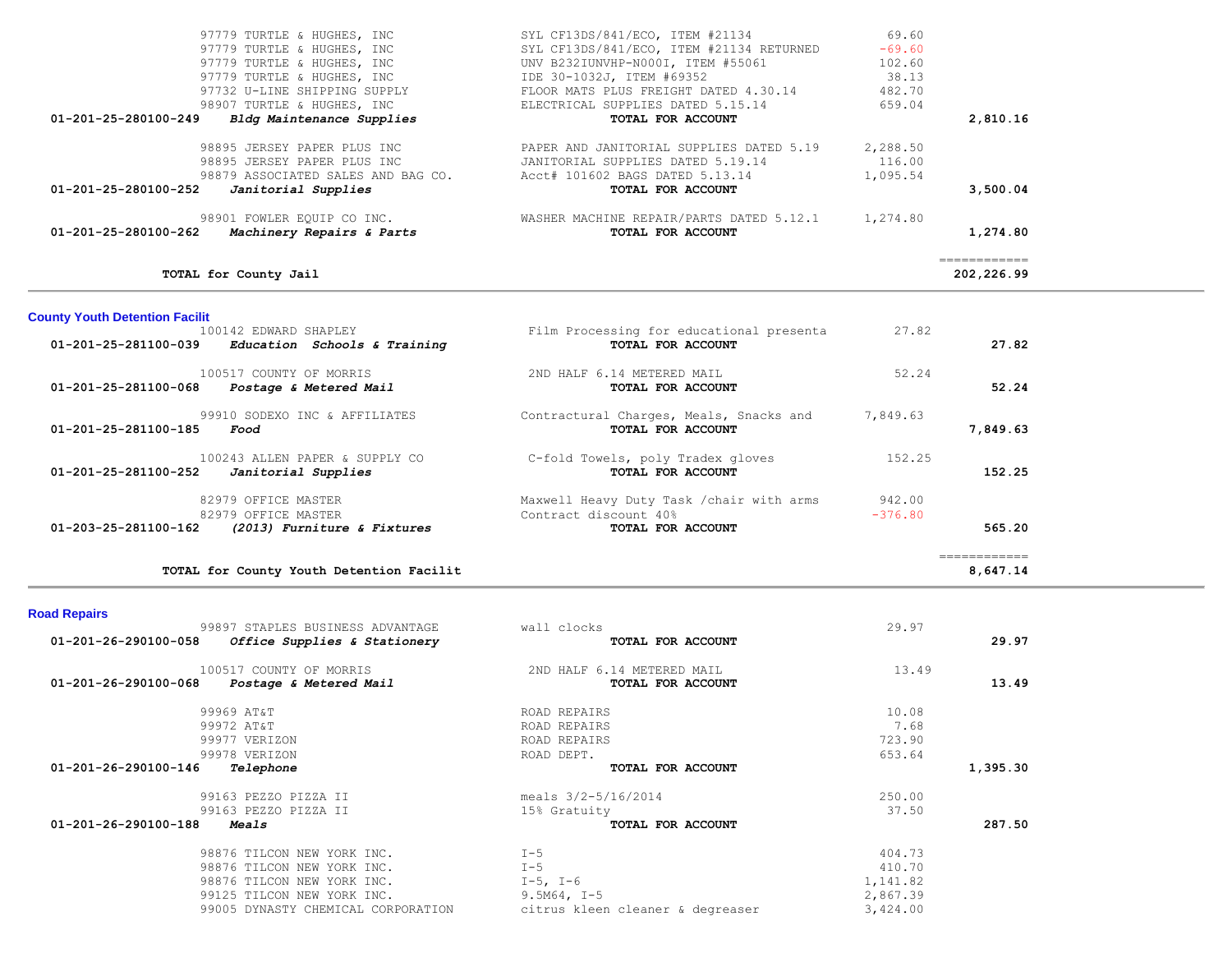| Account | Vendor / Account Name | Description | Amount | Total |
|---|---|---|---|---|
| | 97779 TURTLE & HUGHES, INC | SYL CF13DS/841/ECO, ITEM #21134 | 69.60 | |
| | 97779 TURTLE & HUGHES, INC | SYL CF13DS/841/ECO, ITEM #21134 RETURNED | -69.60 | |
| | 97779 TURTLE & HUGHES, INC | UNV B232IUNVHP-N000I, ITEM #55061 | 102.60 | |
| | 97779 TURTLE & HUGHES, INC | IDE 30-1032J, ITEM #69352 | 38.13 | |
| | 97732 U-LINE SHIPPING SUPPLY | FLOOR MATS PLUS FREIGHT DATED 4.30.14 | 482.70 | |
| | 98907 TURTLE & HUGHES, INC | ELECTRICAL SUPPLIES DATED 5.15.14 | 659.04 | |
| 01-201-25-280100-249 | *Bldg Maintenance Supplies* | **TOTAL FOR ACCOUNT** | | **2,810.16** |
| | 98895 JERSEY PAPER PLUS INC | PAPER AND JANITORIAL SUPPLIES DATED 5.19 | 2,288.50 | |
| | 98895 JERSEY PAPER PLUS INC | JANITORIAL SUPPLIES DATED 5.19.14 | 116.00 | |
| | 98879 ASSOCIATED SALES AND BAG CO. | Acct# 101602 BAGS DATED 5.13.14 | 1,095.54 | |
| 01-201-25-280100-252 | *Janitorial Supplies* | **TOTAL FOR ACCOUNT** | | **3,500.04** |
| | 98901 FOWLER EQUIP CO INC. | WASHER MACHINE REPAIR/PARTS DATED 5.12.1 | 1,274.80 | |
| 01-201-25-280100-262 | *Machinery Repairs & Parts* | **TOTAL FOR ACCOUNT** | | **1,274.80** |
| | **TOTAL for County Jail** | | | **202,226.99** |

## County Youth Detention Facilit

| Account | Vendor / Account Name | Description | Amount | Total |
|---|---|---|---|---|
| | 100142 EDWARD SHAPLEY | Film Processing for educational presenta | 27.82 | |
| 01-201-25-281100-039 | *Education Schools & Training* | **TOTAL FOR ACCOUNT** | | **27.82** |
| | 100517 COUNTY OF MORRIS | 2ND HALF 6.14 METERED MAIL | 52.24 | |
| 01-201-25-281100-068 | *Postage & Metered Mail* | **TOTAL FOR ACCOUNT** | | **52.24** |
| | 99910 SODEXO INC & AFFILIATES | Contractural Charges, Meals, Snacks and | 7,849.63 | |
| 01-201-25-281100-185 | *Food* | **TOTAL FOR ACCOUNT** | | **7,849.63** |
| | 100243 ALLEN PAPER & SUPPLY CO | C-fold Towels, poly Tradex gloves | 152.25 | |
| 01-201-25-281100-252 | *Janitorial Supplies* | **TOTAL FOR ACCOUNT** | | **152.25** |
| | 82979 OFFICE MASTER | Maxwell Heavy Duty Task /chair with arms | 942.00 | |
| | 82979 OFFICE MASTER | Contract discount 40% | -376.80 | |
| 01-203-25-281100-162 | *(2013) Furniture & Fixtures* | **TOTAL FOR ACCOUNT** | | **565.20** |
| | **TOTAL for County Youth Detention Facilit** | | | **8,647.14** |

## Road Repairs

| Account | Vendor / Account Name | Description | Amount | Total |
|---|---|---|---|---|
| | 99897 STAPLES BUSINESS ADVANTAGE | wall clocks | 29.97 | |
| 01-201-26-290100-058 | *Office Supplies & Stationery* | **TOTAL FOR ACCOUNT** | | **29.97** |
| | 100517 COUNTY OF MORRIS | 2ND HALF 6.14 METERED MAIL | 13.49 | |
| 01-201-26-290100-068 | *Postage & Metered Mail* | **TOTAL FOR ACCOUNT** | | **13.49** |
| | 99969 AT&T | ROAD REPAIRS | 10.08 | |
| | 99972 AT&T | ROAD REPAIRS | 7.68 | |
| | 99977 VERIZON | ROAD REPAIRS | 723.90 | |
| | 99978 VERIZON | ROAD DEPT. | 653.64 | |
| 01-201-26-290100-146 | *Telephone* | **TOTAL FOR ACCOUNT** | | **1,395.30** |
| | 99163 PEZZO PIZZA II | meals 3/2-5/16/2014 | 250.00 | |
| | 99163 PEZZO PIZZA II | 15% Gratuity | 37.50 | |
| 01-201-26-290100-188 | *Meals* | **TOTAL FOR ACCOUNT** | | **287.50** |
| | 98876 TILCON NEW YORK INC. | I-5 | 404.73 | |
| | 98876 TILCON NEW YORK INC. | I-5 | 410.70 | |
| | 98876 TILCON NEW YORK INC. | I-5, I-6 | 1,141.82 | |
| | 99125 TILCON NEW YORK INC. | 9.5M64, I-5 | 2,867.39 | |
| | 99005 DYNASTY CHEMICAL CORPORATION | citrus kleen cleaner & degreaser | 3,424.00 | |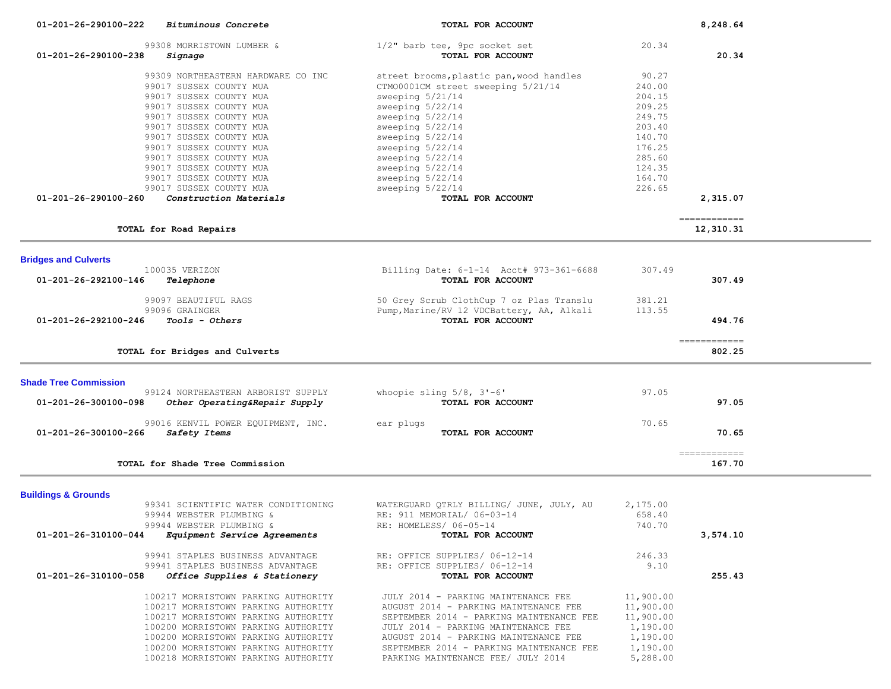| Account | Description | Vendor | Item | Amount | Total |
|---|---|---|---|---|---|
| 01-201-26-290100-222 | *Bituminous Concrete* | | TOTAL FOR ACCOUNT | | 8,248.64 |
| | | 99308 MORRISTOWN LUMBER & | 1/2" barb tee, 9pc socket set | 20.34 | |
| 01-201-26-290100-238 | *Signage* | | TOTAL FOR ACCOUNT | | 20.34 |
| | | 99309 NORTHEASTERN HARDWARE CO INC | street brooms,plastic pan,wood handles | 90.27 | |
| | | 99017 SUSSEX COUNTY MUA | CTMO0001CM street sweeping 5/21/14 | 240.00 | |
| | | 99017 SUSSEX COUNTY MUA | sweeping 5/21/14 | 204.15 | |
| | | 99017 SUSSEX COUNTY MUA | sweeping 5/22/14 | 209.25 | |
| | | 99017 SUSSEX COUNTY MUA | sweeping 5/22/14 | 249.75 | |
| | | 99017 SUSSEX COUNTY MUA | sweeping 5/22/14 | 203.40 | |
| | | 99017 SUSSEX COUNTY MUA | sweeping 5/22/14 | 140.70 | |
| | | 99017 SUSSEX COUNTY MUA | sweeping 5/22/14 | 176.25 | |
| | | 99017 SUSSEX COUNTY MUA | sweeping 5/22/14 | 285.60 | |
| | | 99017 SUSSEX COUNTY MUA | sweeping 5/22/14 | 124.35 | |
| | | 99017 SUSSEX COUNTY MUA | sweeping 5/22/14 | 164.70 | |
| | | 99017 SUSSEX COUNTY MUA | sweeping 5/22/14 | 226.65 | |
| 01-201-26-290100-260 | *Construction Materials* | | TOTAL FOR ACCOUNT | | 2,315.07 |

**TOTAL for Road Repairs** 12,310.31

## Bridges and Culverts

| Account | Description | Vendor | Item | Amount | Total |
|---|---|---|---|---|---|
| | | 100035 VERIZON | Billing Date: 6-1-14 Acct# 973-361-6688 | 307.49 | |
| 01-201-26-292100-146 | *Telephone* | | TOTAL FOR ACCOUNT | | 307.49 |
| | | 99097 BEAUTIFUL RAGS | 50 Grey Scrub ClothCup 7 oz Plas Translu | 381.21 | |
| | | 99096 GRAINGER | Pump,Marine/RV 12 VDCBattery, AA, Alkali | 113.55 | |
| 01-201-26-292100-246 | *Tools - Others* | | TOTAL FOR ACCOUNT | | 494.76 |

**TOTAL for Bridges and Culverts** 802.25

## Shade Tree Commission

| Account | Description | Vendor | Item | Amount | Total |
|---|---|---|---|---|---|
| | | 99124 NORTHEASTERN ARBORIST SUPPLY | whoopie sling 5/8, 3'-6' | 97.05 | |
| 01-201-26-300100-098 | *Other Operating&Repair Supply* | | TOTAL FOR ACCOUNT | | 97.05 |
| | | 99016 KENVIL POWER EQUIPMENT, INC. | ear plugs | 70.65 | |
| 01-201-26-300100-266 | *Safety Items* | | TOTAL FOR ACCOUNT | | 70.65 |

**TOTAL for Shade Tree Commission** 167.70

## Buildings & Grounds

| Account | Description | Vendor | Item | Amount | Total |
|---|---|---|---|---|---|
| | | 99341 SCIENTIFIC WATER CONDITIONING | WATERGUARD QTRLY BILLING/ JUNE, JULY, AU | 2,175.00 | |
| | | 99944 WEBSTER PLUMBING & | RE: 911 MEMORIAL/ 06-03-14 | 658.40 | |
| | | 99944 WEBSTER PLUMBING & | RE: HOMELESS/ 06-05-14 | 740.70 | |
| 01-201-26-310100-044 | *Equipment Service Agreements* | | TOTAL FOR ACCOUNT | | 3,574.10 |
| | | 99941 STAPLES BUSINESS ADVANTAGE | RE: OFFICE SUPPLIES/ 06-12-14 | 246.33 | |
| | | 99941 STAPLES BUSINESS ADVANTAGE | RE: OFFICE SUPPLIES/ 06-12-14 | 9.10 | |
| 01-201-26-310100-058 | *Office Supplies & Stationery* | | TOTAL FOR ACCOUNT | | 255.43 |
| | | 100217 MORRISTOWN PARKING AUTHORITY | JULY 2014 - PARKING MAINTENANCE FEE | 11,900.00 | |
| | | 100217 MORRISTOWN PARKING AUTHORITY | AUGUST 2014 - PARKING MAINTENANCE FEE | 11,900.00 | |
| | | 100217 MORRISTOWN PARKING AUTHORITY | SEPTEMBER 2014 - PARKING MAINTENANCE FEE | 11,900.00 | |
| | | 100200 MORRISTOWN PARKING AUTHORITY | JULY 2014 - PARKING MAINTENANCE FEE | 1,190.00 | |
| | | 100200 MORRISTOWN PARKING AUTHORITY | AUGUST 2014 - PARKING MAINTENANCE FEE | 1,190.00 | |
| | | 100200 MORRISTOWN PARKING AUTHORITY | SEPTEMBER 2014 - PARKING MAINTENANCE FEE | 1,190.00 | |
| | | 100218 MORRISTOWN PARKING AUTHORITY | PARKING MAINTENANCE FEE/ JULY 2014 | 5,288.00 | |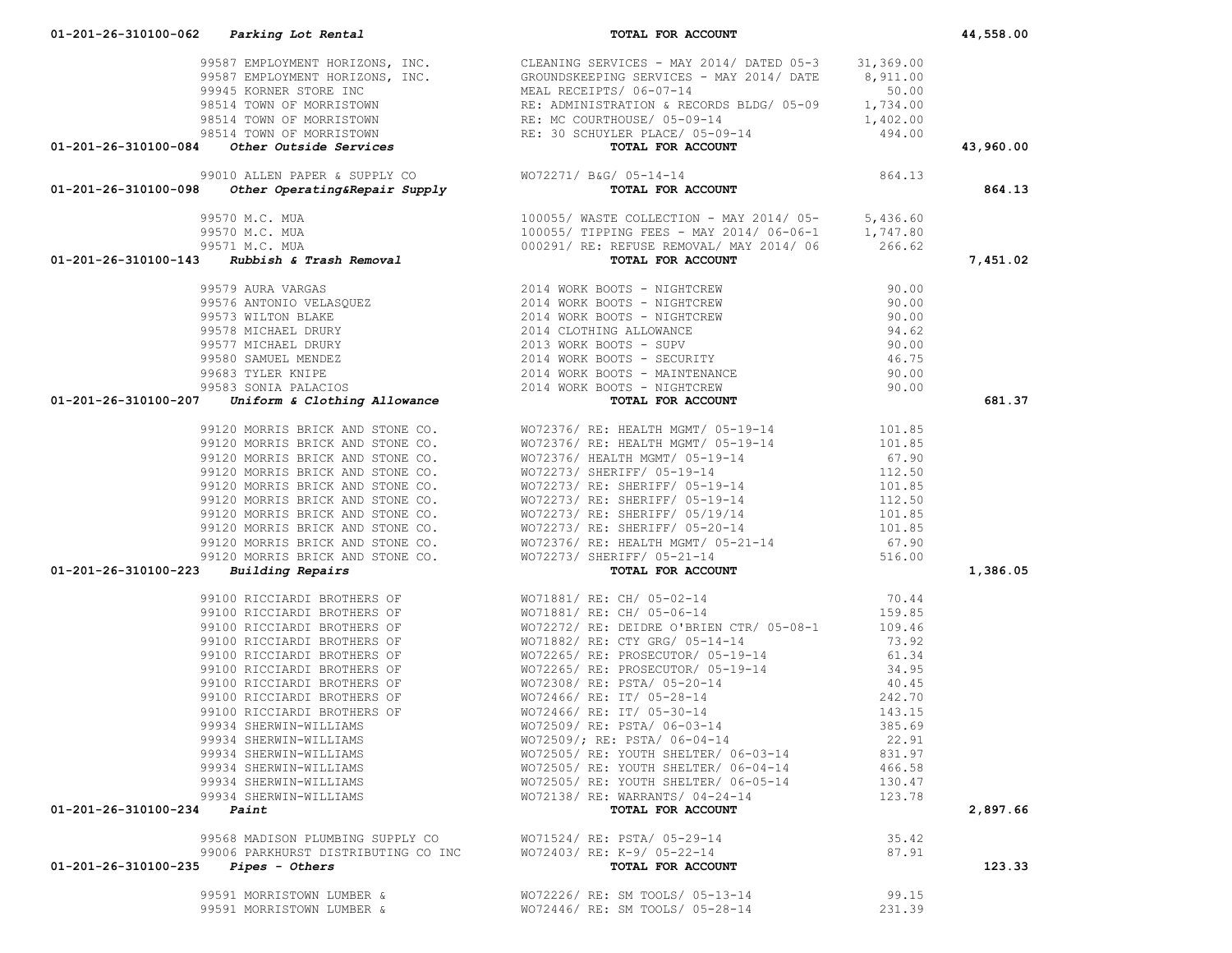| Account | Vendor | Description | Amount | Total |
|---|---|---|---|---|
| 01-201-26-310100-062 *Parking Lot Rental* | | TOTAL FOR ACCOUNT | | 44,558.00 |
| | 99587 EMPLOYMENT HORIZONS, INC. | CLEANING SERVICES - MAY 2014/ DATED 05-3 | 31,369.00 | |
| | 99587 EMPLOYMENT HORIZONS, INC. | GROUNDSKEEPING SERVICES - MAY 2014/ DATE | 8,911.00 | |
| | 99945 KORNER STORE INC | MEAL RECEIPTS/ 06-07-14 | 50.00 | |
| | 98514 TOWN OF MORRISTOWN | RE: ADMINISTRATION & RECORDS BLDG/ 05-09 | 1,734.00 | |
| | 98514 TOWN OF MORRISTOWN | RE: MC COURTHOUSE/ 05-09-14 | 1,402.00 | |
| | 98514 TOWN OF MORRISTOWN | RE: 30 SCHUYLER PLACE/ 05-09-14 | 494.00 | |
| 01-201-26-310100-084 *Other Outside Services* | | TOTAL FOR ACCOUNT | | 43,960.00 |
| | 99010 ALLEN PAPER & SUPPLY CO | WO72271/ B&G/ 05-14-14 | 864.13 | |
| 01-201-26-310100-098 *Other Operating&Repair Supply* | | TOTAL FOR ACCOUNT | | 864.13 |
| | 99570 M.C. MUA | 100055/ WASTE COLLECTION - MAY 2014/ 05- | 5,436.60 | |
| | 99570 M.C. MUA | 100055/ TIPPING FEES - MAY 2014/ 06-06-1 | 1,747.80 | |
| | 99571 M.C. MUA | 000291/ RE: REFUSE REMOVAL/ MAY 2014/ 06 | 266.62 | |
| 01-201-26-310100-143 *Rubbish & Trash Removal* | | TOTAL FOR ACCOUNT | | 7,451.02 |
| | 99579 AURA VARGAS | 2014 WORK BOOTS - NIGHTCREW | 90.00 | |
| | 99576 ANTONIO VELASQUEZ | 2014 WORK BOOTS - NIGHTCREW | 90.00 | |
| | 99573 WILTON BLAKE | 2014 WORK BOOTS - NIGHTCREW | 90.00 | |
| | 99578 MICHAEL DRURY | 2014 CLOTHING ALLOWANCE | 94.62 | |
| | 99577 MICHAEL DRURY | 2013 WORK BOOTS - SUPV | 90.00 | |
| | 99580 SAMUEL MENDEZ | 2014 WORK BOOTS - SECURITY | 46.75 | |
| | 99683 TYLER KNIPE | 2014 WORK BOOTS - MAINTENANCE | 90.00 | |
| | 99583 SONIA PALACIOS | 2014 WORK BOOTS - NIGHTCREW | 90.00 | |
| 01-201-26-310100-207 *Uniform & Clothing Allowance* | | TOTAL FOR ACCOUNT | | 681.37 |
| | 99120 MORRIS BRICK AND STONE CO. | WO72376/ RE: HEALTH MGMT/ 05-19-14 | 101.85 | |
| | 99120 MORRIS BRICK AND STONE CO. | WO72376/ RE: HEALTH MGMT/ 05-19-14 | 101.85 | |
| | 99120 MORRIS BRICK AND STONE CO. | WO72376/ HEALTH MGMT/ 05-19-14 | 67.90 | |
| | 99120 MORRIS BRICK AND STONE CO. | WO72273/ SHERIFF/ 05-19-14 | 112.50 | |
| | 99120 MORRIS BRICK AND STONE CO. | WO72273/ RE: SHERIFF/ 05-19-14 | 101.85 | |
| | 99120 MORRIS BRICK AND STONE CO. | WO72273/ RE: SHERIFF/ 05-19-14 | 112.50 | |
| | 99120 MORRIS BRICK AND STONE CO. | WO72273/ RE: SHERIFF/ 05/19/14 | 101.85 | |
| | 99120 MORRIS BRICK AND STONE CO. | WO72273/ RE: SHERIFF/ 05-20-14 | 101.85 | |
| | 99120 MORRIS BRICK AND STONE CO. | WO72376/ RE: HEALTH MGMT/ 05-21-14 | 67.90 | |
| | 99120 MORRIS BRICK AND STONE CO. | WO72273/ SHERIFF/ 05-21-14 | 516.00 | |
| 01-201-26-310100-223 *Building Repairs* | | TOTAL FOR ACCOUNT | | 1,386.05 |
| | 99100 RICCIARDI BROTHERS OF | WO71881/ RE: CH/ 05-02-14 | 70.44 | |
| | 99100 RICCIARDI BROTHERS OF | WO71881/ RE: CH/ 05-06-14 | 159.85 | |
| | 99100 RICCIARDI BROTHERS OF | WO72272/ RE: DEIDRE O'BRIEN CTR/ 05-08-1 | 109.46 | |
| | 99100 RICCIARDI BROTHERS OF | WO71882/ RE: CTY GRG/ 05-14-14 | 73.92 | |
| | 99100 RICCIARDI BROTHERS OF | WO72265/ RE: PROSECUTOR/ 05-19-14 | 61.34 | |
| | 99100 RICCIARDI BROTHERS OF | WO72265/ RE: PROSECUTOR/ 05-19-14 | 34.95 | |
| | 99100 RICCIARDI BROTHERS OF | WO72308/ RE: PSTA/ 05-20-14 | 40.45 | |
| | 99100 RICCIARDI BROTHERS OF | WO72466/ RE: IT/ 05-28-14 | 242.70 | |
| | 99100 RICCIARDI BROTHERS OF | WO72466/ RE: IT/ 05-30-14 | 143.15 | |
| | 99934 SHERWIN-WILLIAMS | WO72509/ RE: PSTA/ 06-03-14 | 385.69 | |
| | 99934 SHERWIN-WILLIAMS | WO72509/; RE: PSTA/ 06-04-14 | 22.91 | |
| | 99934 SHERWIN-WILLIAMS | WO72505/ RE: YOUTH SHELTER/ 06-03-14 | 831.97 | |
| | 99934 SHERWIN-WILLIAMS | WO72505/ RE: YOUTH SHELTER/ 06-04-14 | 466.58 | |
| | 99934 SHERWIN-WILLIAMS | WO72505/ RE: YOUTH SHELTER/ 06-05-14 | 130.47 | |
| | 99934 SHERWIN-WILLIAMS | WO72138/ RE: WARRANTS/ 04-24-14 | 123.78 | |
| 01-201-26-310100-234 *Paint* | | TOTAL FOR ACCOUNT | | 2,897.66 |
| | 99568 MADISON PLUMBING SUPPLY CO | WO71524/ RE: PSTA/ 05-29-14 | 35.42 | |
| | 99006 PARKHURST DISTRIBUTING CO INC | WO72403/ RE: K-9/ 05-22-14 | 87.91 | |
| 01-201-26-310100-235 *Pipes - Others* | | TOTAL FOR ACCOUNT | | 123.33 |
| | 99591 MORRISTOWN LUMBER & | WO72226/ RE: SM TOOLS/ 05-13-14 | 99.15 | |
| | 99591 MORRISTOWN LUMBER & | WO72446/ RE: SM TOOLS/ 05-28-14 | 231.39 | |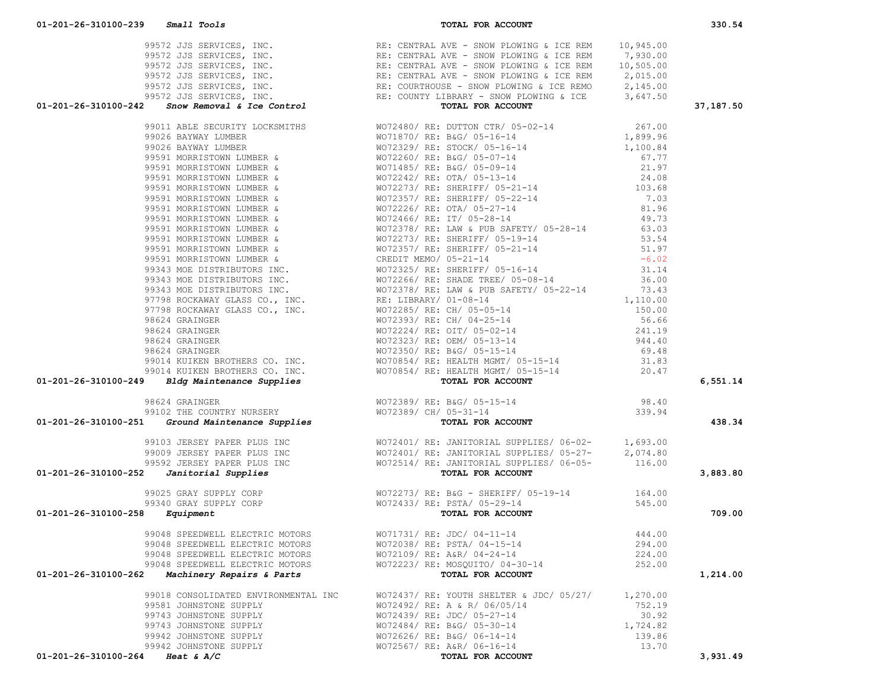| Account | Description | Vendor | Reference | Amount | Total |
|---|---|---|---|---|---|
| 01-201-26-310100-239 | *Small Tools* | | TOTAL FOR ACCOUNT | | 330.54 |
| | | 99572 JJS SERVICES, INC. | RE: CENTRAL AVE - SNOW PLOWING & ICE REM | 10,945.00 | |
| | | 99572 JJS SERVICES, INC. | RE: CENTRAL AVE - SNOW PLOWING & ICE REM | 7,930.00 | |
| | | 99572 JJS SERVICES, INC. | RE: CENTRAL AVE - SNOW PLOWING & ICE REM | 10,505.00 | |
| | | 99572 JJS SERVICES, INC. | RE: CENTRAL AVE - SNOW PLOWING & ICE REM | 2,015.00 | |
| | | 99572 JJS SERVICES, INC. | RE: COURTHOUSE - SNOW PLOWING & ICE REMO | 2,145.00 | |
| | | 99572 JJS SERVICES, INC. | RE: COUNTY LIBRARY - SNOW PLOWING & ICE | 3,647.50 | |
| 01-201-26-310100-242 | *Snow Removal & Ice Control* | | TOTAL FOR ACCOUNT | | 37,187.50 |
| | | 99011 ABLE SECURITY LOCKSMITHS | WO72480/ RE: DUTTON CTR/ 05-02-14 | 267.00 | |
| | | 99026 BAYWAY LUMBER | WO71870/ RE: B&G/ 05-16-14 | 1,899.96 | |
| | | 99026 BAYWAY LUMBER | WO72329/ RE: STOCK/ 05-16-14 | 1,100.84 | |
| | | 99591 MORRISTOWN LUMBER & | WO72260/ RE: B&G/ 05-07-14 | 67.77 | |
| | | 99591 MORRISTOWN LUMBER & | WO71485/ RE: B&G/ 05-09-14 | 21.97 | |
| | | 99591 MORRISTOWN LUMBER & | WO72242/ RE: OTA/ 05-13-14 | 24.08 | |
| | | 99591 MORRISTOWN LUMBER & | WO72273/ RE: SHERIFF/ 05-21-14 | 103.68 | |
| | | 99591 MORRISTOWN LUMBER & | WO72357/ RE: SHERIFF/ 05-22-14 | 7.03 | |
| | | 99591 MORRISTOWN LUMBER & | WO72226/ RE: OTA/ 05-27-14 | 81.96 | |
| | | 99591 MORRISTOWN LUMBER & | WO72466/ RE: IT/ 05-28-14 | 49.73 | |
| | | 99591 MORRISTOWN LUMBER & | WO72378/ RE: LAW & PUB SAFETY/ 05-28-14 | 63.03 | |
| | | 99591 MORRISTOWN LUMBER & | WO72273/ RE: SHERIFF/ 05-19-14 | 53.54 | |
| | | 99591 MORRISTOWN LUMBER & | WO72357/ RE: SHERIFF/ 05-21-14 | 51.97 | |
| | | 99591 MORRISTOWN LUMBER & | CREDIT MEMO/ 05-21-14 | -6.02 | |
| | | 99343 MOE DISTRIBUTORS INC. | WO72325/ RE: SHERIFF/ 05-16-14 | 31.14 | |
| | | 99343 MOE DISTRIBUTORS INC. | WO72266/ RE: SHADE TREE/ 05-08-14 | 36.00 | |
| | | 99343 MOE DISTRIBUTORS INC. | WO72378/ RE: LAW & PUB SAFETY/ 05-22-14 | 73.43 | |
| | | 97798 ROCKAWAY GLASS CO., INC. | RE: LIBRARY/ 01-08-14 | 1,110.00 | |
| | | 97798 ROCKAWAY GLASS CO., INC. | WO72285/ RE: CH/ 05-05-14 | 150.00 | |
| | | 98624 GRAINGER | WO72393/ RE: CH/ 04-25-14 | 56.66 | |
| | | 98624 GRAINGER | WO72224/ RE: OIT/ 05-02-14 | 241.19 | |
| | | 98624 GRAINGER | WO72323/ RE: OEM/ 05-13-14 | 944.40 | |
| | | 98624 GRAINGER | WO72350/ RE: B&G/ 05-15-14 | 69.48 | |
| | | 99014 KUIKEN BROTHERS CO. INC. | WO70854/ RE: HEALTH MGMT/ 05-15-14 | 31.83 | |
| | | 99014 KUIKEN BROTHERS CO. INC. | WO70854/ RE: HEALTH MGMT/ 05-15-14 | 20.47 | |
| 01-201-26-310100-249 | *Bldg Maintenance Supplies* | | TOTAL FOR ACCOUNT | | 6,551.14 |
| | | 98624 GRAINGER | WO72389/ RE: B&G/ 05-15-14 | 98.40 | |
| | | 99102 THE COUNTRY NURSERY | WO72389/ CH/ 05-31-14 | 339.94 | |
| 01-201-26-310100-251 | *Ground Maintenance Supplies* | | TOTAL FOR ACCOUNT | | 438.34 |
| | | 99103 JERSEY PAPER PLUS INC | WO72401/ RE: JANITORIAL SUPPLIES/ 06-02- | 1,693.00 | |
| | | 99009 JERSEY PAPER PLUS INC | WO72401/ RE: JANITORIAL SUPPLIES/ 05-27- | 2,074.80 | |
| | | 99592 JERSEY PAPER PLUS INC | WO72514/ RE: JANITORIAL SUPPLIES/ 06-05- | 116.00 | |
| 01-201-26-310100-252 | *Janitorial Supplies* | | TOTAL FOR ACCOUNT | | 3,883.80 |
| | | 99025 GRAY SUPPLY CORP | WO72273/ RE: B&G - SHERIFF/ 05-19-14 | 164.00 | |
| | | 99340 GRAY SUPPLY CORP | WO72433/ RE: PSTA/ 05-29-14 | 545.00 | |
| 01-201-26-310100-258 | *Equipment* | | TOTAL FOR ACCOUNT | | 709.00 |
| | | 99048 SPEEDWELL ELECTRIC MOTORS | WO71731/ RE: JDC/ 04-11-14 | 444.00 | |
| | | 99048 SPEEDWELL ELECTRIC MOTORS | WO72038/ RE: PSTA/ 04-15-14 | 294.00 | |
| | | 99048 SPEEDWELL ELECTRIC MOTORS | WO72109/ RE: A&R/ 04-24-14 | 224.00 | |
| | | 99048 SPEEDWELL ELECTRIC MOTORS | WO72223/ RE: MOSQUITO/ 04-30-14 | 252.00 | |
| 01-201-26-310100-262 | *Machinery Repairs & Parts* | | TOTAL FOR ACCOUNT | | 1,214.00 |
| | | 99018 CONSOLIDATED ENVIRONMENTAL INC | WO72437/ RE: YOUTH SHELTER & JDC/ 05/27/ | 1,270.00 | |
| | | 99581 JOHNSTONE SUPPLY | WO72492/ RE: A & R/ 06/05/14 | 752.19 | |
| | | 99743 JOHNSTONE SUPPLY | WO72439/ RE: JDC/ 05-27-14 | 30.92 | |
| | | 99743 JOHNSTONE SUPPLY | WO72484/ RE: B&G/ 05-30-14 | 1,724.82 | |
| | | 99942 JOHNSTONE SUPPLY | WO72626/ RE: B&G/ 06-14-14 | 139.86 | |
| | | 99942 JOHNSTONE SUPPLY | WO72567/ RE: A&R/ 06-16-14 | 13.70 | |
| 01-201-26-310100-264 | *Heat & A/C* | | TOTAL FOR ACCOUNT | | 3,931.49 |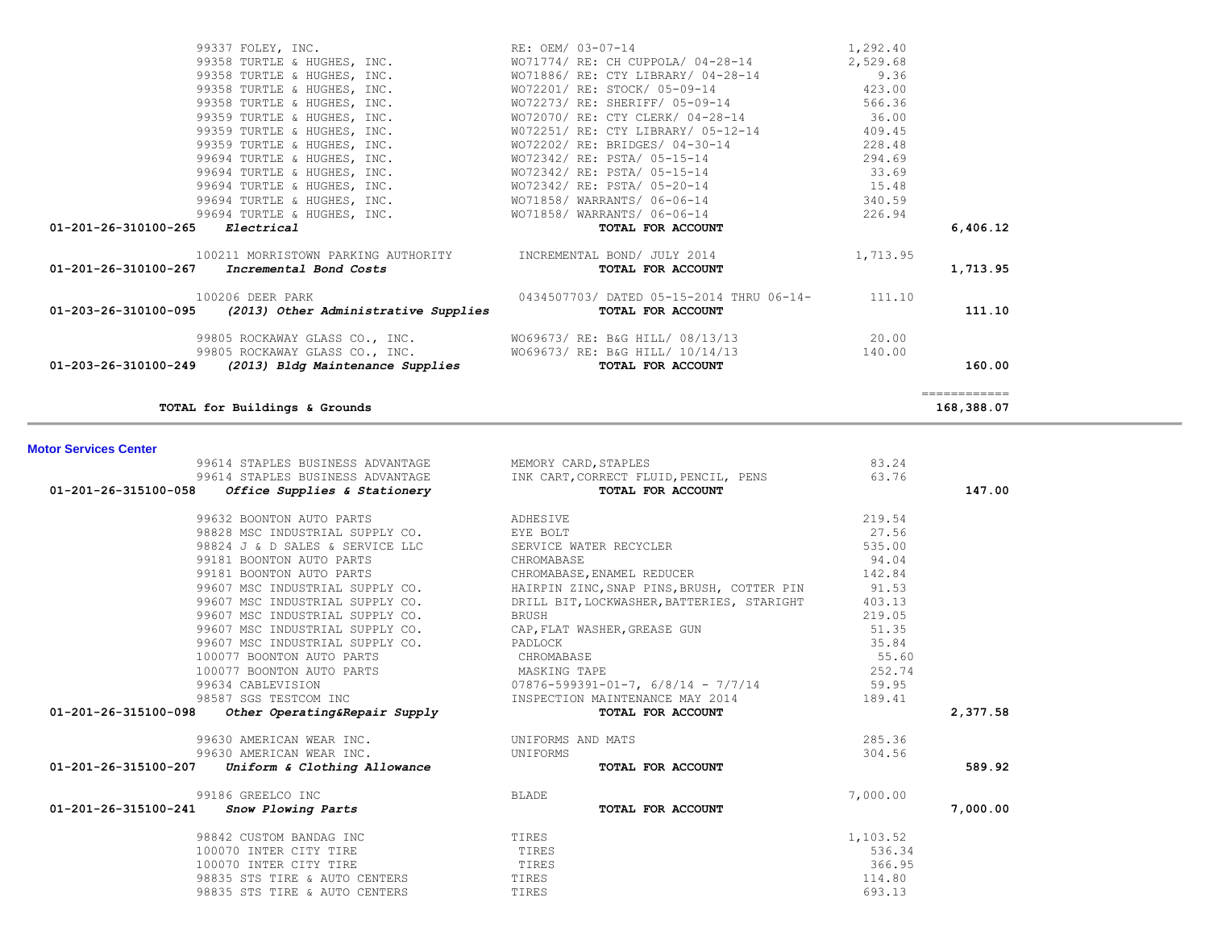| Account | Vendor | Description | Amount | Total |
|---|---|---|---|---|
| | 99337 FOLEY, INC. | RE: OEM/ 03-07-14 | 1,292.40 | |
| | 99358 TURTLE & HUGHES, INC. | WO71774/ RE: CH CUPPOLA/ 04-28-14 | 2,529.68 | |
| | 99358 TURTLE & HUGHES, INC. | WO71886/ RE: CTY LIBRARY/ 04-28-14 | 9.36 | |
| | 99358 TURTLE & HUGHES, INC. | WO72201/ RE: STOCK/ 05-09-14 | 423.00 | |
| | 99358 TURTLE & HUGHES, INC. | WO72273/ RE: SHERIFF/ 05-09-14 | 566.36 | |
| | 99359 TURTLE & HUGHES, INC. | WO72070/ RE: CTY CLERK/ 04-28-14 | 36.00 | |
| | 99359 TURTLE & HUGHES, INC. | WO72251/ RE: CTY LIBRARY/ 05-12-14 | 409.45 | |
| | 99359 TURTLE & HUGHES, INC. | WO72202/ RE: BRIDGES/ 04-30-14 | 228.48 | |
| | 99694 TURTLE & HUGHES, INC. | WO72342/ RE: PSTA/ 05-15-14 | 294.69 | |
| | 99694 TURTLE & HUGHES, INC. | WO72342/ RE: PSTA/ 05-15-14 | 33.69 | |
| | 99694 TURTLE & HUGHES, INC. | WO72342/ RE: PSTA/ 05-20-14 | 15.48 | |
| | 99694 TURTLE & HUGHES, INC. | WO71858/ WARRANTS/ 06-06-14 | 340.59 | |
| | 99694 TURTLE & HUGHES, INC. | WO71858/ WARRANTS/ 06-06-14 | 226.94 | |
| **01-201-26-310100-265** | ***Electrical*** | **TOTAL FOR ACCOUNT** | | **6,406.12** |
| | 100211 MORRISTOWN PARKING AUTHORITY | INCREMENTAL BOND/ JULY 2014 | 1,713.95 | |
| **01-201-26-310100-267** | ***Incremental Bond Costs*** | **TOTAL FOR ACCOUNT** | | **1,713.95** |
| | 100206 DEER PARK | 0434507703/ DATED 05-15-2014 THRU 06-14- | 111.10 | |
| **01-203-26-310100-095** | ***(2013) Other Administrative Supplies*** | **TOTAL FOR ACCOUNT** | | **111.10** |
| | 99805 ROCKAWAY GLASS CO., INC. | WO69673/ RE: B&G HILL/ 08/13/13 | 20.00 | |
| | 99805 ROCKAWAY GLASS CO., INC. | WO69673/ RE: B&G HILL/ 10/14/13 | 140.00 | |
| **01-203-26-310100-249** | ***(2013) Bldg Maintenance Supplies*** | **TOTAL FOR ACCOUNT** | | **160.00** |
| | **TOTAL for Buildings & Grounds** | | | **168,388.07** |

## Motor Services Center

| Account | Vendor | Description | Amount | Total |
|---|---|---|---|---|
| | 99614 STAPLES BUSINESS ADVANTAGE | MEMORY CARD,STAPLES | 83.24 | |
| | 99614 STAPLES BUSINESS ADVANTAGE | INK CART,CORRECT FLUID,PENCIL, PENS | 63.76 | |
| **01-201-26-315100-058** | ***Office Supplies & Stationery*** | **TOTAL FOR ACCOUNT** | | **147.00** |
| | 99632 BOONTON AUTO PARTS | ADHESIVE | 219.54 | |
| | 98828 MSC INDUSTRIAL SUPPLY CO. | EYE BOLT | 27.56 | |
| | 98824 J & D SALES & SERVICE LLC | SERVICE WATER RECYCLER | 535.00 | |
| | 99181 BOONTON AUTO PARTS | CHROMABASE | 94.04 | |
| | 99181 BOONTON AUTO PARTS | CHROMABASE,ENAMEL REDUCER | 142.84 | |
| | 99607 MSC INDUSTRIAL SUPPLY CO. | HAIRPIN ZINC,SNAP PINS,BRUSH, COTTER PIN | 91.53 | |
| | 99607 MSC INDUSTRIAL SUPPLY CO. | DRILL BIT,LOCKWASHER,BATTERIES, STARIGHT | 403.13 | |
| | 99607 MSC INDUSTRIAL SUPPLY CO. | BRUSH | 219.05 | |
| | 99607 MSC INDUSTRIAL SUPPLY CO. | CAP,FLAT WASHER,GREASE GUN | 51.35 | |
| | 99607 MSC INDUSTRIAL SUPPLY CO. | PADLOCK | 35.84 | |
| | 100077 BOONTON AUTO PARTS | CHROMABASE | 55.60 | |
| | 100077 BOONTON AUTO PARTS | MASKING TAPE | 252.74 | |
| | 99634 CABLEVISION | 07876-599391-01-7, 6/8/14 - 7/7/14 | 59.95 | |
| | 98587 SGS TESTCOM INC | INSPECTION MAINTENANCE MAY 2014 | 189.41 | |
| **01-201-26-315100-098** | ***Other Operating&Repair Supply*** | **TOTAL FOR ACCOUNT** | | **2,377.58** |
| | 99630 AMERICAN WEAR INC. | UNIFORMS AND MATS | 285.36 | |
| | 99630 AMERICAN WEAR INC. | UNIFORMS | 304.56 | |
| **01-201-26-315100-207** | ***Uniform & Clothing Allowance*** | **TOTAL FOR ACCOUNT** | | **589.92** |
| | 99186 GREELCO INC | BLADE | 7,000.00 | |
| **01-201-26-315100-241** | ***Snow Plowing Parts*** | **TOTAL FOR ACCOUNT** | | **7,000.00** |
| | 98842 CUSTOM BANDAG INC | TIRES | 1,103.52 | |
| | 100070 INTER CITY TIRE | TIRES | 536.34 | |
| | 100070 INTER CITY TIRE | TIRES | 366.95 | |
| | 98835 STS TIRE & AUTO CENTERS | TIRES | 114.80 | |
| | 98835 STS TIRE & AUTO CENTERS | TIRES | 693.13 | |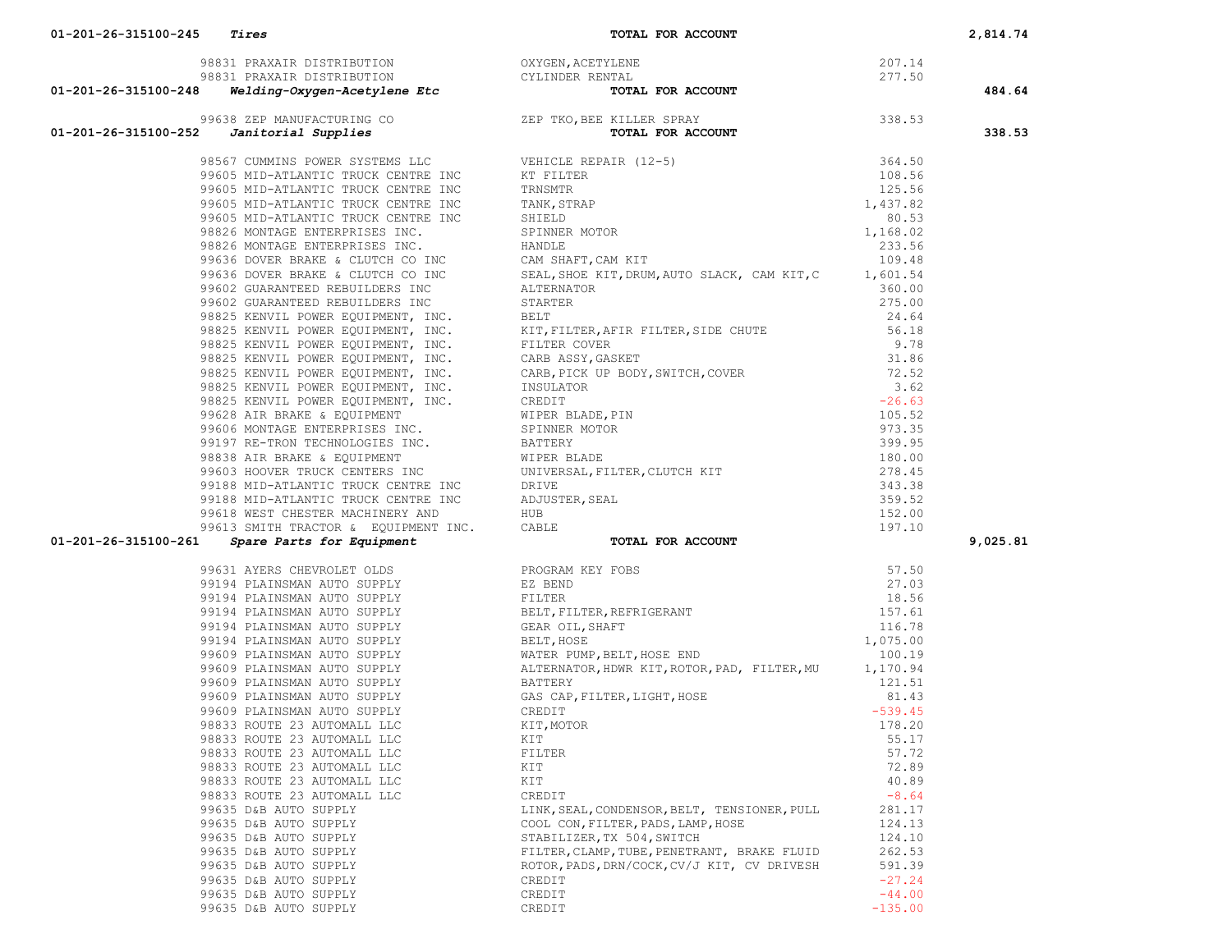| Account | Vendor | Description | Amount | Total |
|---|---|---|---|---|
| 01-201-26-315100-245 ***Tires*** | | **TOTAL FOR ACCOUNT** | | **2,814.74** |
| | 98831 PRAXAIR DISTRIBUTION | OXYGEN,ACETYLENE | 207.14 | |
| | 98831 PRAXAIR DISTRIBUTION | CYLINDER RENTAL | 277.50 | |
| 01-201-26-315100-248 ***Welding-Oxygen-Acetylene Etc*** | | **TOTAL FOR ACCOUNT** | | **484.64** |
| | 99638 ZEP MANUFACTURING CO | ZEP TKO,BEE KILLER SPRAY | 338.53 | |
| 01-201-26-315100-252 ***Janitorial Supplies*** | | **TOTAL FOR ACCOUNT** | | **338.53** |
| | 98567 CUMMINS POWER SYSTEMS LLC | VEHICLE REPAIR (12-5) | 364.50 | |
| | 99605 MID-ATLANTIC TRUCK CENTRE INC | KT FILTER | 108.56 | |
| | 99605 MID-ATLANTIC TRUCK CENTRE INC | TRNSMTR | 125.56 | |
| | 99605 MID-ATLANTIC TRUCK CENTRE INC | TANK,STRAP | 1,437.82 | |
| | 99605 MID-ATLANTIC TRUCK CENTRE INC | SHIELD | 80.53 | |
| | 98826 MONTAGE ENTERPRISES INC. | SPINNER MOTOR | 1,168.02 | |
| | 98826 MONTAGE ENTERPRISES INC. | HANDLE | 233.56 | |
| | 99636 DOVER BRAKE & CLUTCH CO INC | CAM SHAFT,CAM KIT | 109.48 | |
| | 99636 DOVER BRAKE & CLUTCH CO INC | SEAL,SHOE KIT,DRUM,AUTO SLACK, CAM KIT,C | 1,601.54 | |
| | 99602 GUARANTEED REBUILDERS INC | ALTERNATOR | 360.00 | |
| | 99602 GUARANTEED REBUILDERS INC | STARTER | 275.00 | |
| | 98825 KENVIL POWER EQUIPMENT, INC. | BELT | 24.64 | |
| | 98825 KENVIL POWER EQUIPMENT, INC. | KIT,FILTER,AFIR FILTER,SIDE CHUTE | 56.18 | |
| | 98825 KENVIL POWER EQUIPMENT, INC. | FILTER COVER | 9.78 | |
| | 98825 KENVIL POWER EQUIPMENT, INC. | CARB ASSY,GASKET | 31.86 | |
| | 98825 KENVIL POWER EQUIPMENT, INC. | CARB,PICK UP BODY,SWITCH,COVER | 72.52 | |
| | 98825 KENVIL POWER EQUIPMENT, INC. | INSULATOR | 3.62 | |
| | 98825 KENVIL POWER EQUIPMENT, INC. | CREDIT | -26.63 | |
| | 99628 AIR BRAKE & EQUIPMENT | WIPER BLADE,PIN | 105.52 | |
| | 99606 MONTAGE ENTERPRISES INC. | SPINNER MOTOR | 973.35 | |
| | 99197 RE-TRON TECHNOLOGIES INC. | BATTERY | 399.95 | |
| | 98838 AIR BRAKE & EQUIPMENT | WIPER BLADE | 180.00 | |
| | 99603 HOOVER TRUCK CENTERS INC | UNIVERSAL,FILTER,CLUTCH KIT | 278.45 | |
| | 99188 MID-ATLANTIC TRUCK CENTRE INC | DRIVE | 343.38 | |
| | 99188 MID-ATLANTIC TRUCK CENTRE INC | ADJUSTER,SEAL | 359.52 | |
| | 99618 WEST CHESTER MACHINERY AND | HUB | 152.00 | |
| | 99613 SMITH TRACTOR & EQUIPMENT INC. | CABLE | 197.10 | |
| 01-201-26-315100-261 ***Spare Parts for Equipment*** | | **TOTAL FOR ACCOUNT** | | **9,025.81** |
| | 99631 AYERS CHEVROLET OLDS | PROGRAM KEY FOBS | 57.50 | |
| | 99194 PLAINSMAN AUTO SUPPLY | EZ BEND | 27.03 | |
| | 99194 PLAINSMAN AUTO SUPPLY | FILTER | 18.56 | |
| | 99194 PLAINSMAN AUTO SUPPLY | BELT,FILTER,REFRIGERANT | 157.61 | |
| | 99194 PLAINSMAN AUTO SUPPLY | GEAR OIL,SHAFT | 116.78 | |
| | 99194 PLAINSMAN AUTO SUPPLY | BELT,HOSE | 1,075.00 | |
| | 99609 PLAINSMAN AUTO SUPPLY | WATER PUMP,BELT,HOSE END | 100.19 | |
| | 99609 PLAINSMAN AUTO SUPPLY | ALTERNATOR,HDWR KIT,ROTOR,PAD, FILTER,MU | 1,170.94 | |
| | 99609 PLAINSMAN AUTO SUPPLY | BATTERY | 121.51 | |
| | 99609 PLAINSMAN AUTO SUPPLY | GAS CAP,FILTER,LIGHT,HOSE | 81.43 | |
| | 99609 PLAINSMAN AUTO SUPPLY | CREDIT | -539.45 | |
| | 98833 ROUTE 23 AUTOMALL LLC | KIT,MOTOR | 178.20 | |
| | 98833 ROUTE 23 AUTOMALL LLC | KIT | 55.17 | |
| | 98833 ROUTE 23 AUTOMALL LLC | FILTER | 57.72 | |
| | 98833 ROUTE 23 AUTOMALL LLC | KIT | 72.89 | |
| | 98833 ROUTE 23 AUTOMALL LLC | KIT | 40.89 | |
| | 98833 ROUTE 23 AUTOMALL LLC | CREDIT | -8.64 | |
| | 99635 D&B AUTO SUPPLY | LINK,SEAL,CONDENSOR,BELT, TENSIONER,PULL | 281.17 | |
| | 99635 D&B AUTO SUPPLY | COOL CON,FILTER,PADS,LAMP,HOSE | 124.13 | |
| | 99635 D&B AUTO SUPPLY | STABILIZER,TX 504,SWITCH | 124.10 | |
| | 99635 D&B AUTO SUPPLY | FILTER,CLAMP,TUBE,PENETRANT, BRAKE FLUID | 262.53 | |
| | 99635 D&B AUTO SUPPLY | ROTOR,PADS,DRN/COCK,CV/J KIT, CV DRIVESH | 591.39 | |
| | 99635 D&B AUTO SUPPLY | CREDIT | -27.24 | |
| | 99635 D&B AUTO SUPPLY | CREDIT | -44.00 | |
| | 99635 D&B AUTO SUPPLY | CREDIT | -135.00 | |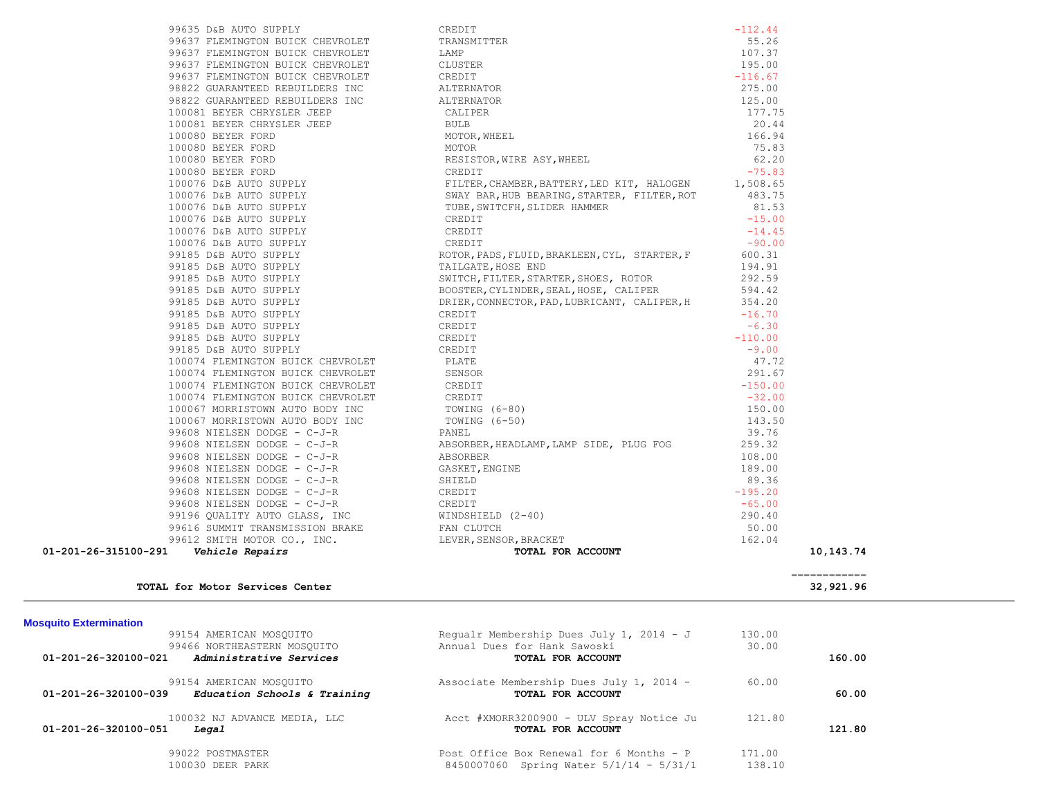| Account | Vendor | Description | Amount | Total |
|---|---|---|---|---|
| | 99635 D&B AUTO SUPPLY | CREDIT | -112.44 | |
| | 99637 FLEMINGTON BUICK CHEVROLET | TRANSMITTER | 55.26 | |
| | 99637 FLEMINGTON BUICK CHEVROLET | LAMP | 107.37 | |
| | 99637 FLEMINGTON BUICK CHEVROLET | CLUSTER | 195.00 | |
| | 99637 FLEMINGTON BUICK CHEVROLET | CREDIT | -116.67 | |
| | 98822 GUARANTEED REBUILDERS INC | ALTERNATOR | 275.00 | |
| | 98822 GUARANTEED REBUILDERS INC | ALTERNATOR | 125.00 | |
| | 100081 BEYER CHRYSLER JEEP | CALIPER | 177.75 | |
| | 100081 BEYER CHRYSLER JEEP | BULB | 20.44 | |
| | 100080 BEYER FORD | MOTOR,WHEEL | 166.94 | |
| | 100080 BEYER FORD | MOTOR | 75.83 | |
| | 100080 BEYER FORD | RESISTOR,WIRE ASY,WHEEL | 62.20 | |
| | 100080 BEYER FORD | CREDIT | -75.83 | |
| | 100076 D&B AUTO SUPPLY | FILTER,CHAMBER,BATTERY,LED KIT, HALOGEN | 1,508.65 | |
| | 100076 D&B AUTO SUPPLY | SWAY BAR,HUB BEARING,STARTER, FILTER,ROT | 483.75 | |
| | 100076 D&B AUTO SUPPLY | TUBE,SWITCFH,SLIDER HAMMER | 81.53 | |
| | 100076 D&B AUTO SUPPLY | CREDIT | -15.00 | |
| | 100076 D&B AUTO SUPPLY | CREDIT | -14.45 | |
| | 100076 D&B AUTO SUPPLY | CREDIT | -90.00 | |
| | 99185 D&B AUTO SUPPLY | ROTOR,PADS,FLUID,BRAKLEEN,CYL, STARTER,F | 600.31 | |
| | 99185 D&B AUTO SUPPLY | TAILGATE,HOSE END | 194.91 | |
| | 99185 D&B AUTO SUPPLY | SWITCH,FILTER,STARTER,SHOES, ROTOR | 292.59 | |
| | 99185 D&B AUTO SUPPLY | BOOSTER,CYLINDER,SEAL,HOSE, CALIPER | 594.42 | |
| | 99185 D&B AUTO SUPPLY | DRIER,CONNECTOR,PAD,LUBRICANT, CALIPER,H | 354.20 | |
| | 99185 D&B AUTO SUPPLY | CREDIT | -16.70 | |
| | 99185 D&B AUTO SUPPLY | CREDIT | -6.30 | |
| | 99185 D&B AUTO SUPPLY | CREDIT | -110.00 | |
| | 99185 D&B AUTO SUPPLY | CREDIT | -9.00 | |
| | 100074 FLEMINGTON BUICK CHEVROLET | PLATE | 47.72 | |
| | 100074 FLEMINGTON BUICK CHEVROLET | SENSOR | 291.67 | |
| | 100074 FLEMINGTON BUICK CHEVROLET | CREDIT | -150.00 | |
| | 100074 FLEMINGTON BUICK CHEVROLET | CREDIT | -32.00 | |
| | 100067 MORRISTOWN AUTO BODY INC | TOWING (6-80) | 150.00 | |
| | 100067 MORRISTOWN AUTO BODY INC | TOWING (6-50) | 143.50 | |
| | 99608 NIELSEN DODGE - C-J-R | PANEL | 39.76 | |
| | 99608 NIELSEN DODGE - C-J-R | ABSORBER,HEADLAMP,LAMP SIDE, PLUG FOG | 259.32 | |
| | 99608 NIELSEN DODGE - C-J-R | ABSORBER | 108.00 | |
| | 99608 NIELSEN DODGE - C-J-R | GASKET,ENGINE | 189.00 | |
| | 99608 NIELSEN DODGE - C-J-R | SHIELD | 89.36 | |
| | 99608 NIELSEN DODGE - C-J-R | CREDIT | -195.20 | |
| | 99608 NIELSEN DODGE - C-J-R | CREDIT | -65.00 | |
| | 99196 QUALITY AUTO GLASS, INC | WINDSHIELD (2-40) | 290.40 | |
| | 99616 SUMMIT TRANSMISSION BRAKE | FAN CLUTCH | 50.00 | |
| | 99612 SMITH MOTOR CO., INC. | LEVER,SENSOR,BRACKET | 162.04 | |
| **01-201-26-315100-291** | ***Vehicle Repairs*** | **TOTAL FOR ACCOUNT** | | **10,143.74** |
| | | | | ============ |
| | **TOTAL for Motor Services Center** | | | **32,921.96** |

## Mosquito Extermination

| Account | Vendor | Description | Amount | Total |
|---|---|---|---|---|
| | 99154 AMERICAN MOSQUITO | Regualr Membership Dues July 1, 2014 - J | 130.00 | |
| | 99466 NORTHEASTERN MOSQUITO | Annual Dues for Hank Sawoski | 30.00 | |
| **01-201-26-320100-021** | ***Administrative Services*** | **TOTAL FOR ACCOUNT** | | **160.00** |
| | 99154 AMERICAN MOSQUITO | Associate Membership Dues July 1, 2014 - | 60.00 | |
| **01-201-26-320100-039** | ***Education Schools & Training*** | **TOTAL FOR ACCOUNT** | | **60.00** |
| | 100032 NJ ADVANCE MEDIA, LLC | Acct #XMORR3200900 - ULV Spray Notice Ju | 121.80 | |
| **01-201-26-320100-051** | ***Legal*** | **TOTAL FOR ACCOUNT** | | **121.80** |
| | 99022 POSTMASTER | Post Office Box Renewal for 6 Months - P | 171.00 | |
| | 100030 DEER PARK | 8450007060 Spring Water 5/1/14 - 5/31/1 | 138.10 | |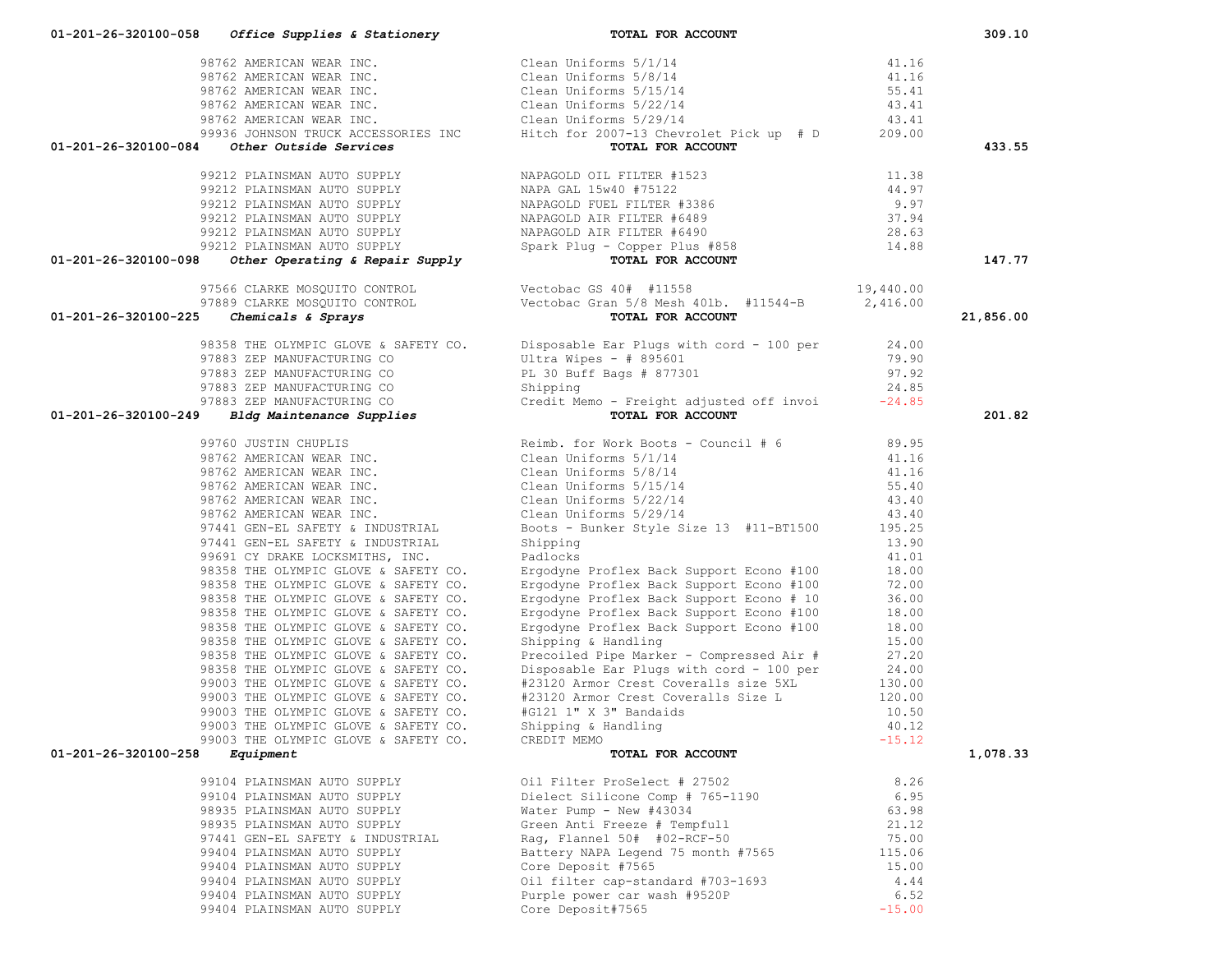| Account | Vendor | Description | Amount | Total |
|---|---|---|---|---|
| 01-201-26-320100-058 | *Office Supplies & Stationery* | TOTAL FOR ACCOUNT | | 309.10 |
| | 98762 AMERICAN WEAR INC. | Clean Uniforms 5/1/14 | 41.16 | |
| | 98762 AMERICAN WEAR INC. | Clean Uniforms 5/8/14 | 41.16 | |
| | 98762 AMERICAN WEAR INC. | Clean Uniforms 5/15/14 | 55.41 | |
| | 98762 AMERICAN WEAR INC. | Clean Uniforms 5/22/14 | 43.41 | |
| | 98762 AMERICAN WEAR INC. | Clean Uniforms 5/29/14 | 43.41 | |
| | 99936 JOHNSON TRUCK ACCESSORIES INC | Hitch for 2007-13 Chevrolet Pick up # D | 209.00 | |
| 01-201-26-320100-084 | *Other Outside Services* | TOTAL FOR ACCOUNT | | 433.55 |
| | 99212 PLAINSMAN AUTO SUPPLY | NAPAGOLD OIL FILTER #1523 | 11.38 | |
| | 99212 PLAINSMAN AUTO SUPPLY | NAPA GAL 15w40 #75122 | 44.97 | |
| | 99212 PLAINSMAN AUTO SUPPLY | NAPAGOLD FUEL FILTER #3386 | 9.97 | |
| | 99212 PLAINSMAN AUTO SUPPLY | NAPAGOLD AIR FILTER #6489 | 37.94 | |
| | 99212 PLAINSMAN AUTO SUPPLY | NAPAGOLD AIR FILTER #6490 | 28.63 | |
| | 99212 PLAINSMAN AUTO SUPPLY | Spark Plug - Copper Plus #858 | 14.88 | |
| 01-201-26-320100-098 | *Other Operating & Repair Supply* | TOTAL FOR ACCOUNT | | 147.77 |
| | 97566 CLARKE MOSQUITO CONTROL | Vectobac GS 40# #11558 | 19,440.00 | |
| | 97889 CLARKE MOSQUITO CONTROL | Vectobac Gran 5/8 Mesh 40lb. #11544-B | 2,416.00 | |
| 01-201-26-320100-225 | *Chemicals & Sprays* | TOTAL FOR ACCOUNT | | 21,856.00 |
| | 98358 THE OLYMPIC GLOVE & SAFETY CO. | Disposable Ear Plugs with cord - 100 per | 24.00 | |
| | 97883 ZEP MANUFACTURING CO | Ultra Wipes - # 895601 | 79.90 | |
| | 97883 ZEP MANUFACTURING CO | PL 30 Buff Bags # 877301 | 97.92 | |
| | 97883 ZEP MANUFACTURING CO | Shipping | 24.85 | |
| | 97883 ZEP MANUFACTURING CO | Credit Memo - Freight adjusted off invoi | -24.85 | |
| 01-201-26-320100-249 | *Bldg Maintenance Supplies* | TOTAL FOR ACCOUNT | | 201.82 |
| | 99760 JUSTIN CHUPLIS | Reimb. for Work Boots - Council # 6 | 89.95 | |
| | 98762 AMERICAN WEAR INC. | Clean Uniforms 5/1/14 | 41.16 | |
| | 98762 AMERICAN WEAR INC. | Clean Uniforms 5/8/14 | 41.16 | |
| | 98762 AMERICAN WEAR INC. | Clean Uniforms 5/15/14 | 55.40 | |
| | 98762 AMERICAN WEAR INC. | Clean Uniforms 5/22/14 | 43.40 | |
| | 98762 AMERICAN WEAR INC. | Clean Uniforms 5/29/14 | 43.40 | |
| | 97441 GEN-EL SAFETY & INDUSTRIAL | Boots - Bunker Style Size 13 #11-BT1500 | 195.25 | |
| | 97441 GEN-EL SAFETY & INDUSTRIAL | Shipping | 13.90 | |
| | 99691 CY DRAKE LOCKSMITHS, INC. | Padlocks | 41.01 | |
| | 98358 THE OLYMPIC GLOVE & SAFETY CO. | Ergodyne Proflex Back Support Econo #100 | 18.00 | |
| | 98358 THE OLYMPIC GLOVE & SAFETY CO. | Ergodyne Proflex Back Support Econo #100 | 72.00 | |
| | 98358 THE OLYMPIC GLOVE & SAFETY CO. | Ergodyne Proflex Back Support Econo # 10 | 36.00 | |
| | 98358 THE OLYMPIC GLOVE & SAFETY CO. | Ergodyne Proflex Back Support Econo #100 | 18.00 | |
| | 98358 THE OLYMPIC GLOVE & SAFETY CO. | Ergodyne Proflex Back Support Econo #100 | 18.00 | |
| | 98358 THE OLYMPIC GLOVE & SAFETY CO. | Shipping & Handling | 15.00 | |
| | 98358 THE OLYMPIC GLOVE & SAFETY CO. | Precoiled Pipe Marker - Compressed Air # | 27.20 | |
| | 98358 THE OLYMPIC GLOVE & SAFETY CO. | Disposable Ear Plugs with cord - 100 per | 24.00 | |
| | 99003 THE OLYMPIC GLOVE & SAFETY CO. | #23120 Armor Crest Coveralls size 5XL | 130.00 | |
| | 99003 THE OLYMPIC GLOVE & SAFETY CO. | #23120 Armor Crest Coveralls Size L | 120.00 | |
| | 99003 THE OLYMPIC GLOVE & SAFETY CO. | #G121 1" X 3" Bandaids | 10.50 | |
| | 99003 THE OLYMPIC GLOVE & SAFETY CO. | Shipping & Handling | 40.12 | |
| | 99003 THE OLYMPIC GLOVE & SAFETY CO. | CREDIT MEMO | -15.12 | |
| 01-201-26-320100-258 | *Equipment* | TOTAL FOR ACCOUNT | | 1,078.33 |
| | 99104 PLAINSMAN AUTO SUPPLY | Oil Filter ProSelect # 27502 | 8.26 | |
| | 99104 PLAINSMAN AUTO SUPPLY | Dielect Silicone Comp # 765-1190 | 6.95 | |
| | 98935 PLAINSMAN AUTO SUPPLY | Water Pump - New #43034 | 63.98 | |
| | 98935 PLAINSMAN AUTO SUPPLY | Green Anti Freeze # Tempfull | 21.12 | |
| | 97441 GEN-EL SAFETY & INDUSTRIAL | Rag, Flannel 50# #02-RCF-50 | 75.00 | |
| | 99404 PLAINSMAN AUTO SUPPLY | Battery NAPA Legend 75 month #7565 | 115.06 | |
| | 99404 PLAINSMAN AUTO SUPPLY | Core Deposit #7565 | 15.00 | |
| | 99404 PLAINSMAN AUTO SUPPLY | Oil filter cap-standard #703-1693 | 4.44 | |
| | 99404 PLAINSMAN AUTO SUPPLY | Purple power car wash #9520P | 6.52 | |
| | 99404 PLAINSMAN AUTO SUPPLY | Core Deposit#7565 | -15.00 | |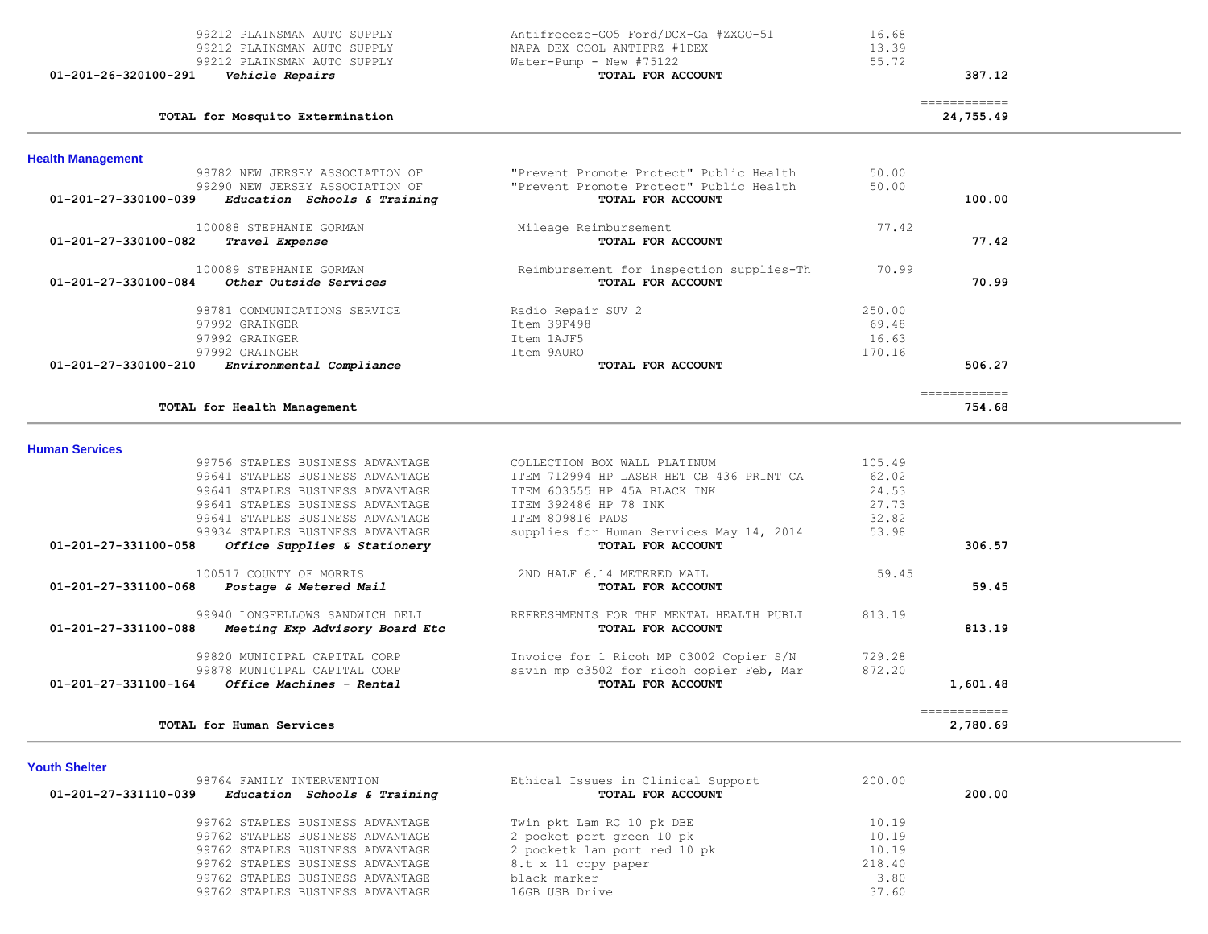| Account | Vendor / Description | Item | Amount | Total |
|---|---|---|---|---|
| | 99212 PLAINSMAN AUTO SUPPLY | Antifreeeze-GO5 Ford/DCX-Ga #ZXGO-51 | 16.68 | |
| | 99212 PLAINSMAN AUTO SUPPLY | NAPA DEX COOL ANTIFRZ #1DEX | 13.39 | |
| | 99212 PLAINSMAN AUTO SUPPLY | Water-Pump - New #75122 | 55.72 | |
| **01-201-26-320100-291** | ***Vehicle Repairs*** | **TOTAL FOR ACCOUNT** | | **387.12** |
| | **TOTAL for Mosquito Extermination** | | | **24,755.49** |

## Health Management

| Account | Vendor / Description | Item | Amount | Total |
|---|---|---|---|---|
| | 98782 NEW JERSEY ASSOCIATION OF | "Prevent Promote Protect" Public Health | 50.00 | |
| | 99290 NEW JERSEY ASSOCIATION OF | "Prevent Promote Protect" Public Health | 50.00 | |
| **01-201-27-330100-039** | ***Education Schools & Training*** | **TOTAL FOR ACCOUNT** | | **100.00** |
| | 100088 STEPHANIE GORMAN | Mileage Reimbursement | 77.42 | |
| **01-201-27-330100-082** | ***Travel Expense*** | **TOTAL FOR ACCOUNT** | | **77.42** |
| | 100089 STEPHANIE GORMAN | Reimbursement for inspection supplies-Th | 70.99 | |
| **01-201-27-330100-084** | ***Other Outside Services*** | **TOTAL FOR ACCOUNT** | | **70.99** |
| | 98781 COMMUNICATIONS SERVICE | Radio Repair SUV 2 | 250.00 | |
| | 97992 GRAINGER | Item 39F498 | 69.48 | |
| | 97992 GRAINGER | Item 1AJF5 | 16.63 | |
| | 97992 GRAINGER | Item 9AURO | 170.16 | |
| **01-201-27-330100-210** | ***Environmental Compliance*** | **TOTAL FOR ACCOUNT** | | **506.27** |
| | **TOTAL for Health Management** | | | **754.68** |

## Human Services

| Account | Vendor / Description | Item | Amount | Total |
|---|---|---|---|---|
| | 99756 STAPLES BUSINESS ADVANTAGE | COLLECTION BOX WALL PLATINUM | 105.49 | |
| | 99641 STAPLES BUSINESS ADVANTAGE | ITEM 712994 HP LASER HET CB 436 PRINT CA | 62.02 | |
| | 99641 STAPLES BUSINESS ADVANTAGE | ITEM 603555 HP 45A BLACK INK | 24.53 | |
| | 99641 STAPLES BUSINESS ADVANTAGE | ITEM 392486 HP 78 INK | 27.73 | |
| | 99641 STAPLES BUSINESS ADVANTAGE | ITEM 809816 PADS | 32.82 | |
| | 98934 STAPLES BUSINESS ADVANTAGE | supplies for Human Services May 14, 2014 | 53.98 | |
| **01-201-27-331100-058** | ***Office Supplies & Stationery*** | **TOTAL FOR ACCOUNT** | | **306.57** |
| | 100517 COUNTY OF MORRIS | 2ND HALF 6.14 METERED MAIL | 59.45 | |
| **01-201-27-331100-068** | ***Postage & Metered Mail*** | **TOTAL FOR ACCOUNT** | | **59.45** |
| | 99940 LONGFELLOWS SANDWICH DELI | REFRESHMENTS FOR THE MENTAL HEALTH PUBLI | 813.19 | |
| **01-201-27-331100-088** | ***Meeting Exp Advisory Board Etc*** | **TOTAL FOR ACCOUNT** | | **813.19** |
| | 99820 MUNICIPAL CAPITAL CORP | Invoice for 1 Ricoh MP C3002 Copier S/N | 729.28 | |
| | 99878 MUNICIPAL CAPITAL CORP | savin mp c3502 for ricoh copier Feb, Mar | 872.20 | |
| **01-201-27-331100-164** | ***Office Machines - Rental*** | **TOTAL FOR ACCOUNT** | | **1,601.48** |
| | **TOTAL for Human Services** | | | **2,780.69** |

## Youth Shelter

| Account | Vendor / Description | Item | Amount | Total |
|---|---|---|---|---|
| | 98764 FAMILY INTERVENTION | Ethical Issues in Clinical Support | 200.00 | |
| **01-201-27-331110-039** | ***Education Schools & Training*** | **TOTAL FOR ACCOUNT** | | **200.00** |
| | 99762 STAPLES BUSINESS ADVANTAGE | Twin pkt Lam RC 10 pk DBE | 10.19 | |
| | 99762 STAPLES BUSINESS ADVANTAGE | 2 pocket port green 10 pk | 10.19 | |
| | 99762 STAPLES BUSINESS ADVANTAGE | 2 pocketk lam port red 10 pk | 10.19 | |
| | 99762 STAPLES BUSINESS ADVANTAGE | 8.t x 11 copy paper | 218.40 | |
| | 99762 STAPLES BUSINESS ADVANTAGE | black marker | 3.80 | |
| | 99762 STAPLES BUSINESS ADVANTAGE | 16GB USB Drive | 37.60 | |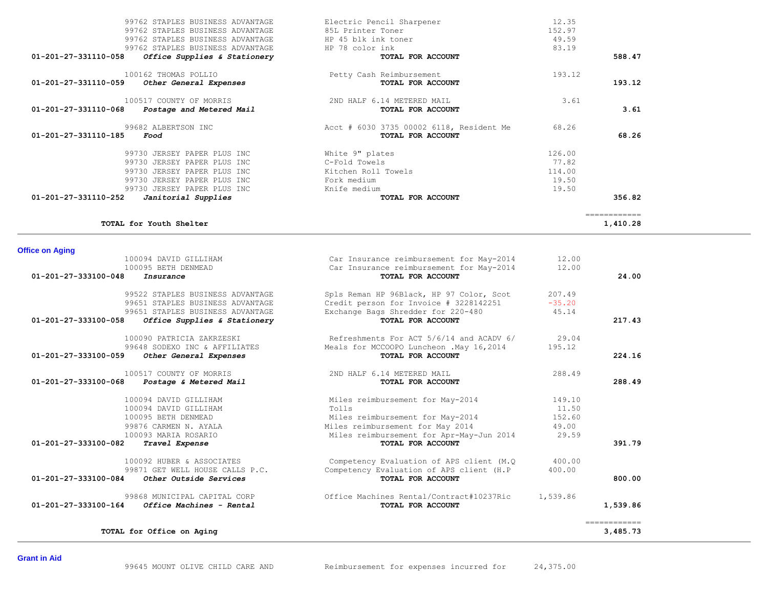| Account | Description | Vendor | Item | Amount | Total |
|---|---|---|---|---|---|
| | | 99762 STAPLES BUSINESS ADVANTAGE | Electric Pencil Sharpener | 12.35 | |
| | | 99762 STAPLES BUSINESS ADVANTAGE | 85L Printer Toner | 152.97 | |
| | | 99762 STAPLES BUSINESS ADVANTAGE | HP 45 blk ink toner | 49.59 | |
| | | 99762 STAPLES BUSINESS ADVANTAGE | HP 78 color ink | 83.19 | |
| **01-201-27-331110-058** | ***Office Supplies & Stationery*** | | **TOTAL FOR ACCOUNT** | | **588.47** |
| | | 100162 THOMAS POLLIO | Petty Cash Reimbursement | 193.12 | |
| **01-201-27-331110-059** | ***Other General Expenses*** | | **TOTAL FOR ACCOUNT** | | **193.12** |
| | | 100517 COUNTY OF MORRIS | 2ND HALF 6.14 METERED MAIL | 3.61 | |
| **01-201-27-331110-068** | ***Postage and Metered Mail*** | | **TOTAL FOR ACCOUNT** | | **3.61** |
| | | 99682 ALBERTSON INC | Acct # 6030 3735 00002 6118, Resident Me | 68.26 | |
| **01-201-27-331110-185** | ***Food*** | | **TOTAL FOR ACCOUNT** | | **68.26** |
| | | 99730 JERSEY PAPER PLUS INC | White 9" plates | 126.00 | |
| | | 99730 JERSEY PAPER PLUS INC | C-Fold Towels | 77.82 | |
| | | 99730 JERSEY PAPER PLUS INC | Kitchen Roll Towels | 114.00 | |
| | | 99730 JERSEY PAPER PLUS INC | Fork medium | 19.50 | |
| | | 99730 JERSEY PAPER PLUS INC | Knife medium | 19.50 | |
| **01-201-27-331110-252** | ***Janitorial Supplies*** | | **TOTAL FOR ACCOUNT** | | **356.82** |
| | **TOTAL for Youth Shelter** | | | | **1,410.28** |

## Office on Aging

| Account | Description | Vendor | Item | Amount | Total |
|---|---|---|---|---|---|
| | | 100094 DAVID GILLIHAM | Car Insurance reimbursement for May-2014 | 12.00 | |
| | | 100095 BETH DENMEAD | Car Insurance reimbursement for May-2014 | 12.00 | |
| **01-201-27-333100-048** | ***Insurance*** | | **TOTAL FOR ACCOUNT** | | **24.00** |
| | | 99522 STAPLES BUSINESS ADVANTAGE | Spls Reman HP 96Black, HP 97 Color, Scot | 207.49 | |
| | | 99651 STAPLES BUSINESS ADVANTAGE | Credit person for Invoice # 3228142251 | -35.20 | |
| | | 99651 STAPLES BUSINESS ADVANTAGE | Exchange Bags Shredder for 220-480 | 45.14 | |
| **01-201-27-333100-058** | ***Office Supplies & Stationery*** | | **TOTAL FOR ACCOUNT** | | **217.43** |
| | | 100090 PATRICIA ZAKRZESKI | Refreshments For ACT 5/6/14 and ACADV 6/ | 29.04 | |
| | | 99648 SODEXO INC & AFFILIATES | Meals for MCCOOPO Luncheon .May 16,2014 | 195.12 | |
| **01-201-27-333100-059** | ***Other General Expenses*** | | **TOTAL FOR ACCOUNT** | | **224.16** |
| | | 100517 COUNTY OF MORRIS | 2ND HALF 6.14 METERED MAIL | 288.49 | |
| **01-201-27-333100-068** | ***Postage & Metered Mail*** | | **TOTAL FOR ACCOUNT** | | **288.49** |
| | | 100094 DAVID GILLIHAM | Miles reimbursement for May-2014 | 149.10 | |
| | | 100094 DAVID GILLIHAM | Tolls | 11.50 | |
| | | 100095 BETH DENMEAD | Miles reimbursement for May-2014 | 152.60 | |
| | | 99876 CARMEN N. AYALA | Miles reimbursement for May 2014 | 49.00 | |
| | | 100093 MARIA ROSARIO | Miles reimbursement for Apr-May-Jun 2014 | 29.59 | |
| **01-201-27-333100-082** | ***Travel Expense*** | | **TOTAL FOR ACCOUNT** | | **391.79** |
| | | 100092 HUBER & ASSOCIATES | Competency Evaluation of APS client (M.Q | 400.00 | |
| | | 99871 GET WELL HOUSE CALLS P.C. | Competency Evaluation of APS client (H.P | 400.00 | |
| **01-201-27-333100-084** | ***Other Outside Services*** | | **TOTAL FOR ACCOUNT** | | **800.00** |
| | | 99868 MUNICIPAL CAPITAL CORP | Office Machines Rental/Contract#10237Ric | 1,539.86 | |
| **01-201-27-333100-164** | ***Office Machines - Rental*** | | **TOTAL FOR ACCOUNT** | | **1,539.86** |
| | **TOTAL for Office on Aging** | | | | **3,485.73** |

## Grant in Aid

| Account | Description | Vendor | Item | Amount | Total |
|---|---|---|---|---|---|
| | | 99645 MOUNT OLIVE CHILD CARE AND | Reimbursement for expenses incurred for | 24,375.00 | |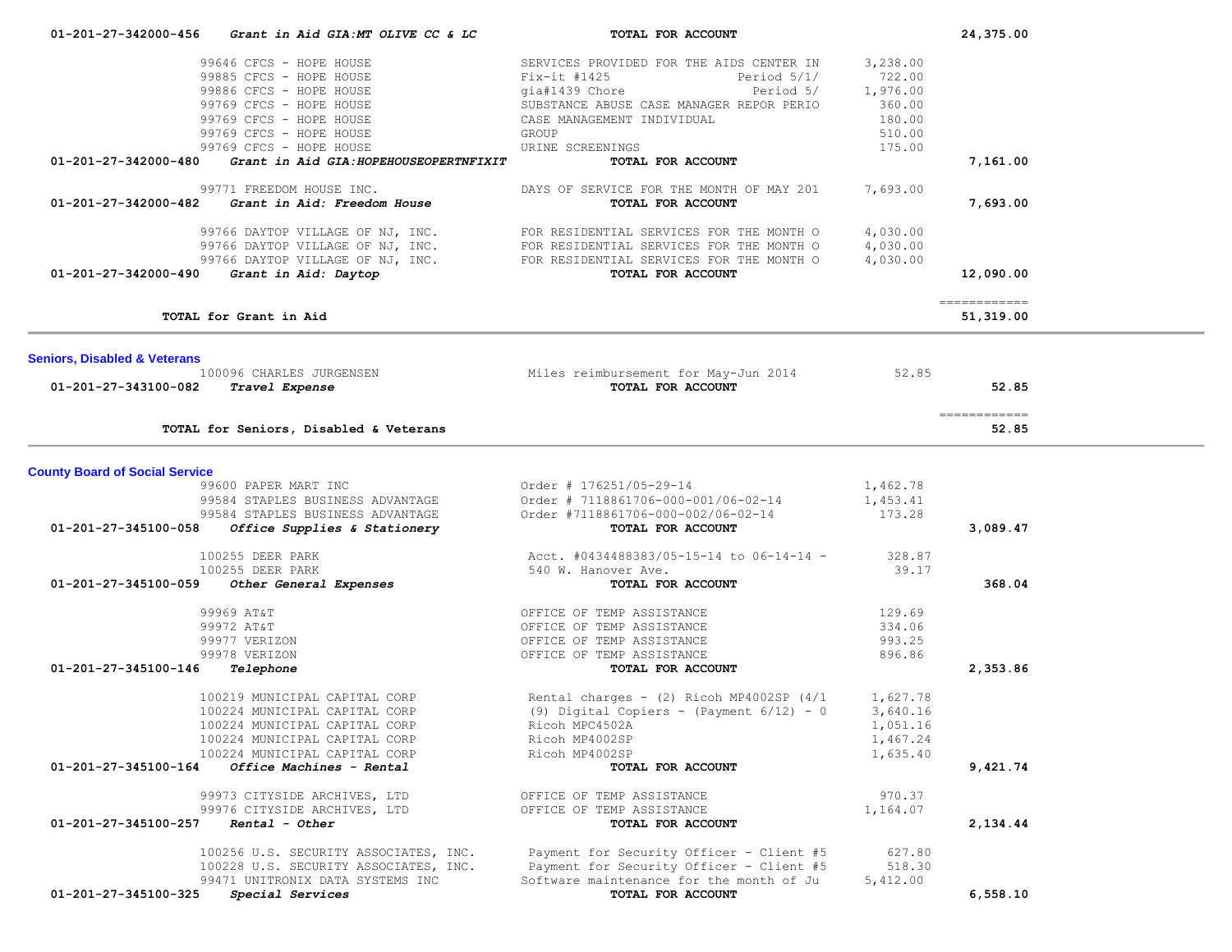| Account | Description | Vendor / Detail | Amount | Total |
|---|---|---|---|---|
| 01-201-27-342000-456 | ***Grant in Aid GIA:MT OLIVE CC & LC*** | **TOTAL FOR ACCOUNT** | | **24,375.00** |
| | 99646 CFCS - HOPE HOUSE | SERVICES PROVIDED FOR THE AIDS CENTER IN | 3,238.00 | |
| | 99885 CFCS - HOPE HOUSE | Fix-it #1425 Period 5/1/ | 722.00 | |
| | 99886 CFCS - HOPE HOUSE | gia#1439 Chore Period 5/ | 1,976.00 | |
| | 99769 CFCS - HOPE HOUSE | SUBSTANCE ABUSE CASE MANAGER REPOR PERIO | 360.00 | |
| | 99769 CFCS - HOPE HOUSE | CASE MANAGEMENT INDIVIDUAL | 180.00 | |
| | 99769 CFCS - HOPE HOUSE | GROUP | 510.00 | |
| | 99769 CFCS - HOPE HOUSE | URINE SCREENINGS | 175.00 | |
| 01-201-27-342000-480 | ***Grant in Aid GIA:HOPEHOUSEOPERTNFIXIT*** | **TOTAL FOR ACCOUNT** | | **7,161.00** |
| | 99771 FREEDOM HOUSE INC. | DAYS OF SERVICE FOR THE MONTH OF MAY 201 | 7,693.00 | |
| 01-201-27-342000-482 | ***Grant in Aid: Freedom House*** | **TOTAL FOR ACCOUNT** | | **7,693.00** |
| | 99766 DAYTOP VILLAGE OF NJ, INC. | FOR RESIDENTIAL SERVICES FOR THE MONTH O | 4,030.00 | |
| | 99766 DAYTOP VILLAGE OF NJ, INC. | FOR RESIDENTIAL SERVICES FOR THE MONTH O | 4,030.00 | |
| | 99766 DAYTOP VILLAGE OF NJ, INC. | FOR RESIDENTIAL SERVICES FOR THE MONTH O | 4,030.00 | |
| 01-201-27-342000-490 | ***Grant in Aid: Daytop*** | **TOTAL FOR ACCOUNT** | | **12,090.00** |
| | **TOTAL for Grant in Aid** | | | **51,319.00** |

**Seniors, Disabled & Veterans**

| Account | Description | Vendor / Detail | Amount | Total |
|---|---|---|---|---|
| | 100096 CHARLES JURGENSEN | Miles reimbursement for May-Jun 2014 | 52.85 | |
| 01-201-27-343100-082 | ***Travel Expense*** | **TOTAL FOR ACCOUNT** | | **52.85** |
| | **TOTAL for Seniors, Disabled & Veterans** | | | **52.85** |

**County Board of Social Service**

| Account | Description | Vendor / Detail | Amount | Total |
|---|---|---|---|---|
| | 99600 PAPER MART INC | Order # 176251/05-29-14 | 1,462.78 | |
| | 99584 STAPLES BUSINESS ADVANTAGE | Order # 7118861706-000-001/06-02-14 | 1,453.41 | |
| | 99584 STAPLES BUSINESS ADVANTAGE | Order #7118861706-000-002/06-02-14 | 173.28 | |
| 01-201-27-345100-058 | ***Office Supplies & Stationery*** | **TOTAL FOR ACCOUNT** | | **3,089.47** |
| | 100255 DEER PARK | Acct. #0434488383/05-15-14 to 06-14-14 - | 328.87 | |
| | 100255 DEER PARK | 540 W. Hanover Ave. | 39.17 | |
| 01-201-27-345100-059 | ***Other General Expenses*** | **TOTAL FOR ACCOUNT** | | **368.04** |
| | 99969 AT&T | OFFICE OF TEMP ASSISTANCE | 129.69 | |
| | 99972 AT&T | OFFICE OF TEMP ASSISTANCE | 334.06 | |
| | 99977 VERIZON | OFFICE OF TEMP ASSISTANCE | 993.25 | |
| | 99978 VERIZON | OFFICE OF TEMP ASSISTANCE | 896.86 | |
| 01-201-27-345100-146 | ***Telephone*** | **TOTAL FOR ACCOUNT** | | **2,353.86** |
| | 100219 MUNICIPAL CAPITAL CORP | Rental charges - (2) Ricoh MP4002SP (4/1 | 1,627.78 | |
| | 100224 MUNICIPAL CAPITAL CORP | (9) Digital Copiers - (Payment 6/12) - 0 | 3,640.16 | |
| | 100224 MUNICIPAL CAPITAL CORP | Ricoh MPC4502A | 1,051.16 | |
| | 100224 MUNICIPAL CAPITAL CORP | Ricoh MP4002SP | 1,467.24 | |
| | 100224 MUNICIPAL CAPITAL CORP | Ricoh MP4002SP | 1,635.40 | |
| 01-201-27-345100-164 | ***Office Machines - Rental*** | **TOTAL FOR ACCOUNT** | | **9,421.74** |
| | 99973 CITYSIDE ARCHIVES, LTD | OFFICE OF TEMP ASSISTANCE | 970.37 | |
| | 99976 CITYSIDE ARCHIVES, LTD | OFFICE OF TEMP ASSISTANCE | 1,164.07 | |
| 01-201-27-345100-257 | ***Rental - Other*** | **TOTAL FOR ACCOUNT** | | **2,134.44** |
| | 100256 U.S. SECURITY ASSOCIATES, INC. | Payment for Security Officer - Client #5 | 627.80 | |
| | 100228 U.S. SECURITY ASSOCIATES, INC. | Payment for Security Officer - Client #5 | 518.30 | |
| | 99471 UNITRONIX DATA SYSTEMS INC | Software maintenance for the month of Ju | 5,412.00 | |
| 01-201-27-345100-325 | ***Special Services*** | **TOTAL FOR ACCOUNT** | | **6,558.10** |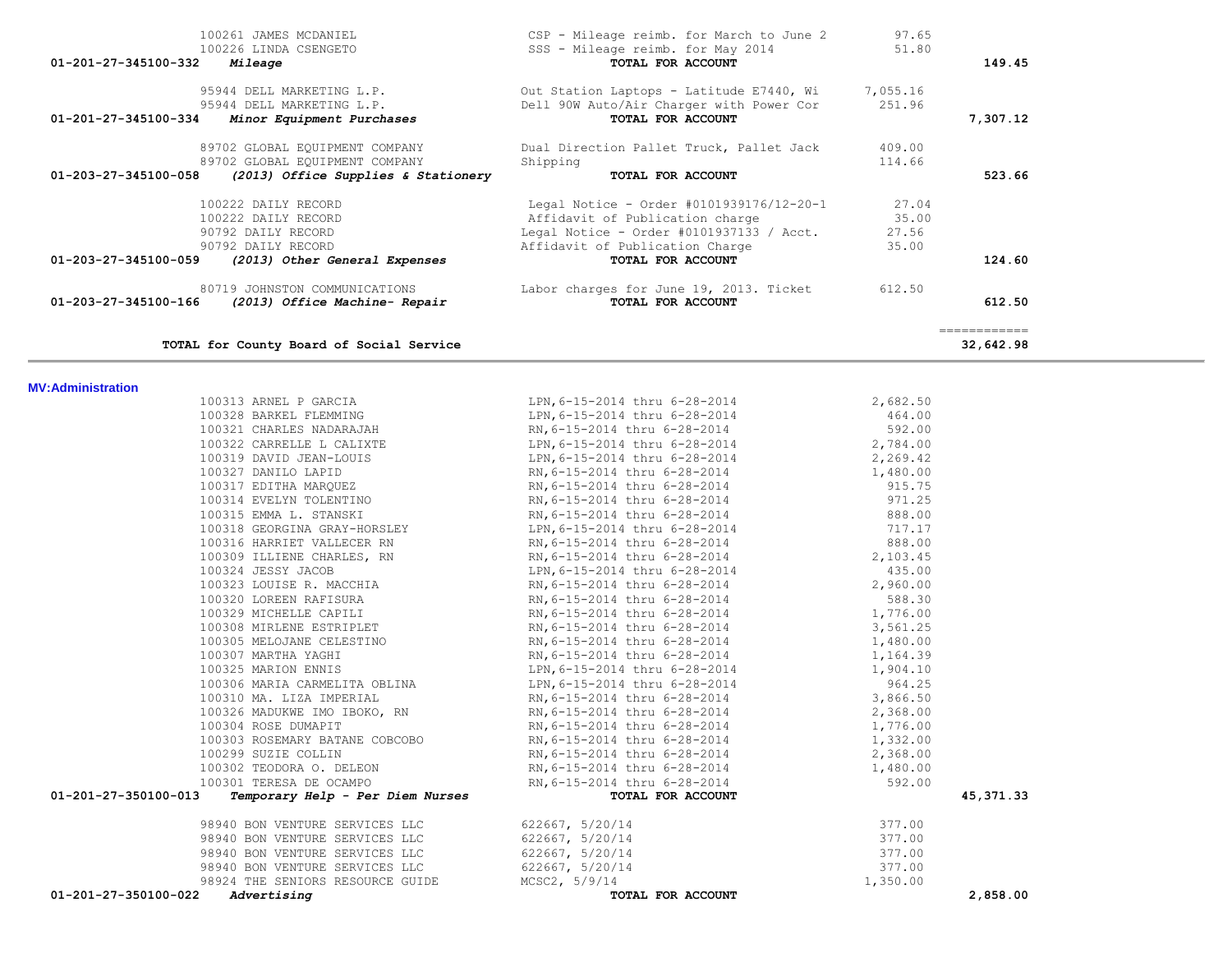| Account | Vendor | Description | Amount | Total |
|---|---|---|---|---|
| | 100261 JAMES MCDANIEL | CSP - Mileage reimb. for March to June 2 | 97.65 | |
| | 100226 LINDA CSENGETO | SSS - Mileage reimb. for May 2014 | 51.80 | |
| **01-201-27-345100-332** | ***Mileage*** | **TOTAL FOR ACCOUNT** | | **149.45** |
| | 95944 DELL MARKETING L.P. | Out Station Laptops - Latitude E7440, Wi | 7,055.16 | |
| | 95944 DELL MARKETING L.P. | Dell 90W Auto/Air Charger with Power Cor | 251.96 | |
| **01-201-27-345100-334** | ***Minor Equipment Purchases*** | **TOTAL FOR ACCOUNT** | | **7,307.12** |
| | 89702 GLOBAL EQUIPMENT COMPANY | Dual Direction Pallet Truck, Pallet Jack | 409.00 | |
| | 89702 GLOBAL EQUIPMENT COMPANY | Shipping | 114.66 | |
| **01-203-27-345100-058** | ***(2013) Office Supplies & Stationery*** | **TOTAL FOR ACCOUNT** | | **523.66** |
| | 100222 DAILY RECORD | Legal Notice - Order #0101939176/12-20-1 | 27.04 | |
| | 100222 DAILY RECORD | Affidavit of Publication charge | 35.00 | |
| | 90792 DAILY RECORD | Legal Notice - Order #0101937133 / Acct. | 27.56 | |
| | 90792 DAILY RECORD | Affidavit of Publication Charge | 35.00 | |
| **01-203-27-345100-059** | ***(2013) Other General Expenses*** | **TOTAL FOR ACCOUNT** | | **124.60** |
| | 80719 JOHNSTON COMMUNICATIONS | Labor charges for June 19, 2013. Ticket | 612.50 | |
| **01-203-27-345100-166** | ***(2013) Office Machine- Repair*** | **TOTAL FOR ACCOUNT** | | **612.50** |
| | | | | ============ |
| | **TOTAL for County Board of Social Service** | | | **32,642.98** |

**MV:Administration**

| Account | Vendor | Description | Amount | Total |
|---|---|---|---|---|
| | 100313 ARNEL P GARCIA | LPN,6-15-2014 thru 6-28-2014 | 2,682.50 | |
| | 100328 BARKEL FLEMMING | LPN,6-15-2014 thru 6-28-2014 | 464.00 | |
| | 100321 CHARLES NADARAJAH | RN,6-15-2014 thru 6-28-2014 | 592.00 | |
| | 100322 CARRELLE L CALIXTE | LPN,6-15-2014 thru 6-28-2014 | 2,784.00 | |
| | 100319 DAVID JEAN-LOUIS | LPN,6-15-2014 thru 6-28-2014 | 2,269.42 | |
| | 100327 DANILO LAPID | RN,6-15-2014 thru 6-28-2014 | 1,480.00 | |
| | 100317 EDITHA MARQUEZ | RN,6-15-2014 thru 6-28-2014 | 915.75 | |
| | 100314 EVELYN TOLENTINO | RN,6-15-2014 thru 6-28-2014 | 971.25 | |
| | 100315 EMMA L. STANSKI | RN,6-15-2014 thru 6-28-2014 | 888.00 | |
| | 100318 GEORGINA GRAY-HORSLEY | LPN,6-15-2014 thru 6-28-2014 | 717.17 | |
| | 100316 HARRIET VALLECER RN | RN,6-15-2014 thru 6-28-2014 | 888.00 | |
| | 100309 ILLIENE CHARLES, RN | RN,6-15-2014 thru 6-28-2014 | 2,103.45 | |
| | 100324 JESSY JACOB | LPN,6-15-2014 thru 6-28-2014 | 435.00 | |
| | 100323 LOUISE R. MACCHIA | RN,6-15-2014 thru 6-28-2014 | 2,960.00 | |
| | 100320 LOREEN RAFISURA | RN,6-15-2014 thru 6-28-2014 | 588.30 | |
| | 100329 MICHELLE CAPILI | RN,6-15-2014 thru 6-28-2014 | 1,776.00 | |
| | 100308 MIRLENE ESTRIPLET | RN,6-15-2014 thru 6-28-2014 | 3,561.25 | |
| | 100305 MELOJANE CELESTINO | RN,6-15-2014 thru 6-28-2014 | 1,480.00 | |
| | 100307 MARTHA YAGHI | RN,6-15-2014 thru 6-28-2014 | 1,164.39 | |
| | 100325 MARION ENNIS | LPN,6-15-2014 thru 6-28-2014 | 1,904.10 | |
| | 100306 MARIA CARMELITA OBLINA | LPN,6-15-2014 thru 6-28-2014 | 964.25 | |
| | 100310 MA. LIZA IMPERIAL | RN,6-15-2014 thru 6-28-2014 | 3,866.50 | |
| | 100326 MADUKWE IMO IBOKO, RN | RN,6-15-2014 thru 6-28-2014 | 2,368.00 | |
| | 100304 ROSE DUMAPIT | RN,6-15-2014 thru 6-28-2014 | 1,776.00 | |
| | 100303 ROSEMARY BATANE COBCOBO | RN,6-15-2014 thru 6-28-2014 | 1,332.00 | |
| | 100299 SUZIE COLLIN | RN,6-15-2014 thru 6-28-2014 | 2,368.00 | |
| | 100302 TEODORA O. DELEON | RN,6-15-2014 thru 6-28-2014 | 1,480.00 | |
| | 100301 TERESA DE OCAMPO | RN,6-15-2014 thru 6-28-2014 | 592.00 | |
| **01-201-27-350100-013** | ***Temporary Help - Per Diem Nurses*** | **TOTAL FOR ACCOUNT** | | **45,371.33** |
| | 98940 BON VENTURE SERVICES LLC | 622667, 5/20/14 | 377.00 | |
| | 98940 BON VENTURE SERVICES LLC | 622667, 5/20/14 | 377.00 | |
| | 98940 BON VENTURE SERVICES LLC | 622667, 5/20/14 | 377.00 | |
| | 98940 BON VENTURE SERVICES LLC | 622667, 5/20/14 | 377.00 | |
| | 98924 THE SENIORS RESOURCE GUIDE | MCSC2, 5/9/14 | 1,350.00 | |
| **01-201-27-350100-022** | ***Advertising*** | **TOTAL FOR ACCOUNT** | | **2,858.00** |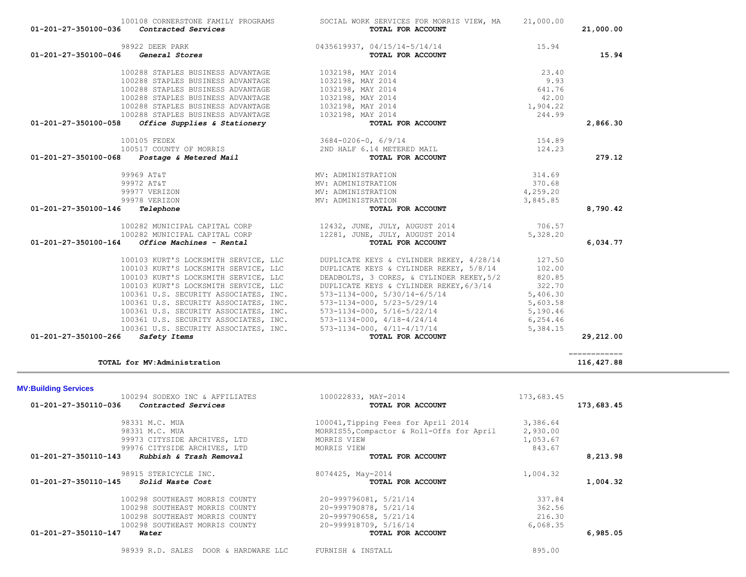| Account | Vendor | Description | Amount | Total |
|---|---|---|---|---|
| | 100108 CORNERSTONE FAMILY PROGRAMS | SOCIAL WORK SERVICES FOR MORRIS VIEW, MA | 21,000.00 | |
| 01-201-27-350100-036 | *Contracted Services* | **TOTAL FOR ACCOUNT** | | **21,000.00** |
| | 98922 DEER PARK | 0435619937, 04/15/14-5/14/14 | 15.94 | |
| 01-201-27-350100-046 | *General Stores* | **TOTAL FOR ACCOUNT** | | **15.94** |
| | 100288 STAPLES BUSINESS ADVANTAGE | 1032198, MAY 2014 | 23.40 | |
| | 100288 STAPLES BUSINESS ADVANTAGE | 1032198, MAY 2014 | 9.93 | |
| | 100288 STAPLES BUSINESS ADVANTAGE | 1032198, MAY 2014 | 641.76 | |
| | 100288 STAPLES BUSINESS ADVANTAGE | 1032198, MAY 2014 | 42.00 | |
| | 100288 STAPLES BUSINESS ADVANTAGE | 1032198, MAY 2014 | 1,904.22 | |
| | 100288 STAPLES BUSINESS ADVANTAGE | 1032198, MAY 2014 | 244.99 | |
| 01-201-27-350100-058 | *Office Supplies & Stationery* | **TOTAL FOR ACCOUNT** | | **2,866.30** |
| | 100105 FEDEX | 3684-0206-0, 6/9/14 | 154.89 | |
| | 100517 COUNTY OF MORRIS | 2ND HALF 6.14 METERED MAIL | 124.23 | |
| 01-201-27-350100-068 | *Postage & Metered Mail* | **TOTAL FOR ACCOUNT** | | **279.12** |
| | 99969 AT&T | MV: ADMINISTRATION | 314.69 | |
| | 99972 AT&T | MV: ADMINISTRATION | 370.68 | |
| | 99977 VERIZON | MV: ADMINISTRATION | 4,259.20 | |
| | 99978 VERIZON | MV: ADMINISTRATION | 3,845.85 | |
| 01-201-27-350100-146 | *Telephone* | **TOTAL FOR ACCOUNT** | | **8,790.42** |
| | 100282 MUNICIPAL CAPITAL CORP | 12432, JUNE, JULY, AUGUST 2014 | 706.57 | |
| | 100282 MUNICIPAL CAPITAL CORP | 12281, JUNE, JULY, AUGUST 2014 | 5,328.20 | |
| 01-201-27-350100-164 | *Office Machines - Rental* | **TOTAL FOR ACCOUNT** | | **6,034.77** |
| | 100103 KURT'S LOCKSMITH SERVICE, LLC | DUPLICATE KEYS & CYLINDER REKEY, 4/28/14 | 127.50 | |
| | 100103 KURT'S LOCKSMITH SERVICE, LLC | DUPLICATE KEYS & CYLINDER REKEY, 5/8/14 | 102.00 | |
| | 100103 KURT'S LOCKSMITH SERVICE, LLC | DEADBOLTS, 3 CORES, & CYLINDER REKEY,5/2 | 820.85 | |
| | 100103 KURT'S LOCKSMITH SERVICE, LLC | DUPLICATE KEYS & CYLINDER REKEY,6/3/14 | 322.70 | |
| | 100361 U.S. SECURITY ASSOCIATES, INC. | 573-1134-000, 5/30/14-6/5/14 | 5,406.30 | |
| | 100361 U.S. SECURITY ASSOCIATES, INC. | 573-1134-000, 5/23-5/29/14 | 5,603.58 | |
| | 100361 U.S. SECURITY ASSOCIATES, INC. | 573-1134-000, 5/16-5/22/14 | 5,190.46 | |
| | 100361 U.S. SECURITY ASSOCIATES, INC. | 573-1134-000, 4/18-4/24/14 | 6,254.46 | |
| | 100361 U.S. SECURITY ASSOCIATES, INC. | 573-1134-000, 4/11-4/17/14 | 5,384.15 | |
| 01-201-27-350100-266 | *Safety Items* | **TOTAL FOR ACCOUNT** | | **29,212.00** |
| | **TOTAL for MV:Administration** | | | **116,427.88** |

**MV:Building Services**

| Account | Vendor | Description | Amount | Total |
|---|---|---|---|---|
| | 100294 SODEXO INC & AFFILIATES | 100022833, MAY-2014 | 173,683.45 | |
| 01-201-27-350110-036 | *Contracted Services* | **TOTAL FOR ACCOUNT** | | **173,683.45** |
| | 98331 M.C. MUA | 100041,Tipping Fees for April 2014 | 3,386.64 | |
| | 98331 M.C. MUA | MORRIS55,Compactor & Roll-Offs for April | 2,930.00 | |
| | 99973 CITYSIDE ARCHIVES, LTD | MORRIS VIEW | 1,053.67 | |
| | 99976 CITYSIDE ARCHIVES, LTD | MORRIS VIEW | 843.67 | |
| 01-201-27-350110-143 | *Rubbish & Trash Removal* | **TOTAL FOR ACCOUNT** | | **8,213.98** |
| | 98915 STERICYCLE INC. | 8074425, May-2014 | 1,004.32 | |
| 01-201-27-350110-145 | *Solid Waste Cost* | **TOTAL FOR ACCOUNT** | | **1,004.32** |
| | 100298 SOUTHEAST MORRIS COUNTY | 20-999796081, 5/21/14 | 337.84 | |
| | 100298 SOUTHEAST MORRIS COUNTY | 20-999790878, 5/21/14 | 362.56 | |
| | 100298 SOUTHEAST MORRIS COUNTY | 20-999790658, 5/21/14 | 216.30 | |
| | 100298 SOUTHEAST MORRIS COUNTY | 20-999918709, 5/16/14 | 6,068.35 | |
| 01-201-27-350110-147 | *Water* | **TOTAL FOR ACCOUNT** | | **6,985.05** |
| | 98939 R.D. SALES DOOR & HARDWARE LLC | FURNISH & INSTALL | 895.00 | |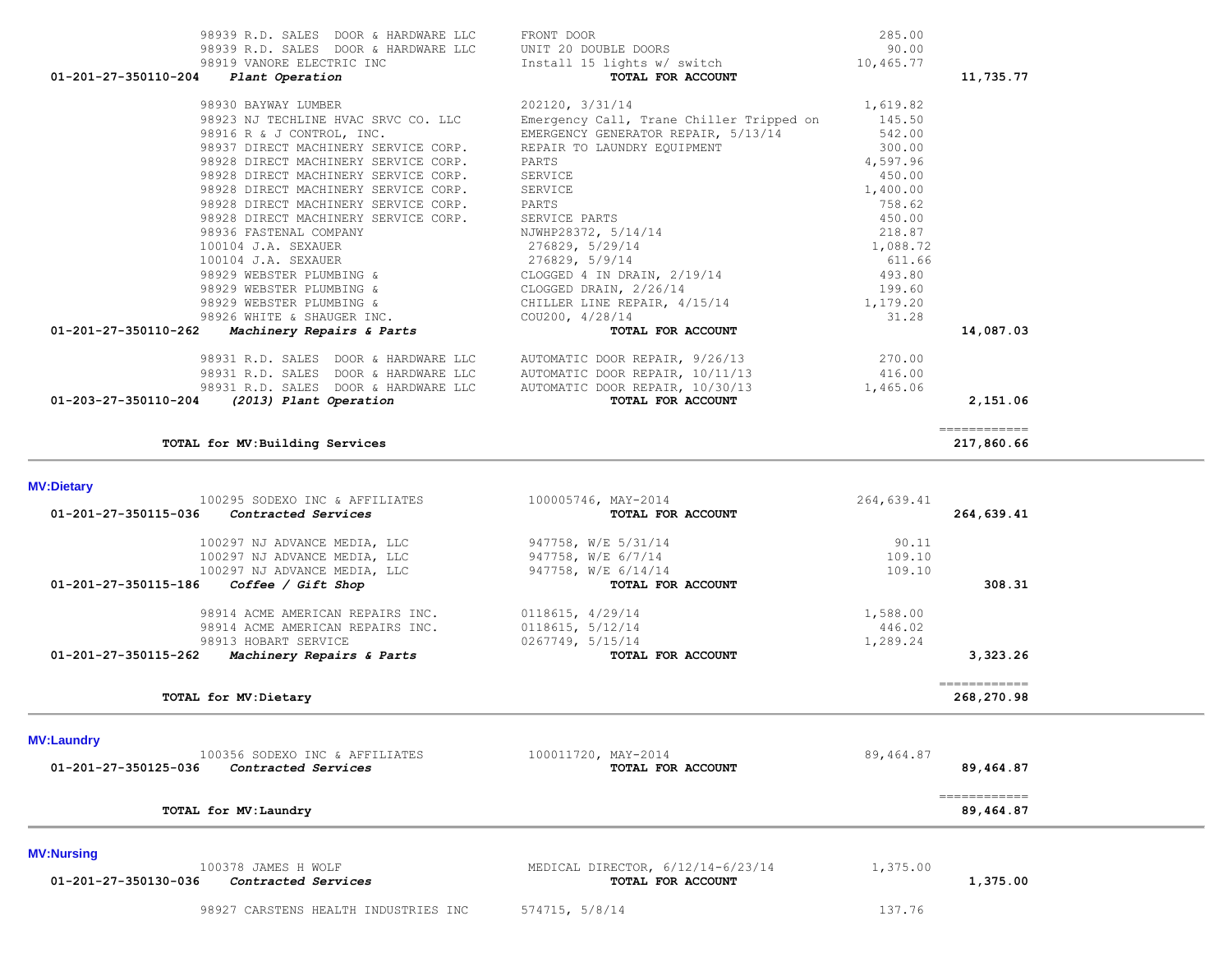| Account | Vendor | Description | Amount | Total |
|---|---|---|---|---|
| | 98939 R.D. SALES DOOR & HARDWARE LLC | FRONT DOOR | 285.00 | |
| | 98939 R.D. SALES DOOR & HARDWARE LLC | UNIT 20 DOUBLE DOORS | 90.00 | |
| | 98919 VANORE ELECTRIC INC | Install 15 lights w/ switch | 10,465.77 | |
| **01-201-27-350110-204** | ***Plant Operation*** | **TOTAL FOR ACCOUNT** | | **11,735.77** |
| | 98930 BAYWAY LUMBER | 202120, 3/31/14 | 1,619.82 | |
| | 98923 NJ TECHLINE HVAC SRVC CO. LLC | Emergency Call, Trane Chiller Tripped on | 145.50 | |
| | 98916 R & J CONTROL, INC. | EMERGENCY GENERATOR REPAIR, 5/13/14 | 542.00 | |
| | 98937 DIRECT MACHINERY SERVICE CORP. | REPAIR TO LAUNDRY EQUIPMENT | 300.00 | |
| | 98928 DIRECT MACHINERY SERVICE CORP. | PARTS | 4,597.96 | |
| | 98928 DIRECT MACHINERY SERVICE CORP. | SERVICE | 450.00 | |
| | 98928 DIRECT MACHINERY SERVICE CORP. | SERVICE | 1,400.00 | |
| | 98928 DIRECT MACHINERY SERVICE CORP. | PARTS | 758.62 | |
| | 98928 DIRECT MACHINERY SERVICE CORP. | SERVICE PARTS | 450.00 | |
| | 98936 FASTENAL COMPANY | NJWHP28372, 5/14/14 | 218.87 | |
| | 100104 J.A. SEXAUER | 276829, 5/29/14 | 1,088.72 | |
| | 100104 J.A. SEXAUER | 276829, 5/9/14 | 611.66 | |
| | 98929 WEBSTER PLUMBING & | CLOGGED 4 IN DRAIN, 2/19/14 | 493.80 | |
| | 98929 WEBSTER PLUMBING & | CLOGGED DRAIN, 2/26/14 | 199.60 | |
| | 98929 WEBSTER PLUMBING & | CHILLER LINE REPAIR, 4/15/14 | 1,179.20 | |
| | 98926 WHITE & SHAUGER INC. | COU200, 4/28/14 | 31.28 | |
| **01-201-27-350110-262** | ***Machinery Repairs & Parts*** | **TOTAL FOR ACCOUNT** | | **14,087.03** |
| | 98931 R.D. SALES DOOR & HARDWARE LLC | AUTOMATIC DOOR REPAIR, 9/26/13 | 270.00 | |
| | 98931 R.D. SALES DOOR & HARDWARE LLC | AUTOMATIC DOOR REPAIR, 10/11/13 | 416.00 | |
| | 98931 R.D. SALES DOOR & HARDWARE LLC | AUTOMATIC DOOR REPAIR, 10/30/13 | 1,465.06 | |
| **01-203-27-350110-204** | ***(2013) Plant Operation*** | **TOTAL FOR ACCOUNT** | | **2,151.06** |
| | **TOTAL for MV:Building Services** | | | **217,860.66** |

**MV:Dietary**

| Account | Vendor | Description | Amount | Total |
|---|---|---|---|---|
| | 100295 SODEXO INC & AFFILIATES | 100005746, MAY-2014 | 264,639.41 | |
| **01-201-27-350115-036** | ***Contracted Services*** | **TOTAL FOR ACCOUNT** | | **264,639.41** |
| | 100297 NJ ADVANCE MEDIA, LLC | 947758, W/E 5/31/14 | 90.11 | |
| | 100297 NJ ADVANCE MEDIA, LLC | 947758, W/E 6/7/14 | 109.10 | |
| | 100297 NJ ADVANCE MEDIA, LLC | 947758, W/E 6/14/14 | 109.10 | |
| **01-201-27-350115-186** | ***Coffee / Gift Shop*** | **TOTAL FOR ACCOUNT** | | **308.31** |
| | 98914 ACME AMERICAN REPAIRS INC. | 0118615, 4/29/14 | 1,588.00 | |
| | 98914 ACME AMERICAN REPAIRS INC. | 0118615, 5/12/14 | 446.02 | |
| | 98913 HOBART SERVICE | 0267749, 5/15/14 | 1,289.24 | |
| **01-201-27-350115-262** | ***Machinery Repairs & Parts*** | **TOTAL FOR ACCOUNT** | | **3,323.26** |
| | **TOTAL for MV:Dietary** | | | **268,270.98** |

**MV:Laundry**

| Account | Vendor | Description | Amount | Total |
|---|---|---|---|---|
| | 100356 SODEXO INC & AFFILIATES | 100011720, MAY-2014 | 89,464.87 | |
| **01-201-27-350125-036** | ***Contracted Services*** | **TOTAL FOR ACCOUNT** | | **89,464.87** |
| | **TOTAL for MV:Laundry** | | | **89,464.87** |

**MV:Nursing**

| Account | Vendor | Description | Amount | Total |
|---|---|---|---|---|
| | 100378 JAMES H WOLF | MEDICAL DIRECTOR, 6/12/14-6/23/14 | 1,375.00 | |
| **01-201-27-350130-036** | ***Contracted Services*** | **TOTAL FOR ACCOUNT** | | **1,375.00** |
| | 98927 CARSTENS HEALTH INDUSTRIES INC | 574715, 5/8/14 | 137.76 | |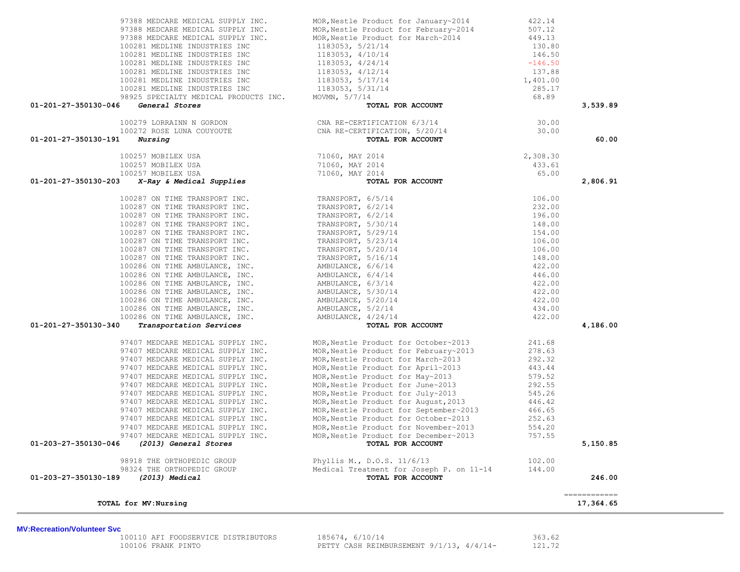| Account | Vendor | Description | Amount | Total |
|---|---|---|---|---|
| | 97388 MEDCARE MEDICAL SUPPLY INC. | MOR,Nestle Product for January~2014 | 422.14 | |
| | 97388 MEDCARE MEDICAL SUPPLY INC. | MOR,Nestle Product for February~2014 | 507.12 | |
| | 97388 MEDCARE MEDICAL SUPPLY INC. | MOR,Nestle Product for March~2014 | 449.13 | |
| | 100281 MEDLINE INDUSTRIES INC | 1183053, 5/21/14 | 130.80 | |
| | 100281 MEDLINE INDUSTRIES INC | 1183053, 4/10/14 | 146.50 | |
| | 100281 MEDLINE INDUSTRIES INC | 1183053, 4/24/14 | -146.50 | |
| | 100281 MEDLINE INDUSTRIES INC | 1183053, 4/12/14 | 137.88 | |
| | 100281 MEDLINE INDUSTRIES INC | 1183053, 5/17/14 | 1,401.00 | |
| | 100281 MEDLINE INDUSTRIES INC | 1183053, 5/31/14 | 285.17 | |
| | 98925 SPECIALTY MEDICAL PRODUCTS INC. | MOVMN, 5/7/14 | 68.89 | |
| **01-201-27-350130-046** | ***General Stores*** | **TOTAL FOR ACCOUNT** | | **3,539.89** |
| | 100279 LORRAINN N GORDON | CNA RE-CERTIFICATION 6/3/14 | 30.00 | |
| | 100272 ROSE LUNA COUYOUTE | CNA RE-CERTIFICATION, 5/20/14 | 30.00 | |
| **01-201-27-350130-191** | ***Nursing*** | **TOTAL FOR ACCOUNT** | | **60.00** |
| | 100257 MOBILEX USA | 71060, MAY 2014 | 2,308.30 | |
| | 100257 MOBILEX USA | 71060, MAY 2014 | 433.61 | |
| | 100257 MOBILEX USA | 71060, MAY 2014 | 65.00 | |
| **01-201-27-350130-203** | ***X-Ray & Medical Supplies*** | **TOTAL FOR ACCOUNT** | | **2,806.91** |
| | 100287 ON TIME TRANSPORT INC. | TRANSPORT, 6/5/14 | 106.00 | |
| | 100287 ON TIME TRANSPORT INC. | TRANSPORT, 6/2/14 | 232.00 | |
| | 100287 ON TIME TRANSPORT INC. | TRANSPORT, 6/2/14 | 196.00 | |
| | 100287 ON TIME TRANSPORT INC. | TRANSPORT, 5/30/14 | 148.00 | |
| | 100287 ON TIME TRANSPORT INC. | TRANSPORT, 5/29/14 | 154.00 | |
| | 100287 ON TIME TRANSPORT INC. | TRANSPORT, 5/23/14 | 106.00 | |
| | 100287 ON TIME TRANSPORT INC. | TRANSPORT, 5/20/14 | 106.00 | |
| | 100287 ON TIME TRANSPORT INC. | TRANSPORT, 5/16/14 | 148.00 | |
| | 100286 ON TIME AMBULANCE, INC. | AMBULANCE, 6/6/14 | 422.00 | |
| | 100286 ON TIME AMBULANCE, INC. | AMBULANCE, 6/4/14 | 446.00 | |
| | 100286 ON TIME AMBULANCE, INC. | AMBULANCE, 6/3/14 | 422.00 | |
| | 100286 ON TIME AMBULANCE, INC. | AMBULANCE, 5/30/14 | 422.00 | |
| | 100286 ON TIME AMBULANCE, INC. | AMBULANCE, 5/20/14 | 422.00 | |
| | 100286 ON TIME AMBULANCE, INC. | AMBULANCE, 5/2/14 | 434.00 | |
| | 100286 ON TIME AMBULANCE, INC. | AMBULANCE, 4/24/14 | 422.00 | |
| **01-201-27-350130-340** | ***Transportation Services*** | **TOTAL FOR ACCOUNT** | | **4,186.00** |
| | 97407 MEDCARE MEDICAL SUPPLY INC. | MOR,Nestle Product for October~2013 | 241.68 | |
| | 97407 MEDCARE MEDICAL SUPPLY INC. | MOR,Nestle Product for February~2013 | 278.63 | |
| | 97407 MEDCARE MEDICAL SUPPLY INC. | MOR,Nestle Product for March~2013 | 292.32 | |
| | 97407 MEDCARE MEDICAL SUPPLY INC. | MOR,Nestle Product for April~2013 | 443.44 | |
| | 97407 MEDCARE MEDICAL SUPPLY INC. | MOR,Nestle Product for May~2013 | 579.52 | |
| | 97407 MEDCARE MEDICAL SUPPLY INC. | MOR,Nestle Product for June~2013 | 292.55 | |
| | 97407 MEDCARE MEDICAL SUPPLY INC. | MOR,Nestle Product for July~2013 | 545.26 | |
| | 97407 MEDCARE MEDICAL SUPPLY INC. | MOR,Nestle Product for August,2013 | 446.42 | |
| | 97407 MEDCARE MEDICAL SUPPLY INC. | MOR,Nestle Product for September~2013 | 466.65 | |
| | 97407 MEDCARE MEDICAL SUPPLY INC. | MOR,Nestle Product for October~2013 | 252.63 | |
| | 97407 MEDCARE MEDICAL SUPPLY INC. | MOR,Nestle Product for November~2013 | 554.20 | |
| | 97407 MEDCARE MEDICAL SUPPLY INC. | MOR,Nestle Product for December~2013 | 757.55 | |
| **01-203-27-350130-046** | ***(2013) General Stores*** | **TOTAL FOR ACCOUNT** | | **5,150.85** |
| | 98918 THE ORTHOPEDIC GROUP | Phyllis M., D.O.S. 11/6/13 | 102.00 | |
| | 98324 THE ORTHOPEDIC GROUP | Medical Treatment for Joseph P. on 11-14 | 144.00 | |
| **01-203-27-350130-189** | ***(2013) Medical*** | **TOTAL FOR ACCOUNT** | | **246.00** |
| | | | | ============ |
| **TOTAL for MV:Nursing** | | | | **17,364.65** |

**MV:Recreation/Volunteer Svc**

| Vendor | Description | Amount |
|---|---|---|
| 100110 AFI FOODSERVICE DISTRIBUTORS | 185674, 6/10/14 | 363.62 |
| 100106 FRANK PINTO | PETTY CASH REIMBURSEMENT 9/1/13, 4/4/14- | 121.72 |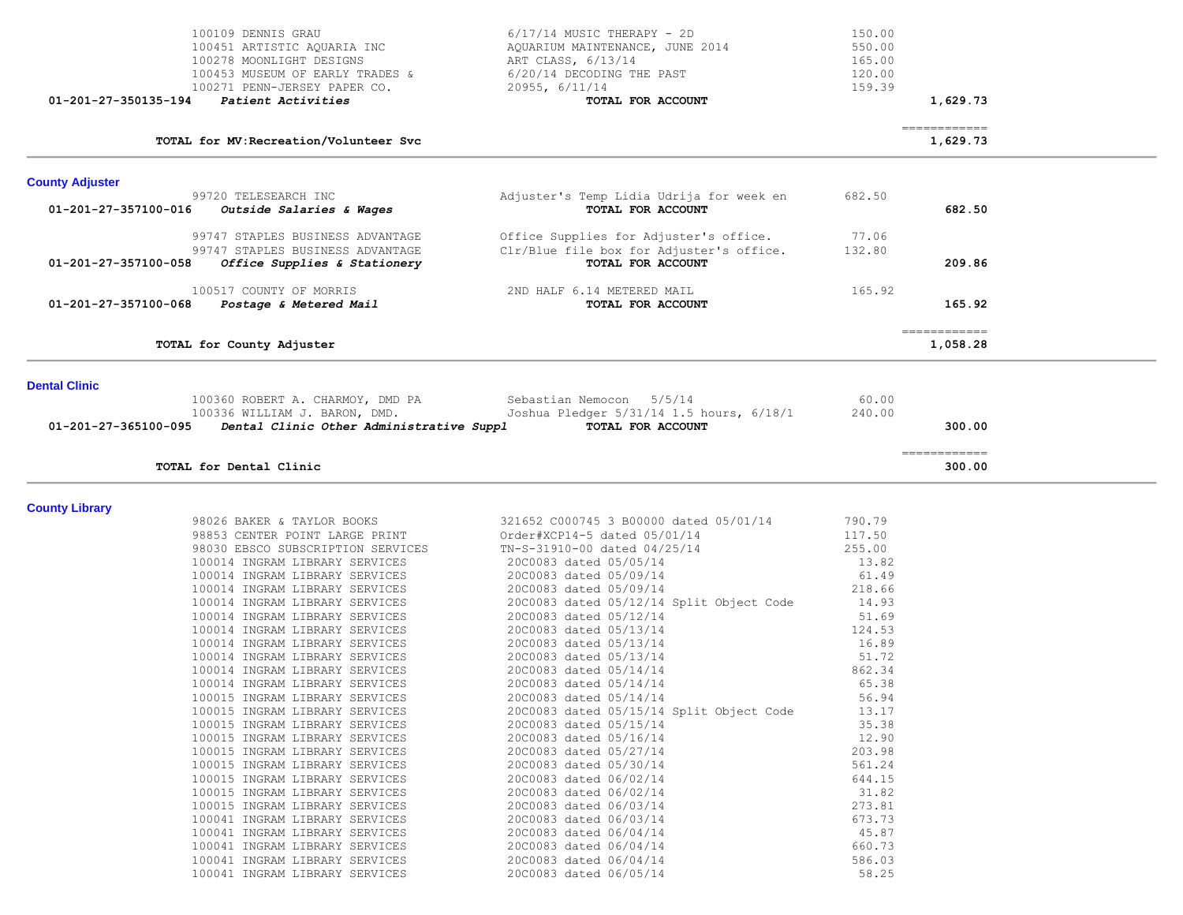| Account | Vendor / Description | Detail | Amount | Total |
|---|---|---|---|---|
| | 100109 DENNIS GRAU | 6/17/14 MUSIC THERAPY - 2D | 150.00 | |
| | 100451 ARTISTIC AQUARIA INC | AQUARIUM MAINTENANCE, JUNE 2014 | 550.00 | |
| | 100278 MOONLIGHT DESIGNS | ART CLASS, 6/13/14 | 165.00 | |
| | 100453 MUSEUM OF EARLY TRADES & | 6/20/14 DECODING THE PAST | 120.00 | |
| | 100271 PENN-JERSEY PAPER CO. | 20955, 6/11/14 | 159.39 | |
| 01-201-27-350135-194 | ***Patient Activities*** | **TOTAL FOR ACCOUNT** | | 1,629.73 |
| | | | | ============ |
| | **TOTAL for MV:Recreation/Volunteer Svc** | | | 1,629.73 |

## County Adjuster

| Account | Vendor / Description | Detail | Amount | Total |
|---|---|---|---|---|
| | 99720 TELESEARCH INC | Adjuster's Temp Lidia Udrija for week en | 682.50 | |
| 01-201-27-357100-016 | ***Outside Salaries & Wages*** | **TOTAL FOR ACCOUNT** | | 682.50 |
| | 99747 STAPLES BUSINESS ADVANTAGE | Office Supplies for Adjuster's office. | 77.06 | |
| | 99747 STAPLES BUSINESS ADVANTAGE | Clr/Blue file box for Adjuster's office. | 132.80 | |
| 01-201-27-357100-058 | ***Office Supplies & Stationery*** | **TOTAL FOR ACCOUNT** | | 209.86 |
| | 100517 COUNTY OF MORRIS | 2ND HALF 6.14 METERED MAIL | 165.92 | |
| 01-201-27-357100-068 | ***Postage & Metered Mail*** | **TOTAL FOR ACCOUNT** | | 165.92 |
| | | | | ============ |
| | **TOTAL for County Adjuster** | | | 1,058.28 |

## Dental Clinic

| Account | Vendor / Description | Detail | Amount | Total |
|---|---|---|---|---|
| | 100360 ROBERT A. CHARMOY, DMD PA | Sebastian Nemocon 5/5/14 | 60.00 | |
| | 100336 WILLIAM J. BARON, DMD. | Joshua Pledger 5/31/14 1.5 hours, 6/18/1 | 240.00 | |
| 01-201-27-365100-095 | ***Dental Clinic Other Administrative Suppl*** | **TOTAL FOR ACCOUNT** | | 300.00 |
| | | | | ============ |
| | **TOTAL for Dental Clinic** | | | 300.00 |

## County Library

| Account | Vendor / Description | Detail | Amount | Total |
|---|---|---|---|---|
| | 98026 BAKER & TAYLOR BOOKS | 321652 C000745 3 B00000 dated 05/01/14 | 790.79 | |
| | 98853 CENTER POINT LARGE PRINT | Order#XCP14-5 dated 05/01/14 | 117.50 | |
| | 98030 EBSCO SUBSCRIPTION SERVICES | TN-S-31910-00 dated 04/25/14 | 255.00 | |
| | 100014 INGRAM LIBRARY SERVICES | 20C0083 dated 05/05/14 | 13.82 | |
| | 100014 INGRAM LIBRARY SERVICES | 20C0083 dated 05/09/14 | 61.49 | |
| | 100014 INGRAM LIBRARY SERVICES | 20C0083 dated 05/09/14 | 218.66 | |
| | 100014 INGRAM LIBRARY SERVICES | 20C0083 dated 05/12/14 Split Object Code | 14.93 | |
| | 100014 INGRAM LIBRARY SERVICES | 20C0083 dated 05/12/14 | 51.69 | |
| | 100014 INGRAM LIBRARY SERVICES | 20C0083 dated 05/13/14 | 124.53 | |
| | 100014 INGRAM LIBRARY SERVICES | 20C0083 dated 05/13/14 | 16.89 | |
| | 100014 INGRAM LIBRARY SERVICES | 20C0083 dated 05/13/14 | 51.72 | |
| | 100014 INGRAM LIBRARY SERVICES | 20C0083 dated 05/14/14 | 862.34 | |
| | 100014 INGRAM LIBRARY SERVICES | 20C0083 dated 05/14/14 | 65.38 | |
| | 100015 INGRAM LIBRARY SERVICES | 20C0083 dated 05/14/14 | 56.94 | |
| | 100015 INGRAM LIBRARY SERVICES | 20C0083 dated 05/15/14 Split Object Code | 13.17 | |
| | 100015 INGRAM LIBRARY SERVICES | 20C0083 dated 05/15/14 | 35.38 | |
| | 100015 INGRAM LIBRARY SERVICES | 20C0083 dated 05/16/14 | 12.90 | |
| | 100015 INGRAM LIBRARY SERVICES | 20C0083 dated 05/27/14 | 203.98 | |
| | 100015 INGRAM LIBRARY SERVICES | 20C0083 dated 05/30/14 | 561.24 | |
| | 100015 INGRAM LIBRARY SERVICES | 20C0083 dated 06/02/14 | 644.15 | |
| | 100015 INGRAM LIBRARY SERVICES | 20C0083 dated 06/02/14 | 31.82 | |
| | 100015 INGRAM LIBRARY SERVICES | 20C0083 dated 06/03/14 | 273.81 | |
| | 100041 INGRAM LIBRARY SERVICES | 20C0083 dated 06/03/14 | 673.73 | |
| | 100041 INGRAM LIBRARY SERVICES | 20C0083 dated 06/04/14 | 45.87 | |
| | 100041 INGRAM LIBRARY SERVICES | 20C0083 dated 06/04/14 | 660.73 | |
| | 100041 INGRAM LIBRARY SERVICES | 20C0083 dated 06/04/14 | 586.03 | |
| | 100041 INGRAM LIBRARY SERVICES | 20C0083 dated 06/05/14 | 58.25 | |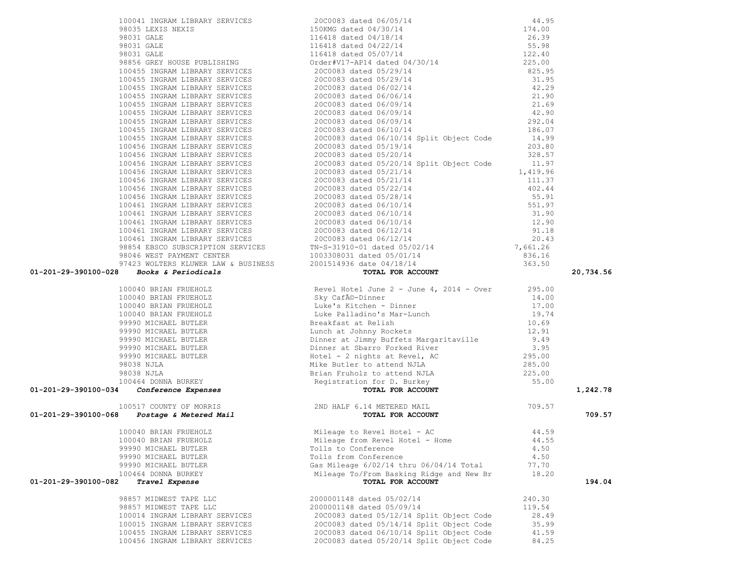| Account | Vendor | Description | Amount | Total |
|---|---|---|---|---|
| | 100041 INGRAM LIBRARY SERVICES | 20C0083 dated 06/05/14 | 44.95 | |
| | 98035 LEXIS NEXIS | 150KMG dated 04/30/14 | 174.00 | |
| | 98031 GALE | 116418 dated 04/18/14 | 26.39 | |
| | 98031 GALE | 116418 dated 04/22/14 | 55.98 | |
| | 98031 GALE | 116418 dated 05/07/14 | 122.40 | |
| | 98856 GREY HOUSE PUBLISHING | Order#V17-AP14 dated 04/30/14 | 225.00 | |
| | 100455 INGRAM LIBRARY SERVICES | 20C0083 dated 05/29/14 | 825.95 | |
| | 100455 INGRAM LIBRARY SERVICES | 20C0083 dated 05/29/14 | 31.95 | |
| | 100455 INGRAM LIBRARY SERVICES | 20C0083 dated 06/02/14 | 42.29 | |
| | 100455 INGRAM LIBRARY SERVICES | 20C0083 dated 06/06/14 | 21.90 | |
| | 100455 INGRAM LIBRARY SERVICES | 20C0083 dated 06/09/14 | 21.69 | |
| | 100455 INGRAM LIBRARY SERVICES | 20C0083 dated 06/09/14 | 42.90 | |
| | 100455 INGRAM LIBRARY SERVICES | 20C0083 dated 06/09/14 | 292.04 | |
| | 100455 INGRAM LIBRARY SERVICES | 20C0083 dated 06/10/14 | 186.07 | |
| | 100455 INGRAM LIBRARY SERVICES | 20C0083 dated 06/10/14 Split Object Code | 14.99 | |
| | 100456 INGRAM LIBRARY SERVICES | 20C0083 dated 05/19/14 | 203.80 | |
| | 100456 INGRAM LIBRARY SERVICES | 20C0083 dated 05/20/14 | 328.57 | |
| | 100456 INGRAM LIBRARY SERVICES | 20C0083 dated 05/20/14 Split Object Code | 11.97 | |
| | 100456 INGRAM LIBRARY SERVICES | 20C0083 dated 05/21/14 | 1,419.96 | |
| | 100456 INGRAM LIBRARY SERVICES | 20C0083 dated 05/21/14 | 111.37 | |
| | 100456 INGRAM LIBRARY SERVICES | 20C0083 dated 05/22/14 | 402.44 | |
| | 100456 INGRAM LIBRARY SERVICES | 20C0083 dated 05/28/14 | 55.91 | |
| | 100461 INGRAM LIBRARY SERVICES | 20C0083 dated 06/10/14 | 551.97 | |
| | 100461 INGRAM LIBRARY SERVICES | 20C0083 dated 06/10/14 | 31.90 | |
| | 100461 INGRAM LIBRARY SERVICES | 20C0083 dated 06/10/14 | 12.90 | |
| | 100461 INGRAM LIBRARY SERVICES | 20C0083 dated 06/12/14 | 91.18 | |
| | 100461 INGRAM LIBRARY SERVICES | 20C0083 dated 06/12/14 | 20.43 | |
| | 98854 EBSCO SUBSCRIPTION SERVICES | TN-S-31910-01 dated 05/02/14 | 7,661.26 | |
| | 98046 WEST PAYMENT CENTER | 1003308031 dated 05/01/14 | 836.16 | |
| | 97423 WOLTERS KLUWER LAW & BUSINESS | 2001514936 date 04/18/14 | 363.50 | |
| **01-201-29-390100-028** | ***Books & Periodicals*** | **TOTAL FOR ACCOUNT** | | **20,734.56** |
| | 100040 BRIAN FRUEHOLZ | Revel Hotel June 2 - June 4, 2014 - Over | 295.00 | |
| | 100040 BRIAN FRUEHOLZ | Sky CafÃ©-Dinner | 14.00 | |
| | 100040 BRIAN FRUEHOLZ | Luke's Kitchen - Dinner | 17.00 | |
| | 100040 BRIAN FRUEHOLZ | Luke Palladino's Mar-Lunch | 19.74 | |
| | 99990 MICHAEL BUTLER | Breakfast at Relish | 10.69 | |
| | 99990 MICHAEL BUTLER | Lunch at Johnny Rockets | 12.91 | |
| | 99990 MICHAEL BUTLER | Dinner at Jimmy Buffets Margaritaville | 9.49 | |
| | 99990 MICHAEL BUTLER | Dinner at Sbarro Forked River | 3.95 | |
| | 99990 MICHAEL BUTLER | Hotel - 2 nights at Revel, AC | 295.00 | |
| | 98038 NJLA | Mike Butler to attend NJLA | 285.00 | |
| | 98038 NJLA | Brian Fruholz to attend NJLA | 225.00 | |
| | 100464 DONNA BURKEY | Registration for D. Burkey | 55.00 | |
| **01-201-29-390100-034** | ***Conference Expenses*** | **TOTAL FOR ACCOUNT** | | **1,242.78** |
| | 100517 COUNTY OF MORRIS | 2ND HALF 6.14 METERED MAIL | 709.57 | |
| **01-201-29-390100-068** | ***Postage & Metered Mail*** | **TOTAL FOR ACCOUNT** | | **709.57** |
| | 100040 BRIAN FRUEHOLZ | Mileage to Revel Hotel - AC | 44.59 | |
| | 100040 BRIAN FRUEHOLZ | Mileage from Revel Hotel - Home | 44.55 | |
| | 99990 MICHAEL BUTLER | Tolls to Conference | 4.50 | |
| | 99990 MICHAEL BUTLER | Tolls from Conference | 4.50 | |
| | 99990 MICHAEL BUTLER | Gas Mileage 6/02/14 thru 06/04/14 Total | 77.70 | |
| | 100464 DONNA BURKEY | Mileage To/From Basking Ridge and New Br | 18.20 | |
| **01-201-29-390100-082** | ***Travel Expense*** | **TOTAL FOR ACCOUNT** | | **194.04** |
| | 98857 MIDWEST TAPE LLC | 2000001148 dated 05/02/14 | 240.30 | |
| | 98857 MIDWEST TAPE LLC | 2000001148 dated 05/09/14 | 119.54 | |
| | 100014 INGRAM LIBRARY SERVICES | 20C0083 dated 05/12/14 Split Object Code | 28.49 | |
| | 100015 INGRAM LIBRARY SERVICES | 20C0083 dated 05/14/14 Split Object Code | 35.99 | |
| | 100455 INGRAM LIBRARY SERVICES | 20C0083 dated 06/10/14 Split Object Code | 41.59 | |
| | 100456 INGRAM LIBRARY SERVICES | 20C0083 dated 05/20/14 Split Object Code | 84.25 | |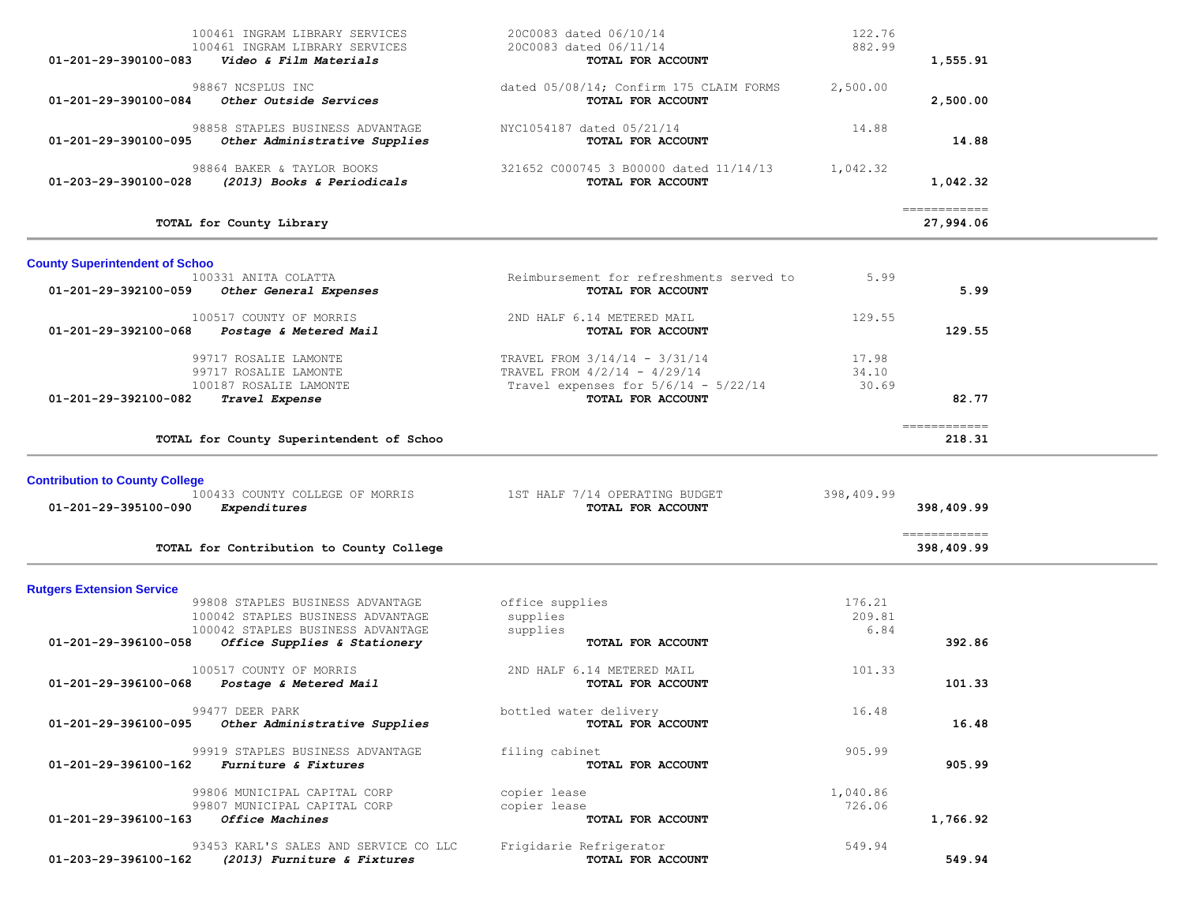| Account | Vendor / Description | Reference | Amount | Total |
|---|---|---|---|---|
| | 100461 INGRAM LIBRARY SERVICES | 20C0083 dated 06/10/14 | 122.76 | |
| | 100461 INGRAM LIBRARY SERVICES | 20C0083 dated 06/11/14 | 882.99 | |
| **01-201-29-390100-083** | ***Video & Film Materials*** | **TOTAL FOR ACCOUNT** | | **1,555.91** |
| | 98867 NCSPLUS INC | dated 05/08/14; Confirm 175 CLAIM FORMS | 2,500.00 | |
| **01-201-29-390100-084** | ***Other Outside Services*** | **TOTAL FOR ACCOUNT** | | **2,500.00** |
| | 98858 STAPLES BUSINESS ADVANTAGE | NYC1054187 dated 05/21/14 | 14.88 | |
| **01-201-29-390100-095** | ***Other Administrative Supplies*** | **TOTAL FOR ACCOUNT** | | **14.88** |
| | 98864 BAKER & TAYLOR BOOKS | 321652 C000745 3 B00000 dated 11/14/13 | 1,042.32 | |
| **01-203-29-390100-028** | ***(2013) Books & Periodicals*** | **TOTAL FOR ACCOUNT** | | **1,042.32** |
| | **TOTAL for County Library** | | | **27,994.06** |

## County Superintendent of Schoo

| Account | Vendor / Description | Reference | Amount | Total |
|---|---|---|---|---|
| | 100331 ANITA COLATTA | Reimbursement for refreshments served to | 5.99 | |
| **01-201-29-392100-059** | ***Other General Expenses*** | **TOTAL FOR ACCOUNT** | | **5.99** |
| | 100517 COUNTY OF MORRIS | 2ND HALF 6.14 METERED MAIL | 129.55 | |
| **01-201-29-392100-068** | ***Postage & Metered Mail*** | **TOTAL FOR ACCOUNT** | | **129.55** |
| | 99717 ROSALIE LAMONTE | TRAVEL FROM 3/14/14 - 3/31/14 | 17.98 | |
| | 99717 ROSALIE LAMONTE | TRAVEL FROM 4/2/14 - 4/29/14 | 34.10 | |
| | 100187 ROSALIE LAMONTE | Travel expenses for 5/6/14 - 5/22/14 | 30.69 | |
| **01-201-29-392100-082** | ***Travel Expense*** | **TOTAL FOR ACCOUNT** | | **82.77** |
| | **TOTAL for County Superintendent of Schoo** | | | **218.31** |

## Contribution to County College

| Account | Vendor / Description | Reference | Amount | Total |
|---|---|---|---|---|
| | 100433 COUNTY COLLEGE OF MORRIS | 1ST HALF 7/14 OPERATING BUDGET | 398,409.99 | |
| **01-201-29-395100-090** | ***Expenditures*** | **TOTAL FOR ACCOUNT** | | **398,409.99** |
| | **TOTAL for Contribution to County College** | | | **398,409.99** |

## Rutgers Extension Service

| Account | Vendor / Description | Reference | Amount | Total |
|---|---|---|---|---|
| | 99808 STAPLES BUSINESS ADVANTAGE | office supplies | 176.21 | |
| | 100042 STAPLES BUSINESS ADVANTAGE | supplies | 209.81 | |
| | 100042 STAPLES BUSINESS ADVANTAGE | supplies | 6.84 | |
| **01-201-29-396100-058** | ***Office Supplies & Stationery*** | **TOTAL FOR ACCOUNT** | | **392.86** |
| | 100517 COUNTY OF MORRIS | 2ND HALF 6.14 METERED MAIL | 101.33 | |
| **01-201-29-396100-068** | ***Postage & Metered Mail*** | **TOTAL FOR ACCOUNT** | | **101.33** |
| | 99477 DEER PARK | bottled water delivery | 16.48 | |
| **01-201-29-396100-095** | ***Other Administrative Supplies*** | **TOTAL FOR ACCOUNT** | | **16.48** |
| | 99919 STAPLES BUSINESS ADVANTAGE | filing cabinet | 905.99 | |
| **01-201-29-396100-162** | ***Furniture & Fixtures*** | **TOTAL FOR ACCOUNT** | | **905.99** |
| | 99806 MUNICIPAL CAPITAL CORP | copier lease | 1,040.86 | |
| | 99807 MUNICIPAL CAPITAL CORP | copier lease | 726.06 | |
| **01-201-29-396100-163** | ***Office Machines*** | **TOTAL FOR ACCOUNT** | | **1,766.92** |
| | 93453 KARL'S SALES AND SERVICE CO LLC | Frigidarie Refrigerator | 549.94 | |
| **01-203-29-396100-162** | ***(2013) Furniture & Fixtures*** | **TOTAL FOR ACCOUNT** | | **549.94** |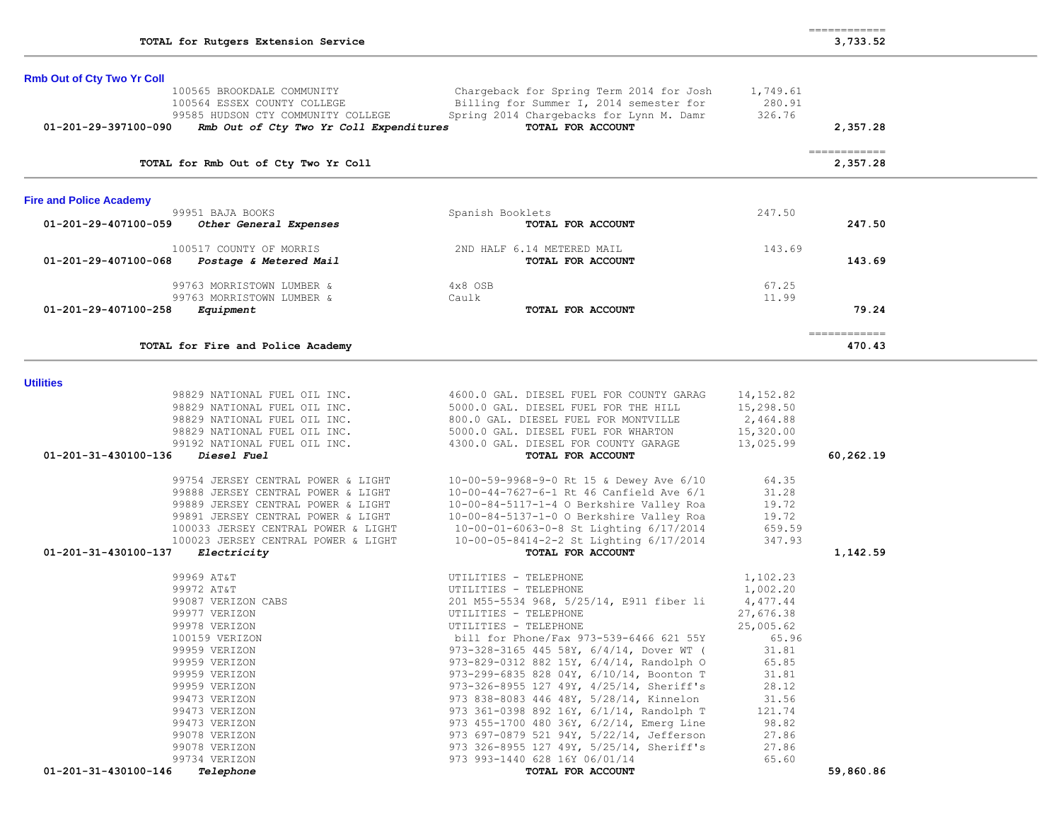| | | | | |
|---|---|---|---|---|
| | **TOTAL for Rutgers Extension Service** | | | 3,733.52 |

## Rmb Out of Cty Two Yr Coll

| Account | Vendor | Description | Amount | Total |
|---|---|---|---|---|
| | 100565 BROOKDALE COMMUNITY | Chargeback for Spring Term 2014 for Josh | 1,749.61 | |
| | 100564 ESSEX COUNTY COLLEGE | Billing for Summer I, 2014 semester for | 280.91 | |
| | 99585 HUDSON CTY COMMUNITY COLLEGE | Spring 2014 Chargebacks for Lynn M. Damr | 326.76 | |
| 01-201-29-397100-090 | *Rmb Out of Cty Two Yr Coll Expenditures* | TOTAL FOR ACCOUNT | | 2,357.28 |
| | **TOTAL for Rmb Out of Cty Two Yr Coll** | | | 2,357.28 |

## Fire and Police Academy

| Account | Vendor | Description | Amount | Total |
|---|---|---|---|---|
| | 99951 BAJA BOOKS | Spanish Booklets | 247.50 | |
| 01-201-29-407100-059 | *Other General Expenses* | TOTAL FOR ACCOUNT | | 247.50 |
| | 100517 COUNTY OF MORRIS | 2ND HALF 6.14 METERED MAIL | 143.69 | |
| 01-201-29-407100-068 | *Postage & Metered Mail* | TOTAL FOR ACCOUNT | | 143.69 |
| | 99763 MORRISTOWN LUMBER & | 4x8 OSB | 67.25 | |
| | 99763 MORRISTOWN LUMBER & | Caulk | 11.99 | |
| 01-201-29-407100-258 | *Equipment* | TOTAL FOR ACCOUNT | | 79.24 |
| | **TOTAL for Fire and Police Academy** | | | 470.43 |

## Utilities

| Account | Vendor | Description | Amount | Total |
|---|---|---|---|---|
| | 98829 NATIONAL FUEL OIL INC. | 4600.0 GAL. DIESEL FUEL FOR COUNTY GARAG | 14,152.82 | |
| | 98829 NATIONAL FUEL OIL INC. | 5000.0 GAL. DIESEL FUEL FOR THE HILL | 15,298.50 | |
| | 98829 NATIONAL FUEL OIL INC. | 800.0 GAL. DIESEL FUEL FOR MONTVILLE | 2,464.88 | |
| | 98829 NATIONAL FUEL OIL INC. | 5000.0 GAL. DIESEL FUEL FOR WHARTON | 15,320.00 | |
| | 99192 NATIONAL FUEL OIL INC. | 4300.0 GAL. DIESEL FOR COUNTY GARAGE | 13,025.99 | |
| 01-201-31-430100-136 | *Diesel Fuel* | TOTAL FOR ACCOUNT | | 60,262.19 |
| | 99754 JERSEY CENTRAL POWER & LIGHT | 10-00-59-9968-9-0 Rt 15 & Dewey Ave 6/10 | 64.35 | |
| | 99888 JERSEY CENTRAL POWER & LIGHT | 10-00-44-7627-6-1 Rt 46 Canfield Ave 6/1 | 31.28 | |
| | 99889 JERSEY CENTRAL POWER & LIGHT | 10-00-84-5117-1-4 O Berkshire Valley Roa | 19.72 | |
| | 99891 JERSEY CENTRAL POWER & LIGHT | 10-00-84-5137-1-0 O Berkshire Valley Roa | 19.72 | |
| | 100033 JERSEY CENTRAL POWER & LIGHT | 10-00-01-6063-0-8 St Lighting 6/17/2014 | 659.59 | |
| | 100023 JERSEY CENTRAL POWER & LIGHT | 10-00-05-8414-2-2 St Lighting 6/17/2014 | 347.93 | |
| 01-201-31-430100-137 | *Electricity* | TOTAL FOR ACCOUNT | | 1,142.59 |
| | 99969 AT&T | UTILITIES - TELEPHONE | 1,102.23 | |
| | 99972 AT&T | UTILITIES - TELEPHONE | 1,002.20 | |
| | 99087 VERIZON CABS | 201 M55-5534 968, 5/25/14, E911 fiber li | 4,477.44 | |
| | 99977 VERIZON | UTILITIES - TELEPHONE | 27,676.38 | |
| | 99978 VERIZON | UTILITIES - TELEPHONE | 25,005.62 | |
| | 100159 VERIZON | bill for Phone/Fax 973-539-6466 621 55Y | 65.96 | |
| | 99959 VERIZON | 973-328-3165 445 58Y, 6/4/14, Dover WT ( | 31.81 | |
| | 99959 VERIZON | 973-829-0312 882 15Y, 6/4/14, Randolph O | 65.85 | |
| | 99959 VERIZON | 973-299-6835 828 04Y, 6/10/14, Boonton T | 31.81 | |
| | 99959 VERIZON | 973-326-8955 127 49Y, 4/25/14, Sheriff's | 28.12 | |
| | 99473 VERIZON | 973 838-8083 446 48Y, 5/28/14, Kinnelon | 31.56 | |
| | 99473 VERIZON | 973 361-0398 892 16Y, 6/1/14, Randolph T | 121.74 | |
| | 99473 VERIZON | 973 455-1700 480 36Y, 6/2/14, Emerg Line | 98.82 | |
| | 99078 VERIZON | 973 697-0879 521 94Y, 5/22/14, Jefferson | 27.86 | |
| | 99078 VERIZON | 973 326-8955 127 49Y, 5/25/14, Sheriff's | 27.86 | |
| | 99734 VERIZON | 973 993-1440 628 16Y 06/01/14 | 65.60 | |
| 01-201-31-430100-146 | *Telephone* | TOTAL FOR ACCOUNT | | 59,860.86 |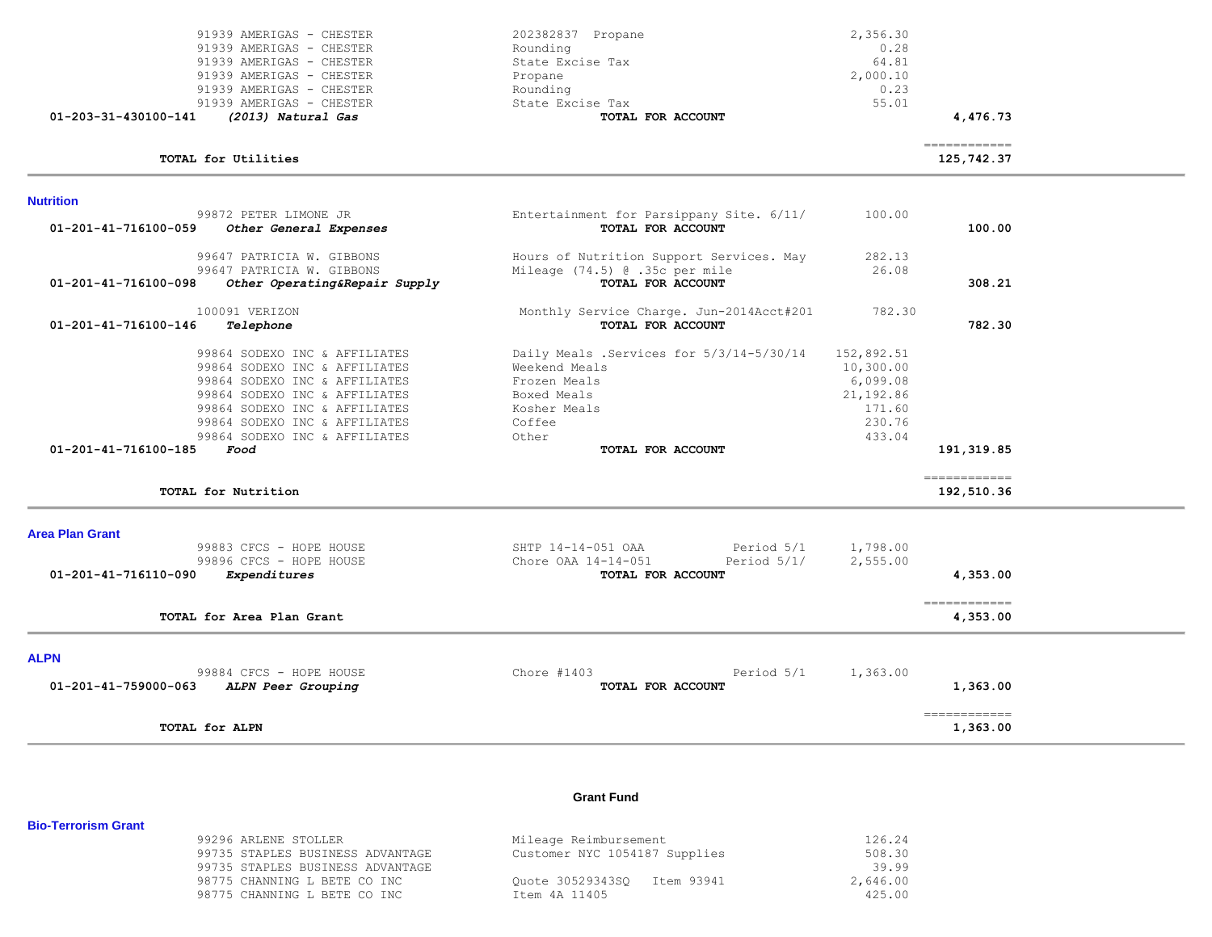| Account | Vendor / Description | Detail | Amount | Total |
|---|---|---|---|---|
| | 91939 AMERIGAS - CHESTER | 202382837 Propane | 2,356.30 | |
| | 91939 AMERIGAS - CHESTER | Rounding | 0.28 | |
| | 91939 AMERIGAS - CHESTER | State Excise Tax | 64.81 | |
| | 91939 AMERIGAS - CHESTER | Propane | 2,000.10 | |
| | 91939 AMERIGAS - CHESTER | Rounding | 0.23 | |
| | 91939 AMERIGAS - CHESTER | State Excise Tax | 55.01 | |
| **01-203-31-430100-141** | ***(2013) Natural Gas*** | **TOTAL FOR ACCOUNT** | | **4,476.73** |

**TOTAL for Utilities** ============ **125,742.37**

## Nutrition

| Account | Vendor / Description | Detail | Amount | Total |
|---|---|---|---|---|
| | 99872 PETER LIMONE JR | Entertainment for Parsippany Site. 6/11/ | 100.00 | |
| **01-201-41-716100-059** | ***Other General Expenses*** | **TOTAL FOR ACCOUNT** | | **100.00** |
| | 99647 PATRICIA W. GIBBONS | Hours of Nutrition Support Services. May | 282.13 | |
| | 99647 PATRICIA W. GIBBONS | Mileage (74.5) @ .35c per mile | 26.08 | |
| **01-201-41-716100-098** | ***Other Operating&Repair Supply*** | **TOTAL FOR ACCOUNT** | | **308.21** |
| | 100091 VERIZON | Monthly Service Charge. Jun-2014Acct#201 | 782.30 | |
| **01-201-41-716100-146** | ***Telephone*** | **TOTAL FOR ACCOUNT** | | **782.30** |
| | 99864 SODEXO INC & AFFILIATES | Daily Meals .Services for 5/3/14-5/30/14 | 152,892.51 | |
| | 99864 SODEXO INC & AFFILIATES | Weekend Meals | 10,300.00 | |
| | 99864 SODEXO INC & AFFILIATES | Frozen Meals | 6,099.08 | |
| | 99864 SODEXO INC & AFFILIATES | Boxed Meals | 21,192.86 | |
| | 99864 SODEXO INC & AFFILIATES | Kosher Meals | 171.60 | |
| | 99864 SODEXO INC & AFFILIATES | Coffee | 230.76 | |
| | 99864 SODEXO INC & AFFILIATES | Other | 433.04 | |
| **01-201-41-716100-185** | ***Food*** | **TOTAL FOR ACCOUNT** | | **191,319.85** |

**TOTAL for Nutrition** ============ **192,510.36**

## Area Plan Grant

| Account | Vendor / Description | Detail | Amount | Total |
|---|---|---|---|---|
| | 99883 CFCS - HOPE HOUSE | SHTP 14-14-051 OAA Period 5/1 | 1,798.00 | |
| | 99896 CFCS - HOPE HOUSE | Chore OAA 14-14-051 Period 5/1/ | 2,555.00 | |
| **01-201-41-716110-090** | ***Expenditures*** | **TOTAL FOR ACCOUNT** | | **4,353.00** |

**TOTAL for Area Plan Grant** ============ **4,353.00**

## ALPN

| Account | Vendor / Description | Detail | Amount | Total |
|---|---|---|---|---|
| | 99884 CFCS - HOPE HOUSE | Chore #1403 Period 5/1 | 1,363.00 | |
| **01-201-41-759000-063** | ***ALPN Peer Grouping*** | **TOTAL FOR ACCOUNT** | | **1,363.00** |

**TOTAL for ALPN** ============ **1,363.00**

# Grant Fund

## Bio-Terrorism Grant

| Account | Vendor / Description | Detail | Amount | Total |
|---|---|---|---|---|
| | 99296 ARLENE STOLLER | Mileage Reimbursement | 126.24 | |
| | 99735 STAPLES BUSINESS ADVANTAGE | Customer NYC 1054187 Supplies | 508.30 | |
| | 99735 STAPLES BUSINESS ADVANTAGE | | 39.99 | |
| | 98775 CHANNING L BETE CO INC | Quote 30529343SQ Item 93941 | 2,646.00 | |
| | 98775 CHANNING L BETE CO INC | Item 4A 11405 | 425.00 | |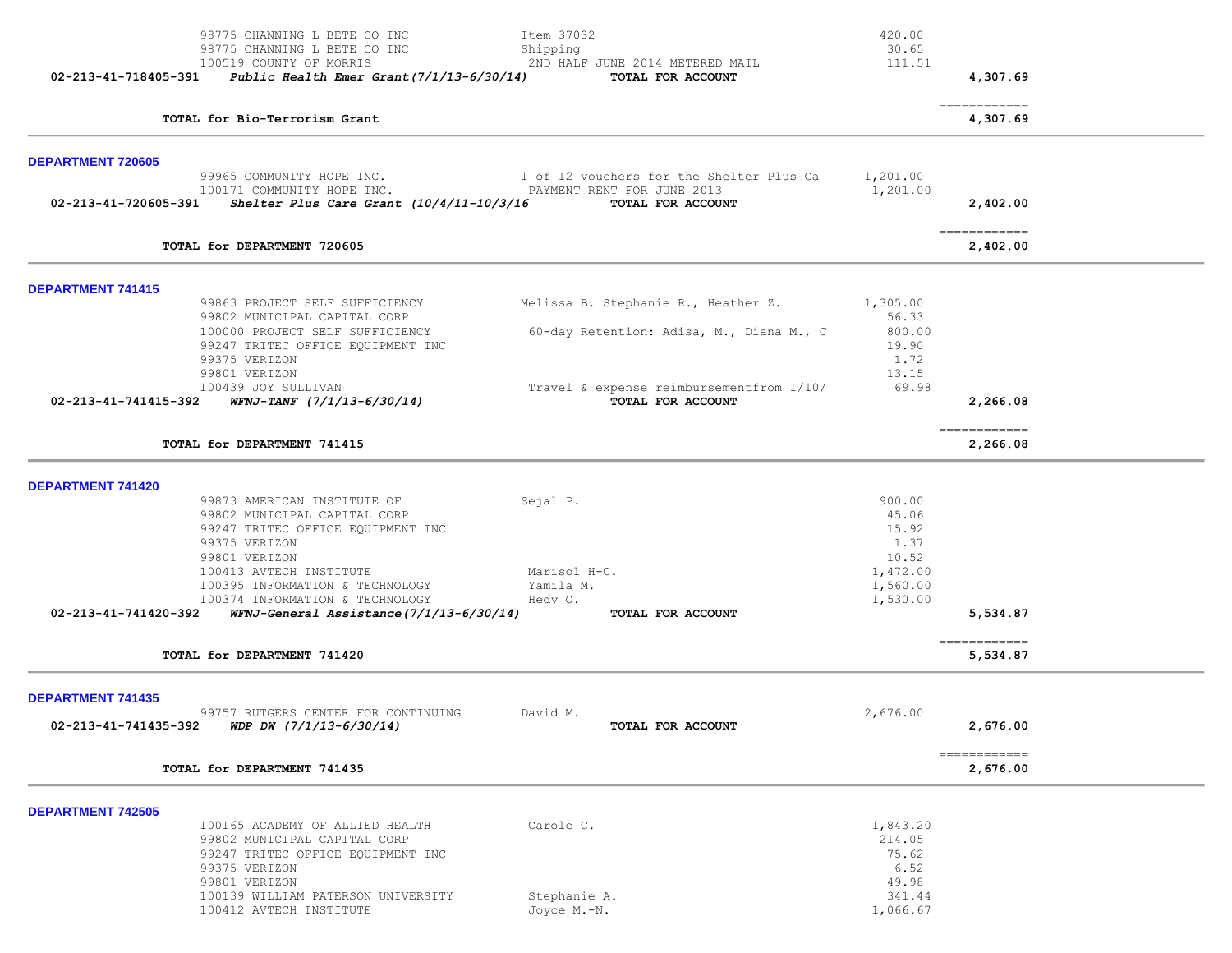| | | | |
|---|---|---|---|
| 98775 CHANNING L BETE CO INC | Item 37032 | 420.00 | |
| 98775 CHANNING L BETE CO INC | Shipping | 30.65 | |
| 100519 COUNTY OF MORRIS | 2ND HALF JUNE 2014 METERED MAIL | 111.51 | |
| **02-213-41-718405-391** ***Public Health Emer Grant(7/1/13-6/30/14)*** | **TOTAL FOR ACCOUNT** | | **4,307.69** |

| | |
|---|---|
| **TOTAL for Bio-Terrorism Grant** | ============ **4,307.69** |

**DEPARTMENT 720605**

| | | | |
|---|---|---|---|
| 99965 COMMUNITY HOPE INC. | 1 of 12 vouchers for the Shelter Plus Ca | 1,201.00 | |
| 100171 COMMUNITY HOPE INC. | PAYMENT RENT FOR JUNE 2013 | 1,201.00 | |
| **02-213-41-720605-391** ***Shelter Plus Care Grant (10/4/11-10/3/16*** | **TOTAL FOR ACCOUNT** | | **2,402.00** |

| | |
|---|---|
| **TOTAL for DEPARTMENT 720605** | ============ **2,402.00** |

**DEPARTMENT 741415**

| | | | |
|---|---|---|---|
| 99863 PROJECT SELF SUFFICIENCY | Melissa B. Stephanie R., Heather Z. | 1,305.00 | |
| 99802 MUNICIPAL CAPITAL CORP | | 56.33 | |
| 100000 PROJECT SELF SUFFICIENCY | 60-day Retention: Adisa, M., Diana M., C | 800.00 | |
| 99247 TRITEC OFFICE EQUIPMENT INC | | 19.90 | |
| 99375 VERIZON | | 1.72 | |
| 99801 VERIZON | | 13.15 | |
| 100439 JOY SULLIVAN | Travel & expense reimbursementfrom 1/10/ | 69.98 | |
| **02-213-41-741415-392** ***WFNJ-TANF (7/1/13-6/30/14)*** | **TOTAL FOR ACCOUNT** | | **2,266.08** |

| | |
|---|---|
| **TOTAL for DEPARTMENT 741415** | ============ **2,266.08** |

**DEPARTMENT 741420**

| | | | |
|---|---|---|---|
| 99873 AMERICAN INSTITUTE OF | Sejal P. | 900.00 | |
| 99802 MUNICIPAL CAPITAL CORP | | 45.06 | |
| 99247 TRITEC OFFICE EQUIPMENT INC | | 15.92 | |
| 99375 VERIZON | | 1.37 | |
| 99801 VERIZON | | 10.52 | |
| 100413 AVTECH INSTITUTE | Marisol H-C. | 1,472.00 | |
| 100395 INFORMATION & TECHNOLOGY | Yamila M. | 1,560.00 | |
| 100374 INFORMATION & TECHNOLOGY | Hedy O. | 1,530.00 | |
| **02-213-41-741420-392** ***WFNJ-General Assistance(7/1/13-6/30/14)*** | **TOTAL FOR ACCOUNT** | | **5,534.87** |

| | |
|---|---|
| **TOTAL for DEPARTMENT 741420** | ============ **5,534.87** |

**DEPARTMENT 741435**

| | | | |
|---|---|---|---|
| 99757 RUTGERS CENTER FOR CONTINUING | David M. | 2,676.00 | |
| **02-213-41-741435-392** ***WDP DW (7/1/13-6/30/14)*** | **TOTAL FOR ACCOUNT** | | **2,676.00** |

| | |
|---|---|
| **TOTAL for DEPARTMENT 741435** | ============ **2,676.00** |

**DEPARTMENT 742505**

| | | |
|---|---|---|
| 100165 ACADEMY OF ALLIED HEALTH | Carole C. | 1,843.20 |
| 99802 MUNICIPAL CAPITAL CORP | | 214.05 |
| 99247 TRITEC OFFICE EQUIPMENT INC | | 75.62 |
| 99375 VERIZON | | 6.52 |
| 99801 VERIZON | | 49.98 |
| 100139 WILLIAM PATERSON UNIVERSITY | Stephanie A. | 341.44 |
| 100412 AVTECH INSTITUTE | Joyce M.-N. | 1,066.67 |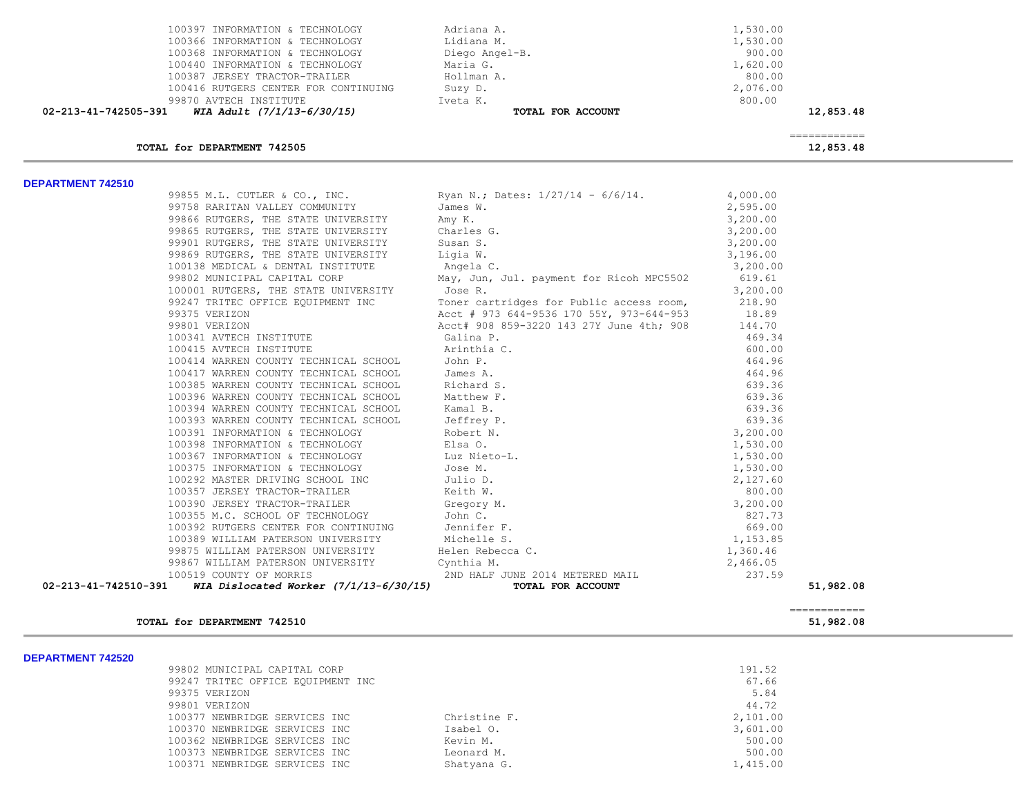| | | | | |
|---|---|---|---|---|
| | 100397 INFORMATION & TECHNOLOGY | Adriana A. | 1,530.00 | |
| | 100366 INFORMATION & TECHNOLOGY | Lidiana M. | 1,530.00 | |
| | 100368 INFORMATION & TECHNOLOGY | Diego Angel-B. | 900.00 | |
| | 100440 INFORMATION & TECHNOLOGY | Maria G. | 1,620.00 | |
| | 100387 JERSEY TRACTOR-TRAILER | Hollman A. | 800.00 | |
| | 100416 RUTGERS CENTER FOR CONTINUING | Suzy D. | 2,076.00 | |
| | 99870 AVTECH INSTITUTE | Iveta K. | 800.00 | |
| **02-213-41-742505-391** | ***WIA Adult (7/1/13-6/30/15)*** | **TOTAL FOR ACCOUNT** | | **12,853.48** |

**TOTAL for DEPARTMENT 742505** ============ **12,853.48**

**DEPARTMENT 742510**

| | | | | |
|---|---|---|---|---|
| | 99855 M.L. CUTLER & CO., INC. | Ryan N.; Dates: 1/27/14 - 6/6/14. | 4,000.00 | |
| | 99758 RARITAN VALLEY COMMUNITY | James W. | 2,595.00 | |
| | 99866 RUTGERS, THE STATE UNIVERSITY | Amy K. | 3,200.00 | |
| | 99865 RUTGERS, THE STATE UNIVERSITY | Charles G. | 3,200.00 | |
| | 99901 RUTGERS, THE STATE UNIVERSITY | Susan S. | 3,200.00 | |
| | 99869 RUTGERS, THE STATE UNIVERSITY | Ligia W. | 3,196.00 | |
| | 100138 MEDICAL & DENTAL INSTITUTE | Angela C. | 3,200.00 | |
| | 99802 MUNICIPAL CAPITAL CORP | May, Jun, Jul. payment for Ricoh MPC5502 | 619.61 | |
| | 100001 RUTGERS, THE STATE UNIVERSITY | Jose R. | 3,200.00 | |
| | 99247 TRITEC OFFICE EQUIPMENT INC | Toner cartridges for Public access room, | 218.90 | |
| | 99375 VERIZON | Acct # 973 644-9536 170 55Y, 973-644-953 | 18.89 | |
| | 99801 VERIZON | Acct# 908 859-3220 143 27Y June 4th; 908 | 144.70 | |
| | 100341 AVTECH INSTITUTE | Galina P. | 469.34 | |
| | 100415 AVTECH INSTITUTE | Arinthia C. | 600.00 | |
| | 100414 WARREN COUNTY TECHNICAL SCHOOL | John P. | 464.96 | |
| | 100417 WARREN COUNTY TECHNICAL SCHOOL | James A. | 464.96 | |
| | 100385 WARREN COUNTY TECHNICAL SCHOOL | Richard S. | 639.36 | |
| | 100396 WARREN COUNTY TECHNICAL SCHOOL | Matthew F. | 639.36 | |
| | 100394 WARREN COUNTY TECHNICAL SCHOOL | Kamal B. | 639.36 | |
| | 100393 WARREN COUNTY TECHNICAL SCHOOL | Jeffrey P. | 639.36 | |
| | 100391 INFORMATION & TECHNOLOGY | Robert N. | 3,200.00 | |
| | 100398 INFORMATION & TECHNOLOGY | Elsa O. | 1,530.00 | |
| | 100367 INFORMATION & TECHNOLOGY | Luz Nieto-L. | 1,530.00 | |
| | 100375 INFORMATION & TECHNOLOGY | Jose M. | 1,530.00 | |
| | 100292 MASTER DRIVING SCHOOL INC | Julio D. | 2,127.60 | |
| | 100357 JERSEY TRACTOR-TRAILER | Keith W. | 800.00 | |
| | 100390 JERSEY TRACTOR-TRAILER | Gregory M. | 3,200.00 | |
| | 100355 M.C. SCHOOL OF TECHNOLOGY | John C. | 827.73 | |
| | 100392 RUTGERS CENTER FOR CONTINUING | Jennifer F. | 669.00 | |
| | 100389 WILLIAM PATERSON UNIVERSITY | Michelle S. | 1,153.85 | |
| | 99875 WILLIAM PATERSON UNIVERSITY | Helen Rebecca C. | 1,360.46 | |
| | 99867 WILLIAM PATERSON UNIVERSITY | Cynthia M. | 2,466.05 | |
| | 100519 COUNTY OF MORRIS | 2ND HALF JUNE 2014 METERED MAIL | 237.59 | |
| **02-213-41-742510-391** | ***WIA Dislocated Worker (7/1/13-6/30/15)*** | **TOTAL FOR ACCOUNT** | | **51,982.08** |

**TOTAL for DEPARTMENT 742510** ============ **51,982.08**

**DEPARTMENT 742520**

| | | | |
|---|---|---|---|
| 99802 MUNICIPAL CAPITAL CORP | | 191.52 | |
| 99247 TRITEC OFFICE EQUIPMENT INC | | 67.66 | |
| 99375 VERIZON | | 5.84 | |
| 99801 VERIZON | | 44.72 | |
| 100377 NEWBRIDGE SERVICES INC | Christine F. | 2,101.00 | |
| 100370 NEWBRIDGE SERVICES INC | Isabel O. | 3,601.00 | |
| 100362 NEWBRIDGE SERVICES INC | Kevin M. | 500.00 | |
| 100373 NEWBRIDGE SERVICES INC | Leonard M. | 500.00 | |
| 100371 NEWBRIDGE SERVICES INC | Shatyana G. | 1,415.00 | |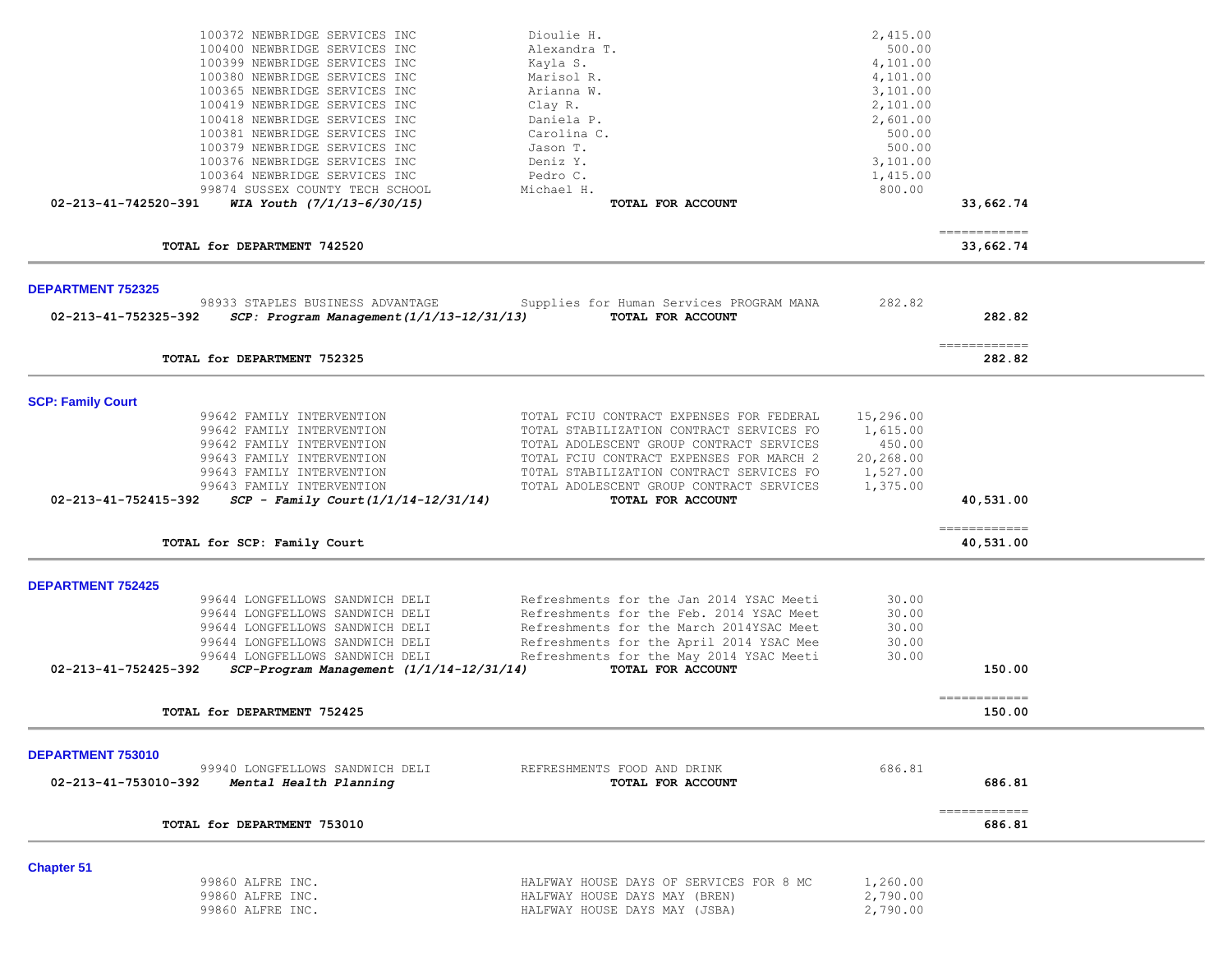| | | | |
|---|---|---|---|
| 100372 NEWBRIDGE SERVICES INC | Dioulie H. | 2,415.00 | |
| 100400 NEWBRIDGE SERVICES INC | Alexandra T. | 500.00 | |
| 100399 NEWBRIDGE SERVICES INC | Kayla S. | 4,101.00 | |
| 100380 NEWBRIDGE SERVICES INC | Marisol R. | 4,101.00 | |
| 100365 NEWBRIDGE SERVICES INC | Arianna W. | 3,101.00 | |
| 100419 NEWBRIDGE SERVICES INC | Clay R. | 2,101.00 | |
| 100418 NEWBRIDGE SERVICES INC | Daniela P. | 2,601.00 | |
| 100381 NEWBRIDGE SERVICES INC | Carolina C. | 500.00 | |
| 100379 NEWBRIDGE SERVICES INC | Jason T. | 500.00 | |
| 100376 NEWBRIDGE SERVICES INC | Deniz Y. | 3,101.00 | |
| 100364 NEWBRIDGE SERVICES INC | Pedro C. | 1,415.00 | |
| 99874 SUSSEX COUNTY TECH SCHOOL | Michael H. | 800.00 | |
| **02-213-41-742520-391** ***WIA Youth (7/1/13-6/30/15)*** | **TOTAL FOR ACCOUNT** | | **33,662.74** |
| | | | ============ |
| **TOTAL for DEPARTMENT 742520** | | | **33,662.74** |

**DEPARTMENT 752325**

| | | | |
|---|---|---|---|
| 98933 STAPLES BUSINESS ADVANTAGE | Supplies for Human Services PROGRAM MANA | 282.82 | |
| **02-213-41-752325-392** ***SCP: Program Management(1/1/13-12/31/13)*** | **TOTAL FOR ACCOUNT** | | **282.82** |
| | | | ============ |
| **TOTAL for DEPARTMENT 752325** | | | **282.82** |

**SCP: Family Court**

| | | | |
|---|---|---|---|
| 99642 FAMILY INTERVENTION | TOTAL FCIU CONTRACT EXPENSES FOR FEDERAL | 15,296.00 | |
| 99642 FAMILY INTERVENTION | TOTAL STABILIZATION CONTRACT SERVICES FO | 1,615.00 | |
| 99642 FAMILY INTERVENTION | TOTAL ADOLESCENT GROUP CONTRACT SERVICES | 450.00 | |
| 99643 FAMILY INTERVENTION | TOTAL FCIU CONTRACT EXPENSES FOR MARCH 2 | 20,268.00 | |
| 99643 FAMILY INTERVENTION | T0TAL STABILIZATION CONTRACT SERVICES FO | 1,527.00 | |
| 99643 FAMILY INTERVENTION | TOTAL ADOLESCENT GROUP CONTRACT SERVICES | 1,375.00 | |
| **02-213-41-752415-392** ***SCP - Family Court(1/1/14-12/31/14)*** | **TOTAL FOR ACCOUNT** | | **40,531.00** |
| | | | ============ |
| **TOTAL for SCP: Family Court** | | | **40,531.00** |

**DEPARTMENT 752425**

| | | | |
|---|---|---|---|
| 99644 LONGFELLOWS SANDWICH DELI | Refreshments for the Jan 2014 YSAC Meeti | 30.00 | |
| 99644 LONGFELLOWS SANDWICH DELI | Refreshments for the Feb. 2014 YSAC Meet | 30.00 | |
| 99644 LONGFELLOWS SANDWICH DELI | Refreshments for the March 2014YSAC Meet | 30.00 | |
| 99644 LONGFELLOWS SANDWICH DELI | Refreshments for the April 2014 YSAC Mee | 30.00 | |
| 99644 LONGFELLOWS SANDWICH DELI | Refreshments for the May 2014 YSAC Meeti | 30.00 | |
| **02-213-41-752425-392** ***SCP-Program Management (1/1/14-12/31/14)*** | **TOTAL FOR ACCOUNT** | | **150.00** |
| | | | ============ |
| **TOTAL for DEPARTMENT 752425** | | | **150.00** |

**DEPARTMENT 753010**

| | | | |
|---|---|---|---|
| 99940 LONGFELLOWS SANDWICH DELI | REFRESHMENTS FOOD AND DRINK | 686.81 | |
| **02-213-41-753010-392** ***Mental Health Planning*** | **TOTAL FOR ACCOUNT** | | **686.81** |
| | | | ============ |
| **TOTAL for DEPARTMENT 753010** | | | **686.81** |

**Chapter 51**

| | | | |
|---|---|---|---|
| 99860 ALFRE INC. | HALFWAY HOUSE DAYS OF SERVICES FOR 8 MC | 1,260.00 | |
| 99860 ALFRE INC. | HALFWAY HOUSE DAYS MAY (BREN) | 2,790.00 | |
| 99860 ALFRE INC. | HALFWAY HOUSE DAYS MAY (JSBA) | 2,790.00 | |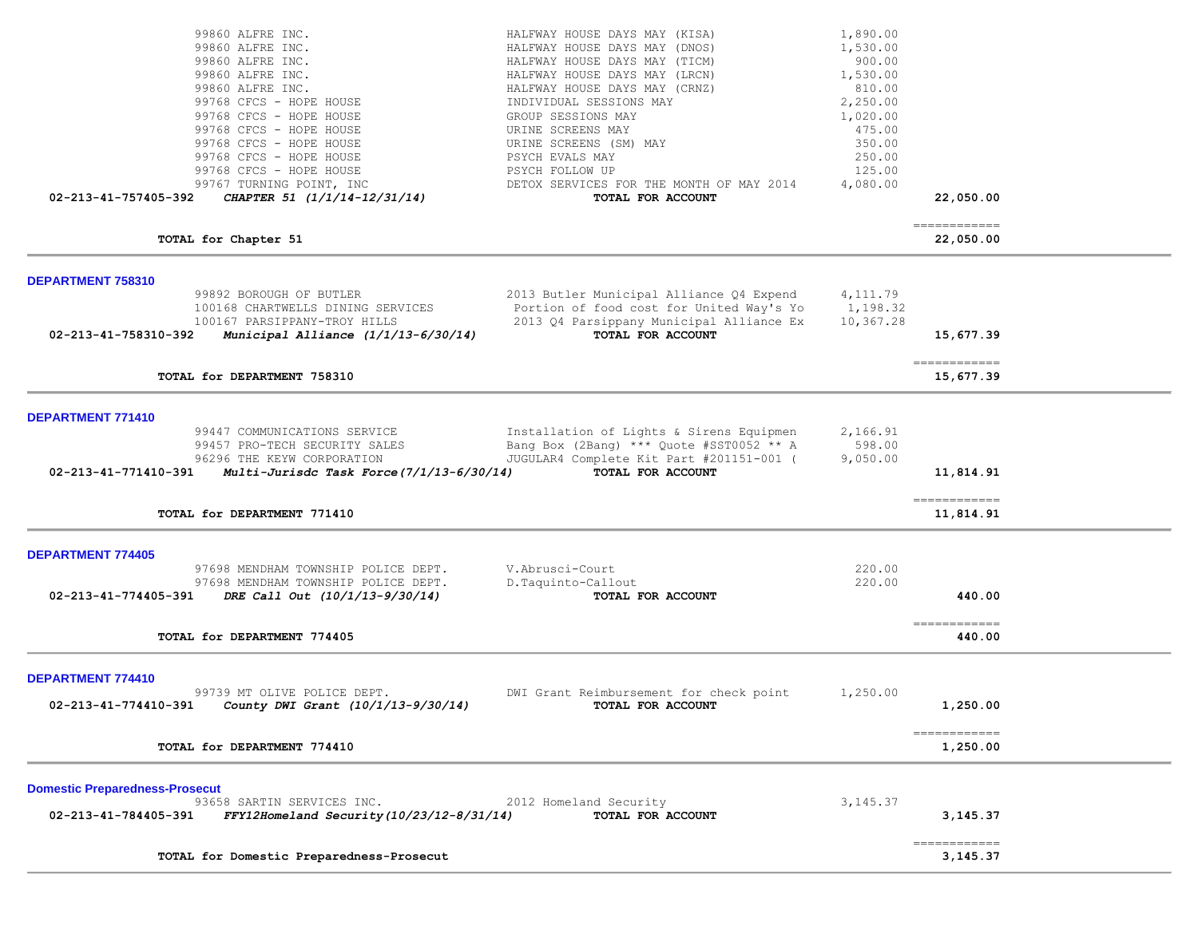| Account | Vendor / Description | Item Description | Amount | Total |
|---|---|---|---|---|
| | 99860 ALFRE INC. | HALFWAY HOUSE DAYS MAY (KISA) | 1,890.00 | |
| | 99860 ALFRE INC. | HALFWAY HOUSE DAYS MAY (DNOS) | 1,530.00 | |
| | 99860 ALFRE INC. | HALFWAY HOUSE DAYS MAY (TICM) | 900.00 | |
| | 99860 ALFRE INC. | HALFWAY HOUSE DAYS MAY (LRCN) | 1,530.00 | |
| | 99860 ALFRE INC. | HALFWAY HOUSE DAYS MAY (CRNZ) | 810.00 | |
| | 99768 CFCS - HOPE HOUSE | INDIVIDUAL SESSIONS MAY | 2,250.00 | |
| | 99768 CFCS - HOPE HOUSE | GROUP SESSIONS MAY | 1,020.00 | |
| | 99768 CFCS - HOPE HOUSE | URINE SCREENS MAY | 475.00 | |
| | 99768 CFCS - HOPE HOUSE | URINE SCREENS (SM) MAY | 350.00 | |
| | 99768 CFCS - HOPE HOUSE | PSYCH EVALS MAY | 250.00 | |
| | 99768 CFCS - HOPE HOUSE | PSYCH FOLLOW UP | 125.00 | |
| | 99767 TURNING POINT, INC | DETOX SERVICES FOR THE MONTH OF MAY 2014 | 4,080.00 | |
| 02-213-41-757405-392 | ***CHAPTER 51 (1/1/14-12/31/14)*** | **TOTAL FOR ACCOUNT** | | **22,050.00** |
| | **TOTAL for Chapter 51** | | | **22,050.00** |

## DEPARTMENT 758310

| Account | Vendor / Description | Item Description | Amount | Total |
|---|---|---|---|---|
| | 99892 BOROUGH OF BUTLER | 2013 Butler Municipal Alliance Q4 Expend | 4,111.79 | |
| | 100168 CHARTWELLS DINING SERVICES | Portion of food cost for United Way's Yo | 1,198.32 | |
| | 100167 PARSIPPANY-TROY HILLS | 2013 Q4 Parsippany Municipal Alliance Ex | 10,367.28 | |
| 02-213-41-758310-392 | ***Municipal Alliance (1/1/13-6/30/14)*** | **TOTAL FOR ACCOUNT** | | **15,677.39** |
| | **TOTAL for DEPARTMENT 758310** | | | **15,677.39** |

## DEPARTMENT 771410

| Account | Vendor / Description | Item Description | Amount | Total |
|---|---|---|---|---|
| | 99447 COMMUNICATIONS SERVICE | Installation of Lights & Sirens Equipmen | 2,166.91 | |
| | 99457 PRO-TECH SECURITY SALES | Bang Box (2Bang) *** Quote #SST0052 ** A | 598.00 | |
| | 96296 THE KEYW CORPORATION | JUGULAR4 Complete Kit Part #201151-001 ( | 9,050.00 | |
| 02-213-41-771410-391 | ***Multi-Jurisdc Task Force(7/1/13-6/30/14)*** | **TOTAL FOR ACCOUNT** | | **11,814.91** |
| | **TOTAL for DEPARTMENT 771410** | | | **11,814.91** |

## DEPARTMENT 774405

| Account | Vendor / Description | Item Description | Amount | Total |
|---|---|---|---|---|
| | 97698 MENDHAM TOWNSHIP POLICE DEPT. | V.Abrusci-Court | 220.00 | |
| | 97698 MENDHAM TOWNSHIP POLICE DEPT. | D.Taquinto-Callout | 220.00 | |
| 02-213-41-774405-391 | ***DRE Call Out (10/1/13-9/30/14)*** | **TOTAL FOR ACCOUNT** | | **440.00** |
| | **TOTAL for DEPARTMENT 774405** | | | **440.00** |

## DEPARTMENT 774410

| Account | Vendor / Description | Item Description | Amount | Total |
|---|---|---|---|---|
| | 99739 MT OLIVE POLICE DEPT. | DWI Grant Reimbursement for check point | 1,250.00 | |
| 02-213-41-774410-391 | ***County DWI Grant (10/1/13-9/30/14)*** | **TOTAL FOR ACCOUNT** | | **1,250.00** |
| | **TOTAL for DEPARTMENT 774410** | | | **1,250.00** |

## Domestic Preparedness-Prosecut

| Account | Vendor / Description | Item Description | Amount | Total |
|---|---|---|---|---|
| | 93658 SARTIN SERVICES INC. | 2012 Homeland Security | 3,145.37 | |
| 02-213-41-784405-391 | ***FFY12Homeland Security(10/23/12-8/31/14)*** | **TOTAL FOR ACCOUNT** | | **3,145.37** |
| | **TOTAL for Domestic Preparedness-Prosecut** | | | **3,145.37** |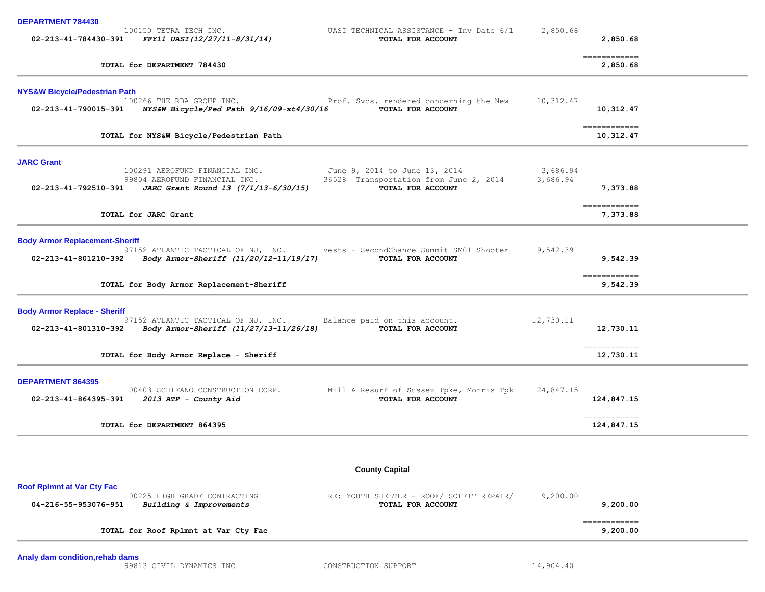**DEPARTMENT 784430**

| Account | Description | Vendor / Line Description | Amount | Total |
|---|---|---|---|---|
| | | 100150 TETRA TECH INC. — UASI TECHNICAL ASSISTANCE - Inv Date 6/1 | 2,850.68 | |
| 02-213-41-784430-391 | *FFY11 UASI(12/27/11-8/31/14)* | **TOTAL FOR ACCOUNT** | | **2,850.68** |

**TOTAL for DEPARTMENT 784430** — **2,850.68**

---

**NYS&W Bicycle/Pedestrian Path**

| Account | Description | Vendor / Line Description | Amount | Total |
|---|---|---|---|---|
| | | 100266 THE RBA GROUP INC. — Prof. Svcs. rendered concerning the New | 10,312.47 | |
| 02-213-41-790015-391 | *NYS&W Bicycle/Ped Path 9/16/09-xt4/30/16* | **TOTAL FOR ACCOUNT** | | **10,312.47** |

**TOTAL for NYS&W Bicycle/Pedestrian Path** — **10,312.47**

---

**JARC Grant**

| Account | Description | Vendor / Line Description | Amount | Total |
|---|---|---|---|---|
| | | 100291 AEROFUND FINANCIAL INC. — June 9, 2014 to June 13, 2014 | 3,686.94 | |
| | | 99804 AEROFUND FINANCIAL INC. — 36528 Transportation from June 2, 2014 | 3,686.94 | |
| 02-213-41-792510-391 | *JARC Grant Round 13 (7/1/13-6/30/15)* | **TOTAL FOR ACCOUNT** | | **7,373.88** |

**TOTAL for JARC Grant** — **7,373.88**

---

**Body Armor Replacement-Sheriff**

| Account | Description | Vendor / Line Description | Amount | Total |
|---|---|---|---|---|
| | | 97152 ATLANTIC TACTICAL OF NJ, INC. — Vests - SecondChance Summit SM01 Shooter | 9,542.39 | |
| 02-213-41-801210-392 | *Body Armor-Sheriff (11/20/12-11/19/17)* | **TOTAL FOR ACCOUNT** | | **9,542.39** |

**TOTAL for Body Armor Replacement-Sheriff** — **9,542.39**

---

**Body Armor Replace - Sheriff**

| Account | Description | Vendor / Line Description | Amount | Total |
|---|---|---|---|---|
| | | 97152 ATLANTIC TACTICAL OF NJ, INC. — Balance paid on this account. | 12,730.11 | |
| 02-213-41-801310-392 | *Body Armor-Sheriff (11/27/13-11/26/18)* | **TOTAL FOR ACCOUNT** | | **12,730.11** |

**TOTAL for Body Armor Replace - Sheriff** — **12,730.11**

---

**DEPARTMENT 864395**

| Account | Description | Vendor / Line Description | Amount | Total |
|---|---|---|---|---|
| | | 100403 SCHIFANO CONSTRUCTION CORP. — Mill & Resurf of Sussex Tpke, Morris Tpk | 124,847.15 | |
| 02-213-41-864395-391 | *2013 ATP - County Aid* | **TOTAL FOR ACCOUNT** | | **124,847.15** |

**TOTAL for DEPARTMENT 864395** — **124,847.15**

---

## County Capital

**Roof Rplmnt at Var Cty Fac**

| Account | Description | Vendor / Line Description | Amount | Total |
|---|---|---|---|---|
| | | 100225 HIGH GRADE CONTRACTING — RE: YOUTH SHELTER - ROOF/ SOFFIT REPAIR/ | 9,200.00 | |
| 04-216-55-953076-951 | *Building & Improvements* | **TOTAL FOR ACCOUNT** | | **9,200.00** |

**TOTAL for Roof Rplmnt at Var Cty Fac** — **9,200.00**

---

**Analy dam condition,rehab dams**

| Account | Description | Vendor / Line Description | Amount | Total |
|---|---|---|---|---|
| | | 99813 CIVIL DYNAMICS INC — CONSTRUCTION SUPPORT | 14,904.40 | |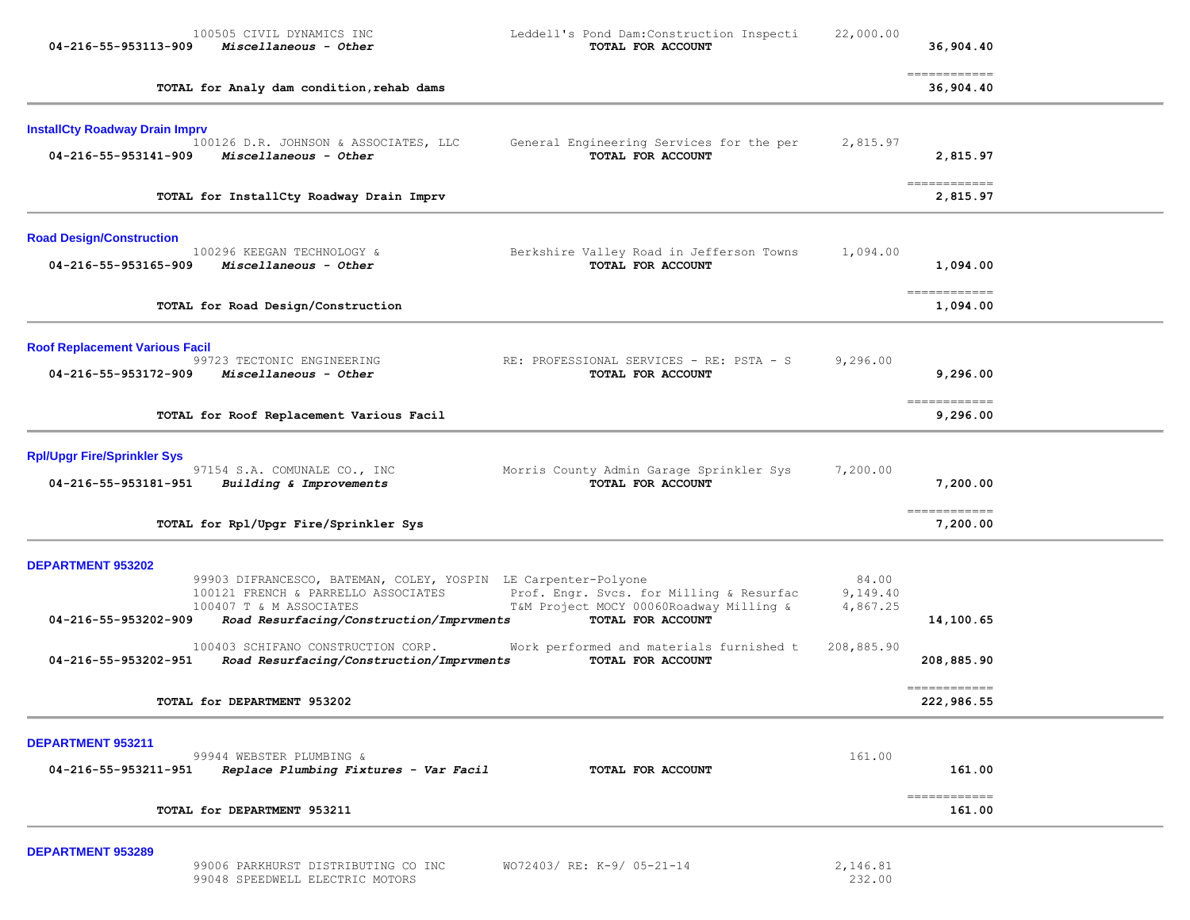| Account | Vendor / Description | Detail | Amount | Total |
|---|---|---|---|---|
| | 100505 CIVIL DYNAMICS INC | Leddell's Pond Dam:Construction Inspecti | 22,000.00 | |
| 04-216-55-953113-909 | *Miscellaneous - Other* | **TOTAL FOR ACCOUNT** | | **36,904.40** |
| | **TOTAL for Analy dam condition,rehab dams** | | | ============ **36,904.40** |

**InstallCty Roadway Drain Imprv**

| Account | Vendor / Description | Detail | Amount | Total |
|---|---|---|---|---|
| | 100126 D.R. JOHNSON & ASSOCIATES, LLC | General Engineering Services for the per | 2,815.97 | |
| 04-216-55-953141-909 | *Miscellaneous - Other* | **TOTAL FOR ACCOUNT** | | **2,815.97** |
| | **TOTAL for InstallCty Roadway Drain Imprv** | | | ============ **2,815.97** |

**Road Design/Construction**

| Account | Vendor / Description | Detail | Amount | Total |
|---|---|---|---|---|
| | 100296 KEEGAN TECHNOLOGY & | Berkshire Valley Road in Jefferson Towns | 1,094.00 | |
| 04-216-55-953165-909 | *Miscellaneous - Other* | **TOTAL FOR ACCOUNT** | | **1,094.00** |
| | **TOTAL for Road Design/Construction** | | | ============ **1,094.00** |

**Roof Replacement Various Facil**

| Account | Vendor / Description | Detail | Amount | Total |
|---|---|---|---|---|
| | 99723 TECTONIC ENGINEERING | RE: PROFESSIONAL SERVICES - RE: PSTA - S | 9,296.00 | |
| 04-216-55-953172-909 | *Miscellaneous - Other* | **TOTAL FOR ACCOUNT** | | **9,296.00** |
| | **TOTAL for Roof Replacement Various Facil** | | | ============ **9,296.00** |

**Rpl/Upgr Fire/Sprinkler Sys**

| Account | Vendor / Description | Detail | Amount | Total |
|---|---|---|---|---|
| | 97154 S.A. COMUNALE CO., INC | Morris County Admin Garage Sprinkler Sys | 7,200.00 | |
| 04-216-55-953181-951 | *Building & Improvements* | **TOTAL FOR ACCOUNT** | | **7,200.00** |
| | **TOTAL for Rpl/Upgr Fire/Sprinkler Sys** | | | ============ **7,200.00** |

**DEPARTMENT 953202**

| Account | Vendor / Description | Detail | Amount | Total |
|---|---|---|---|---|
| | 99903 DIFRANCESCO, BATEMAN, COLEY, YOSPIN | LE Carpenter-Polyone | 84.00 | |
| | 100121 FRENCH & PARRELLO ASSOCIATES | Prof. Engr. Svcs. for Milling & Resurfac | 9,149.40 | |
| | 100407 T & M ASSOCIATES | T&M Project MOCY 00060Roadway Milling & | 4,867.25 | |
| 04-216-55-953202-909 | *Road Resurfacing/Construction/Imprvments* | **TOTAL FOR ACCOUNT** | | **14,100.65** |
| | 100403 SCHIFANO CONSTRUCTION CORP. | Work performed and materials furnished t | 208,885.90 | |
| 04-216-55-953202-951 | *Road Resurfacing/Construction/Imprvments* | **TOTAL FOR ACCOUNT** | | **208,885.90** |
| | **TOTAL for DEPARTMENT 953202** | | | ============ **222,986.55** |

**DEPARTMENT 953211**

| Account | Vendor / Description | Detail | Amount | Total |
|---|---|---|---|---|
| | 99944 WEBSTER PLUMBING & | | 161.00 | |
| 04-216-55-953211-951 | *Replace Plumbing Fixtures - Var Facil* | **TOTAL FOR ACCOUNT** | | **161.00** |
| | **TOTAL for DEPARTMENT 953211** | | | ============ **161.00** |

**DEPARTMENT 953289**

| Account | Vendor / Description | Detail | Amount | Total |
|---|---|---|---|---|
| | 99006 PARKHURST DISTRIBUTING CO INC | WO72403/ RE: K-9/ 05-21-14 | 2,146.81 | |
| | 99048 SPEEDWELL ELECTRIC MOTORS | | 232.00 | |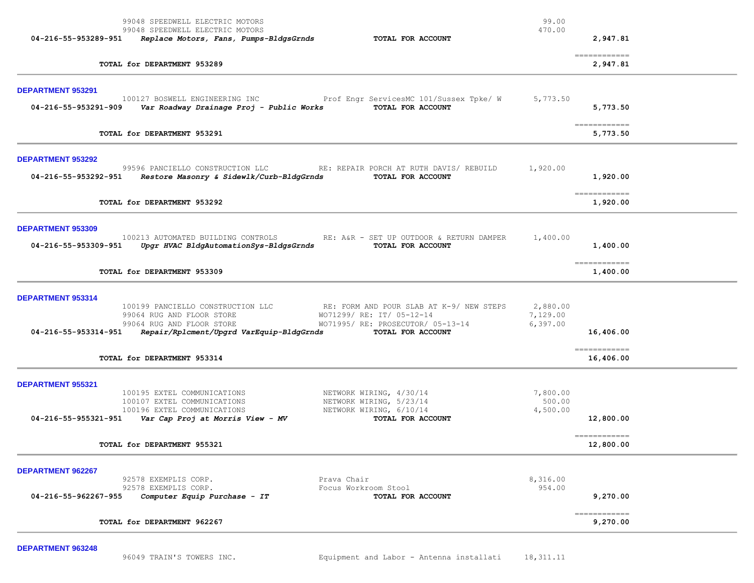| | | | | |
|---|---|---|---|---|
| | 99048 SPEEDWELL ELECTRIC MOTORS | | 99.00 | |
| | 99048 SPEEDWELL ELECTRIC MOTORS | | 470.00 | |
| **04-216-55-953289-951** | ***Replace Motors, Fans, Pumps-BldgsGrnds*** | **TOTAL FOR ACCOUNT** | | **2,947.81** |
| | **TOTAL for DEPARTMENT 953289** | | | **2,947.81** |

**DEPARTMENT 953291**

| | | | | |
|---|---|---|---|---|
| | 100127 BOSWELL ENGINEERING INC | Prof Engr ServicesMC 101/Sussex Tpke/ W | 5,773.50 | |
| **04-216-55-953291-909** | ***Var Roadway Drainage Proj - Public Works*** | **TOTAL FOR ACCOUNT** | | **5,773.50** |
| | **TOTAL for DEPARTMENT 953291** | | | **5,773.50** |

**DEPARTMENT 953292**

| | | | | |
|---|---|---|---|---|
| | 99596 PANCIELLO CONSTRUCTION LLC | RE: REPAIR PORCH AT RUTH DAVIS/ REBUILD | 1,920.00 | |
| **04-216-55-953292-951** | ***Restore Masonry & Sidewlk/Curb-BldgGrnds*** | **TOTAL FOR ACCOUNT** | | **1,920.00** |
| | **TOTAL for DEPARTMENT 953292** | | | **1,920.00** |

**DEPARTMENT 953309**

| | | | | |
|---|---|---|---|---|
| | 100213 AUTOMATED BUILDING CONTROLS | RE: A&R - SET UP OUTDOOR & RETURN DAMPER | 1,400.00 | |
| **04-216-55-953309-951** | ***Upgr HVAC BldgAutomationSys-BldgsGrnds*** | **TOTAL FOR ACCOUNT** | | **1,400.00** |
| | **TOTAL for DEPARTMENT 953309** | | | **1,400.00** |

**DEPARTMENT 953314**

| | | | | |
|---|---|---|---|---|
| | 100199 PANCIELLO CONSTRUCTION LLC | RE: FORM AND POUR SLAB AT K-9/ NEW STEPS | 2,880.00 | |
| | 99064 RUG AND FLOOR STORE | WO71299/ RE: IT/ 05-12-14 | 7,129.00 | |
| | 99064 RUG AND FLOOR STORE | WO71995/ RE: PROSECUTOR/ 05-13-14 | 6,397.00 | |
| **04-216-55-953314-951** | ***Repair/Rplcment/Upgrd VarEquip-BldgGrnds*** | **TOTAL FOR ACCOUNT** | | **16,406.00** |
| | **TOTAL for DEPARTMENT 953314** | | | **16,406.00** |

**DEPARTMENT 955321**

| | | | | |
|---|---|---|---|---|
| | 100195 EXTEL COMMUNICATIONS | NETWORK WIRING, 4/30/14 | 7,800.00 | |
| | 100107 EXTEL COMMUNICATIONS | NETWORK WIRING, 5/23/14 | 500.00 | |
| | 100196 EXTEL COMMUNICATIONS | NETWORK WIRING, 6/10/14 | 4,500.00 | |
| **04-216-55-955321-951** | ***Var Cap Proj at Morris View - MV*** | **TOTAL FOR ACCOUNT** | | **12,800.00** |
| | **TOTAL for DEPARTMENT 955321** | | | **12,800.00** |

**DEPARTMENT 962267**

| | | | | |
|---|---|---|---|---|
| | 92578 EXEMPLIS CORP. | Prava Chair | 8,316.00 | |
| | 92578 EXEMPLIS CORP. | Focus Workroom Stool | 954.00 | |
| **04-216-55-962267-955** | ***Computer Equip Purchase - IT*** | **TOTAL FOR ACCOUNT** | | **9,270.00** |
| | **TOTAL for DEPARTMENT 962267** | | | **9,270.00** |

**DEPARTMENT 963248**

| | | | | |
|---|---|---|---|---|
| | 96049 TRAIN'S TOWERS INC. | Equipment and Labor - Antenna installati | 18,311.11 | |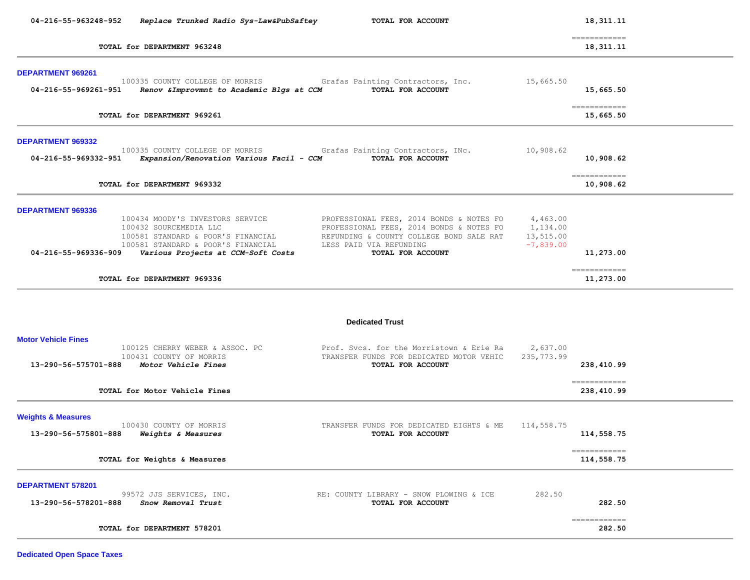| | | | | |
|---|---|---|---|---|
| 04-216-55-963248-952 | *Replace Trunked Radio Sys-Law&PubSaftey* | **TOTAL FOR ACCOUNT** | | **18,311.11** |
| | **TOTAL for DEPARTMENT 963248** | | | **18,311.11** |

### DEPARTMENT 969261

| | | | | |
|---|---|---|---|---|
| | 100335 COUNTY COLLEGE OF MORRIS | Grafas Painting Contractors, Inc. | 15,665.50 | |
| 04-216-55-969261-951 | *Renov &Improvmnt to Academic Blgs at CCM* | **TOTAL FOR ACCOUNT** | | **15,665.50** |
| | **TOTAL for DEPARTMENT 969261** | | | **15,665.50** |

### DEPARTMENT 969332

| | | | | |
|---|---|---|---|---|
| | 100335 COUNTY COLLEGE OF MORRIS | Grafas Painting Contractors, INc. | 10,908.62 | |
| 04-216-55-969332-951 | *Expansion/Renovation Various Facil - CCM* | **TOTAL FOR ACCOUNT** | | **10,908.62** |
| | **TOTAL for DEPARTMENT 969332** | | | **10,908.62** |

### DEPARTMENT 969336

| | | | | |
|---|---|---|---|---|
| | 100434 MOODY'S INVESTORS SERVICE | PROFESSIONAL FEES, 2014 BONDS & NOTES FO | 4,463.00 | |
| | 100432 SOURCEMEDIA LLC | PROFESSIONAL FEES, 2014 BONDS & NOTES FO | 1,134.00 | |
| | 100581 STANDARD & POOR'S FINANCIAL | REFUNDING & COUNTY COLLEGE BOND SALE RAT | 13,515.00 | |
| | 100581 STANDARD & POOR'S FINANCIAL | LESS PAID VIA REFUNDING | -7,839.00 | |
| 04-216-55-969336-909 | *Various Projects at CCM-Soft Costs* | **TOTAL FOR ACCOUNT** | | **11,273.00** |
| | **TOTAL for DEPARTMENT 969336** | | | **11,273.00** |

## Dedicated Trust

### Motor Vehicle Fines

| | | | | |
|---|---|---|---|---|
| | 100125 CHERRY WEBER & ASSOC. PC | Prof. Svcs. for the Morristown & Erie Ra | 2,637.00 | |
| | 100431 COUNTY OF MORRIS | TRANSFER FUNDS FOR DEDICATED MOTOR VEHIC | 235,773.99 | |
| 13-290-56-575701-888 | *Motor Vehicle Fines* | **TOTAL FOR ACCOUNT** | | **238,410.99** |
| | **TOTAL for Motor Vehicle Fines** | | | **238,410.99** |

### Weights & Measures

| | | | | |
|---|---|---|---|---|
| | 100430 COUNTY OF MORRIS | TRANSFER FUNDS FOR DEDICATED EIGHTS & ME | 114,558.75 | |
| 13-290-56-575801-888 | *Weights & Measures* | **TOTAL FOR ACCOUNT** | | **114,558.75** |
| | **TOTAL for Weights & Measures** | | | **114,558.75** |

### DEPARTMENT 578201

| | | | | |
|---|---|---|---|---|
| | 99572 JJS SERVICES, INC. | RE: COUNTY LIBRARY - SNOW PLOWING & ICE | 282.50 | |
| 13-290-56-578201-888 | *Snow Removal Trust* | **TOTAL FOR ACCOUNT** | | **282.50** |
| | **TOTAL for DEPARTMENT 578201** | | | **282.50** |

### Dedicated Open Space Taxes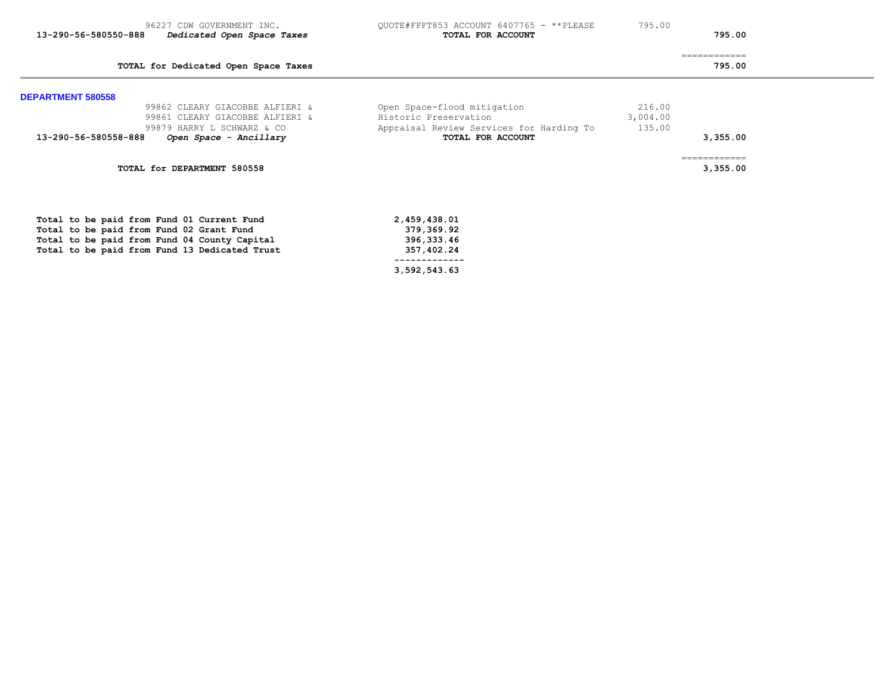| | | | | |
|---|---|---|---|---|
| | 96227 CDW GOVERNMENT INC. | QUOTE#FFFT853 ACCOUNT 6407765 - **PLEASE | 795.00 | |
| **13-290-56-580550-888** | ***Dedicated Open Space Taxes*** | **TOTAL FOR ACCOUNT** | | **795.00** |
| | | | | ============ |
| | **TOTAL for Dedicated Open Space Taxes** | | | **795.00** |

**DEPARTMENT 580558**

| | | | | |
|---|---|---|---|---|
| | 99862 CLEARY GIACOBBE ALFIERI & | Open Space-flood mitigation | 216.00 | |
| | 99861 CLEARY GIACOBBE ALFIERI & | Historic Preservation | 3,004.00 | |
| | 99879 HARRY L SCHWARZ & CO | Appraisal Review Services for Harding To | 135.00 | |
| **13-290-56-580558-888** | ***Open Space - Ancillary*** | **TOTAL FOR ACCOUNT** | | **3,355.00** |
| | | | | ============ |
| | **TOTAL for DEPARTMENT 580558** | | | **3,355.00** |

| | |
|---|---|
| **Total to be paid from Fund 01 Current Fund** | **2,459,438.01** |
| **Total to be paid from Fund 02 Grant Fund** | **379,369.92** |
| **Total to be paid from Fund 04 County Capital** | **396,333.46** |
| **Total to be paid from Fund 13 Dedicated Trust** | **357,402.24** |
| | ------------- |
| | **3,592,543.63** |